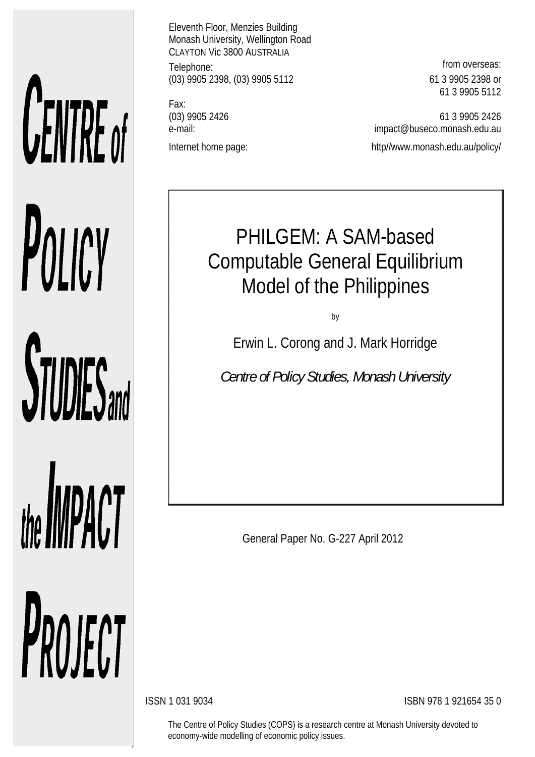**CENTRE of POLICY STUDIES and the IMPACT PROJECT**

Eleventh Floor, Menzies Building
Monash University, Wellington Road
CLAYTON Vic 3800 AUSTRALIA

| | |
|---|---|
| Telephone: | from overseas: |
| (03) 9905 2398, (03) 9905 5112 | 61 3 9905 2398 or 61 3 9905 5112 |
| Fax: | |
| (03) 9905 2426 | 61 3 9905 2426 |
| e-mail: | impact@buseco.monash.edu.au |
| Internet home page: | http//www.monash.edu.au/policy/ |

# PHILGEM: A SAM-based Computable General Equilibrium Model of the Philippines

by

Erwin L. Corong and J. Mark Horridge

*Centre of Policy Studies, Monash University*

General Paper No. G-227 April 2012

ISSN 1 031 9034

ISBN 978 1 921654 35 0

The Centre of Policy Studies (COPS) is a research centre at Monash University devoted to economy-wide modelling of economic policy issues.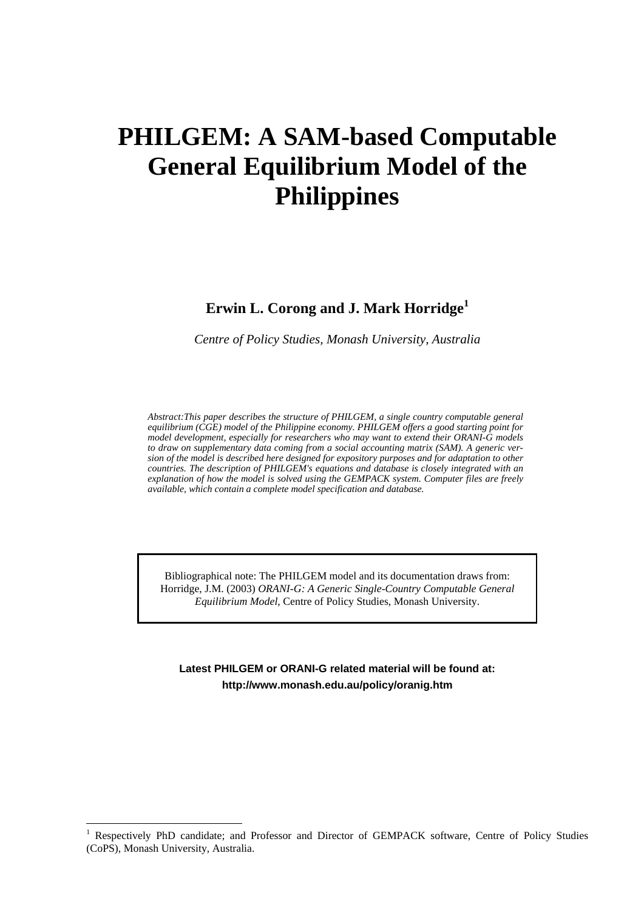# PHILGEM: A SAM-based Computable General Equilibrium Model of the Philippines

**Erwin L. Corong and J. Mark Horridge[1]**

*Centre of Policy Studies, Monash University, Australia*

*Abstract:This paper describes the structure of PHILGEM, a single country computable general equilibrium (CGE) model of the Philippine economy. PHILGEM offers a good starting point for model development, especially for researchers who may want to extend their ORANI-G models to draw on supplementary data coming from a social accounting matrix (SAM). A generic version of the model is described here designed for expository purposes and for adaptation to other countries. The description of PHILGEM's equations and database is closely integrated with an explanation of how the model is solved using the GEMPACK system. Computer files are freely available, which contain a complete model specification and database.*

> Bibliographical note: The PHILGEM model and its documentation draws from: Horridge, J.M. (2003) *ORANI-G: A Generic Single-Country Computable General Equilibrium Model*, Centre of Policy Studies, Monash University.

**Latest PHILGEM or ORANI-G related material will be found at:**
**http://www.monash.edu.au/policy/oranig.htm**

---

[1] Respectively PhD candidate; and Professor and Director of GEMPACK software, Centre of Policy Studies (CoPS), Monash University, Australia.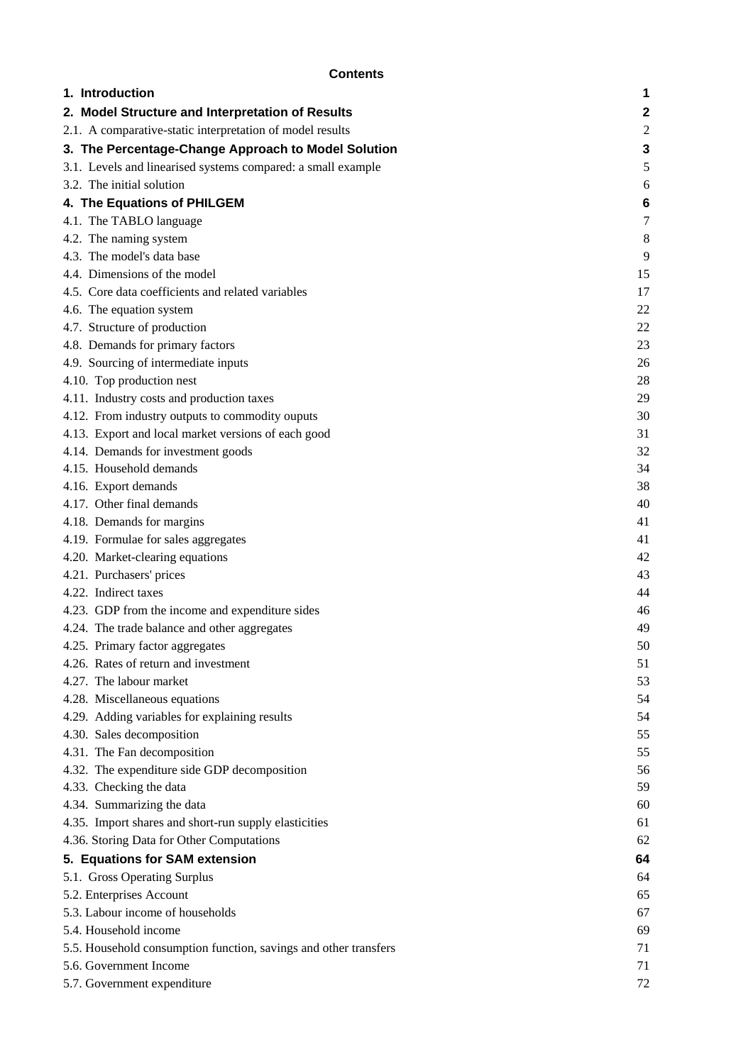**Contents**

| | |
|---|---|
| **1. Introduction** | **1** |
| **2. Model Structure and Interpretation of Results** | **2** |
| 2.1. A comparative-static interpretation of model results | 2 |
| **3. The Percentage-Change Approach to Model Solution** | **3** |
| 3.1. Levels and linearised systems compared: a small example | 5 |
| 3.2. The initial solution | 6 |
| **4. The Equations of PHILGEM** | **6** |
| 4.1. The TABLO language | 7 |
| 4.2. The naming system | 8 |
| 4.3. The model's data base | 9 |
| 4.4. Dimensions of the model | 15 |
| 4.5. Core data coefficients and related variables | 17 |
| 4.6. The equation system | 22 |
| 4.7. Structure of production | 22 |
| 4.8. Demands for primary factors | 23 |
| 4.9. Sourcing of intermediate inputs | 26 |
| 4.10. Top production nest | 28 |
| 4.11. Industry costs and production taxes | 29 |
| 4.12. From industry outputs to commodity ouputs | 30 |
| 4.13. Export and local market versions of each good | 31 |
| 4.14. Demands for investment goods | 32 |
| 4.15. Household demands | 34 |
| 4.16. Export demands | 38 |
| 4.17. Other final demands | 40 |
| 4.18. Demands for margins | 41 |
| 4.19. Formulae for sales aggregates | 41 |
| 4.20. Market-clearing equations | 42 |
| 4.21. Purchasers' prices | 43 |
| 4.22. Indirect taxes | 44 |
| 4.23. GDP from the income and expenditure sides | 46 |
| 4.24. The trade balance and other aggregates | 49 |
| 4.25. Primary factor aggregates | 50 |
| 4.26. Rates of return and investment | 51 |
| 4.27. The labour market | 53 |
| 4.28. Miscellaneous equations | 54 |
| 4.29. Adding variables for explaining results | 54 |
| 4.30. Sales decomposition | 55 |
| 4.31. The Fan decomposition | 55 |
| 4.32. The expenditure side GDP decomposition | 56 |
| 4.33. Checking the data | 59 |
| 4.34. Summarizing the data | 60 |
| 4.35. Import shares and short-run supply elasticities | 61 |
| 4.36. Storing Data for Other Computations | 62 |
| **5. Equations for SAM extension** | **64** |
| 5.1. Gross Operating Surplus | 64 |
| 5.2. Enterprises Account | 65 |
| 5.3. Labour income of households | 67 |
| 5.4. Household income | 69 |
| 5.5. Household consumption function, savings and other transfers | 71 |
| 5.6. Government Income | 71 |
| 5.7. Government expenditure | 72 |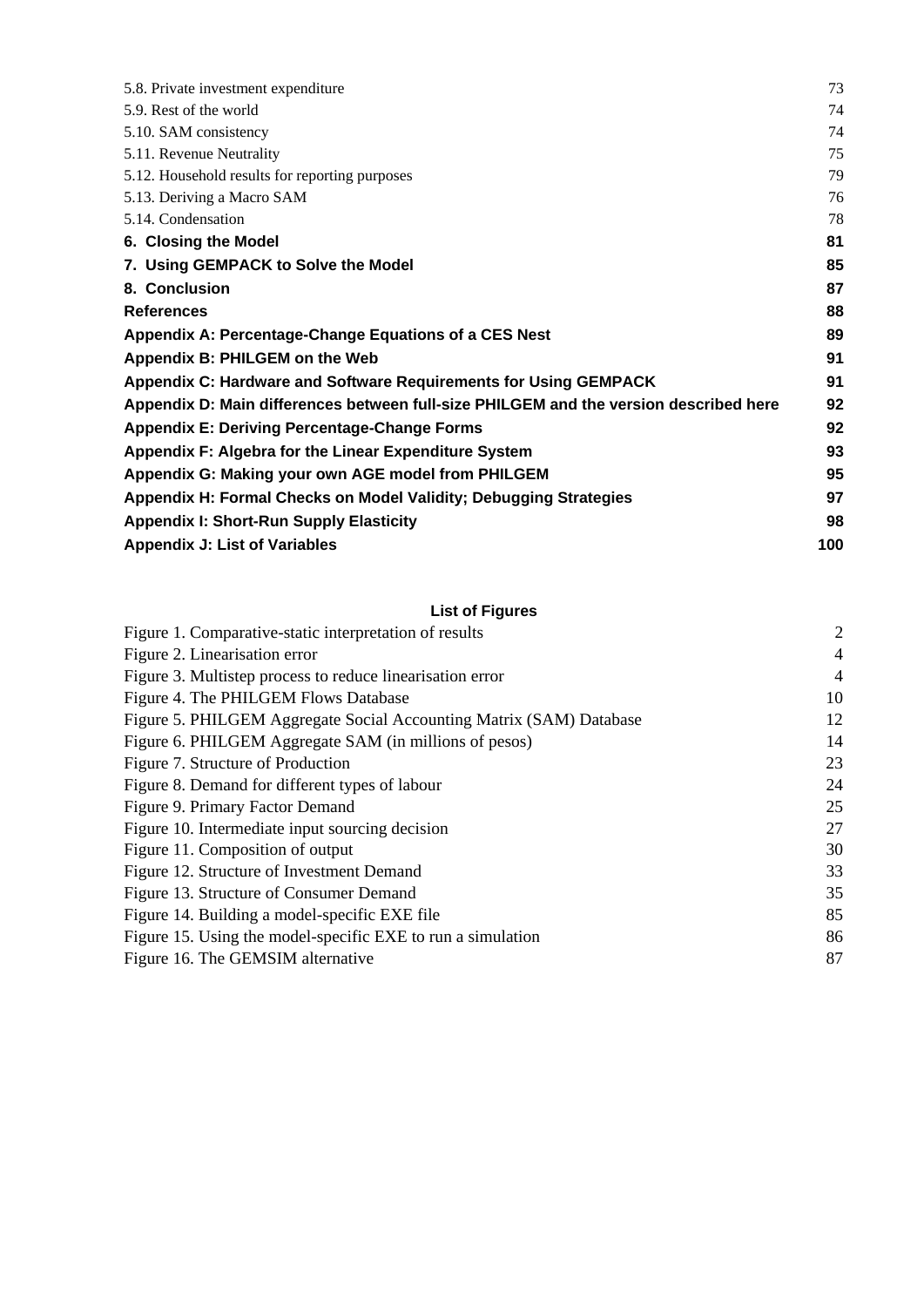5.8. Private investment expenditure 73
5.9. Rest of the world 74
5.10. SAM consistency 74
5.11. Revenue Neutrality 75
5.12. Household results for reporting purposes 79
5.13. Deriving a Macro SAM 76
5.14. Condensation 78

**6. Closing the Model 81**

**7. Using GEMPACK to Solve the Model 85**

**8. Conclusion 87**

**References 88**

**Appendix A: Percentage-Change Equations of a CES Nest 89**

**Appendix B: PHILGEM on the Web 91**

**Appendix C: Hardware and Software Requirements for Using GEMPACK 91**

**Appendix D: Main differences between full-size PHILGEM and the version described here 92**

**Appendix E: Deriving Percentage-Change Forms 92**

**Appendix F: Algebra for the Linear Expenditure System 93**

**Appendix G: Making your own AGE model from PHILGEM 95**

**Appendix H: Formal Checks on Model Validity; Debugging Strategies 97**

**Appendix I: Short-Run Supply Elasticity 98**

**Appendix J: List of Variables 100**

## List of Figures

Figure 1. Comparative-static interpretation of results 2
Figure 2. Linearisation error 4
Figure 3. Multistep process to reduce linearisation error 4
Figure 4. The PHILGEM Flows Database 10
Figure 5. PHILGEM Aggregate Social Accounting Matrix (SAM) Database 12
Figure 6. PHILGEM Aggregate SAM (in millions of pesos) 14
Figure 7. Structure of Production 23
Figure 8. Demand for different types of labour 24
Figure 9. Primary Factor Demand 25
Figure 10. Intermediate input sourcing decision 27
Figure 11. Composition of output 30
Figure 12. Structure of Investment Demand 33
Figure 13. Structure of Consumer Demand 35
Figure 14. Building a model-specific EXE file 85
Figure 15. Using the model-specific EXE to run a simulation 86
Figure 16. The GEMSIM alternative 87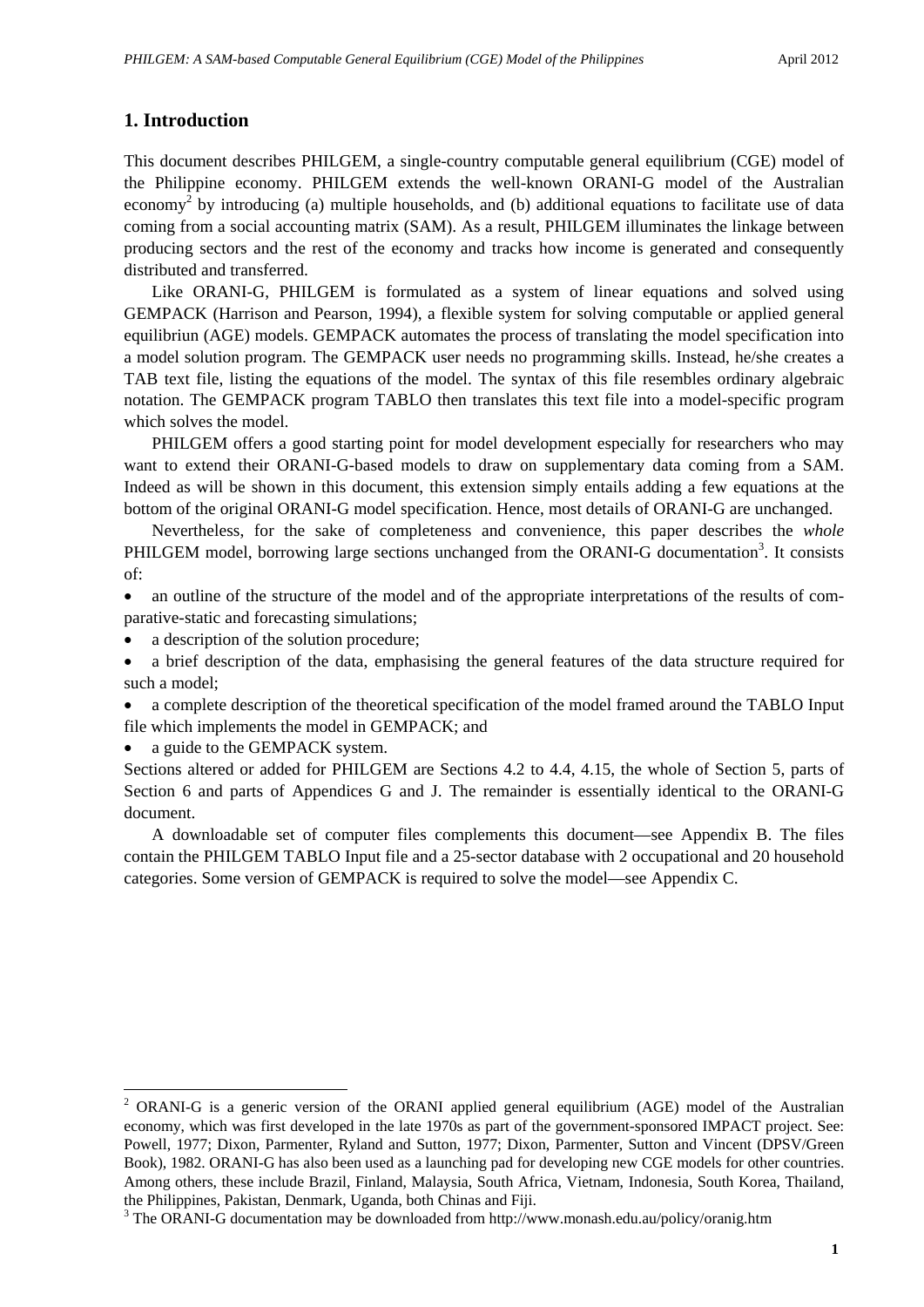## 1. Introduction

This document describes PHILGEM, a single-country computable general equilibrium (CGE) model of the Philippine economy. PHILGEM extends the well-known ORANI-G model of the Australian economy[2] by introducing (a) multiple households, and (b) additional equations to facilitate use of data coming from a social accounting matrix (SAM). As a result, PHILGEM illuminates the linkage between producing sectors and the rest of the economy and tracks how income is generated and consequently distributed and transferred.

Like ORANI-G, PHILGEM is formulated as a system of linear equations and solved using GEMPACK (Harrison and Pearson, 1994), a flexible system for solving computable or applied general equilibriun (AGE) models. GEMPACK automates the process of translating the model specification into a model solution program. The GEMPACK user needs no programming skills. Instead, he/she creates a TAB text file, listing the equations of the model. The syntax of this file resembles ordinary algebraic notation. The GEMPACK program TABLO then translates this text file into a model-specific program which solves the model.

PHILGEM offers a good starting point for model development especially for researchers who may want to extend their ORANI-G-based models to draw on supplementary data coming from a SAM. Indeed as will be shown in this document, this extension simply entails adding a few equations at the bottom of the original ORANI-G model specification. Hence, most details of ORANI-G are unchanged.

Nevertheless, for the sake of completeness and convenience, this paper describes the *whole* PHILGEM model, borrowing large sections unchanged from the ORANI-G documentation[3]. It consists of:

- an outline of the structure of the model and of the appropriate interpretations of the results of comparative-static and forecasting simulations;
- a description of the solution procedure;
- a brief description of the data, emphasising the general features of the data structure required for such a model;
- a complete description of the theoretical specification of the model framed around the TABLO Input file which implements the model in GEMPACK; and
- a guide to the GEMPACK system.

Sections altered or added for PHILGEM are Sections 4.2 to 4.4, 4.15, the whole of Section 5, parts of Section 6 and parts of Appendices G and J. The remainder is essentially identical to the ORANI-G document.

A downloadable set of computer files complements this document—see Appendix B. The files contain the PHILGEM TABLO Input file and a 25-sector database with 2 occupational and 20 household categories. Some version of GEMPACK is required to solve the model—see Appendix C.

---

[2] ORANI-G is a generic version of the ORANI applied general equilibrium (AGE) model of the Australian economy, which was first developed in the late 1970s as part of the government-sponsored IMPACT project. See: Powell, 1977; Dixon, Parmenter, Ryland and Sutton, 1977; Dixon, Parmenter, Sutton and Vincent (DPSV/Green Book), 1982. ORANI-G has also been used as a launching pad for developing new CGE models for other countries. Among others, these include Brazil, Finland, Malaysia, South Africa, Vietnam, Indonesia, South Korea, Thailand, the Philippines, Pakistan, Denmark, Uganda, both Chinas and Fiji.

[3] The ORANI-G documentation may be downloaded from http://www.monash.edu.au/policy/oranig.htm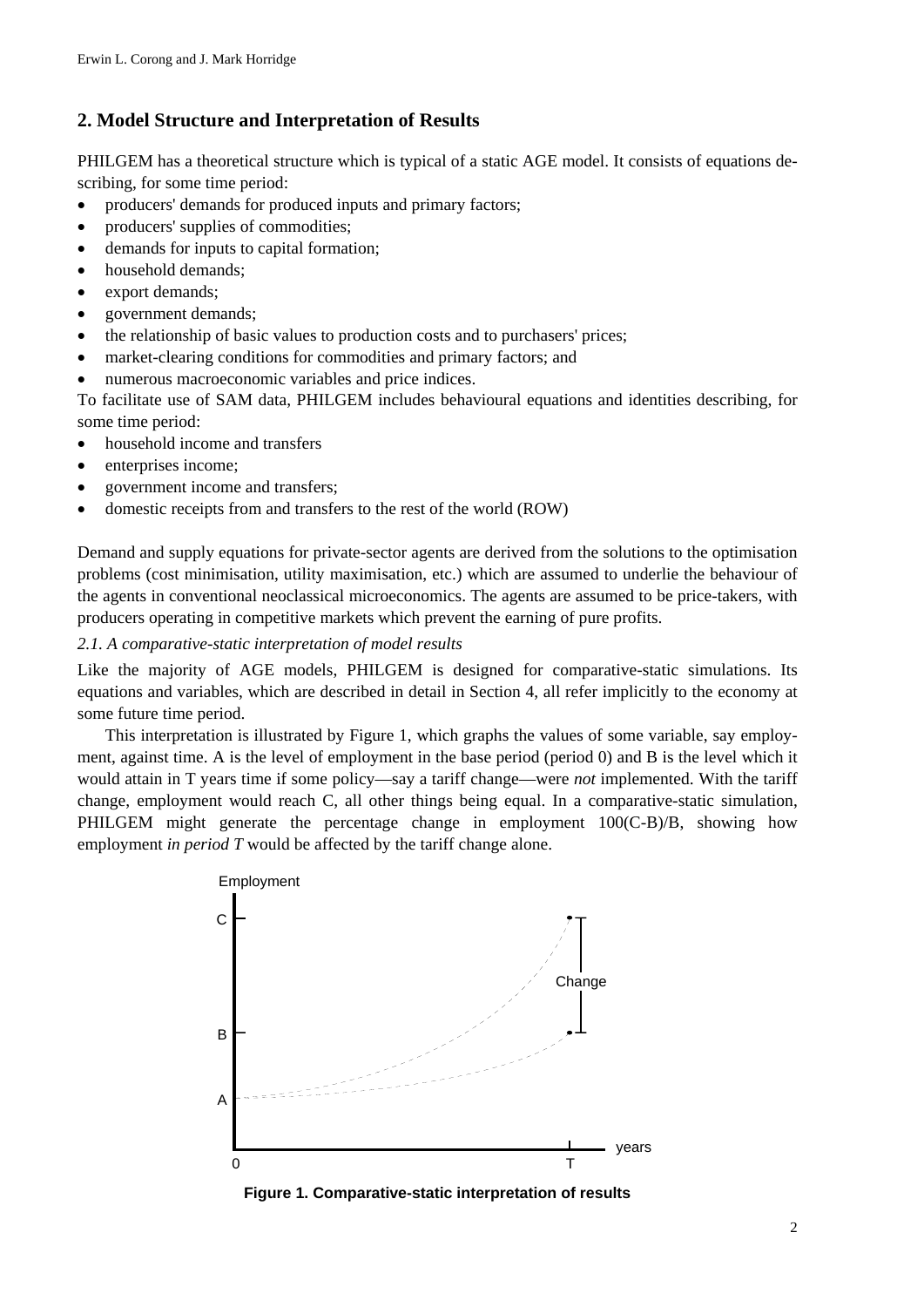## 2. Model Structure and Interpretation of Results

PHILGEM has a theoretical structure which is typical of a static AGE model. It consists of equations describing, for some time period:

- producers' demands for produced inputs and primary factors;
- producers' supplies of commodities;
- demands for inputs to capital formation;
- household demands;
- export demands;
- government demands;
- the relationship of basic values to production costs and to purchasers' prices;
- market-clearing conditions for commodities and primary factors; and
- numerous macroeconomic variables and price indices.

To facilitate use of SAM data, PHILGEM includes behavioural equations and identities describing, for some time period:

- household income and transfers
- enterprises income;
- government income and transfers;
- domestic receipts from and transfers to the rest of the world (ROW)

Demand and supply equations for private-sector agents are derived from the solutions to the optimisation problems (cost minimisation, utility maximisation, etc.) which are assumed to underlie the behaviour of the agents in conventional neoclassical microeconomics. The agents are assumed to be price-takers, with producers operating in competitive markets which prevent the earning of pure profits.

*2.1. A comparative-static interpretation of model results*

Like the majority of AGE models, PHILGEM is designed for comparative-static simulations. Its equations and variables, which are described in detail in Section 4, all refer implicitly to the economy at some future time period.

This interpretation is illustrated by Figure 1, which graphs the values of some variable, say employment, against time. A is the level of employment in the base period (period 0) and B is the level which it would attain in T years time if some policy—say a tariff change—were *not* implemented. With the tariff change, employment would reach C, all other things being equal. In a comparative-static simulation, PHILGEM might generate the percentage change in employment 100(C-B)/B, showing how employment *in period T* would be affected by the tariff change alone.

**Figure 1. Comparative-static interpretation of results**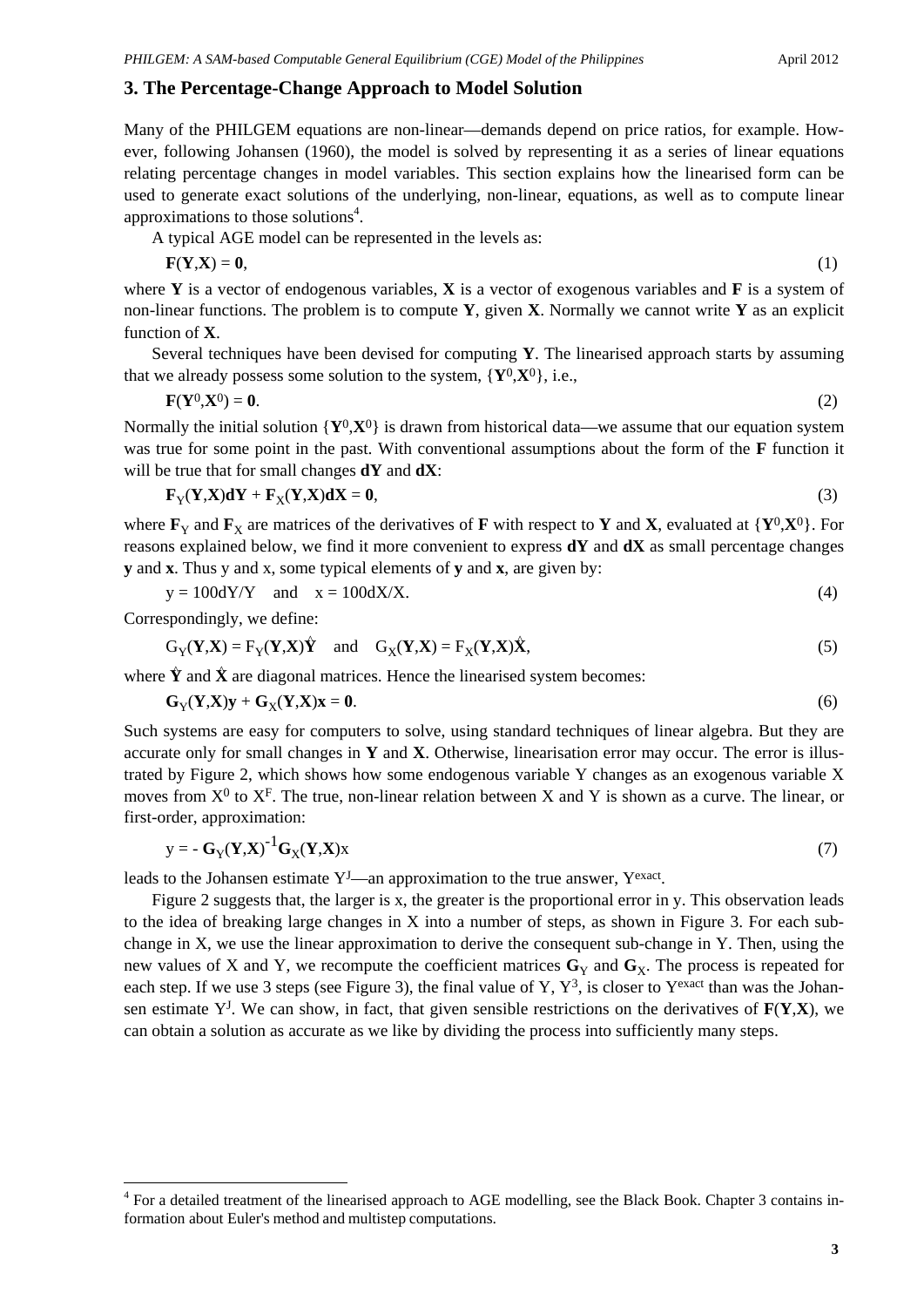## 3. The Percentage-Change Approach to Model Solution

Many of the PHILGEM equations are non-linear—demands depend on price ratios, for example. However, following Johansen (1960), the model is solved by representing it as a series of linear equations relating percentage changes in model variables. This section explains how the linearised form can be used to generate exact solutions of the underlying, non-linear, equations, as well as to compute linear approximations to those solutions[4].

A typical AGE model can be represented in the levels as:

$$\mathbf{F}(\mathbf{Y},\mathbf{X}) = \mathbf{0}, \tag{1}$$

where $\mathbf{Y}$ is a vector of endogenous variables, $\mathbf{X}$ is a vector of exogenous variables and $\mathbf{F}$ is a system of non-linear functions. The problem is to compute $\mathbf{Y}$, given $\mathbf{X}$. Normally we cannot write $\mathbf{Y}$ as an explicit function of $\mathbf{X}$.

Several techniques have been devised for computing $\mathbf{Y}$. The linearised approach starts by assuming that we already possess some solution to the system, $\{\mathbf{Y}^0,\mathbf{X}^0\}$, i.e.,

$$\mathbf{F}(\mathbf{Y}^0,\mathbf{X}^0) = \mathbf{0}. \tag{2}$$

Normally the initial solution $\{\mathbf{Y}^0,\mathbf{X}^0\}$ is drawn from historical data—we assume that our equation system was true for some point in the past. With conventional assumptions about the form of the $\mathbf{F}$ function it will be true that for small changes $\mathbf{dY}$ and $\mathbf{dX}$:

$$\mathbf{F}_Y(\mathbf{Y},\mathbf{X})\mathbf{dY} + \mathbf{F}_X(\mathbf{Y},\mathbf{X})\mathbf{dX} = \mathbf{0}, \tag{3}$$

where $\mathbf{F}_Y$ and $\mathbf{F}_X$ are matrices of the derivatives of $\mathbf{F}$ with respect to $\mathbf{Y}$ and $\mathbf{X}$, evaluated at $\{\mathbf{Y}^0,\mathbf{X}^0\}$. For reasons explained below, we find it more convenient to express $\mathbf{dY}$ and $\mathbf{dX}$ as small percentage changes $\mathbf{y}$ and $\mathbf{x}$. Thus y and x, some typical elements of $\mathbf{y}$ and $\mathbf{x}$, are given by:

$$y = 100dY/Y \quad \text{and} \quad x = 100dX/X. \tag{4}$$

Correspondingly, we define:

$$G_Y(\mathbf{Y},\mathbf{X}) = F_Y(\mathbf{Y},\mathbf{X})\hat{\mathbf{Y}} \quad \text{and} \quad G_X(\mathbf{Y},\mathbf{X}) = F_X(\mathbf{Y},\mathbf{X})\hat{\mathbf{X}}, \tag{5}$$

where $\hat{\mathbf{Y}}$ and $\hat{\mathbf{X}}$ are diagonal matrices. Hence the linearised system becomes:

$$\mathbf{G}_Y(\mathbf{Y},\mathbf{X})\mathbf{y} + \mathbf{G}_X(\mathbf{Y},\mathbf{X})\mathbf{x} = \mathbf{0}. \tag{6}$$

Such systems are easy for computers to solve, using standard techniques of linear algebra. But they are accurate only for small changes in $\mathbf{Y}$ and $\mathbf{X}$. Otherwise, linearisation error may occur. The error is illustrated by Figure 2, which shows how some endogenous variable Y changes as an exogenous variable X moves from $X^0$ to $X^F$. The true, non-linear relation between X and Y is shown as a curve. The linear, or first-order, approximation:

$$y = -\mathbf{G}_Y(\mathbf{Y},\mathbf{X})^{-1}\mathbf{G}_X(\mathbf{Y},\mathbf{X})x \tag{7}$$

leads to the Johansen estimate $Y^J$—an approximation to the true answer, $Y^{exact}$.

Figure 2 suggests that, the larger is x, the greater is the proportional error in y. This observation leads to the idea of breaking large changes in X into a number of steps, as shown in Figure 3. For each sub-change in X, we use the linear approximation to derive the consequent sub-change in Y. Then, using the new values of X and Y, we recompute the coefficient matrices $\mathbf{G}_Y$ and $\mathbf{G}_X$. The process is repeated for each step. If we use 3 steps (see Figure 3), the final value of Y, $Y^3$, is closer to $Y^{exact}$ than was the Johansen estimate $Y^J$. We can show, in fact, that given sensible restrictions on the derivatives of $\mathbf{F}(\mathbf{Y},\mathbf{X})$, we can obtain a solution as accurate as we like by dividing the process into sufficiently many steps.

---

[4] For a detailed treatment of the linearised approach to AGE modelling, see the Black Book. Chapter 3 contains information about Euler's method and multistep computations.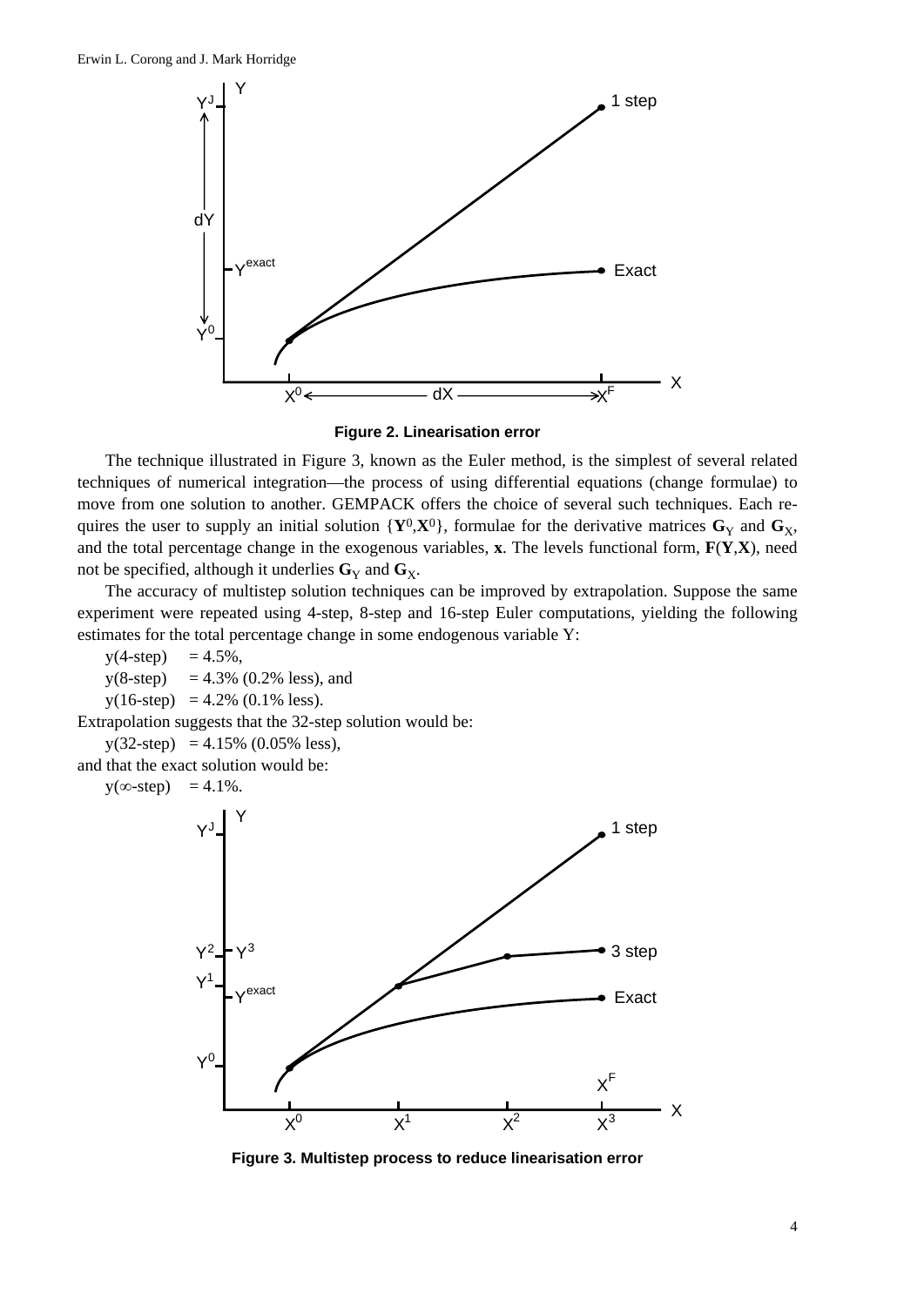**Figure 2. Linearisation error**

The technique illustrated in Figure 3, known as the Euler method, is the simplest of several related techniques of numerical integration—the process of using differential equations (change formulae) to move from one solution to another. GEMPACK offers the choice of several such techniques. Each requires the user to supply an initial solution $\{\mathbf{Y}^0,\mathbf{X}^0\}$, formulae for the derivative matrices $\mathbf{G}_Y$ and $\mathbf{G}_X$, and the total percentage change in the exogenous variables, **x**. The levels functional form, $\mathbf{F}(\mathbf{Y},\mathbf{X})$, need not be specified, although it underlies $\mathbf{G}_Y$ and $\mathbf{G}_X$.

The accuracy of multistep solution techniques can be improved by extrapolation. Suppose the same experiment were repeated using 4-step, 8-step and 16-step Euler computations, yielding the following estimates for the total percentage change in some endogenous variable Y:

y(4-step) = 4.5%,

y(8-step) = 4.3% (0.2% less), and

y(16-step) = 4.2% (0.1% less).

Extrapolation suggests that the 32-step solution would be:

y(32-step) = 4.15% (0.05% less),

and that the exact solution would be:

y($\infty$-step) = 4.1%.

**Figure 3. Multistep process to reduce linearisation error**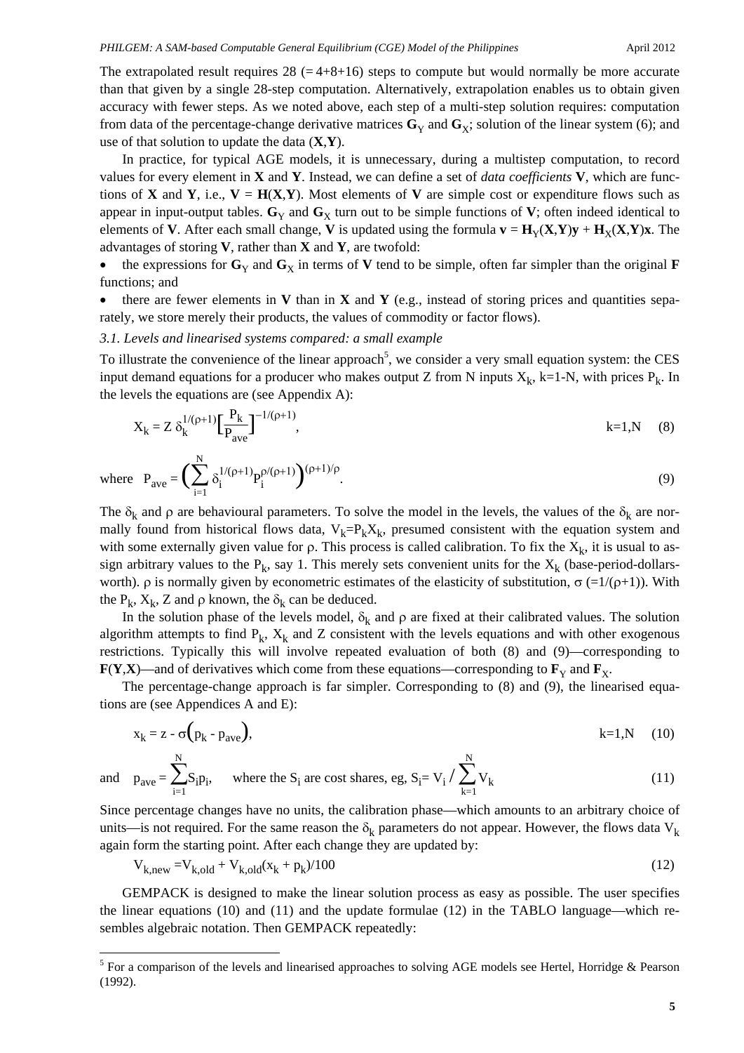The extrapolated result requires 28 (= 4+8+16) steps to compute but would normally be more accurate than that given by a single 28-step computation. Alternatively, extrapolation enables us to obtain given accuracy with fewer steps. As we noted above, each step of a multi-step solution requires: computation from data of the percentage-change derivative matrices $\mathbf{G}_Y$ and $\mathbf{G}_X$; solution of the linear system (6); and use of that solution to update the data ($\mathbf{X}$,$\mathbf{Y}$).

In practice, for typical AGE models, it is unnecessary, during a multistep computation, to record values for every element in $\mathbf{X}$ and $\mathbf{Y}$. Instead, we can define a set of *data coefficients* $\mathbf{V}$, which are functions of $\mathbf{X}$ and $\mathbf{Y}$, i.e., $\mathbf{V} = \mathbf{H}(\mathbf{X},\mathbf{Y})$. Most elements of $\mathbf{V}$ are simple cost or expenditure flows such as appear in input-output tables. $\mathbf{G}_Y$ and $\mathbf{G}_X$ turn out to be simple functions of $\mathbf{V}$; often indeed identical to elements of $\mathbf{V}$. After each small change, $\mathbf{V}$ is updated using the formula $\mathbf{v} = \mathbf{H}_Y(\mathbf{X},\mathbf{Y})\mathbf{y} + \mathbf{H}_X(\mathbf{X},\mathbf{Y})\mathbf{x}$. The advantages of storing $\mathbf{V}$, rather than $\mathbf{X}$ and $\mathbf{Y}$, are twofold:

- the expressions for $\mathbf{G}_Y$ and $\mathbf{G}_X$ in terms of $\mathbf{V}$ tend to be simple, often far simpler than the original $\mathbf{F}$ functions; and
- there are fewer elements in $\mathbf{V}$ than in $\mathbf{X}$ and $\mathbf{Y}$ (e.g., instead of storing prices and quantities separately, we store merely their products, the values of commodity or factor flows).

### *3.1. Levels and linearised systems compared: a small example*

To illustrate the convenience of the linear approach[5], we consider a very small equation system: the CES input demand equations for a producer who makes output Z from N inputs $X_k$, k=1-N, with prices $P_k$. In the levels the equations are (see Appendix A):

$$X_k = Z\,\delta_k^{1/(\rho+1)}\left[\frac{P_k}{P_{ave}}\right]^{-1/(\rho+1)}, \qquad k=1,N \qquad (8)$$

$$\text{where} \quad P_{ave} = \left(\sum_{i=1}^{N} \delta_i^{1/(\rho+1)} P_i^{\rho/(\rho+1)}\right)^{(\rho+1)/\rho}. \qquad (9)$$

The $\delta_k$ and $\rho$ are behavioural parameters. To solve the model in the levels, the values of the $\delta_k$ are normally found from historical flows data, $V_k$=$P_k X_k$, presumed consistent with the equation system and with some externally given value for $\rho$. This process is called calibration. To fix the $X_k$, it is usual to assign arbitrary values to the $P_k$, say 1. This merely sets convenient units for the $X_k$ (base-period-dollars-worth). $\rho$ is normally given by econometric estimates of the elasticity of substitution, $\sigma$ (=$1/(\rho+1)$). With the $P_k$, $X_k$, Z and $\rho$ known, the $\delta_k$ can be deduced.

In the solution phase of the levels model, $\delta_k$ and $\rho$ are fixed at their calibrated values. The solution algorithm attempts to find $P_k$, $X_k$ and Z consistent with the levels equations and with other exogenous restrictions. Typically this will involve repeated evaluation of both (8) and (9)—corresponding to $\mathbf{F}(\mathbf{Y},\mathbf{X})$—and of derivatives which come from these equations—corresponding to $\mathbf{F}_Y$ and $\mathbf{F}_X$.

The percentage-change approach is far simpler. Corresponding to (8) and (9), the linearised equations are (see Appendices A and E):

$$x_k = z - \sigma\left(p_k - p_{ave}\right), \qquad k=1,N \qquad (10)$$

$$\text{and} \quad p_{ave} = \sum_{i=1}^{N} S_i p_i, \quad \text{where the } S_i \text{ are cost shares, eg, } S_i = V_i \Big/ \sum_{k=1}^{N} V_k \qquad (11)$$

Since percentage changes have no units, the calibration phase—which amounts to an arbitrary choice of units—is not required. For the same reason the $\delta_k$ parameters do not appear. However, the flows data $V_k$ again form the starting point. After each change they are updated by:

$$V_{k,new} = V_{k,old} + V_{k,old}(x_k + p_k)/100 \qquad (12)$$

GEMPACK is designed to make the linear solution process as easy as possible. The user specifies the linear equations (10) and (11) and the update formulae (12) in the TABLO language—which resembles algebraic notation. Then GEMPACK repeatedly:

[5] For a comparison of the levels and linearised approaches to solving AGE models see Hertel, Horridge & Pearson (1992).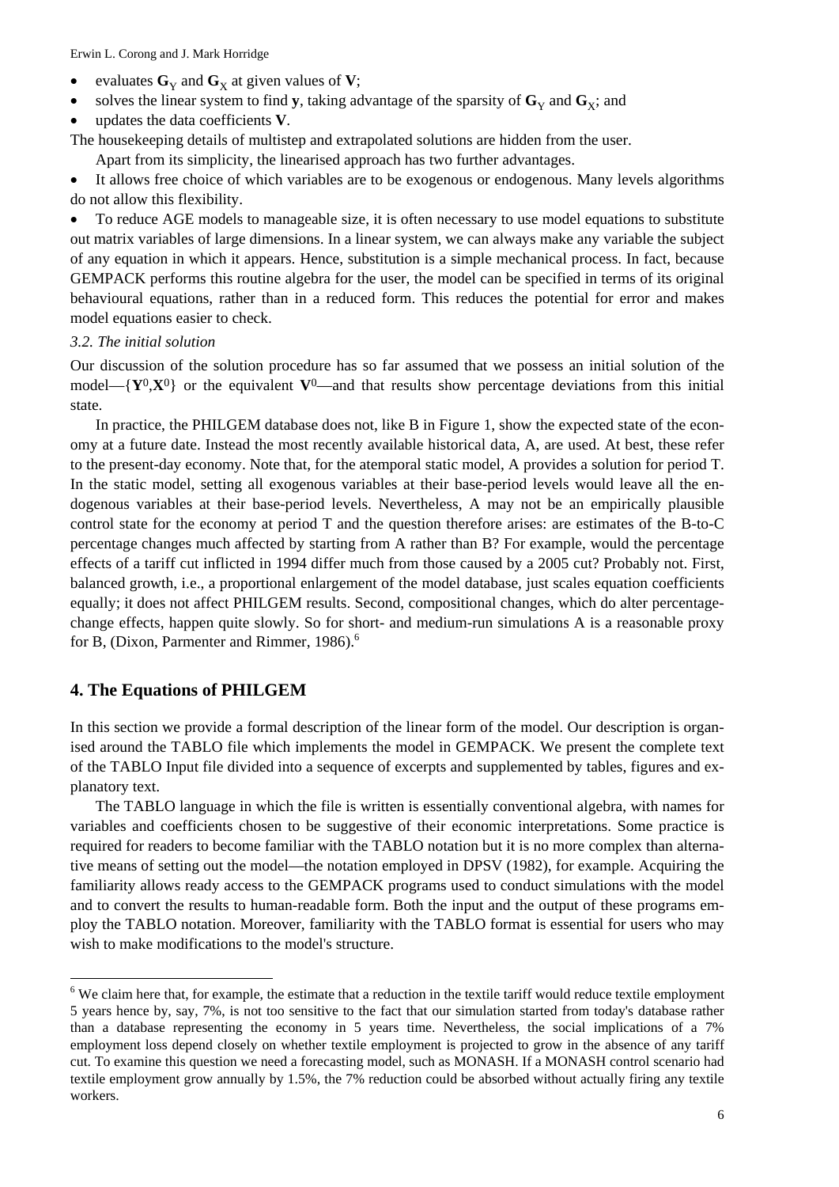- evaluates $\mathbf{G}_Y$ and $\mathbf{G}_X$ at given values of $\mathbf{V}$;
- solves the linear system to find $\mathbf{y}$, taking advantage of the sparsity of $\mathbf{G}_Y$ and $\mathbf{G}_X$; and
- updates the data coefficients $\mathbf{V}$.

The housekeeping details of multistep and extrapolated solutions are hidden from the user.

Apart from its simplicity, the linearised approach has two further advantages.

- It allows free choice of which variables are to be exogenous or endogenous. Many levels algorithms do not allow this flexibility.
- To reduce AGE models to manageable size, it is often necessary to use model equations to substitute out matrix variables of large dimensions. In a linear system, we can always make any variable the subject of any equation in which it appears. Hence, substitution is a simple mechanical process. In fact, because GEMPACK performs this routine algebra for the user, the model can be specified in terms of its original behavioural equations, rather than in a reduced form. This reduces the potential for error and makes model equations easier to check.

*3.2. The initial solution*

Our discussion of the solution procedure has so far assumed that we possess an initial solution of the model—$\{\mathbf{Y}^0,\mathbf{X}^0\}$ or the equivalent $\mathbf{V}^0$—and that results show percentage deviations from this initial state.

In practice, the PHILGEM database does not, like B in Figure 1, show the expected state of the economy at a future date. Instead the most recently available historical data, A, are used. At best, these refer to the present-day economy. Note that, for the atemporal static model, A provides a solution for period T. In the static model, setting all exogenous variables at their base-period levels would leave all the endogenous variables at their base-period levels. Nevertheless, A may not be an empirically plausible control state for the economy at period T and the question therefore arises: are estimates of the B-to-C percentage changes much affected by starting from A rather than B? For example, would the percentage effects of a tariff cut inflicted in 1994 differ much from those caused by a 2005 cut? Probably not. First, balanced growth, i.e., a proportional enlargement of the model database, just scales equation coefficients equally; it does not affect PHILGEM results. Second, compositional changes, which do alter percentage-change effects, happen quite slowly. So for short- and medium-run simulations A is a reasonable proxy for B, (Dixon, Parmenter and Rimmer, 1986).[6]

## 4. The Equations of PHILGEM

In this section we provide a formal description of the linear form of the model. Our description is organised around the TABLO file which implements the model in GEMPACK. We present the complete text of the TABLO Input file divided into a sequence of excerpts and supplemented by tables, figures and explanatory text.

The TABLO language in which the file is written is essentially conventional algebra, with names for variables and coefficients chosen to be suggestive of their economic interpretations. Some practice is required for readers to become familiar with the TABLO notation but it is no more complex than alternative means of setting out the model—the notation employed in DPSV (1982), for example. Acquiring the familiarity allows ready access to the GEMPACK programs used to conduct simulations with the model and to convert the results to human-readable form. Both the input and the output of these programs employ the TABLO notation. Moreover, familiarity with the TABLO format is essential for users who may wish to make modifications to the model's structure.

[6] We claim here that, for example, the estimate that a reduction in the textile tariff would reduce textile employment 5 years hence by, say, 7%, is not too sensitive to the fact that our simulation started from today's database rather than a database representing the economy in 5 years time. Nevertheless, the social implications of a 7% employment loss depend closely on whether textile employment is projected to grow in the absence of any tariff cut. To examine this question we need a forecasting model, such as MONASH. If a MONASH control scenario had textile employment grow annually by 1.5%, the 7% reduction could be absorbed without actually firing any textile workers.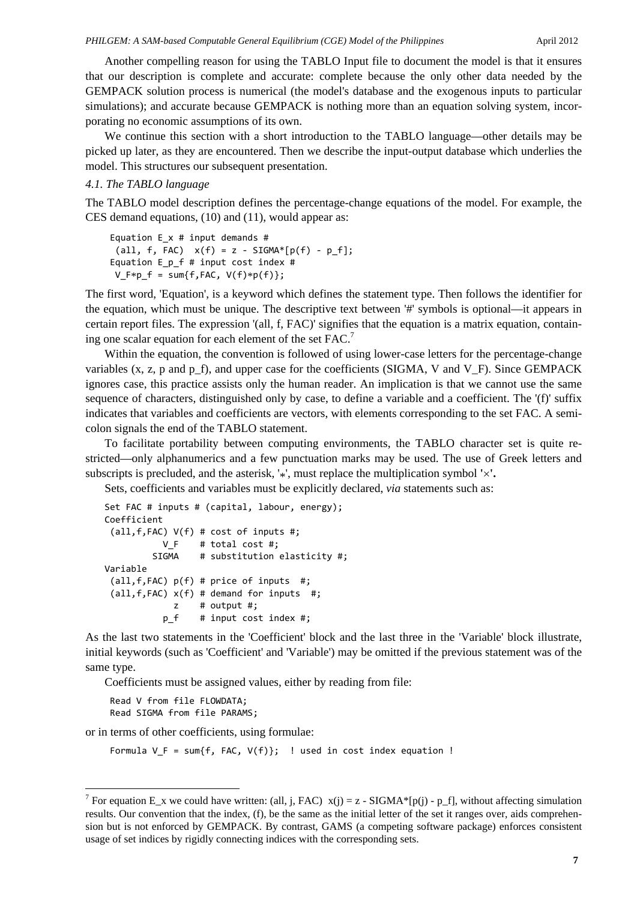Another compelling reason for using the TABLO Input file to document the model is that it ensures that our description is complete and accurate: complete because the only other data needed by the GEMPACK solution process is numerical (the model's database and the exogenous inputs to particular simulations); and accurate because GEMPACK is nothing more than an equation solving system, incorporating no economic assumptions of its own.

We continue this section with a short introduction to the TABLO language—other details may be picked up later, as they are encountered. Then we describe the input-output database which underlies the model. This structures our subsequent presentation.

### *4.1. The TABLO language*

The TABLO model description defines the percentage-change equations of the model. For example, the CES demand equations, (10) and (11), would appear as:

```
Equation E_x # input demands #
 (all, f, FAC)  x(f) = z - SIGMA*[p(f) - p_f];
Equation E_p_f # input cost index #
 V_F*p_f = sum{f,FAC, V(f)*p(f)};
```

The first word, 'Equation', is a keyword which defines the statement type. Then follows the identifier for the equation, which must be unique. The descriptive text between '#' symbols is optional—it appears in certain report files. The expression '(all, f, FAC)' signifies that the equation is a matrix equation, containing one scalar equation for each element of the set FAC.[7]

Within the equation, the convention is followed of using lower-case letters for the percentage-change variables (x, z, p and p_f), and upper case for the coefficients (SIGMA, V and V_F). Since GEMPACK ignores case, this practice assists only the human reader. An implication is that we cannot use the same sequence of characters, distinguished only by case, to define a variable and a coefficient. The '(f)' suffix indicates that variables and coefficients are vectors, with elements corresponding to the set FAC. A semicolon signals the end of the TABLO statement.

To facilitate portability between computing environments, the TABLO character set is quite restricted—only alphanumerics and a few punctuation marks may be used. The use of Greek letters and subscripts is precluded, and the asterisk, '$*$', must replace the multiplication symbol '$\times$'.

Sets, coefficients and variables must be explicitly declared, *via* statements such as:

```
Set FAC # inputs # (capital, labour, energy);
Coefficient
 (all,f,FAC) V(f) # cost of inputs #;
           V_F    # total cost #;
         SIGMA    # substitution elasticity #;
Variable
 (all,f,FAC) p(f) # price of inputs  #;
 (all,f,FAC) x(f) # demand for inputs  #;
             z    # output #;
           p_f    # input cost index #;
```

As the last two statements in the 'Coefficient' block and the last three in the 'Variable' block illustrate, initial keywords (such as 'Coefficient' and 'Variable') may be omitted if the previous statement was of the same type.

Coefficients must be assigned values, either by reading from file:

```
Read V from file FLOWDATA;
Read SIGMA from file PARAMS;
```

or in terms of other coefficients, using formulae:

```
Formula V_F = sum{f, FAC, V(f)};  ! used in cost index equation !
```

---

[7] For equation E_x we could have written: (all, j, FAC)  x(j) = z - SIGMA*[p(j) - p_f], without affecting simulation results. Our convention that the index, (f), be the same as the initial letter of the set it ranges over, aids comprehension but is not enforced by GEMPACK. By contrast, GAMS (a competing software package) enforces consistent usage of set indices by rigidly connecting indices with the corresponding sets.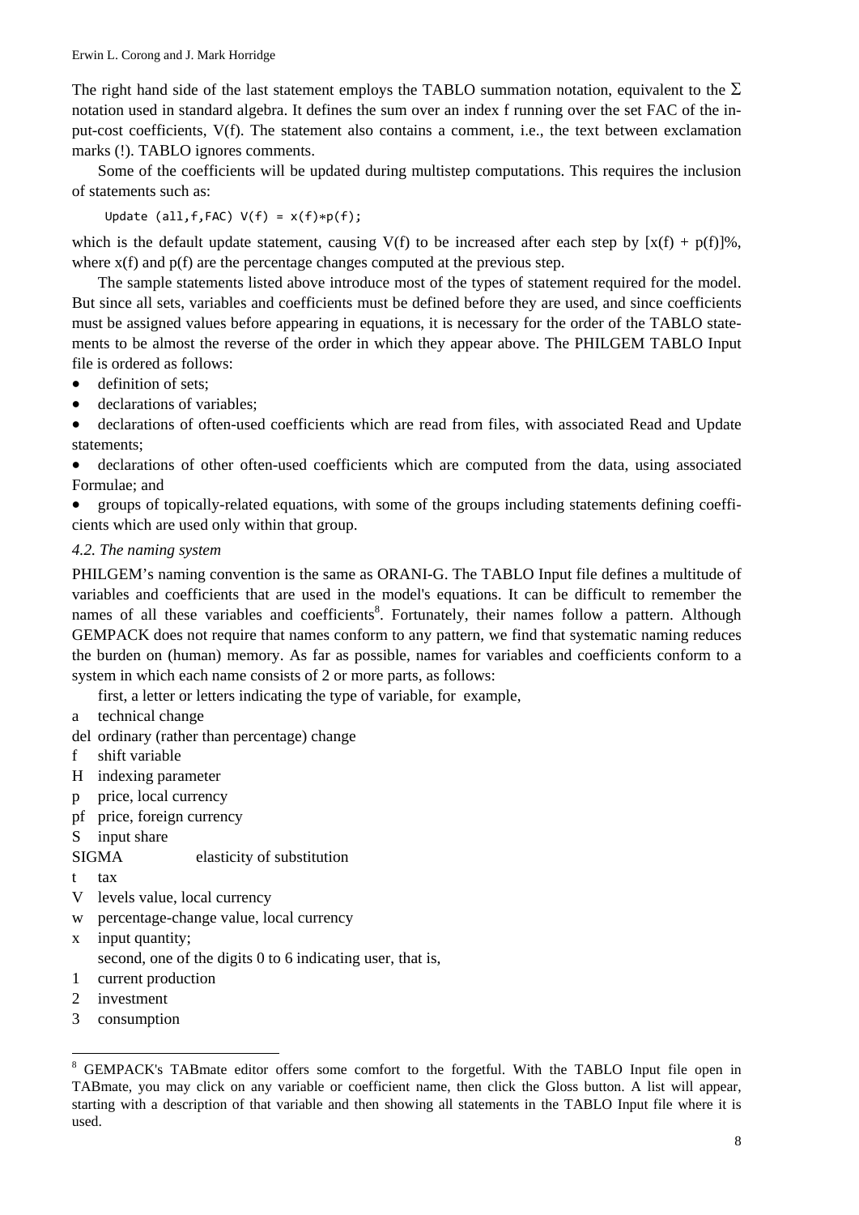The right hand side of the last statement employs the TABLO summation notation, equivalent to the Σ notation used in standard algebra. It defines the sum over an index f running over the set FAC of the input-cost coefficients, V(f). The statement also contains a comment, i.e., the text between exclamation marks (!). TABLO ignores comments.

Some of the coefficients will be updated during multistep computations. This requires the inclusion of statements such as:

```
Update (all,f,FAC) V(f) = x(f)*p(f);
```

which is the default update statement, causing V(f) to be increased after each step by [x(f) + p(f)]%, where x(f) and p(f) are the percentage changes computed at the previous step.

The sample statements listed above introduce most of the types of statement required for the model. But since all sets, variables and coefficients must be defined before they are used, and since coefficients must be assigned values before appearing in equations, it is necessary for the order of the TABLO statements to be almost the reverse of the order in which they appear above. The PHILGEM TABLO Input file is ordered as follows:

- definition of sets;
- declarations of variables;
- declarations of often-used coefficients which are read from files, with associated Read and Update statements;
- declarations of other often-used coefficients which are computed from the data, using associated Formulae; and
- groups of topically-related equations, with some of the groups including statements defining coefficients which are used only within that group.

*4.2. The naming system*

PHILGEM's naming convention is the same as ORANI-G. The TABLO Input file defines a multitude of variables and coefficients that are used in the model's equations. It can be difficult to remember the names of all these variables and coefficients[8]. Fortunately, their names follow a pattern. Although GEMPACK does not require that names conform to any pattern, we find that systematic naming reduces the burden on (human) memory. As far as possible, names for variables and coefficients conform to a system in which each name consists of 2 or more parts, as follows:

first, a letter or letters indicating the type of variable, for example,

a technical change
del ordinary (rather than percentage) change
f shift variable
H indexing parameter
p price, local currency
pf price, foreign currency
S input share
SIGMA elasticity of substitution
t tax
V levels value, local currency
w percentage-change value, local currency
x input quantity;

second, one of the digits 0 to 6 indicating user, that is,

1 current production
2 investment
3 consumption

[8] GEMPACK's TABmate editor offers some comfort to the forgetful. With the TABLO Input file open in TABmate, you may click on any variable or coefficient name, then click the Gloss button. A list will appear, starting with a description of that variable and then showing all statements in the TABLO Input file where it is used.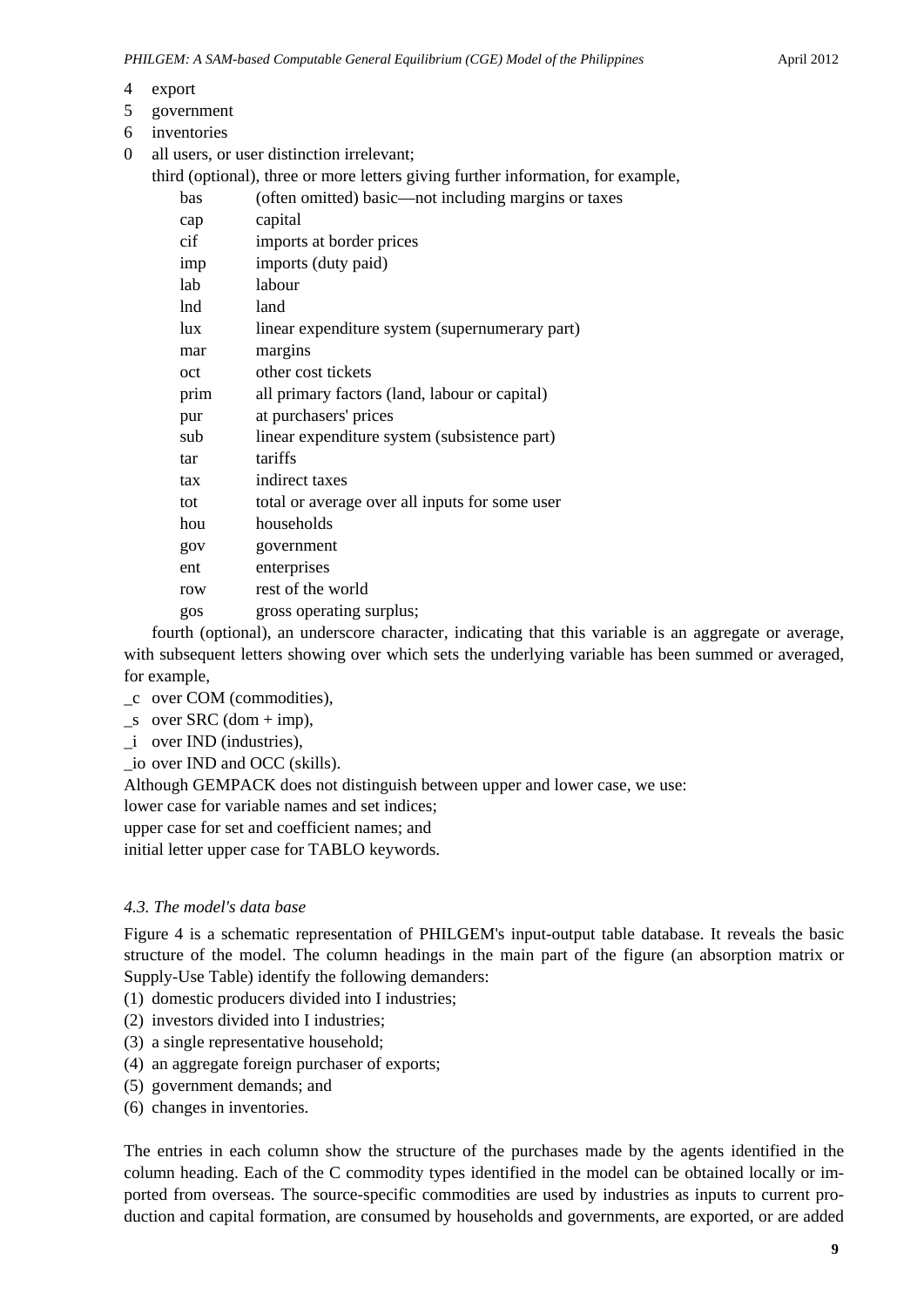4 export

5 government

6 inventories

0 all users, or user distinction irrelevant;

third (optional), three or more letters giving further information, for example,

| | |
|---|---|
| bas | (often omitted) basic—not including margins or taxes |
| cap | capital |
| cif | imports at border prices |
| imp | imports (duty paid) |
| lab | labour |
| lnd | land |
| lux | linear expenditure system (supernumerary part) |
| mar | margins |
| oct | other cost tickets |
| prim | all primary factors (land, labour or capital) |
| pur | at purchasers' prices |
| sub | linear expenditure system (subsistence part) |
| tar | tariffs |
| tax | indirect taxes |
| tot | total or average over all inputs for some user |
| hou | households |
| gov | government |
| ent | enterprises |
| row | rest of the world |
| gos | gross operating surplus; |

fourth (optional), an underscore character, indicating that this variable is an aggregate or average, with subsequent letters showing over which sets the underlying variable has been summed or averaged, for example,

_c over COM (commodities),

_s over SRC (dom + imp),

_i over IND (industries),

_io over IND and OCC (skills).

Although GEMPACK does not distinguish between upper and lower case, we use:

lower case for variable names and set indices;

upper case for set and coefficient names; and

initial letter upper case for TABLO keywords.

### *4.3. The model's data base*

Figure 4 is a schematic representation of PHILGEM's input-output table database. It reveals the basic structure of the model. The column headings in the main part of the figure (an absorption matrix or Supply-Use Table) identify the following demanders:

(1) domestic producers divided into I industries;

(2) investors divided into I industries;

(3) a single representative household;

(4) an aggregate foreign purchaser of exports;

(5) government demands; and

(6) changes in inventories.

The entries in each column show the structure of the purchases made by the agents identified in the column heading. Each of the C commodity types identified in the model can be obtained locally or imported from overseas. The source-specific commodities are used by industries as inputs to current production and capital formation, are consumed by households and governments, are exported, or are added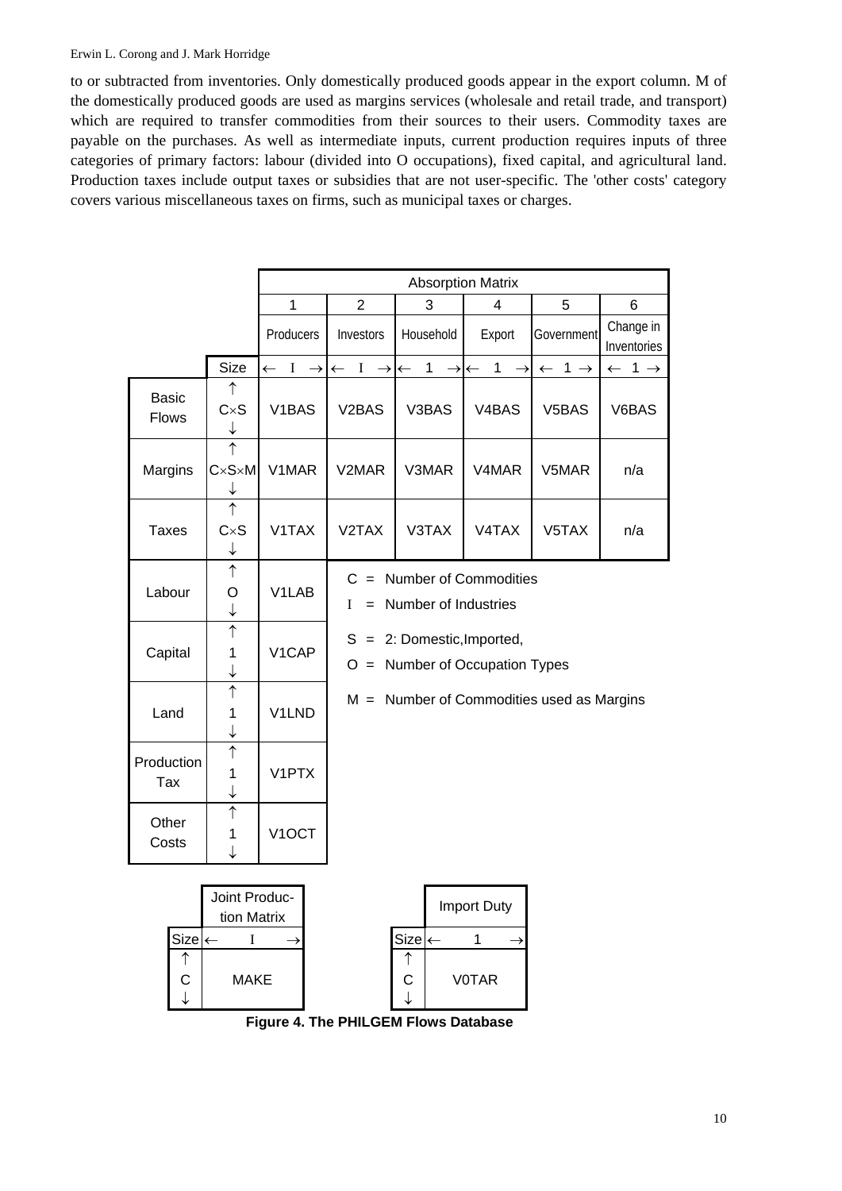to or subtracted from inventories. Only domestically produced goods appear in the export column. M of the domestically produced goods are used as margins services (wholesale and retail trade, and transport) which are required to transfer commodities from their sources to their users. Commodity taxes are payable on the purchases. As well as intermediate inputs, current production requires inputs of three categories of primary factors: labour (divided into O occupations), fixed capital, and agricultural land. Production taxes include output taxes or subsidies that are not user-specific. The 'other costs' category covers various miscellaneous taxes on firms, such as municipal taxes or charges.

| | | Absorption Matrix | | | | | |
|---|---|---|---|---|---|---|---|
| | | 1 | 2 | 3 | 4 | 5 | 6 |
| | | Producers | Investors | Household | Export | Government | Change in Inventories |
| | Size | ← I → | ← I → | ← 1 → | ← 1 → | ← 1 → | ← 1 → |
| Basic Flows | ↑ C×S ↓ | V1BAS | V2BAS | V3BAS | V4BAS | V5BAS | V6BAS |
| Margins | ↑ C×S×M ↓ | V1MAR | V2MAR | V3MAR | V4MAR | V5MAR | n/a |
| Taxes | ↑ C×S ↓ | V1TAX | V2TAX | V3TAX | V4TAX | V5TAX | n/a |
| Labour | ↑ O ↓ | V1LAB | | | | | |
| Capital | ↑ 1 ↓ | V1CAP | | | | | |
| Land | ↑ 1 ↓ | V1LND | | | | | |
| Production Tax | ↑ 1 ↓ | V1PTX | | | | | |
| Other Costs | ↑ 1 ↓ | V1OCT | | | | | |

C = Number of Commodities

I = Number of Industries

S = 2: Domestic,Imported,

O = Number of Occupation Types

M = Number of Commodities used as Margins

| | Joint Production Matrix |
|---|---|
| Size | ← I → |
| ↑ C ↓ | MAKE |

| | Import Duty |
|---|---|
| Size | ← 1 → |
| ↑ C ↓ | V0TAR |

**Figure 4. The PHILGEM Flows Database**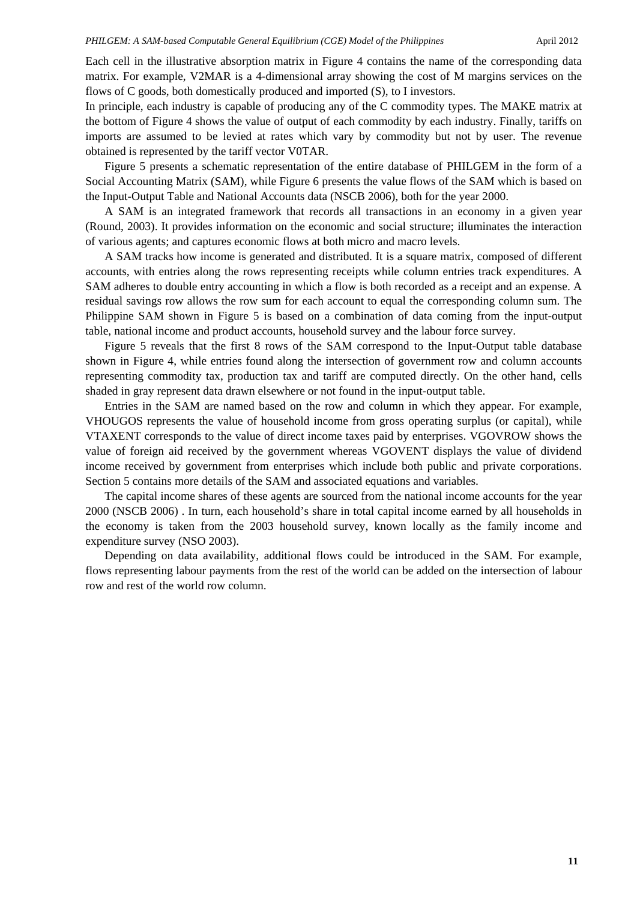Each cell in the illustrative absorption matrix in Figure 4 contains the name of the corresponding data matrix. For example, V2MAR is a 4-dimensional array showing the cost of M margins services on the flows of C goods, both domestically produced and imported (S), to I investors.

In principle, each industry is capable of producing any of the C commodity types. The MAKE matrix at the bottom of Figure 4 shows the value of output of each commodity by each industry. Finally, tariffs on imports are assumed to be levied at rates which vary by commodity but not by user. The revenue obtained is represented by the tariff vector V0TAR.

Figure 5 presents a schematic representation of the entire database of PHILGEM in the form of a Social Accounting Matrix (SAM), while Figure 6 presents the value flows of the SAM which is based on the Input-Output Table and National Accounts data (NSCB 2006), both for the year 2000.

A SAM is an integrated framework that records all transactions in an economy in a given year (Round, 2003). It provides information on the economic and social structure; illuminates the interaction of various agents; and captures economic flows at both micro and macro levels.

A SAM tracks how income is generated and distributed. It is a square matrix, composed of different accounts, with entries along the rows representing receipts while column entries track expenditures. A SAM adheres to double entry accounting in which a flow is both recorded as a receipt and an expense. A residual savings row allows the row sum for each account to equal the corresponding column sum. The Philippine SAM shown in Figure 5 is based on a combination of data coming from the input-output table, national income and product accounts, household survey and the labour force survey.

Figure 5 reveals that the first 8 rows of the SAM correspond to the Input-Output table database shown in Figure 4, while entries found along the intersection of government row and column accounts representing commodity tax, production tax and tariff are computed directly. On the other hand, cells shaded in gray represent data drawn elsewhere or not found in the input-output table.

Entries in the SAM are named based on the row and column in which they appear. For example, VHOUGOS represents the value of household income from gross operating surplus (or capital), while VTAXENT corresponds to the value of direct income taxes paid by enterprises. VGOVROW shows the value of foreign aid received by the government whereas VGOVENT displays the value of dividend income received by government from enterprises which include both public and private corporations. Section 5 contains more details of the SAM and associated equations and variables.

The capital income shares of these agents are sourced from the national income accounts for the year 2000 (NSCB 2006) . In turn, each household's share in total capital income earned by all households in the economy is taken from the 2003 household survey, known locally as the family income and expenditure survey (NSO 2003).

Depending on data availability, additional flows could be introduced in the SAM. For example, flows representing labour payments from the rest of the world can be added on the intersection of labour row and rest of the world row column.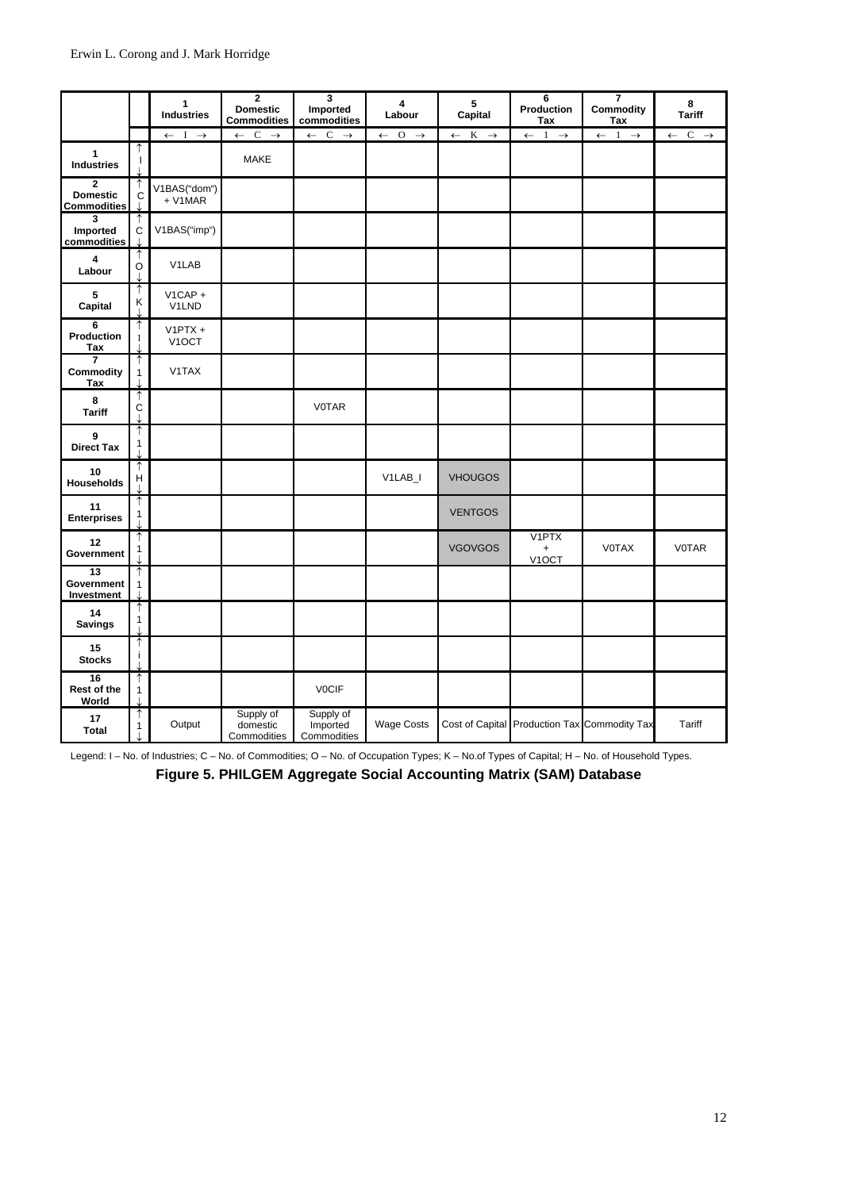|  |  | 1 Industries | 2 Domestic Commodities | 3 Imported commodities | 4 Labour | 5 Capital | 6 Production Tax | 7 Commodity Tax | 8 Tariff |
|---|---|---|---|---|---|---|---|---|---|
|  |  | ← I → | ← C → | ← C → | ← O → | ← K → | ← 1 → | ← 1 → | ← C → |
| 1 Industries | ↑ I ↓ |  | MAKE |  |  |  |  |  |  |
| 2 Domestic Commodities | ↑ C ↓ | V1BAS("dom") + V1MAR |  |  |  |  |  |  |  |
| 3 Imported commodities | ↑ C ↓ | V1BAS("imp") |  |  |  |  |  |  |  |
| 4 Labour | ↑ O ↓ | V1LAB |  |  |  |  |  |  |  |
| 5 Capital | ↑ K ↓ | V1CAP + V1LND |  |  |  |  |  |  |  |
| 6 Production Tax | ↑ I ↓ | V1PTX + V1OCT |  |  |  |  |  |  |  |
| 7 Commodity Tax | ↑ 1 ↓ | V1TAX |  |  |  |  |  |  |  |
| 8 Tariff | ↑ C ↓ |  |  | V0TAR |  |  |  |  |  |
| 9 Direct Tax | ↑ 1 ↓ |  |  |  |  |  |  |  |  |
| 10 Households | ↑ H ↓ |  |  |  | V1LAB_I | VHOUGOS |  |  |  |
| 11 Enterprises | ↑ 1 ↓ |  |  |  |  | VENTGOS |  |  |  |
| 12 Government | ↑ 1 ↓ |  |  |  |  | VGOVGOS | V1PTX + V1OCT | V0TAX | V0TAR |
| 13 Government Investment | ↑ 1 ↓ |  |  |  |  |  |  |  |  |
| 14 Savings | ↑ 1 ↓ |  |  |  |  |  |  |  |  |
| 15 Stocks | ↑ i ↓ |  |  |  |  |  |  |  |  |
| 16 Rest of the World | ↑ 1 ↓ |  |  | V0CIF |  |  |  |  |  |
| 17 Total | ↑ 1 ↓ | Output | Supply of domestic Commodities | Supply of Imported Commodities | Wage Costs | Cost of Capital | Production Tax | Commodity Tax | Tariff |

Legend: I – No. of Industries; C – No. of Commodities; O – No. of Occupation Types; K – No.of Types of Capital; H – No. of Household Types.

**Figure 5. PHILGEM Aggregate Social Accounting Matrix (SAM) Database**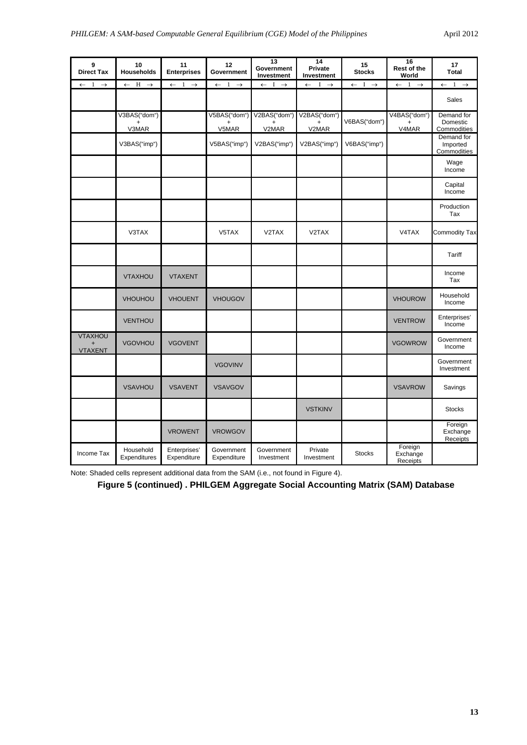| 9 Direct Tax | 10 Households | 11 Enterprises | 12 Government | 13 Government Investment | 14 Private Investment | 15 Stocks | 16 Rest of the World | 17 Total |
|---|---|---|---|---|---|---|---|---|
| ← 1 → | ← H → | ← 1 → | ← 1 → | ← I → | ← I → | ← I → | ← 1 → | ← 1 → |
| | | | | | | | | Sales |
| | V3BAS("dom") + V3MAR | | V5BAS("dom") + V5MAR | V2BAS("dom") + V2MAR | V2BAS("dom") + V2MAR | V6BAS("dom") | V4BAS("dom") + V4MAR | Demand for Domestic Commodities |
| | V3BAS("imp") | | V5BAS("imp") | V2BAS("imp") | V2BAS("imp") | V6BAS("imp") | | Demand for Imported Commodities |
| | | | | | | | | Wage Income |
| | | | | | | | | Capital Income |
| | | | | | | | | Production Tax |
| | V3TAX | | V5TAX | V2TAX | V2TAX | | V4TAX | Commodity Tax |
| | | | | | | | | Tariff |
| | VTAXHOU | VTAXENT | | | | | | Income Tax |
| | VHOUHOU | VHOUENT | VHOUGOV | | | | VHOUROW | Household Income |
| | VENTHOU | | | | | | VENTROW | Enterprises' Income |
| VTAXHOU + VTAXENT | VGOVHOU | VGOVENT | | | | | VGOWROW | Government Income |
| | | | VGOVINV | | | | | Government Investment |
| | VSAVHOU | VSAVENT | VSAVGOV | | | | VSAVROW | Savings |
| | | | | | VSTKINV | | | Stocks |
| | | VROWENT | VROWGOV | | | | | Foreign Exchange Receipts |
| Income Tax | Household Expenditures | Enterprises' Expenditure | Government Expenditure | Government Investment | Private Investment | Stocks | Foreign Exchange Receipts | |

Note: Shaded cells represent additional data from the SAM (i.e., not found in Figure 4).

**Figure 5 (continued) . PHILGEM Aggregate Social Accounting Matrix (SAM) Database**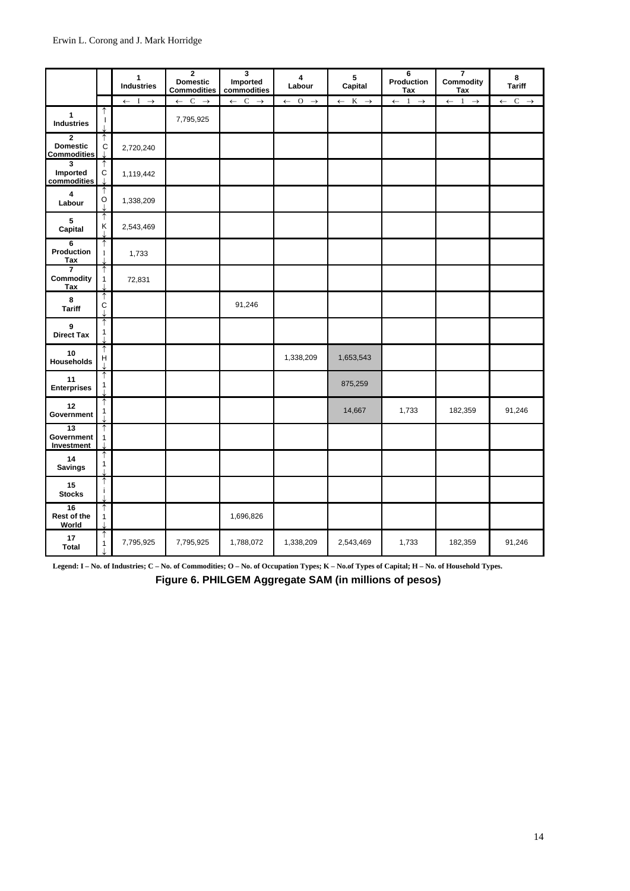| | | 1 Industries | 2 Domestic Commodities | 3 Imported commodities | 4 Labour | 5 Capital | 6 Production Tax | 7 Commodity Tax | 8 Tariff |
|---|---|---|---|---|---|---|---|---|---|
| | | ← I → | ← C → | ← C → | ← O → | ← K → | ← 1 → | ← 1 → | ← C → |
| **1 Industries** | ↑ I ↓ | | 7,795,925 | | | | | | |
| **2 Domestic Commodities** | ↑ C ↓ | 2,720,240 | | | | | | | |
| **3 Imported commodities** | ↑ C ↓ | 1,119,442 | | | | | | | |
| **4 Labour** | ↑ O ↓ | 1,338,209 | | | | | | | |
| **5 Capital** | ↑ K ↓ | 2,543,469 | | | | | | | |
| **6 Production Tax** | ↑ I ↓ | 1,733 | | | | | | | |
| **7 Commodity Tax** | ↑ 1 ↓ | 72,831 | | | | | | | |
| **8 Tariff** | ↑ C ↓ | | | 91,246 | | | | | |
| **9 Direct Tax** | ↑ 1 ↓ | | | | | | | | |
| **10 Households** | ↑ H ↓ | | | | 1,338,209 | 1,653,543 | | | |
| **11 Enterprises** | ↑ 1 ↓ | | | | | 875,259 | | | |
| **12 Government** | ↑ 1 ↓ | | | | | 14,667 | 1,733 | 182,359 | 91,246 |
| **13 Government Investment** | ↑ 1 ↓ | | | | | | | | |
| **14 Savings** | ↑ 1 ↓ | | | | | | | | |
| **15 Stocks** | ↑ i ↓ | | | | | | | | |
| **16 Rest of the World** | ↑ 1 ↓ | | | 1,696,826 | | | | | |
| **17 Total** | ↑ 1 ↓ | 7,795,925 | 7,795,925 | 1,788,072 | 1,338,209 | 2,543,469 | 1,733 | 182,359 | 91,246 |

**Legend: I – No. of Industries; C – No. of Commodities; O – No. of Occupation Types; K – No.of Types of Capital; H – No. of Household Types.**

**Figure 6. PHILGEM Aggregate SAM (in millions of pesos)**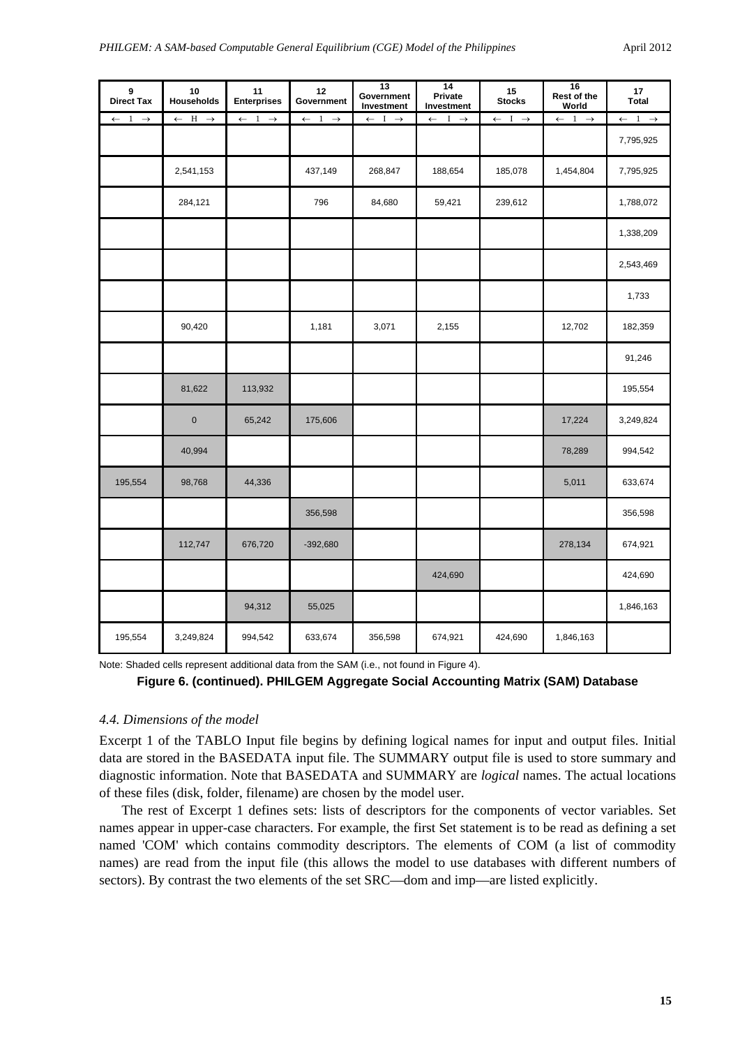| 9 Direct Tax | 10 Households | 11 Enterprises | 12 Government | 13 Government Investment | 14 Private Investment | 15 Stocks | 16 Rest of the World | 17 Total |
|---|---|---|---|---|---|---|---|---|
| ← 1 → | ← H → | ← 1 → | ← 1 → | ← 1 → | ← 1 → | ← 1 → | ← 1 → | ← 1 → |
| | | | | | | | | 7,795,925 |
| | 2,541,153 | | 437,149 | 268,847 | 188,654 | 185,078 | 1,454,804 | 7,795,925 |
| | 284,121 | | 796 | 84,680 | 59,421 | 239,612 | | 1,788,072 |
| | | | | | | | | 1,338,209 |
| | | | | | | | | 2,543,469 |
| | | | | | | | | 1,733 |
| | 90,420 | | 1,181 | 3,071 | 2,155 | | 12,702 | 182,359 |
| | | | | | | | | 91,246 |
| | 81,622 | 113,932 | | | | | | 195,554 |
| | 0 | 65,242 | 175,606 | | | | 17,224 | 3,249,824 |
| | 40,994 | | | | | | 78,289 | 994,542 |
| 195,554 | 98,768 | 44,336 | | | | | 5,011 | 633,674 |
| | | | 356,598 | | | | | 356,598 |
| | 112,747 | 676,720 | -392,680 | | | | 278,134 | 674,921 |
| | | | | | 424,690 | | | 424,690 |
| | | 94,312 | 55,025 | | | | | 1,846,163 |
| 195,554 | 3,249,824 | 994,542 | 633,674 | 356,598 | 674,921 | 424,690 | 1,846,163 | |

Note: Shaded cells represent additional data from the SAM (i.e., not found in Figure 4).

**Figure 6. (continued). PHILGEM Aggregate Social Accounting Matrix (SAM) Database**

### *4.4. Dimensions of the model*

Excerpt 1 of the TABLO Input file begins by defining logical names for input and output files. Initial data are stored in the BASEDATA input file. The SUMMARY output file is used to store summary and diagnostic information. Note that BASEDATA and SUMMARY are *logical* names. The actual locations of these files (disk, folder, filename) are chosen by the model user.

The rest of Excerpt 1 defines sets: lists of descriptors for the components of vector variables. Set names appear in upper-case characters. For example, the first Set statement is to be read as defining a set named 'COM' which contains commodity descriptors. The elements of COM (a list of commodity names) are read from the input file (this allows the model to use databases with different numbers of sectors). By contrast the two elements of the set SRC—dom and imp—are listed explicitly.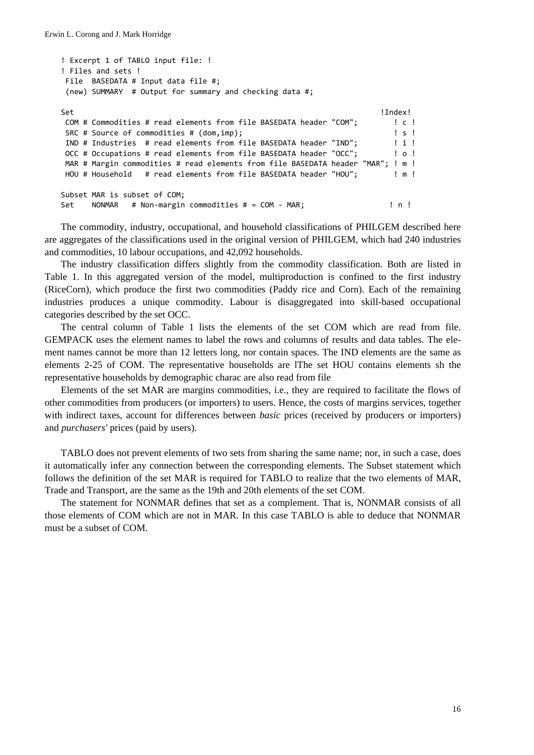```
! Excerpt 1 of TABLO input file: !
! Files and sets !
 File  BASEDATA # Input data file #;
 (new) SUMMARY  # Output for summary and checking data #;

Set                                                                          !Index!
 COM # Commodities # read elements from file BASEDATA header "COM";          ! c !
 SRC # Source of commodities # (dom,imp);                                    ! s !
 IND # Industries  # read elements from file BASEDATA header "IND";          ! i !
 OCC # Occupations # read elements from file BASEDATA header "OCC";          ! o !
 MAR # Margin commodities # read elements from file BASEDATA header "MAR";   ! m !
 HOU # Household   # read elements from file BASEDATA header "HOU";          ! m !

Subset MAR is subset of COM;
Set    NONMAR   # Non-margin commodities # = COM - MAR;                      ! n !
```

The commodity, industry, occupational, and household classifications of PHILGEM described here are aggregates of the classifications used in the original version of PHILGEM, which had 240 industries and commodities, 10 labour occupations, and 42,092 households.

The industry classification differs slightly from the commodity classification. Both are listed in Table 1. In this aggregated version of the model, multiproduction is confined to the first industry (RiceCorn), which produce the first two commodities (Paddy rice and Corn). Each of the remaining industries produces a unique commodity. Labour is disaggregated into skill-based occupational categories described by the set OCC.

The central column of Table 1 lists the elements of the set COM which are read from file. GEMPACK uses the element names to label the rows and columns of results and data tables. The element names cannot be more than 12 letters long, nor contain spaces. The IND elements are the same as elements 2-25 of COM. The representative households are lThe set HOU contains elements sh the representative households by demographic charac are also read from file

Elements of the set MAR are margins commodities, i.e., they are required to facilitate the flows of other commodities from producers (or importers) to users. Hence, the costs of margins services, together with indirect taxes, account for differences between *basic* prices (received by producers or importers) and *purchasers'* prices (paid by users).

TABLO does not prevent elements of two sets from sharing the same name; nor, in such a case, does it automatically infer any connection between the corresponding elements. The Subset statement which follows the definition of the set MAR is required for TABLO to realize that the two elements of MAR, Trade and Transport, are the same as the 19th and 20th elements of the set COM.

The statement for NONMAR defines that set as a complement. That is, NONMAR consists of all those elements of COM which are not in MAR. In this case TABLO is able to deduce that NONMAR must be a subset of COM.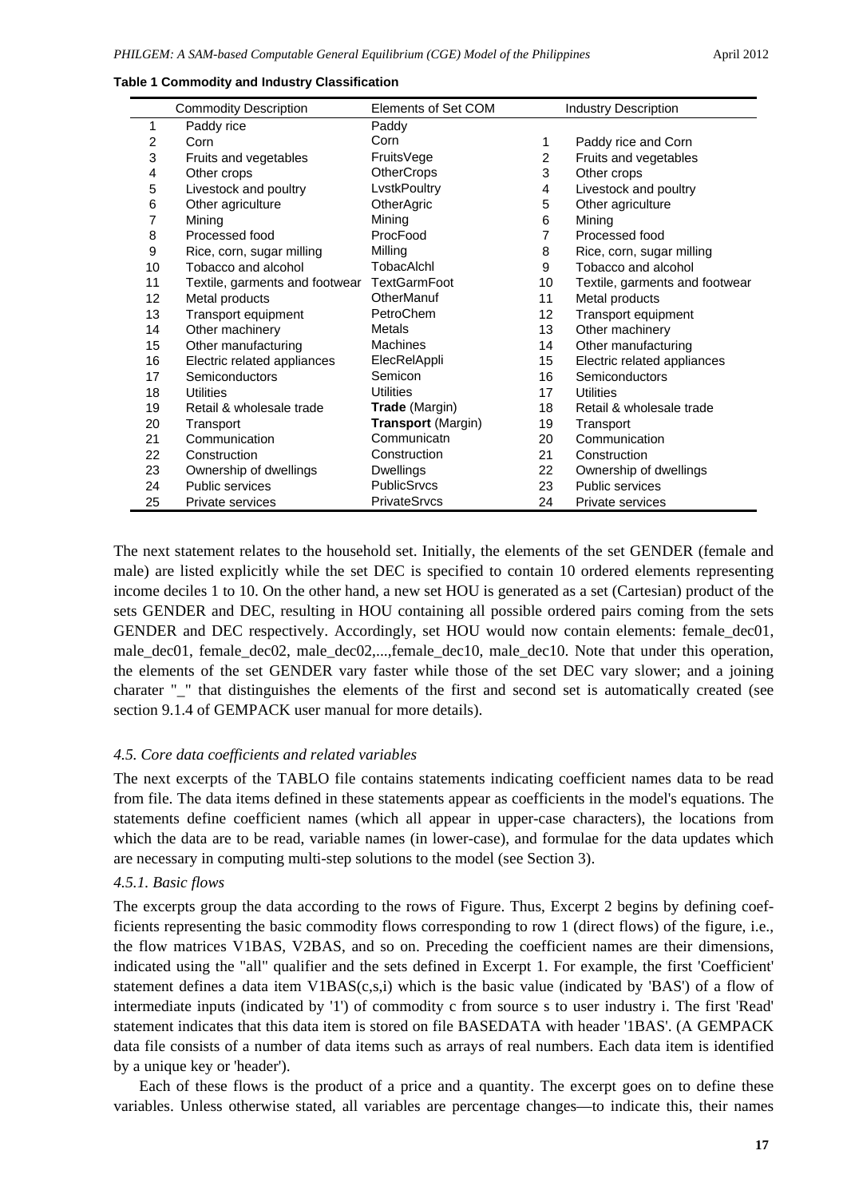**Table 1 Commodity and Industry Classification**

| | Commodity Description | Elements of Set COM | | Industry Description |
|---|---|---|---|---|
| 1 | Paddy rice | Paddy | | |
| 2 | Corn | Corn | 1 | Paddy rice and Corn |
| 3 | Fruits and vegetables | FruitsVege | 2 | Fruits and vegetables |
| 4 | Other crops | OtherCrops | 3 | Other crops |
| 5 | Livestock and poultry | LvstkPoultry | 4 | Livestock and poultry |
| 6 | Other agriculture | OtherAgric | 5 | Other agriculture |
| 7 | Mining | Mining | 6 | Mining |
| 8 | Processed food | ProcFood | 7 | Processed food |
| 9 | Rice, corn, sugar milling | Milling | 8 | Rice, corn, sugar milling |
| 10 | Tobacco and alcohol | TobacAlchl | 9 | Tobacco and alcohol |
| 11 | Textile, garments and footwear | TextGarmFoot | 10 | Textile, garments and footwear |
| 12 | Metal products | OtherManuf | 11 | Metal products |
| 13 | Transport equipment | PetroChem | 12 | Transport equipment |
| 14 | Other machinery | Metals | 13 | Other machinery |
| 15 | Other manufacturing | Machines | 14 | Other manufacturing |
| 16 | Electric related appliances | ElecRelAppli | 15 | Electric related appliances |
| 17 | Semiconductors | Semicon | 16 | Semiconductors |
| 18 | Utilities | Utilities | 17 | Utilities |
| 19 | Retail & wholesale trade | **Trade** (Margin) | 18 | Retail & wholesale trade |
| 20 | Transport | **Transport** (Margin) | 19 | Transport |
| 21 | Communication | Communicatn | 20 | Communication |
| 22 | Construction | Construction | 21 | Construction |
| 23 | Ownership of dwellings | Dwellings | 22 | Ownership of dwellings |
| 24 | Public services | PublicSrvcs | 23 | Public services |
| 25 | Private services | PrivateSrvcs | 24 | Private services |

The next statement relates to the household set. Initially, the elements of the set GENDER (female and male) are listed explicitly while the set DEC is specified to contain 10 ordered elements representing income deciles 1 to 10. On the other hand, a new set HOU is generated as a set (Cartesian) product of the sets GENDER and DEC, resulting in HOU containing all possible ordered pairs coming from the sets GENDER and DEC respectively. Accordingly, set HOU would now contain elements: female_dec01, male_dec01, female_dec02, male_dec02,...,female_dec10, male_dec10. Note that under this operation, the elements of the set GENDER vary faster while those of the set DEC vary slower; and a joining charater "_" that distinguishes the elements of the first and second set is automatically created (see section 9.1.4 of GEMPACK user manual for more details).

### *4.5. Core data coefficients and related variables*

The next excerpts of the TABLO file contains statements indicating coefficient names data to be read from file. The data items defined in these statements appear as coefficients in the model's equations. The statements define coefficient names (which all appear in upper-case characters), the locations from which the data are to be read, variable names (in lower-case), and formulae for the data updates which are necessary in computing multi-step solutions to the model (see Section 3).

#### *4.5.1. Basic flows*

The excerpts group the data according to the rows of Figure. Thus, Excerpt 2 begins by defining coefficients representing the basic commodity flows corresponding to row 1 (direct flows) of the figure, i.e., the flow matrices V1BAS, V2BAS, and so on. Preceding the coefficient names are their dimensions, indicated using the "all" qualifier and the sets defined in Excerpt 1. For example, the first 'Coefficient' statement defines a data item V1BAS(c,s,i) which is the basic value (indicated by 'BAS') of a flow of intermediate inputs (indicated by '1') of commodity c from source s to user industry i. The first 'Read' statement indicates that this data item is stored on file BASEDATA with header '1BAS'. (A GEMPACK data file consists of a number of data items such as arrays of real numbers. Each data item is identified by a unique key or 'header').

Each of these flows is the product of a price and a quantity. The excerpt goes on to define these variables. Unless otherwise stated, all variables are percentage changes—to indicate this, their names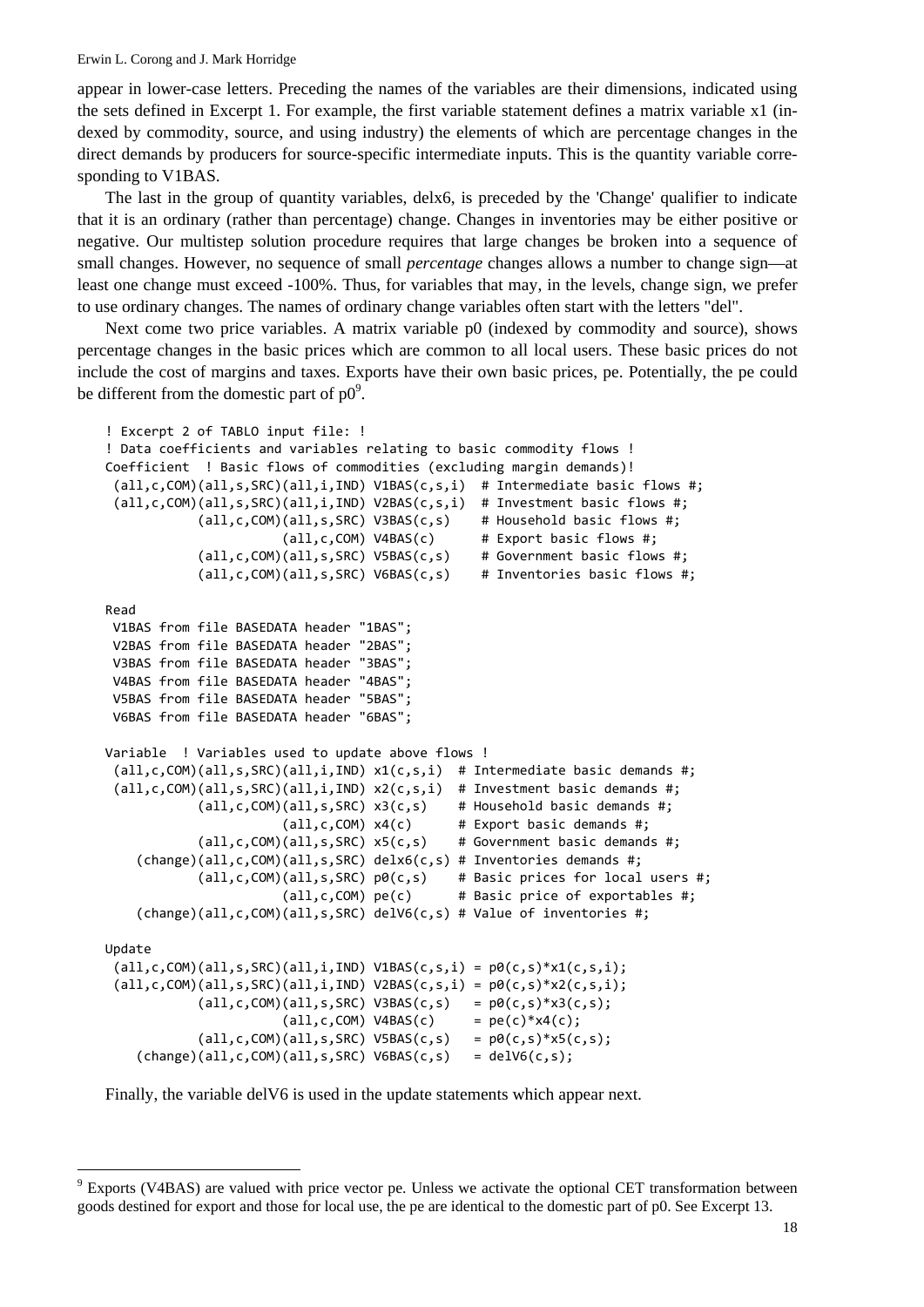appear in lower-case letters. Preceding the names of the variables are their dimensions, indicated using the sets defined in Excerpt 1. For example, the first variable statement defines a matrix variable x1 (indexed by commodity, source, and using industry) the elements of which are percentage changes in the direct demands by producers for source-specific intermediate inputs. This is the quantity variable corresponding to V1BAS.

The last in the group of quantity variables, delx6, is preceded by the 'Change' qualifier to indicate that it is an ordinary (rather than percentage) change. Changes in inventories may be either positive or negative. Our multistep solution procedure requires that large changes be broken into a sequence of small changes. However, no sequence of small *percentage* changes allows a number to change sign—at least one change must exceed -100%. Thus, for variables that may, in the levels, change sign, we prefer to use ordinary changes. The names of ordinary change variables often start with the letters "del".

Next come two price variables. A matrix variable p0 (indexed by commodity and source), shows percentage changes in the basic prices which are common to all local users. These basic prices do not include the cost of margins and taxes. Exports have their own basic prices, pe. Potentially, the pe could be different from the domestic part of p0[9].

```
! Excerpt 2 of TABLO input file: !
! Data coefficients and variables relating to basic commodity flows !
Coefficient  ! Basic flows of commodities (excluding margin demands)!
 (all,c,COM)(all,s,SRC)(all,i,IND) V1BAS(c,s,i)  # Intermediate basic flows #;
 (all,c,COM)(all,s,SRC)(all,i,IND) V2BAS(c,s,i)  # Investment basic flows #;
            (all,c,COM)(all,s,SRC) V3BAS(c,s)    # Household basic flows #;
                       (all,c,COM) V4BAS(c)      # Export basic flows #;
            (all,c,COM)(all,s,SRC) V5BAS(c,s)    # Government basic flows #;
            (all,c,COM)(all,s,SRC) V6BAS(c,s)    # Inventories basic flows #;

Read
 V1BAS from file BASEDATA header "1BAS";
 V2BAS from file BASEDATA header "2BAS";
 V3BAS from file BASEDATA header "3BAS";
 V4BAS from file BASEDATA header "4BAS";
 V5BAS from file BASEDATA header "5BAS";
 V6BAS from file BASEDATA header "6BAS";

Variable  ! Variables used to update above flows !
 (all,c,COM)(all,s,SRC)(all,i,IND) x1(c,s,i)  # Intermediate basic demands #;
 (all,c,COM)(all,s,SRC)(all,i,IND) x2(c,s,i)  # Investment basic demands #;
            (all,c,COM)(all,s,SRC) x3(c,s)    # Household basic demands #;
                       (all,c,COM) x4(c)      # Export basic demands #;
            (all,c,COM)(all,s,SRC) x5(c,s)    # Government basic demands #;
    (change)(all,c,COM)(all,s,SRC) delx6(c,s) # Inventories demands #;
            (all,c,COM)(all,s,SRC) p0(c,s)    # Basic prices for local users #;
                       (all,c,COM) pe(c)      # Basic price of exportables #;
    (change)(all,c,COM)(all,s,SRC) delV6(c,s) # Value of inventories #;

Update
 (all,c,COM)(all,s,SRC)(all,i,IND) V1BAS(c,s,i) = p0(c,s)*x1(c,s,i);
 (all,c,COM)(all,s,SRC)(all,i,IND) V2BAS(c,s,i) = p0(c,s)*x2(c,s,i);
            (all,c,COM)(all,s,SRC) V3BAS(c,s)   = p0(c,s)*x3(c,s);
                       (all,c,COM) V4BAS(c)     = pe(c)*x4(c);
            (all,c,COM)(all,s,SRC) V5BAS(c,s)   = p0(c,s)*x5(c,s);
    (change)(all,c,COM)(all,s,SRC) V6BAS(c,s)   = delV6(c,s);
```

Finally, the variable delV6 is used in the update statements which appear next.

[9] Exports (V4BAS) are valued with price vector pe. Unless we activate the optional CET transformation between goods destined for export and those for local use, the pe are identical to the domestic part of p0. See Excerpt 13.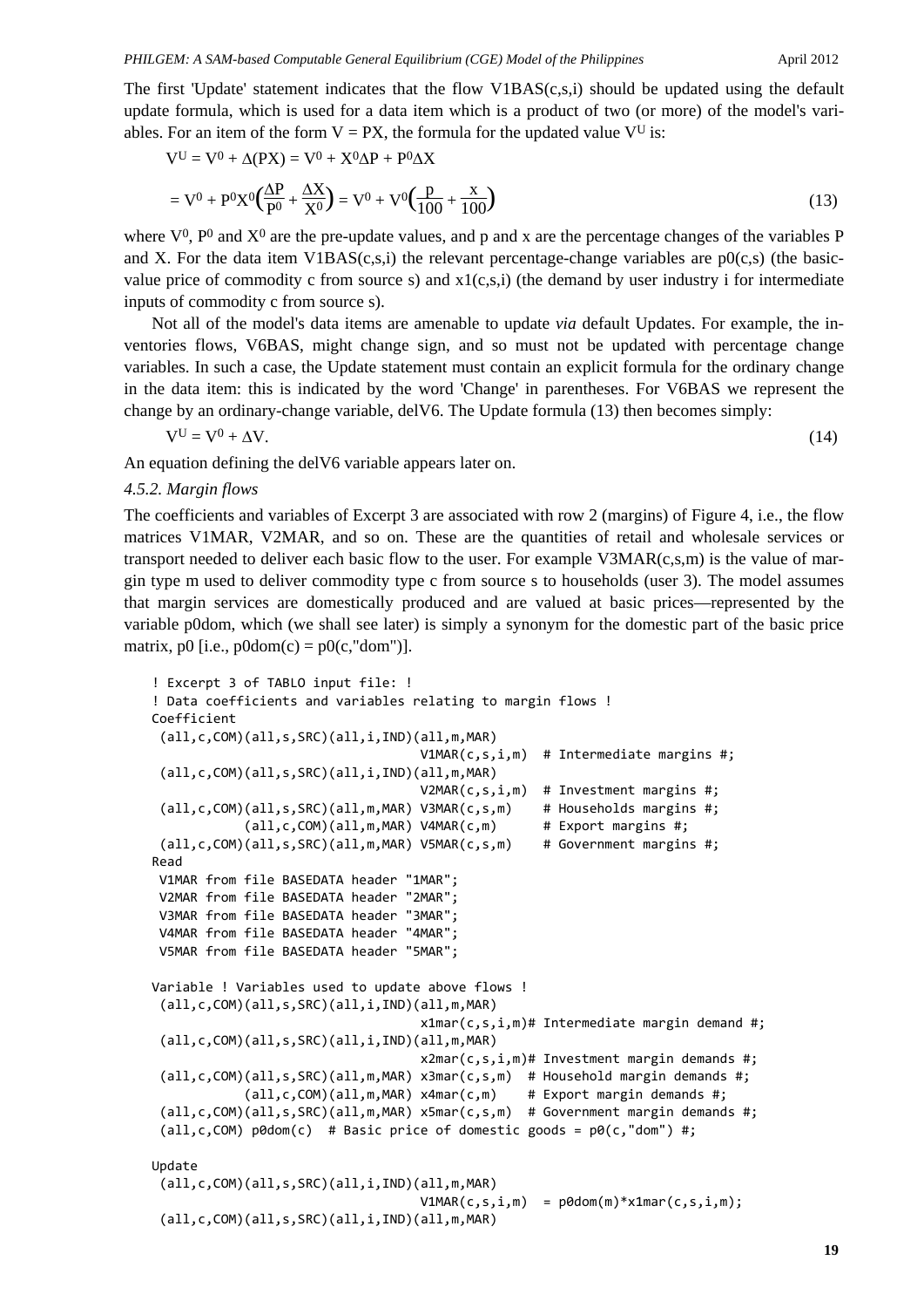The first 'Update' statement indicates that the flow V1BAS(c,s,i) should be updated using the default update formula, which is used for a data item which is a product of two (or more) of the model's variables. For an item of the form V = PX, the formula for the updated value $V^U$ is:

$$V^U = V^0 + \Delta(PX) = V^0 + X^0\Delta P + P^0\Delta X$$

$$= V^0 + P^0X^0\left(\frac{\Delta P}{P^0} + \frac{\Delta X}{X^0}\right) = V^0 + V^0\left(\frac{p}{100} + \frac{x}{100}\right) \tag{13}$$

where $V^0$, $P^0$ and $X^0$ are the pre-update values, and p and x are the percentage changes of the variables P and X. For the data item V1BAS(c,s,i) the relevant percentage-change variables are p0(c,s) (the basic-value price of commodity c from source s) and x1(c,s,i) (the demand by user industry i for intermediate inputs of commodity c from source s).

Not all of the model's data items are amenable to update *via* default Updates. For example, the inventories flows, V6BAS, might change sign, and so must not be updated with percentage change variables. In such a case, the Update statement must contain an explicit formula for the ordinary change in the data item: this is indicated by the word 'Change' in parentheses. For V6BAS we represent the change by an ordinary-change variable, delV6. The Update formula (13) then becomes simply:

$$V^U = V^0 + \Delta V. \tag{14}$$

An equation defining the delV6 variable appears later on.

*4.5.2. Margin flows*

The coefficients and variables of Excerpt 3 are associated with row 2 (margins) of Figure 4, i.e., the flow matrices V1MAR, V2MAR, and so on. These are the quantities of retail and wholesale services or transport needed to deliver each basic flow to the user. For example V3MAR(c,s,m) is the value of margin type m used to deliver commodity type c from source s to households (user 3). The model assumes that margin services are domestically produced and are valued at basic prices—represented by the variable p0dom, which (we shall see later) is simply a synonym for the domestic part of the basic price matrix, p0 [i.e., p0dom(c) = p0(c,"dom")].

```
! Excerpt 3 of TABLO input file: !
! Data coefficients and variables relating to margin flows !
Coefficient
 (all,c,COM)(all,s,SRC)(all,i,IND)(all,m,MAR)
                                  V1MAR(c,s,i,m)  # Intermediate margins #;
 (all,c,COM)(all,s,SRC)(all,i,IND)(all,m,MAR)
                                  V2MAR(c,s,i,m)  # Investment margins #;
 (all,c,COM)(all,s,SRC)(all,m,MAR) V3MAR(c,s,m)    # Households margins #;
            (all,c,COM)(all,m,MAR) V4MAR(c,m)      # Export margins #;
 (all,c,COM)(all,s,SRC)(all,m,MAR) V5MAR(c,s,m)    # Government margins #;
Read
 V1MAR from file BASEDATA header "1MAR";
 V2MAR from file BASEDATA header "2MAR";
 V3MAR from file BASEDATA header "3MAR";
 V4MAR from file BASEDATA header "4MAR";
 V5MAR from file BASEDATA header "5MAR";

Variable ! Variables used to update above flows !
 (all,c,COM)(all,s,SRC)(all,i,IND)(all,m,MAR)
                                  x1mar(c,s,i,m)# Intermediate margin demand #;
 (all,c,COM)(all,s,SRC)(all,i,IND)(all,m,MAR)
                                  x2mar(c,s,i,m)# Investment margin demands #;
 (all,c,COM)(all,s,SRC)(all,m,MAR) x3mar(c,s,m)  # Household margin demands #;
            (all,c,COM)(all,m,MAR) x4mar(c,m)    # Export margin demands #;
 (all,c,COM)(all,s,SRC)(all,m,MAR) x5mar(c,s,m)  # Government margin demands #;
 (all,c,COM) p0dom(c)  # Basic price of domestic goods = p0(c,"dom") #;

Update
 (all,c,COM)(all,s,SRC)(all,i,IND)(all,m,MAR)
                                  V1MAR(c,s,i,m)  = p0dom(m)*x1mar(c,s,i,m);
 (all,c,COM)(all,s,SRC)(all,i,IND)(all,m,MAR)
```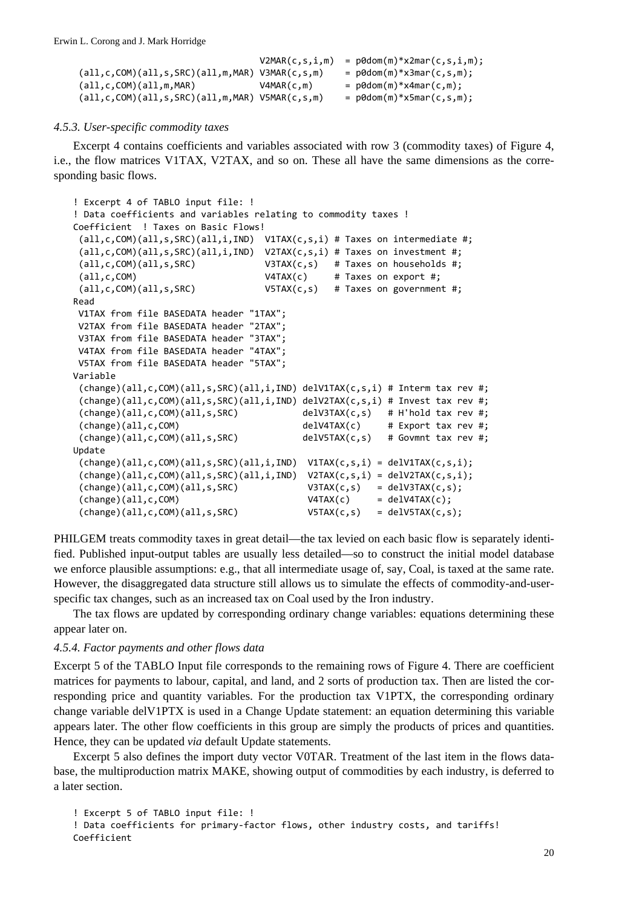```
                                    V2MAR(c,s,i,m)  = p0dom(m)*x2mar(c,s,i,m);
 (all,c,COM)(all,s,SRC)(all,m,MAR) V3MAR(c,s,m)    = p0dom(m)*x3mar(c,s,m);
 (all,c,COM)(all,m,MAR)            V4MAR(c,m)      = p0dom(m)*x4mar(c,m);
 (all,c,COM)(all,s,SRC)(all,m,MAR) V5MAR(c,s,m)    = p0dom(m)*x5mar(c,s,m);
```

### *4.5.3. User-specific commodity taxes*

Excerpt 4 contains coefficients and variables associated with row 3 (commodity taxes) of Figure 4, i.e., the flow matrices V1TAX, V2TAX, and so on. These all have the same dimensions as the corresponding basic flows.

```
! Excerpt 4 of TABLO input file: !
! Data coefficients and variables relating to commodity taxes !
Coefficient  ! Taxes on Basic Flows!
 (all,c,COM)(all,s,SRC)(all,i,IND)  V1TAX(c,s,i) # Taxes on intermediate #;
 (all,c,COM)(all,s,SRC)(all,i,IND)  V2TAX(c,s,i) # Taxes on investment #;
 (all,c,COM)(all,s,SRC)             V3TAX(c,s)   # Taxes on households #;
 (all,c,COM)                        V4TAX(c)     # Taxes on export #;
 (all,c,COM)(all,s,SRC)             V5TAX(c,s)   # Taxes on government #;
Read
 V1TAX from file BASEDATA header "1TAX";
 V2TAX from file BASEDATA header "2TAX";
 V3TAX from file BASEDATA header "3TAX";
 V4TAX from file BASEDATA header "4TAX";
 V5TAX from file BASEDATA header "5TAX";
Variable
 (change)(all,c,COM)(all,s,SRC)(all,i,IND) delV1TAX(c,s,i) # Interm tax rev #;
 (change)(all,c,COM)(all,s,SRC)(all,i,IND) delV2TAX(c,s,i) # Invest tax rev #;
 (change)(all,c,COM)(all,s,SRC)            delV3TAX(c,s)   # H'hold tax rev #;
 (change)(all,c,COM)                       delV4TAX(c)     # Export tax rev #;
 (change)(all,c,COM)(all,s,SRC)            delV5TAX(c,s)   # Govmnt tax rev #;
Update
 (change)(all,c,COM)(all,s,SRC)(all,i,IND)  V1TAX(c,s,i) = delV1TAX(c,s,i);
 (change)(all,c,COM)(all,s,SRC)(all,i,IND)  V2TAX(c,s,i) = delV2TAX(c,s,i);
 (change)(all,c,COM)(all,s,SRC)             V3TAX(c,s)   = delV3TAX(c,s);
 (change)(all,c,COM)                        V4TAX(c)     = delV4TAX(c);
 (change)(all,c,COM)(all,s,SRC)             V5TAX(c,s)   = delV5TAX(c,s);
```

PHILGEM treats commodity taxes in great detail—the tax levied on each basic flow is separately identified. Published input-output tables are usually less detailed—so to construct the initial model database we enforce plausible assumptions: e.g., that all intermediate usage of, say, Coal, is taxed at the same rate. However, the disaggregated data structure still allows us to simulate the effects of commodity-and-user-specific tax changes, such as an increased tax on Coal used by the Iron industry.

The tax flows are updated by corresponding ordinary change variables: equations determining these appear later on.

### *4.5.4. Factor payments and other flows data*

Excerpt 5 of the TABLO Input file corresponds to the remaining rows of Figure 4. There are coefficient matrices for payments to labour, capital, and land, and 2 sorts of production tax. Then are listed the corresponding price and quantity variables. For the production tax V1PTX, the corresponding ordinary change variable delV1PTX is used in a Change Update statement: an equation determining this variable appears later. The other flow coefficients in this group are simply the products of prices and quantities. Hence, they can be updated *via* default Update statements.

Excerpt 5 also defines the import duty vector V0TAR. Treatment of the last item in the flows database, the multiproduction matrix MAKE, showing output of commodities by each industry, is deferred to a later section.

```
! Excerpt 5 of TABLO input file: !
! Data coefficients for primary-factor flows, other industry costs, and tariffs!
Coefficient
```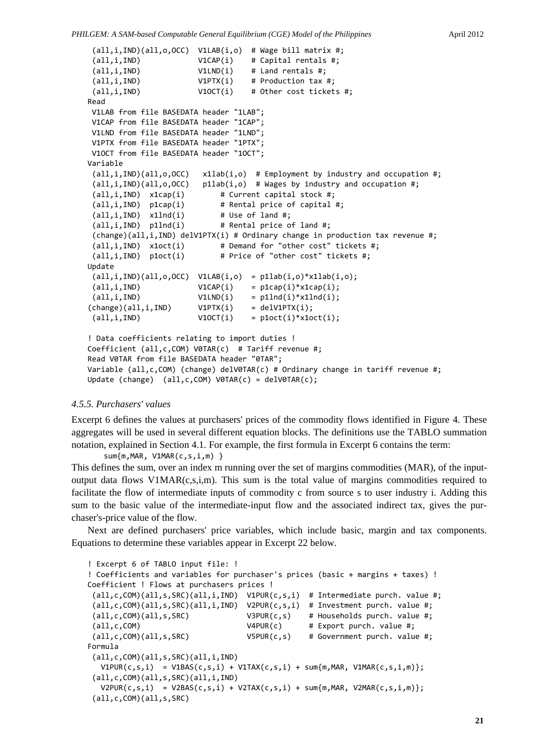```
 (all,i,IND)(all,o,OCC)  V1LAB(i,o)  # Wage bill matrix #;
 (all,i,IND)             V1CAP(i)    # Capital rentals #;
 (all,i,IND)             V1LND(i)    # Land rentals #;
 (all,i,IND)             V1PTX(i)    # Production tax #;
 (all,i,IND)             V1OCT(i)    # Other cost tickets #;
Read
 V1LAB from file BASEDATA header "1LAB";
 V1CAP from file BASEDATA header "1CAP";
 V1LND from file BASEDATA header "1LND";
 V1PTX from file BASEDATA header "1PTX";
 V1OCT from file BASEDATA header "1OCT";
Variable
 (all,i,IND)(all,o,OCC)   x1lab(i,o)  # Employment by industry and occupation #;
 (all,i,IND)(all,o,OCC)   p1lab(i,o)  # Wages by industry and occupation #;
 (all,i,IND)  x1cap(i)        # Current capital stock #;
 (all,i,IND)  p1cap(i)        # Rental price of capital #;
 (all,i,IND)  x1lnd(i)        # Use of land #;
 (all,i,IND)  p1lnd(i)        # Rental price of land #;
 (change)(all,i,IND) delV1PTX(i) # Ordinary change in production tax revenue #;
 (all,i,IND)  x1oct(i)        # Demand for "other cost" tickets #;
 (all,i,IND)  p1oct(i)        # Price of "other cost" tickets #;
Update
 (all,i,IND)(all,o,OCC)  V1LAB(i,o)  = p1lab(i,o)*x1lab(i,o);
 (all,i,IND)             V1CAP(i)    = p1cap(i)*x1cap(i);
 (all,i,IND)             V1LND(i)    = p1lnd(i)*x1lnd(i);
(change)(all,i,IND)      V1PTX(i)    = delV1PTX(i);
 (all,i,IND)             V1OCT(i)    = p1oct(i)*x1oct(i);

! Data coefficients relating to import duties !
Coefficient (all,c,COM) V0TAR(c)  # Tariff revenue #;
Read V0TAR from file BASEDATA header "0TAR";
Variable (all,c,COM) (change) delV0TAR(c) # Ordinary change in tariff revenue #;
Update (change)  (all,c,COM) V0TAR(c) = delV0TAR(c);
```

#### *4.5.5. Purchasers' values*

Excerpt 6 defines the values at purchasers' prices of the commodity flows identified in Figure 4. These aggregates will be used in several different equation blocks. The definitions use the TABLO summation notation, explained in Section 4.1. For example, the first formula in Excerpt 6 contains the term:

```
sum{m,MAR, V1MAR(c,s,i,m) }
```

This defines the sum, over an index m running over the set of margins commodities (MAR), of the input-output data flows V1MAR(c,s,i,m). This sum is the total value of margins commodities required to facilitate the flow of intermediate inputs of commodity c from source s to user industry i. Adding this sum to the basic value of the intermediate-input flow and the associated indirect tax, gives the purchaser's-price value of the flow.

Next are defined purchasers' price variables, which include basic, margin and tax components. Equations to determine these variables appear in Excerpt 22 below.

```
! Excerpt 6 of TABLO input file: !
! Coefficients and variables for purchaser's prices (basic + margins + taxes) !
Coefficient ! Flows at purchasers prices !
 (all,c,COM)(all,s,SRC)(all,i,IND)  V1PUR(c,s,i)  # Intermediate purch. value #;
 (all,c,COM)(all,s,SRC)(all,i,IND)  V2PUR(c,s,i)  # Investment purch. value #;
 (all,c,COM)(all,s,SRC)             V3PUR(c,s)    # Households purch. value #;
 (all,c,COM)                        V4PUR(c)      # Export purch. value #;
 (all,c,COM)(all,s,SRC)             V5PUR(c,s)    # Government purch. value #;
Formula
 (all,c,COM)(all,s,SRC)(all,i,IND)
   V1PUR(c,s,i)  = V1BAS(c,s,i) + V1TAX(c,s,i) + sum{m,MAR, V1MAR(c,s,i,m)};
 (all,c,COM)(all,s,SRC)(all,i,IND)
   V2PUR(c,s,i)  = V2BAS(c,s,i) + V2TAX(c,s,i) + sum{m,MAR, V2MAR(c,s,i,m)};
 (all,c,COM)(all,s,SRC)
```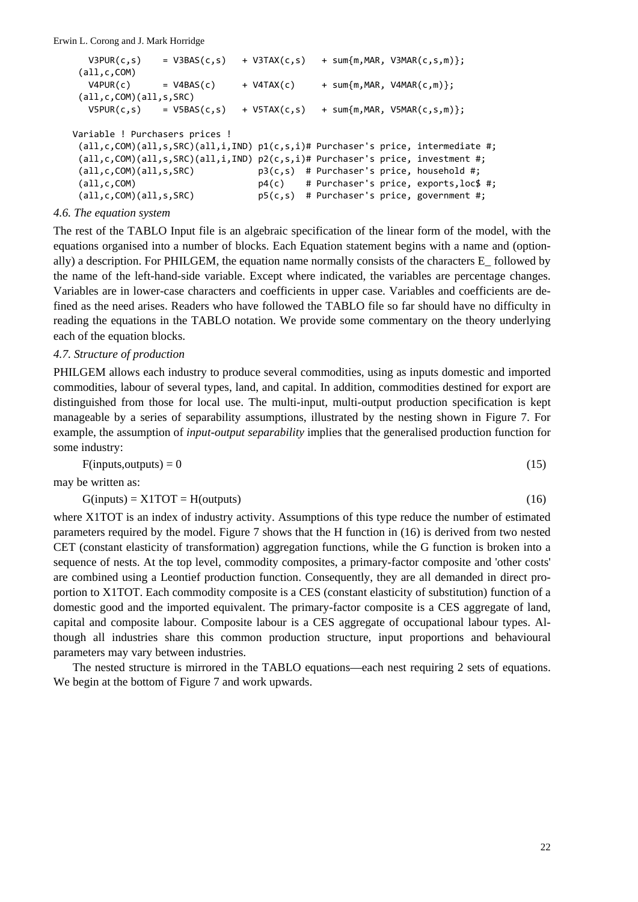```
  V3PUR(c,s)    = V3BAS(c,s)   + V3TAX(c,s)   + sum{m,MAR, V3MAR(c,s,m)};
 (all,c,COM)
  V4PUR(c)      = V4BAS(c)     + V4TAX(c)     + sum{m,MAR, V4MAR(c,m)};
 (all,c,COM)(all,s,SRC)
  V5PUR(c,s)    = V5BAS(c,s)   + V5TAX(c,s)   + sum{m,MAR, V5MAR(c,s,m)};

Variable ! Purchasers prices !
 (all,c,COM)(all,s,SRC)(all,i,IND) p1(c,s,i)# Purchaser's price, intermediate #;
 (all,c,COM)(all,s,SRC)(all,i,IND) p2(c,s,i)# Purchaser's price, investment #;
 (all,c,COM)(all,s,SRC)            p3(c,s)  # Purchaser's price, household #;
 (all,c,COM)                       p4(c)    # Purchaser's price, exports,loc$ #;
 (all,c,COM)(all,s,SRC)            p5(c,s)  # Purchaser's price, government #;
```

### *4.6. The equation system*

The rest of the TABLO Input file is an algebraic specification of the linear form of the model, with the equations organised into a number of blocks. Each Equation statement begins with a name and (optionally) a description. For PHILGEM, the equation name normally consists of the characters E_ followed by the name of the left-hand-side variable. Except where indicated, the variables are percentage changes. Variables are in lower-case characters and coefficients in upper case. Variables and coefficients are defined as the need arises. Readers who have followed the TABLO file so far should have no difficulty in reading the equations in the TABLO notation. We provide some commentary on the theory underlying each of the equation blocks.

### *4.7. Structure of production*

PHILGEM allows each industry to produce several commodities, using as inputs domestic and imported commodities, labour of several types, land, and capital. In addition, commodities destined for export are distinguished from those for local use. The multi-input, multi-output production specification is kept manageable by a series of separability assumptions, illustrated by the nesting shown in Figure 7. For example, the assumption of *input-output separability* implies that the generalised production function for some industry:

$$F(\text{inputs},\text{outputs}) = 0 \tag{15}$$

may be written as:

$$G(\text{inputs}) = X1TOT = H(\text{outputs}) \tag{16}$$

where X1TOT is an index of industry activity. Assumptions of this type reduce the number of estimated parameters required by the model. Figure 7 shows that the H function in (16) is derived from two nested CET (constant elasticity of transformation) aggregation functions, while the G function is broken into a sequence of nests. At the top level, commodity composites, a primary-factor composite and 'other costs' are combined using a Leontief production function. Consequently, they are all demanded in direct proportion to X1TOT. Each commodity composite is a CES (constant elasticity of substitution) function of a domestic good and the imported equivalent. The primary-factor composite is a CES aggregate of land, capital and composite labour. Composite labour is a CES aggregate of occupational labour types. Although all industries share this common production structure, input proportions and behavioural parameters may vary between industries.

The nested structure is mirrored in the TABLO equations—each nest requiring 2 sets of equations. We begin at the bottom of Figure 7 and work upwards.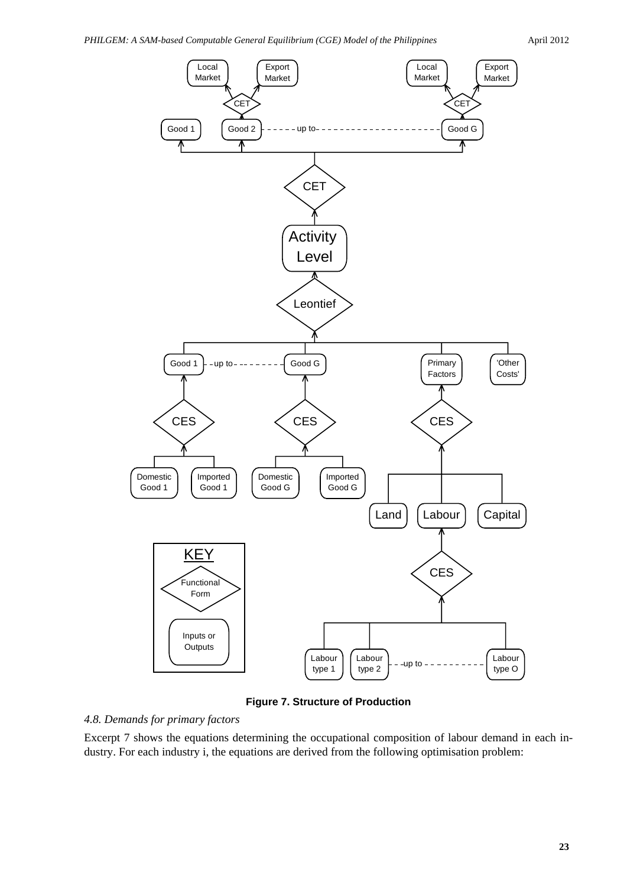**Figure 7. Structure of Production**

*4.8. Demands for primary factors*

Excerpt 7 shows the equations determining the occupational composition of labour demand in each industry. For each industry i, the equations are derived from the following optimisation problem: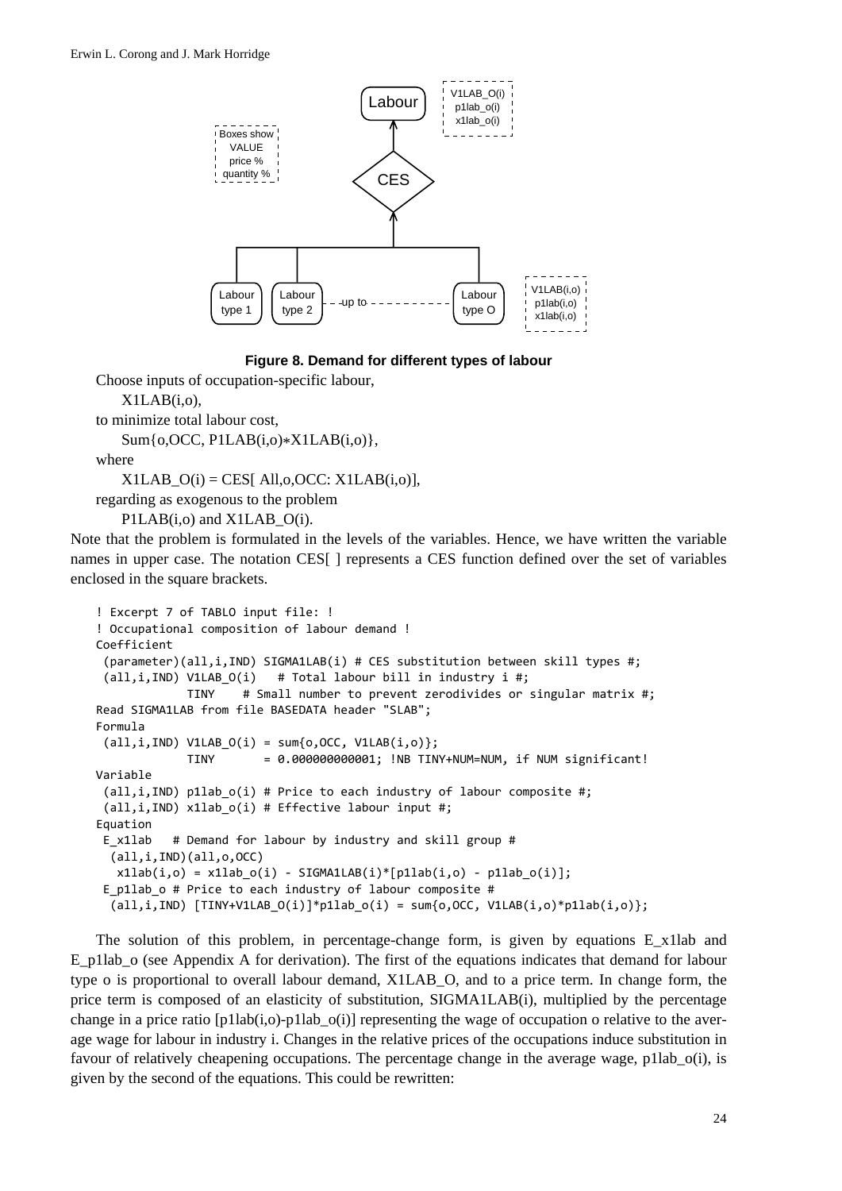**Figure 8. Demand for different types of labour**

Choose inputs of occupation-specific labour,

X1LAB(i,o),

to minimize total labour cost,

Sum{o,OCC, P1LAB(i,o)∗X1LAB(i,o)},

where

X1LAB_O(i) = CES[ All,o,OCC: X1LAB(i,o)],

regarding as exogenous to the problem

P1LAB(i,o) and X1LAB_O(i).

Note that the problem is formulated in the levels of the variables. Hence, we have written the variable names in upper case. The notation CES[ ] represents a CES function defined over the set of variables enclosed in the square brackets.

```
! Excerpt 7 of TABLO input file: !
! Occupational composition of labour demand !
Coefficient
 (parameter)(all,i,IND) SIGMA1LAB(i) # CES substitution between skill types #;
 (all,i,IND) V1LAB_O(i)   # Total labour bill in industry i #;
             TINY    # Small number to prevent zerodivides or singular matrix #;
Read SIGMA1LAB from file BASEDATA header "SLAB";
Formula
 (all,i,IND) V1LAB_O(i) = sum{o,OCC, V1LAB(i,o)};
             TINY       = 0.000000000001; !NB TINY+NUM=NUM, if NUM significant!
Variable
 (all,i,IND) p1lab_o(i) # Price to each industry of labour composite #;
 (all,i,IND) x1lab_o(i) # Effective labour input #;
Equation
 E_x1lab   # Demand for labour by industry and skill group #
  (all,i,IND)(all,o,OCC)
   x1lab(i,o) = x1lab_o(i) - SIGMA1LAB(i)*[p1lab(i,o) - p1lab_o(i)];
 E_p1lab_o # Price to each industry of labour composite #
  (all,i,IND) [TINY+V1LAB_O(i)]*p1lab_o(i) = sum{o,OCC, V1LAB(i,o)*p1lab(i,o)};
```

The solution of this problem, in percentage-change form, is given by equations E_x1lab and E_p1lab_o (see Appendix A for derivation). The first of the equations indicates that demand for labour type o is proportional to overall labour demand, X1LAB_O, and to a price term. In change form, the price term is composed of an elasticity of substitution, SIGMA1LAB(i), multiplied by the percentage change in a price ratio [p1lab(i,o)-p1lab_o(i)] representing the wage of occupation o relative to the average wage for labour in industry i. Changes in the relative prices of the occupations induce substitution in favour of relatively cheapening occupations. The percentage change in the average wage, p1lab_o(i), is given by the second of the equations. This could be rewritten: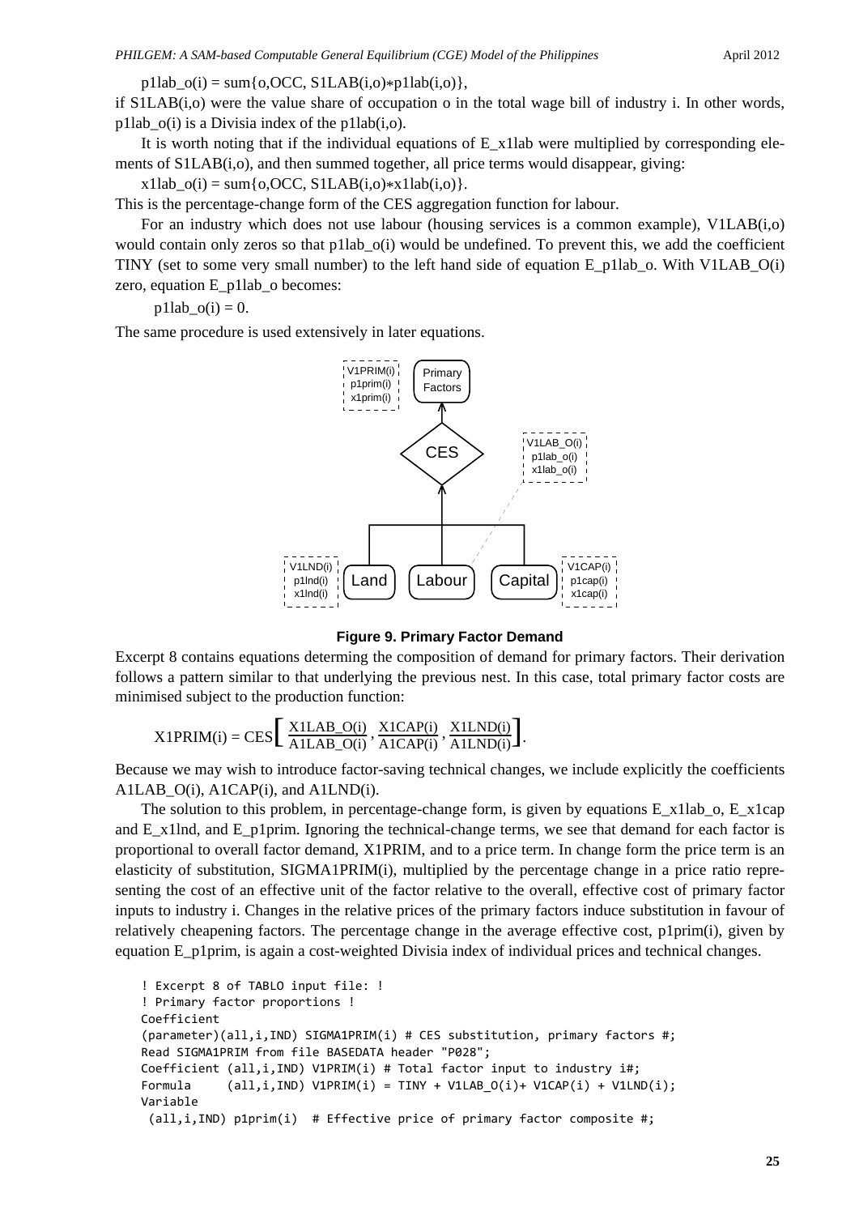p1lab_o(i) = sum{o,OCC, S1LAB(i,o)∗p1lab(i,o)},

if S1LAB(i,o) were the value share of occupation o in the total wage bill of industry i. In other words, p1lab_o(i) is a Divisia index of the p1lab(i,o).

It is worth noting that if the individual equations of E_x1lab were multiplied by corresponding elements of S1LAB(i,o), and then summed together, all price terms would disappear, giving:

x1lab_o(i) = sum{o,OCC, S1LAB(i,o)∗x1lab(i,o)}.

This is the percentage-change form of the CES aggregation function for labour.

For an industry which does not use labour (housing services is a common example), V1LAB(i,o) would contain only zeros so that p1lab_o(i) would be undefined. To prevent this, we add the coefficient TINY (set to some very small number) to the left hand side of equation E_p1lab_o. With V1LAB_O(i) zero, equation E_p1lab_o becomes:

p1lab_o(i) = 0.

The same procedure is used extensively in later equations.

**Figure 9. Primary Factor Demand**

Excerpt 8 contains equations determing the composition of demand for primary factors. Their derivation follows a pattern similar to that underlying the previous nest. In this case, total primary factor costs are minimised subject to the production function:

$$\text{X1PRIM(i)} = \text{CES}\left[\frac{\text{X1LAB\_O(i)}}{\text{A1LAB\_O(i)}}, \frac{\text{X1CAP(i)}}{\text{A1CAP(i)}}, \frac{\text{X1LND(i)}}{\text{A1LND(i)}}\right].$$

Because we may wish to introduce factor-saving technical changes, we include explicitly the coefficients A1LAB_O(i), A1CAP(i), and A1LND(i).

The solution to this problem, in percentage-change form, is given by equations E_x1lab_o, E_x1cap and E_x1lnd, and E_p1prim. Ignoring the technical-change terms, we see that demand for each factor is proportional to overall factor demand, X1PRIM, and to a price term. In change form the price term is an elasticity of substitution, SIGMA1PRIM(i), multiplied by the percentage change in a price ratio representing the cost of an effective unit of the factor relative to the overall, effective cost of primary factor inputs to industry i. Changes in the relative prices of the primary factors induce substitution in favour of relatively cheapening factors. The percentage change in the average effective cost, p1prim(i), given by equation E_p1prim, is again a cost-weighted Divisia index of individual prices and technical changes.

```
! Excerpt 8 of TABLO input file: !
! Primary factor proportions !
Coefficient
(parameter)(all,i,IND) SIGMA1PRIM(i) # CES substitution, primary factors #;
Read SIGMA1PRIM from file BASEDATA header "P028";
Coefficient (all,i,IND) V1PRIM(i) # Total factor input to industry i#;
Formula     (all,i,IND) V1PRIM(i) = TINY + V1LAB_O(i)+ V1CAP(i) + V1LND(i);
Variable
 (all,i,IND) p1prim(i)  # Effective price of primary factor composite #;
```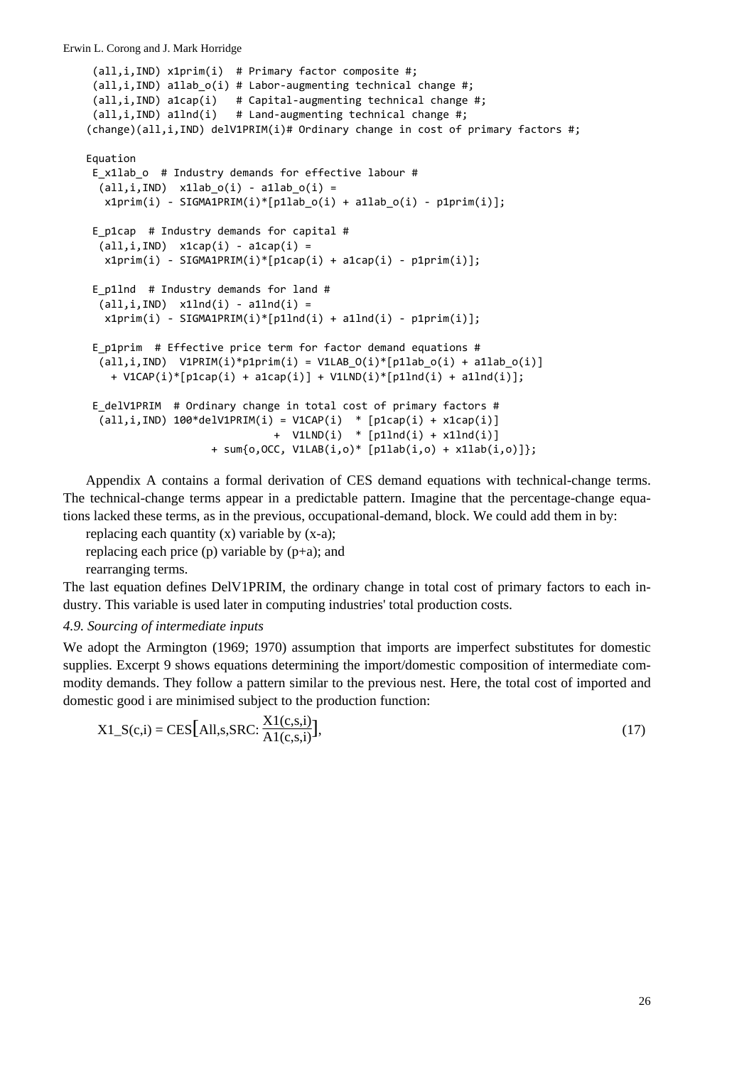```
 (all,i,IND) x1prim(i)  # Primary factor composite #;
 (all,i,IND) a1lab_o(i) # Labor-augmenting technical change #;
 (all,i,IND) a1cap(i)   # Capital-augmenting technical change #;
 (all,i,IND) a1lnd(i)   # Land-augmenting technical change #;
(change)(all,i,IND) delV1PRIM(i)# Ordinary change in cost of primary factors #;

Equation
 E_x1lab_o  # Industry demands for effective labour #
  (all,i,IND)  x1lab_o(i) - a1lab_o(i) =
   x1prim(i) - SIGMA1PRIM(i)*[p1lab_o(i) + a1lab_o(i) - p1prim(i)];

 E_p1cap  # Industry demands for capital #
  (all,i,IND)  x1cap(i) - a1cap(i) =
   x1prim(i) - SIGMA1PRIM(i)*[p1cap(i) + a1cap(i) - p1prim(i)];

 E_p1lnd  # Industry demands for land #
  (all,i,IND)  x1lnd(i) - a1lnd(i) =
   x1prim(i) - SIGMA1PRIM(i)*[p1lnd(i) + a1lnd(i) - p1prim(i)];

 E_p1prim  # Effective price term for factor demand equations #
  (all,i,IND)  V1PRIM(i)*p1prim(i) = V1LAB_O(i)*[p1lab_o(i) + a1lab_o(i)]
    + V1CAP(i)*[p1cap(i) + a1cap(i)] + V1LND(i)*[p1lnd(i) + a1lnd(i)];

 E_delV1PRIM  # Ordinary change in total cost of primary factors #
  (all,i,IND) 100*delV1PRIM(i) = V1CAP(i)  * [p1cap(i) + x1cap(i)]
                               +  V1LND(i)  * [p1lnd(i) + x1lnd(i)]
                    + sum{o,OCC, V1LAB(i,o)* [p1lab(i,o) + x1lab(i,o)]};
```

Appendix A contains a formal derivation of CES demand equations with technical-change terms. The technical-change terms appear in a predictable pattern. Imagine that the percentage-change equations lacked these terms, as in the previous, occupational-demand, block. We could add them in by:

replacing each quantity (x) variable by (x-a);

replacing each price (p) variable by (p+a); and

rearranging terms.

The last equation defines DelV1PRIM, the ordinary change in total cost of primary factors to each industry. This variable is used later in computing industries' total production costs.

### *4.9. Sourcing of intermediate inputs*

We adopt the Armington (1969; 1970) assumption that imports are imperfect substitutes for domestic supplies. Excerpt 9 shows equations determining the import/domestic composition of intermediate commodity demands. They follow a pattern similar to the previous nest. Here, the total cost of imported and domestic good i are minimised subject to the production function:

$$\text{X1\_S(c,i)} = \text{CES}\Big[\text{All,s,SRC}: \frac{\text{X1(c,s,i)}}{\text{A1(c,s,i)}}\Big], \tag{17}$$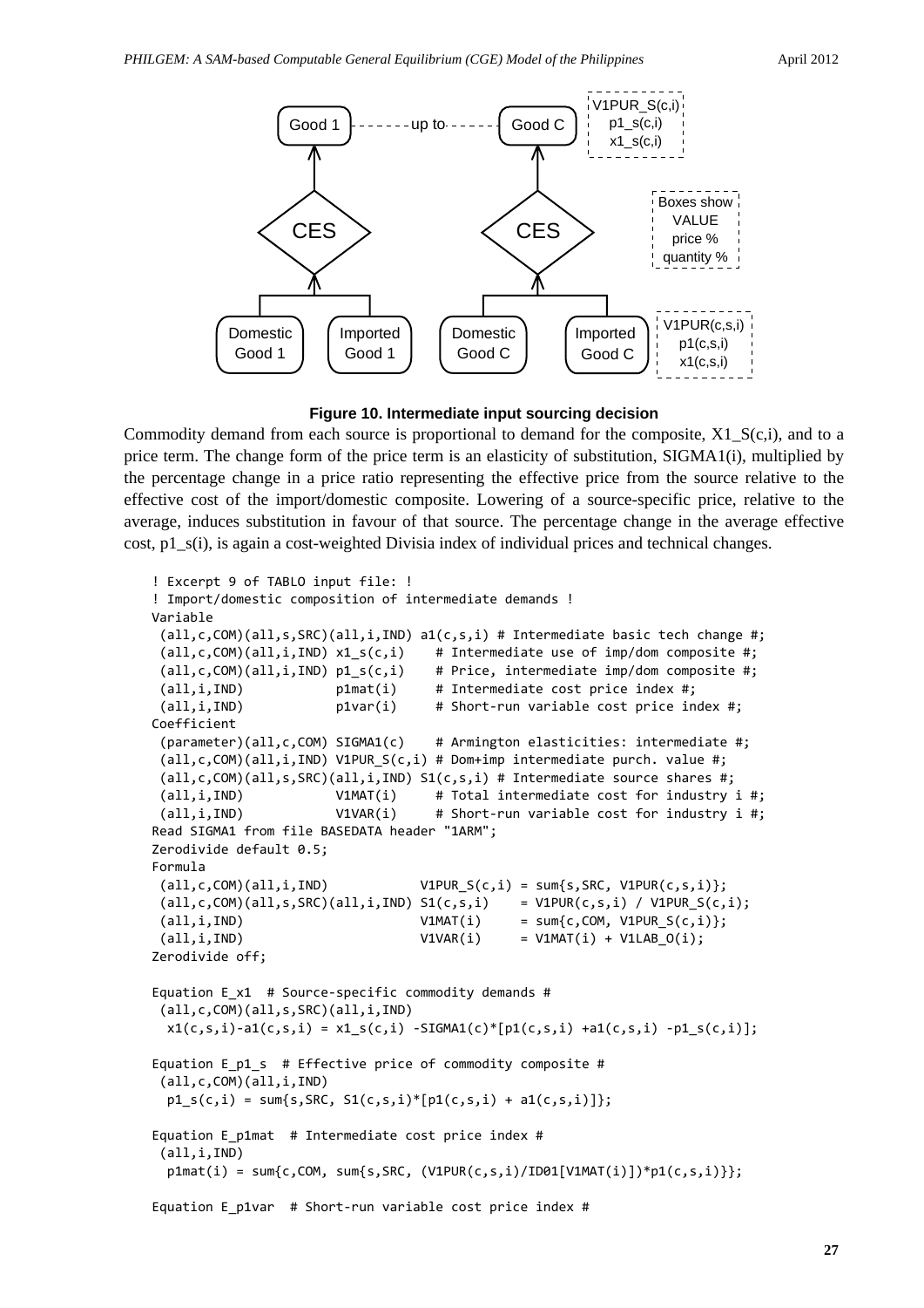Good 1 ------ up to ------ Good C

V1PUR_S(c,i)
p1_s(c,i)
x1_s(c,i)

CES        CES

Boxes show
VALUE
price %
quantity %

Domestic Good 1 | Imported Good 1 | Domestic Good C | Imported Good C

V1PUR(c,s,i)
p1(c,s,i)
x1(c,s,i)

**Figure 10. Intermediate input sourcing decision**

Commodity demand from each source is proportional to demand for the composite, X1_S(c,i), and to a price term. The change form of the price term is an elasticity of substitution, SIGMA1(i), multiplied by the percentage change in a price ratio representing the effective price from the source relative to the effective cost of the import/domestic composite. Lowering of a source-specific price, relative to the average, induces substitution in favour of that source. The percentage change in the average effective cost, p1_s(i), is again a cost-weighted Divisia index of individual prices and technical changes.

```
! Excerpt 9 of TABLO input file: !
! Import/domestic composition of intermediate demands !
Variable
 (all,c,COM)(all,s,SRC)(all,i,IND) a1(c,s,i) # Intermediate basic tech change #;
 (all,c,COM)(all,i,IND) x1_s(c,i)    # Intermediate use of imp/dom composite #;
 (all,c,COM)(all,i,IND) p1_s(c,i)    # Price, intermediate imp/dom composite #;
 (all,i,IND)            p1mat(i)     # Intermediate cost price index #;
 (all,i,IND)            p1var(i)     # Short-run variable cost price index #;
Coefficient
 (parameter)(all,c,COM) SIGMA1(c)    # Armington elasticities: intermediate #;
 (all,c,COM)(all,i,IND) V1PUR_S(c,i) # Dom+imp intermediate purch. value #;
 (all,c,COM)(all,s,SRC)(all,i,IND) S1(c,s,i) # Intermediate source shares #;
 (all,i,IND)            V1MAT(i)     # Total intermediate cost for industry i #;
 (all,i,IND)            V1VAR(i)     # Short-run variable cost for industry i #;
Read SIGMA1 from file BASEDATA header "1ARM";
Zerodivide default 0.5;
Formula
 (all,c,COM)(all,i,IND)            V1PUR_S(c,i) = sum{s,SRC, V1PUR(c,s,i)};
 (all,c,COM)(all,s,SRC)(all,i,IND) S1(c,s,i)    = V1PUR(c,s,i) / V1PUR_S(c,i);
 (all,i,IND)                       V1MAT(i)     = sum{c,COM, V1PUR_S(c,i)};
 (all,i,IND)                       V1VAR(i)     = V1MAT(i) + V1LAB_O(i);
Zerodivide off;

Equation E_x1  # Source-specific commodity demands #
 (all,c,COM)(all,s,SRC)(all,i,IND)
  x1(c,s,i)-a1(c,s,i) = x1_s(c,i) -SIGMA1(c)*[p1(c,s,i) +a1(c,s,i) -p1_s(c,i)];

Equation E_p1_s  # Effective price of commodity composite #
 (all,c,COM)(all,i,IND)
  p1_s(c,i) = sum{s,SRC, S1(c,s,i)*[p1(c,s,i) + a1(c,s,i)]};

Equation E_p1mat  # Intermediate cost price index #
 (all,i,IND)
  p1mat(i) = sum{c,COM, sum{s,SRC, (V1PUR(c,s,i)/ID01[V1MAT(i)])*p1(c,s,i)}};

Equation E_p1var  # Short-run variable cost price index #
```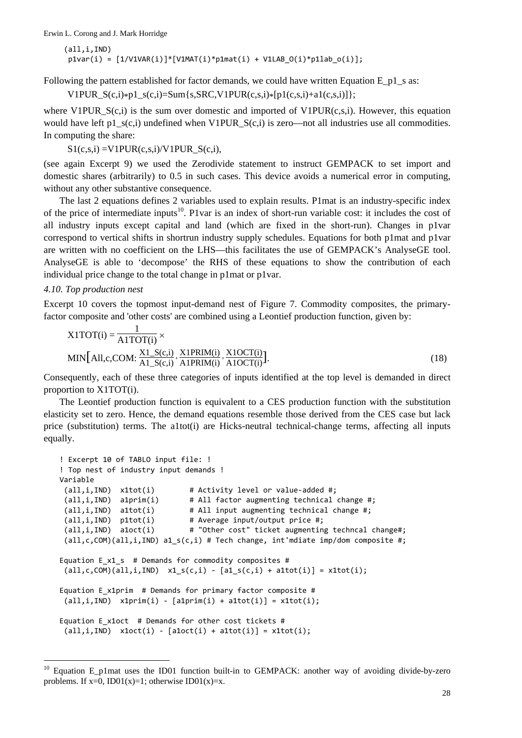```
 (all,i,IND)
  p1var(i) = [1/V1VAR(i)]*[V1MAT(i)*p1mat(i) + V1LAB_O(i)*p1lab_o(i)];
```

Following the pattern established for factor demands, we could have written Equation E_p1_s as:

V1PUR_S(c,i)*p1_s(c,i)=Sum{s,SRC,V1PUR(c,s,i)*[p1(c,s,i)+a1(c,s,i)]};

where V1PUR_S(c,i) is the sum over domestic and imported of V1PUR(c,s,i). However, this equation would have left p1_s(c,i) undefined when V1PUR_S(c,i) is zero—not all industries use all commodities. In computing the share:

S1(c,s,i) =V1PUR(c,s,i)/V1PUR_S(c,i),

(see again Excerpt 9) we used the Zerodivide statement to instruct GEMPACK to set import and domestic shares (arbitrarily) to 0.5 in such cases. This device avoids a numerical error in computing, without any other substantive consequence.

The last 2 equations defines 2 variables used to explain results. P1mat is an industry-specific index of the price of intermediate inputs[10]. P1var is an index of short-run variable cost: it includes the cost of all industry inputs except capital and land (which are fixed in the short-run). Changes in p1var correspond to vertical shifts in shortrun industry supply schedules. Equations for both p1mat and p1var are written with no coefficient on the LHS—this facilitates the use of GEMPACK's AnalyseGE tool. AnalyseGE is able to 'decompose' the RHS of these equations to show the contribution of each individual price change to the total change in p1mat or p1var.

*4.10. Top production nest*

Excerpt 10 covers the topmost input-demand nest of Figure 7. Commodity composites, the primary-factor composite and 'other costs' are combined using a Leontief production function, given by:

$$\text{X1TOT(i)} = \frac{1}{\text{A1TOT(i)}} \times \text{MIN}\left[\text{All,c,COM: } \frac{\text{X1\_S(c,i)}}{\text{A1\_S(c,i)}}, \frac{\text{X1PRIM(i)}}{\text{A1PRIM(i)}}, \frac{\text{X1OCT(i)}}{\text{A1OCT(i)}}\right]. \tag{18}$$

Consequently, each of these three categories of inputs identified at the top level is demanded in direct proportion to X1TOT(i).

The Leontief production function is equivalent to a CES production function with the substitution elasticity set to zero. Hence, the demand equations resemble those derived from the CES case but lack price (substitution) terms. The a1tot(i) are Hicks-neutral technical-change terms, affecting all inputs equally.

```
! Excerpt 10 of TABLO input file: !
! Top nest of industry input demands !
Variable
 (all,i,IND)  x1tot(i)        # Activity level or value-added #;
 (all,i,IND)  a1prim(i)       # All factor augmenting technical change #;
 (all,i,IND)  a1tot(i)        # All input augmenting technical change #;
 (all,i,IND)  p1tot(i)        # Average input/output price #;
 (all,i,IND)  a1oct(i)        # "Other cost" ticket augmenting techncal change#;
 (all,c,COM)(all,i,IND) a1_s(c,i) # Tech change, int'mdiate imp/dom composite #;

Equation E_x1_s  # Demands for commodity composites #
 (all,c,COM)(all,i,IND)  x1_s(c,i) - [a1_s(c,i) + a1tot(i)] = x1tot(i);

Equation E_x1prim  # Demands for primary factor composite #
 (all,i,IND)  x1prim(i) - [a1prim(i) + a1tot(i)] = x1tot(i);

Equation E_x1oct  # Demands for other cost tickets #
 (all,i,IND)  x1oct(i) - [a1oct(i) + a1tot(i)] = x1tot(i);
```

[10] Equation E_p1mat uses the ID01 function built-in to GEMPACK: another way of avoiding divide-by-zero problems. If x=0, ID01(x)=1; otherwise ID01(x)=x.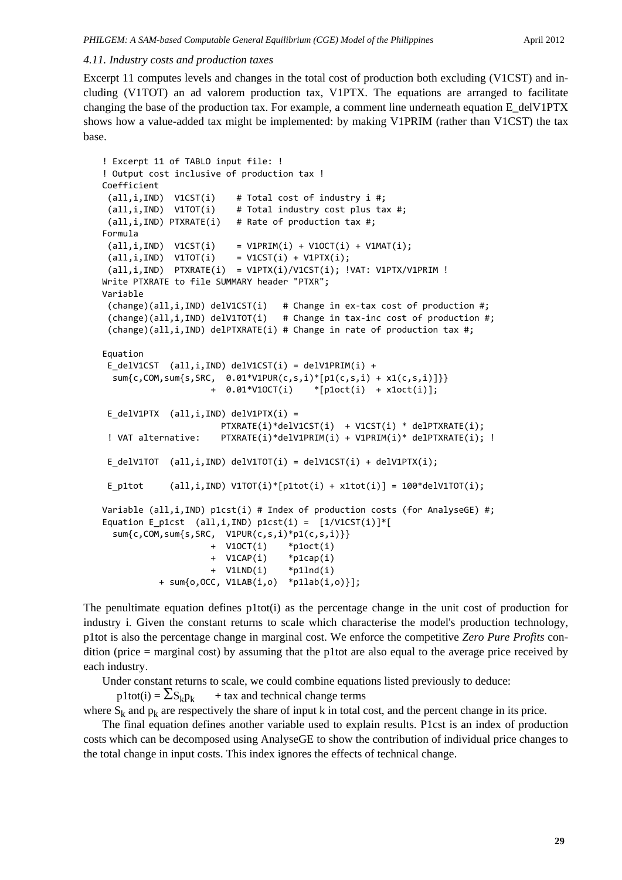### 4.11. Industry costs and production taxes

Excerpt 11 computes levels and changes in the total cost of production both excluding (V1CST) and including (V1TOT) an ad valorem production tax, V1PTX. The equations are arranged to facilitate changing the base of the production tax. For example, a comment line underneath equation E_delV1PTX shows how a value-added tax might be implemented: by making V1PRIM (rather than V1CST) the tax base.

```
! Excerpt 11 of TABLO input file: !
! Output cost inclusive of production tax !
Coefficient
 (all,i,IND)  V1CST(i)    # Total cost of industry i #;
 (all,i,IND)  V1TOT(i)    # Total industry cost plus tax #;
 (all,i,IND) PTXRATE(i)   # Rate of production tax #;
Formula
 (all,i,IND)  V1CST(i)    = V1PRIM(i) + V1OCT(i) + V1MAT(i);
 (all,i,IND)  V1TOT(i)    = V1CST(i) + V1PTX(i);
 (all,i,IND)  PTXRATE(i)  = V1PTX(i)/V1CST(i); !VAT: V1PTX/V1PRIM !
Write PTXRATE to file SUMMARY header "PTXR";
Variable
 (change)(all,i,IND) delV1CST(i)   # Change in ex-tax cost of production #;
 (change)(all,i,IND) delV1TOT(i)   # Change in tax-inc cost of production #;
 (change)(all,i,IND) delPTXRATE(i) # Change in rate of production tax #;

Equation
 E_delV1CST  (all,i,IND) delV1CST(i) = delV1PRIM(i) +
  sum{c,COM,sum{s,SRC,  0.01*V1PUR(c,s,i)*[p1(c,s,i) + x1(c,s,i)]}}
                    +  0.01*V1OCT(i)    *[p1oct(i)  + x1oct(i)];

 E_delV1PTX  (all,i,IND) delV1PTX(i) =
                      PTXRATE(i)*delV1CST(i)  + V1CST(i) * delPTXRATE(i);
 ! VAT alternative:    PTXRATE(i)*delV1PRIM(i) + V1PRIM(i)* delPTXRATE(i); !

 E_delV1TOT  (all,i,IND) delV1TOT(i) = delV1CST(i) + delV1PTX(i);

 E_p1tot     (all,i,IND) V1TOT(i)*[p1tot(i) + x1tot(i)] = 100*delV1TOT(i);

Variable (all,i,IND) p1cst(i) # Index of production costs (for AnalyseGE) #;
Equation E_p1cst  (all,i,IND) p1cst(i) =  [1/V1CST(i)]*[
  sum{c,COM,sum{s,SRC,  V1PUR(c,s,i)*p1(c,s,i)}}
                     +  V1OCT(i)    *p1oct(i)
                     +  V1CAP(i)    *p1cap(i)
                     +  V1LND(i)    *p1lnd(i)
           + sum{o,OCC, V1LAB(i,o)  *p1lab(i,o)}];
```

The penultimate equation defines p1tot(i) as the percentage change in the unit cost of production for industry i. Given the constant returns to scale which characterise the model's production technology, p1tot is also the percentage change in marginal cost. We enforce the competitive *Zero Pure Profits* condition (price = marginal cost) by assuming that the p1tot are also equal to the average price received by each industry.

Under constant returns to scale, we could combine equations listed previously to deduce:

$$\text{p1tot(i)} = \sum S_k p_k \quad + \text{ tax and technical change terms}$$

where $S_k$ and $p_k$ are respectively the share of input k in total cost, and the percent change in its price.

The final equation defines another variable used to explain results. P1cst is an index of production costs which can be decomposed using AnalyseGE to show the contribution of individual price changes to the total change in input costs. This index ignores the effects of technical change.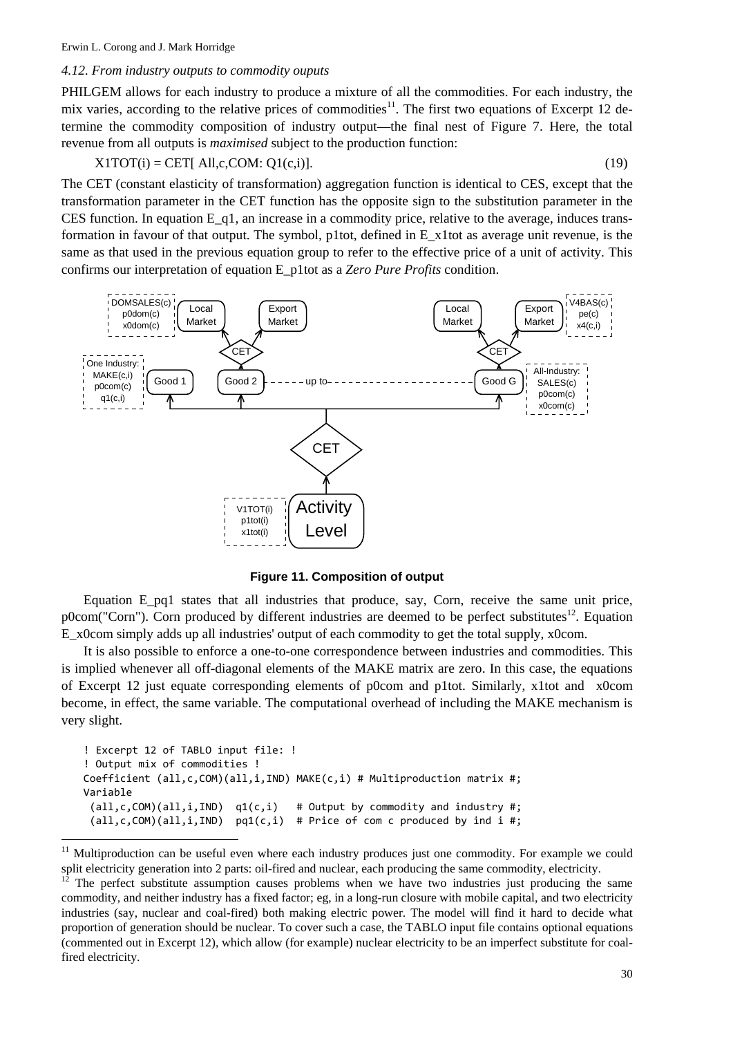### *4.12. From industry outputs to commodity ouputs*

PHILGEM allows for each industry to produce a mixture of all the commodities. For each industry, the mix varies, according to the relative prices of commodities[11]. The first two equations of Excerpt 12 determine the commodity composition of industry output—the final nest of Figure 7. Here, the total revenue from all outputs is *maximised* subject to the production function:

$$X1TOT(i) = CET[\ All,c,COM: Q1(c,i)]. \qquad (19)$$

The CET (constant elasticity of transformation) aggregation function is identical to CES, except that the transformation parameter in the CET function has the opposite sign to the substitution parameter in the CES function. In equation E_q1, an increase in a commodity price, relative to the average, induces transformation in favour of that output. The symbol, p1tot, defined in E_x1tot as average unit revenue, is the same as that used in the previous equation group to refer to the effective price of a unit of activity. This confirms our interpretation of equation E_p1tot as a *Zero Pure Profits* condition.

**Figure 11. Composition of output**

Equation E_pq1 states that all industries that produce, say, Corn, receive the same unit price, p0com("Corn"). Corn produced by different industries are deemed to be perfect substitutes[12]. Equation E_x0com simply adds up all industries' output of each commodity to get the total supply, x0com.

It is also possible to enforce a one-to-one correspondence between industries and commodities. This is implied whenever all off-diagonal elements of the MAKE matrix are zero. In this case, the equations of Excerpt 12 just equate corresponding elements of p0com and p1tot. Similarly, x1tot and x0com become, in effect, the same variable. The computational overhead of including the MAKE mechanism is very slight.

```
! Excerpt 12 of TABLO input file: !
! Output mix of commodities !
Coefficient (all,c,COM)(all,i,IND) MAKE(c,i) # Multiproduction matrix #;
Variable
 (all,c,COM)(all,i,IND)  q1(c,i)   # Output by commodity and industry #;
 (all,c,COM)(all,i,IND)  pq1(c,i)  # Price of com c produced by ind i #;
```

[11] Multiproduction can be useful even where each industry produces just one commodity. For example we could split electricity generation into 2 parts: oil-fired and nuclear, each producing the same commodity, electricity.

[12] The perfect substitute assumption causes problems when we have two industries just producing the same commodity, and neither industry has a fixed factor; eg, in a long-run closure with mobile capital, and two electricity industries (say, nuclear and coal-fired) both making electric power. The model will find it hard to decide what proportion of generation should be nuclear. To cover such a case, the TABLO input file contains optional equations (commented out in Excerpt 12), which allow (for example) nuclear electricity to be an imperfect substitute for coal-fired electricity.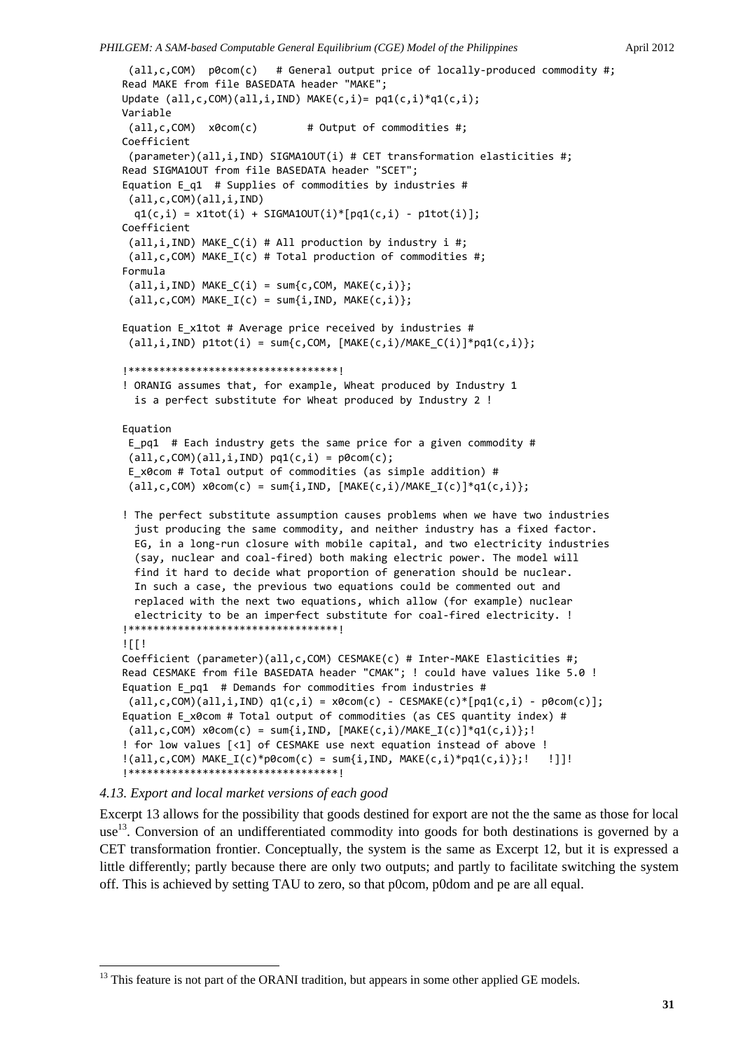```
 (all,c,COM)  p0com(c)   # General output price of locally-produced commodity #;
Read MAKE from file BASEDATA header "MAKE";
Update (all,c,COM)(all,i,IND) MAKE(c,i)= pq1(c,i)*q1(c,i);
Variable
 (all,c,COM)  x0com(c)        # Output of commodities #;
Coefficient
 (parameter)(all,i,IND) SIGMA1OUT(i) # CET transformation elasticities #;
Read SIGMA1OUT from file BASEDATA header "SCET";
Equation E_q1  # Supplies of commodities by industries #
 (all,c,COM)(all,i,IND)
  q1(c,i) = x1tot(i) + SIGMA1OUT(i)*[pq1(c,i) - p1tot(i)];
Coefficient
 (all,i,IND) MAKE_C(i) # All production by industry i #;
 (all,c,COM) MAKE_I(c) # Total production of commodities #;
Formula
 (all,i,IND) MAKE_C(i) = sum{c,COM, MAKE(c,i)};
 (all,c,COM) MAKE_I(c) = sum{i,IND, MAKE(c,i)};

Equation E_x1tot # Average price received by industries #
 (all,i,IND) p1tot(i) = sum{c,COM, [MAKE(c,i)/MAKE_C(i)]*pq1(c,i)};

!**********************************!
! ORANIG assumes that, for example, Wheat produced by Industry 1
  is a perfect substitute for Wheat produced by Industry 2 !

Equation
 E_pq1  # Each industry gets the same price for a given commodity #
 (all,c,COM)(all,i,IND) pq1(c,i) = p0com(c);
 E_x0com # Total output of commodities (as simple addition) #
 (all,c,COM) x0com(c) = sum{i,IND, [MAKE(c,i)/MAKE_I(c)]*q1(c,i)};

! The perfect substitute assumption causes problems when we have two industries
  just producing the same commodity, and neither industry has a fixed factor.
  EG, in a long-run closure with mobile capital, and two electricity industries
  (say, nuclear and coal-fired) both making electric power. The model will
  find it hard to decide what proportion of generation should be nuclear.
  In such a case, the previous two equations could be commented out and
  replaced with the next two equations, which allow (for example) nuclear
  electricity to be an imperfect substitute for coal-fired electricity. !
!**********************************!
![[!
Coefficient (parameter)(all,c,COM) CESMAKE(c) # Inter-MAKE Elasticities #;
Read CESMAKE from file BASEDATA header "CMAK"; ! could have values like 5.0 !
Equation E_pq1  # Demands for commodities from industries #
 (all,c,COM)(all,i,IND) q1(c,i) = x0com(c) - CESMAKE(c)*[pq1(c,i) - p0com(c)];
Equation E_x0com # Total output of commodities (as CES quantity index) #
 (all,c,COM) x0com(c) = sum{i,IND, [MAKE(c,i)/MAKE_I(c)]*q1(c,i)};!
! for low values [<1] of CESMAKE use next equation instead of above !
!(all,c,COM) MAKE_I(c)*p0com(c) = sum{i,IND, MAKE(c,i)*pq1(c,i)};!   !]]!
!**********************************!
```

### *4.13. Export and local market versions of each good*

Excerpt 13 allows for the possibility that goods destined for export are not the the same as those for local use[13]. Conversion of an undifferentiated commodity into goods for both destinations is governed by a CET transformation frontier. Conceptually, the system is the same as Excerpt 12, but it is expressed a little differently; partly because there are only two outputs; and partly to facilitate switching the system off. This is achieved by setting TAU to zero, so that p0com, p0dom and pe are all equal.

[13] This feature is not part of the ORANI tradition, but appears in some other applied GE models.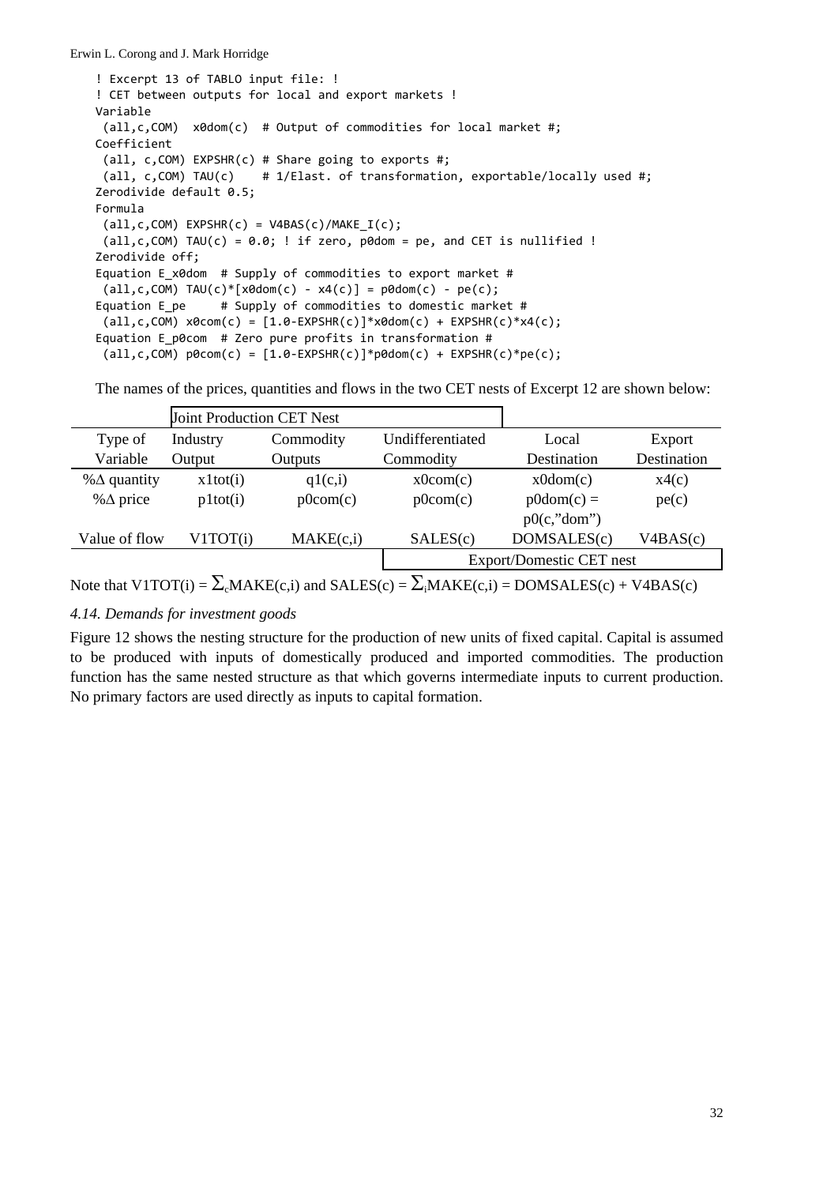```
! Excerpt 13 of TABLO input file: !
! CET between outputs for local and export markets !
Variable
 (all,c,COM)  x0dom(c)  # Output of commodities for local market #;
Coefficient
 (all, c,COM) EXPSHR(c) # Share going to exports #;
 (all, c,COM) TAU(c)    # 1/Elast. of transformation, exportable/locally used #;
Zerodivide default 0.5;
Formula
 (all,c,COM) EXPSHR(c) = V4BAS(c)/MAKE_I(c);
 (all,c,COM) TAU(c) = 0.0; ! if zero, p0dom = pe, and CET is nullified !
Zerodivide off;
Equation E_x0dom  # Supply of commodities to export market #
 (all,c,COM) TAU(c)*[x0dom(c) - x4(c)] = p0dom(c) - pe(c);
Equation E_pe     # Supply of commodities to domestic market #
 (all,c,COM) x0com(c) = [1.0-EXPSHR(c)]*x0dom(c) + EXPSHR(c)*x4(c);
Equation E_p0com  # Zero pure profits in transformation #
 (all,c,COM) p0com(c) = [1.0-EXPSHR(c)]*p0dom(c) + EXPSHR(c)*pe(c);
```

The names of the prices, quantities and flows in the two CET nests of Excerpt 12 are shown below:

| | Joint Production CET Nest | | | | |
|---|---|---|---|---|---|
| Type of Variable | Industry Output | Commodity Outputs | Undifferentiated Commodity | Local Destination | Export Destination |
| %Δ quantity | x1tot(i) | q1(c,i) | x0com(c) | x0dom(c) | x4(c) |
| %Δ price | p1tot(i) | p0com(c) | p0com(c) | p0dom(c) = p0(c,"dom") | pe(c) |
| Value of flow | V1TOT(i) | MAKE(c,i) | SALES(c) | DOMSALES(c) | V4BAS(c) |
| | | | Export/Domestic CET nest | | |

Note that V1TOT(i) = $\sum_c$MAKE(c,i) and SALES(c) = $\sum_i$MAKE(c,i) = DOMSALES(c) + V4BAS(c)

### *4.14. Demands for investment goods*

Figure 12 shows the nesting structure for the production of new units of fixed capital. Capital is assumed to be produced with inputs of domestically produced and imported commodities. The production function has the same nested structure as that which governs intermediate inputs to current production. No primary factors are used directly as inputs to capital formation.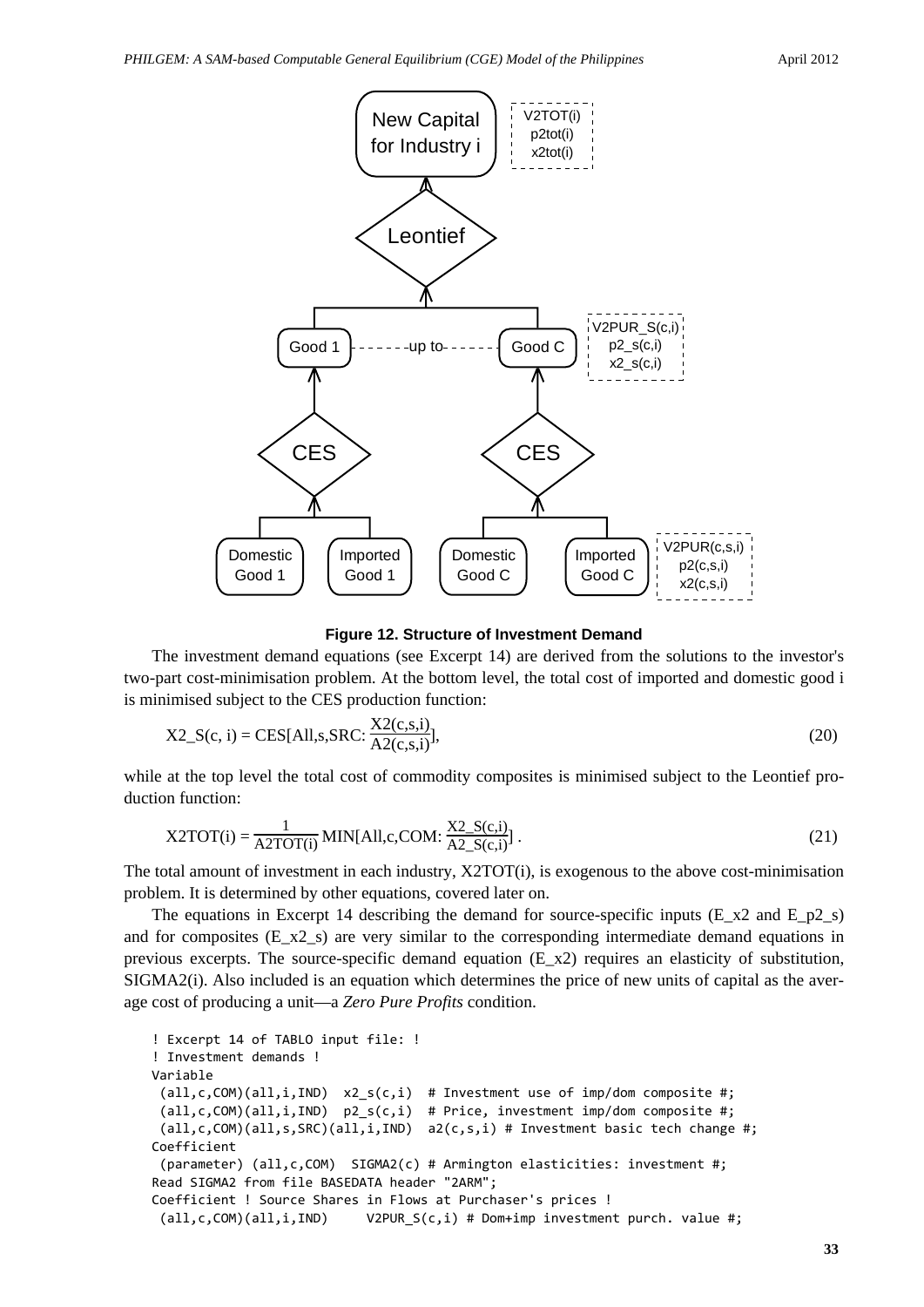**Figure 12. Structure of Investment Demand**

The investment demand equations (see Excerpt 14) are derived from the solutions to the investor's two-part cost-minimisation problem. At the bottom level, the total cost of imported and domestic good i is minimised subject to the CES production function:

$$\text{X2\_S(c, i)} = \text{CES[All,s,SRC: } \frac{\text{X2(c,s,i)}}{\text{A2(c,s,i)}}\text{]}, \tag{20}$$

while at the top level the total cost of commodity composites is minimised subject to the Leontief production function:

$$\text{X2TOT(i)} = \frac{1}{\text{A2TOT(i)}}\text{MIN[All,c,COM: } \frac{\text{X2\_S(c,i)}}{\text{A2\_S(c,i)}}\text{]} . \tag{21}$$

The total amount of investment in each industry, X2TOT(i), is exogenous to the above cost-minimisation problem. It is determined by other equations, covered later on.

The equations in Excerpt 14 describing the demand for source-specific inputs (E_x2 and E_p2_s) and for composites (E_x2_s) are very similar to the corresponding intermediate demand equations in previous excerpts. The source-specific demand equation (E_x2) requires an elasticity of substitution, SIGMA2(i). Also included is an equation which determines the price of new units of capital as the average cost of producing a unit—a *Zero Pure Profits* condition.

```
! Excerpt 14 of TABLO input file: !
! Investment demands !
Variable
 (all,c,COM)(all,i,IND)  x2_s(c,i)  # Investment use of imp/dom composite #;
 (all,c,COM)(all,i,IND)  p2_s(c,i)  # Price, investment imp/dom composite #;
 (all,c,COM)(all,s,SRC)(all,i,IND)  a2(c,s,i) # Investment basic tech change #;
Coefficient
 (parameter) (all,c,COM)  SIGMA2(c) # Armington elasticities: investment #;
Read SIGMA2 from file BASEDATA header "2ARM";
Coefficient ! Source Shares in Flows at Purchaser's prices !
 (all,c,COM)(all,i,IND)     V2PUR_S(c,i) # Dom+imp investment purch. value #;
```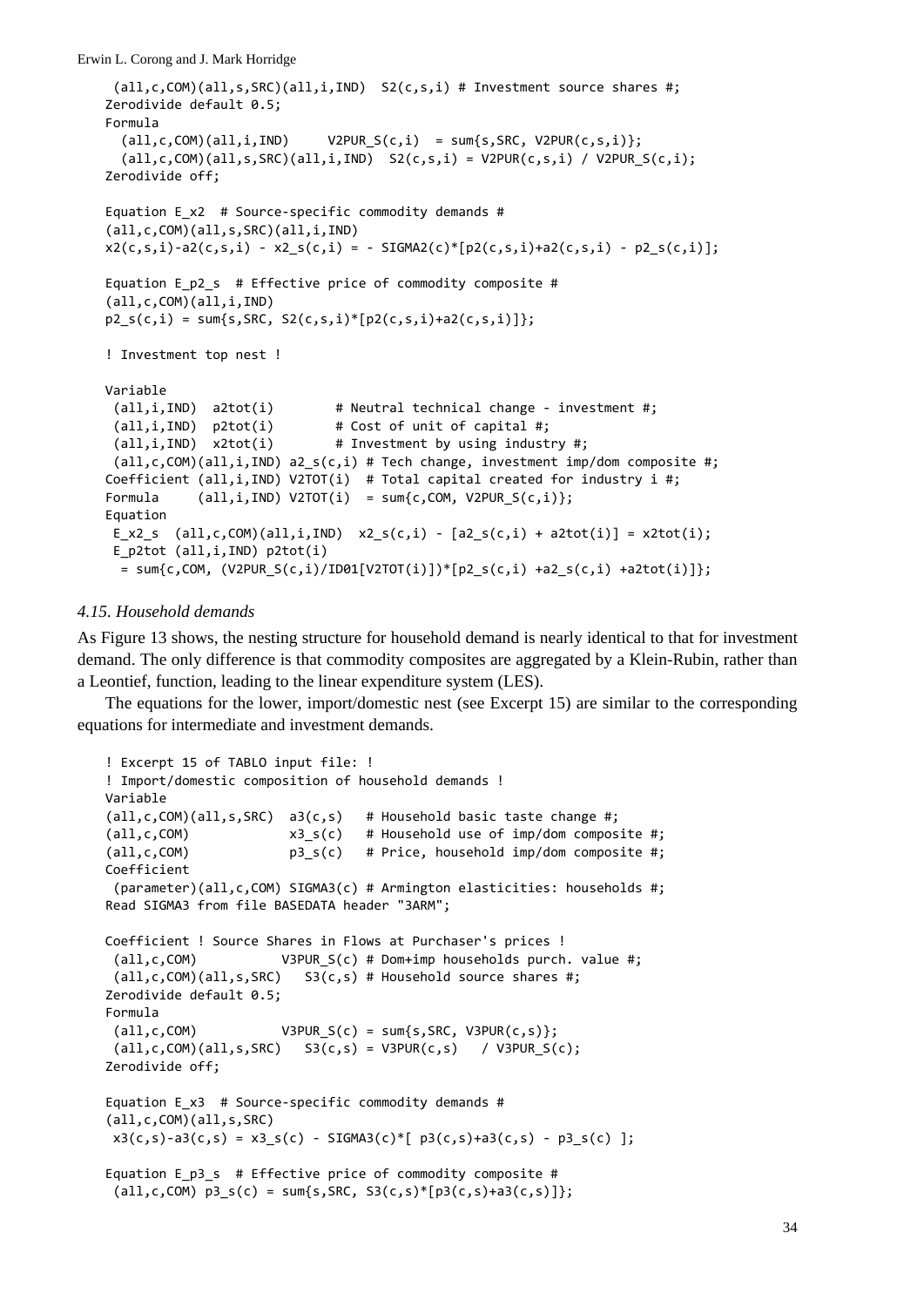```
 (all,c,COM)(all,s,SRC)(all,i,IND)  S2(c,s,i) # Investment source shares #;
Zerodivide default 0.5;
Formula
  (all,c,COM)(all,i,IND)     V2PUR_S(c,i)  = sum{s,SRC, V2PUR(c,s,i)};
  (all,c,COM)(all,s,SRC)(all,i,IND)  S2(c,s,i) = V2PUR(c,s,i) / V2PUR_S(c,i);
Zerodivide off;

Equation E_x2  # Source-specific commodity demands #
(all,c,COM)(all,s,SRC)(all,i,IND)
x2(c,s,i)-a2(c,s,i) - x2_s(c,i) = - SIGMA2(c)*[p2(c,s,i)+a2(c,s,i) - p2_s(c,i)];

Equation E_p2_s  # Effective price of commodity composite #
(all,c,COM)(all,i,IND)
p2_s(c,i) = sum{s,SRC, S2(c,s,i)*[p2(c,s,i)+a2(c,s,i)]};

! Investment top nest !

Variable
 (all,i,IND)  a2tot(i)        # Neutral technical change - investment #;
 (all,i,IND)  p2tot(i)        # Cost of unit of capital #;
 (all,i,IND)  x2tot(i)        # Investment by using industry #;
 (all,c,COM)(all,i,IND) a2_s(c,i) # Tech change, investment imp/dom composite #;
Coefficient (all,i,IND) V2TOT(i)  # Total capital created for industry i #;
Formula     (all,i,IND) V2TOT(i)  = sum{c,COM, V2PUR_S(c,i)};
Equation
 E_x2_s  (all,c,COM)(all,i,IND)  x2_s(c,i) - [a2_s(c,i) + a2tot(i)] = x2tot(i);
 E_p2tot (all,i,IND) p2tot(i)
  = sum{c,COM, (V2PUR_S(c,i)/ID01[V2TOT(i)])*[p2_s(c,i) +a2_s(c,i) +a2tot(i)]};
```

### *4.15. Household demands*

As Figure 13 shows, the nesting structure for household demand is nearly identical to that for investment demand. The only difference is that commodity composites are aggregated by a Klein-Rubin, rather than a Leontief, function, leading to the linear expenditure system (LES).

The equations for the lower, import/domestic nest (see Excerpt 15) are similar to the corresponding equations for intermediate and investment demands.

```
! Excerpt 15 of TABLO input file: !
! Import/domestic composition of household demands !
Variable
(all,c,COM)(all,s,SRC)  a3(c,s)   # Household basic taste change #;
(all,c,COM)             x3_s(c)   # Household use of imp/dom composite #;
(all,c,COM)             p3_s(c)   # Price, household imp/dom composite #;
Coefficient
 (parameter)(all,c,COM) SIGMA3(c) # Armington elasticities: households #;
Read SIGMA3 from file BASEDATA header "3ARM";

Coefficient ! Source Shares in Flows at Purchaser's prices !
 (all,c,COM)           V3PUR_S(c) # Dom+imp households purch. value #;
 (all,c,COM)(all,s,SRC)   S3(c,s) # Household source shares #;
Zerodivide default 0.5;
Formula
 (all,c,COM)           V3PUR_S(c) = sum{s,SRC, V3PUR(c,s)};
 (all,c,COM)(all,s,SRC)   S3(c,s) = V3PUR(c,s)   / V3PUR_S(c);
Zerodivide off;

Equation E_x3  # Source-specific commodity demands #
(all,c,COM)(all,s,SRC)
 x3(c,s)-a3(c,s) = x3_s(c) - SIGMA3(c)*[ p3(c,s)+a3(c,s) - p3_s(c) ];

Equation E_p3_s  # Effective price of commodity composite #
 (all,c,COM) p3_s(c) = sum{s,SRC, S3(c,s)*[p3(c,s)+a3(c,s)]};
```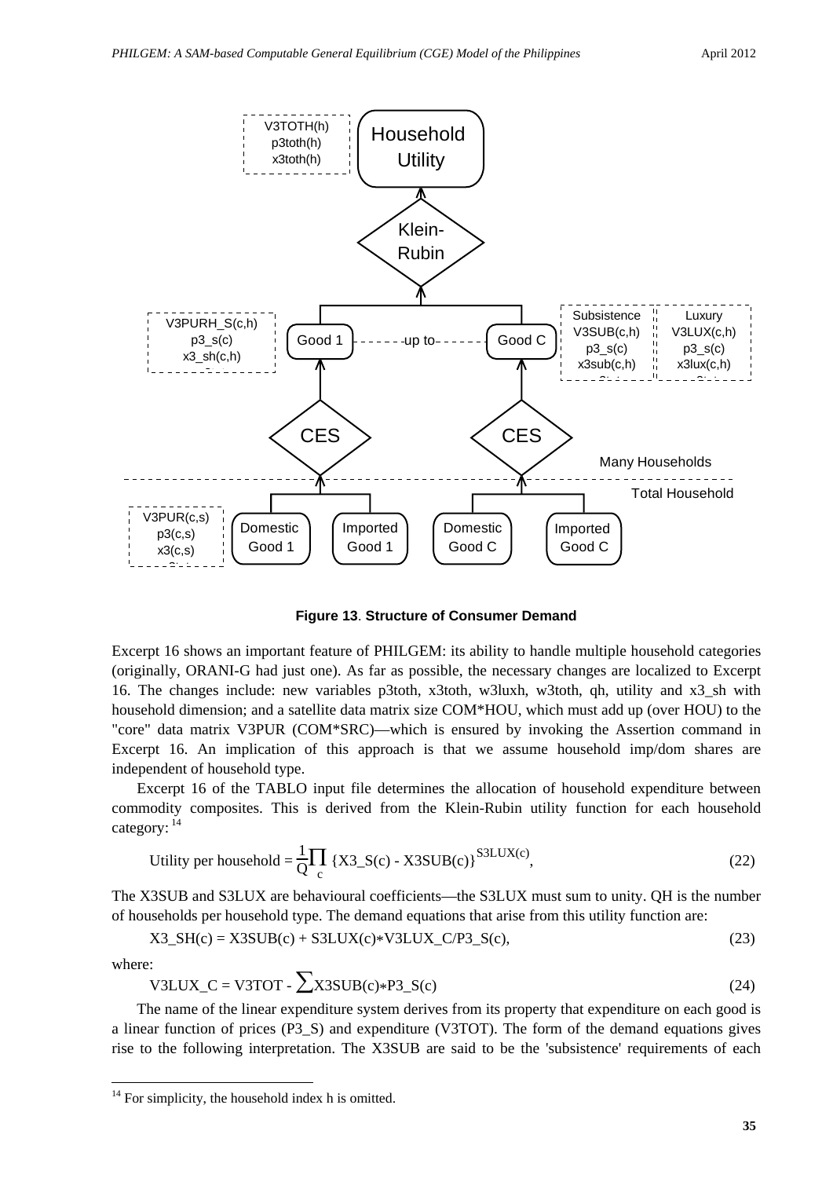**Figure 13**. **Structure of Consumer Demand**

Excerpt 16 shows an important feature of PHILGEM: its ability to handle multiple household categories (originally, ORANI-G had just one). As far as possible, the necessary changes are localized to Excerpt 16. The changes include: new variables p3toth, x3toth, w3luxh, w3toth, qh, utility and x3_sh with household dimension; and a satellite data matrix size COM*HOU, which must add up (over HOU) to the "core" data matrix V3PUR (COM*SRC)—which is ensured by invoking the Assertion command in Excerpt 16. An implication of this approach is that we assume household imp/dom shares are independent of household type.

Excerpt 16 of the TABLO input file determines the allocation of household expenditure between commodity composites. This is derived from the Klein-Rubin utility function for each household category: [14]

$$\text{Utility per household} = \frac{1}{Q}\prod_{c} \{X3\_S(c) - X3SUB(c)\}^{S3LUX(c)}, \tag{22}$$

The X3SUB and S3LUX are behavioural coefficients—the S3LUX must sum to unity. QH is the number of households per household type. The demand equations that arise from this utility function are:

$$X3\_SH(c) = X3SUB(c) + S3LUX(c)*V3LUX\_C/P3\_S(c), \tag{23}$$

where:

$$V3LUX\_C = V3TOT - \sum X3SUB(c)*P3\_S(c) \tag{24}$$

The name of the linear expenditure system derives from its property that expenditure on each good is a linear function of prices (P3_S) and expenditure (V3TOT). The form of the demand equations gives rise to the following interpretation. The X3SUB are said to be the 'subsistence' requirements of each

[14] For simplicity, the household index h is omitted.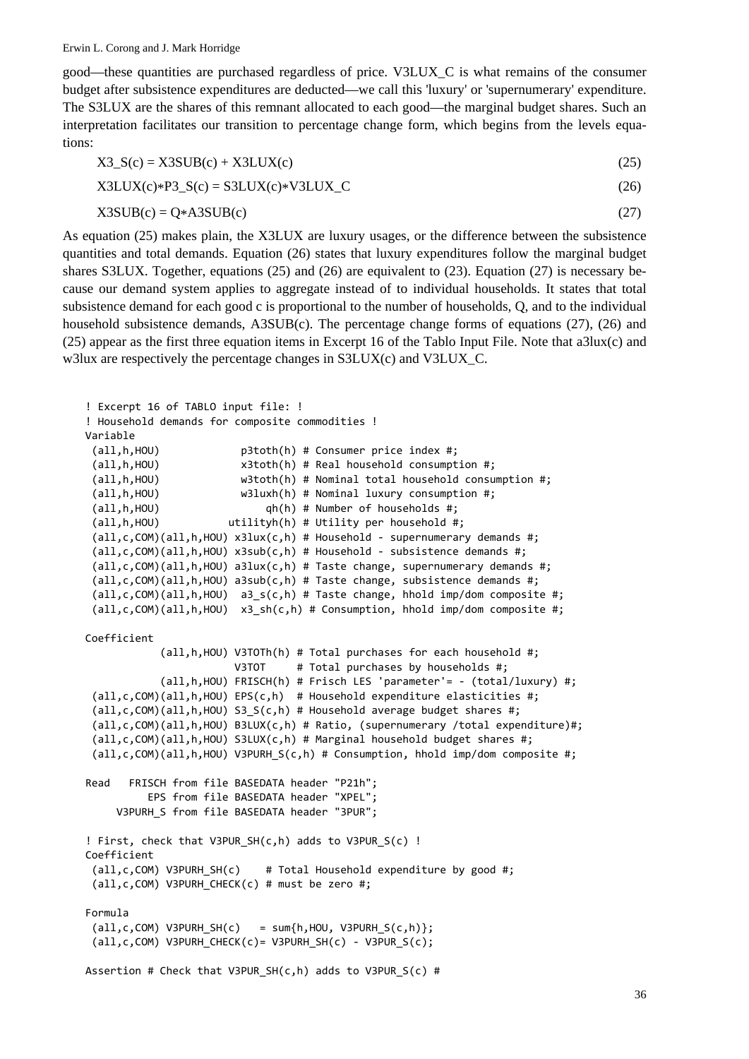good—these quantities are purchased regardless of price. V3LUX_C is what remains of the consumer budget after subsistence expenditures are deducted—we call this 'luxury' or 'supernumerary' expenditure. The S3LUX are the shares of this remnant allocated to each good—the marginal budget shares. Such an interpretation facilitates our transition to percentage change form, which begins from the levels equations:

$$X3\_S(c) = X3SUB(c) + X3LUX(c) \tag{25}$$

$$X3LUX(c)*P3\_S(c) = S3LUX(c)*V3LUX\_C \tag{26}$$

$$X3SUB(c) = Q*A3SUB(c) \tag{27}$$

As equation (25) makes plain, the X3LUX are luxury usages, or the difference between the subsistence quantities and total demands. Equation (26) states that luxury expenditures follow the marginal budget shares S3LUX. Together, equations (25) and (26) are equivalent to (23). Equation (27) is necessary because our demand system applies to aggregate instead of to individual households. It states that total subsistence demand for each good c is proportional to the number of households, Q, and to the individual household subsistence demands, A3SUB(c). The percentage change forms of equations (27), (26) and (25) appear as the first three equation items in Excerpt 16 of the Tablo Input File. Note that a3lux(c) and w3lux are respectively the percentage changes in S3LUX(c) and V3LUX_C.

```
! Excerpt 16 of TABLO input file: !
! Household demands for composite commodities !
Variable
 (all,h,HOU)             p3toth(h) # Consumer price index #;
 (all,h,HOU)             x3toth(h) # Real household consumption #;
 (all,h,HOU)             w3toth(h) # Nominal total household consumption #;
 (all,h,HOU)             w3luxh(h) # Nominal luxury consumption #;
 (all,h,HOU)                 qh(h) # Number of households #;
 (all,h,HOU)           utilityh(h) # Utility per household #;
 (all,c,COM)(all,h,HOU) x3lux(c,h) # Household - supernumerary demands #;
 (all,c,COM)(all,h,HOU) x3sub(c,h) # Household - subsistence demands #;
 (all,c,COM)(all,h,HOU) a3lux(c,h) # Taste change, supernumerary demands #;
 (all,c,COM)(all,h,HOU) a3sub(c,h) # Taste change, subsistence demands #;
 (all,c,COM)(all,h,HOU)  a3_s(c,h) # Taste change, hhold imp/dom composite #;
 (all,c,COM)(all,h,HOU)  x3_sh(c,h) # Consumption, hhold imp/dom composite #;

Coefficient
            (all,h,HOU) V3TOTh(h) # Total purchases for each household #;
                        V3TOT     # Total purchases by households #;
            (all,h,HOU) FRISCH(h) # Frisch LES 'parameter'= - (total/luxury) #;
 (all,c,COM)(all,h,HOU) EPS(c,h)  # Household expenditure elasticities #;
 (all,c,COM)(all,h,HOU) S3_S(c,h) # Household average budget shares #;
 (all,c,COM)(all,h,HOU) B3LUX(c,h) # Ratio, (supernumerary /total expenditure)#;
 (all,c,COM)(all,h,HOU) S3LUX(c,h) # Marginal household budget shares #;
 (all,c,COM)(all,h,HOU) V3PURH_S(c,h) # Consumption, hhold imp/dom composite #;

Read   FRISCH from file BASEDATA header "P21h";
          EPS from file BASEDATA header "XPEL";
     V3PURH_S from file BASEDATA header "3PUR";

! First, check that V3PUR_SH(c,h) adds to V3PUR_S(c) !
Coefficient
 (all,c,COM) V3PURH_SH(c)    # Total Household expenditure by good #;
 (all,c,COM) V3PURH_CHECK(c) # must be zero #;

Formula
 (all,c,COM) V3PURH_SH(c)   = sum{h,HOU, V3PURH_S(c,h)};
 (all,c,COM) V3PURH_CHECK(c)= V3PURH_SH(c) - V3PUR_S(c);

Assertion # Check that V3PUR_SH(c,h) adds to V3PUR_S(c) #
```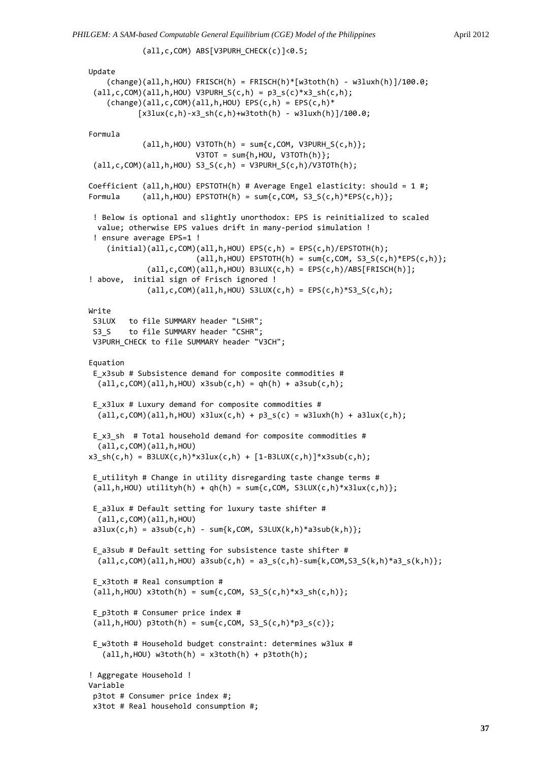```
           (all,c,COM) ABS[V3PURH_CHECK(c)]<0.5;

Update
    (change)(all,h,HOU) FRISCH(h) = FRISCH(h)*[w3toth(h) - w3luxh(h)]/100.0;
 (all,c,COM)(all,h,HOU) V3PURH_S(c,h) = p3_s(c)*x3_sh(c,h);
    (change)(all,c,COM)(all,h,HOU) EPS(c,h) = EPS(c,h)*
          [x3lux(c,h)-x3_sh(c,h)+w3toth(h) - w3luxh(h)]/100.0;

Formula
           (all,h,HOU) V3TOTh(h) = sum{c,COM, V3PURH_S(c,h)};
                       V3TOT = sum{h,HOU, V3TOTh(h)};
 (all,c,COM)(all,h,HOU) S3_S(c,h) = V3PURH_S(c,h)/V3TOTh(h);

Coefficient (all,h,HOU) EPSTOTH(h) # Average Engel elasticity: should = 1 #;
Formula     (all,h,HOU) EPSTOTH(h) = sum{c,COM, S3_S(c,h)*EPS(c,h)};

 ! Below is optional and slightly unorthodox: EPS is reinitialized to scaled
  value; otherwise EPS values drift in many-period simulation !
 ! ensure average EPS=1 !
    (initial)(all,c,COM)(all,h,HOU) EPS(c,h) = EPS(c,h)/EPSTOTH(h);
                        (all,h,HOU) EPSTOTH(h) = sum{c,COM, S3_S(c,h)*EPS(c,h)};
            (all,c,COM)(all,h,HOU) B3LUX(c,h) = EPS(c,h)/ABS[FRISCH(h)];
! above,  initial sign of Frisch ignored !
            (all,c,COM)(all,h,HOU) S3LUX(c,h) = EPS(c,h)*S3_S(c,h);

Write
 S3LUX   to file SUMMARY header "LSHR";
 S3_S    to file SUMMARY header "CSHR";
 V3PURH_CHECK to file SUMMARY header "V3CH";

Equation
 E_x3sub # Subsistence demand for composite commodities #
  (all,c,COM)(all,h,HOU) x3sub(c,h) = qh(h) + a3sub(c,h);

 E_x3lux # Luxury demand for composite commodities #
  (all,c,COM)(all,h,HOU) x3lux(c,h) + p3_s(c) = w3luxh(h) + a3lux(c,h);

 E_x3_sh  # Total household demand for composite commodities #
  (all,c,COM)(all,h,HOU)
x3_sh(c,h) = B3LUX(c,h)*x3lux(c,h) + [1-B3LUX(c,h)]*x3sub(c,h);

 E_utilityh # Change in utility disregarding taste change terms #
 (all,h,HOU) utilityh(h) + qh(h) = sum{c,COM, S3LUX(c,h)*x3lux(c,h)};

 E_a3lux # Default setting for luxury taste shifter #
  (all,c,COM)(all,h,HOU)
 a3lux(c,h) = a3sub(c,h) - sum{k,COM, S3LUX(k,h)*a3sub(k,h)};

 E_a3sub # Default setting for subsistence taste shifter #
  (all,c,COM)(all,h,HOU) a3sub(c,h) = a3_s(c,h)-sum{k,COM,S3_S(k,h)*a3_s(k,h)};

 E_x3toth # Real consumption #
 (all,h,HOU) x3toth(h) = sum{c,COM, S3_S(c,h)*x3_sh(c,h)};

 E_p3toth # Consumer price index #
 (all,h,HOU) p3toth(h) = sum{c,COM, S3_S(c,h)*p3_s(c)};

 E_w3toth # Household budget constraint: determines w3lux #
   (all,h,HOU) w3toth(h) = x3toth(h) + p3toth(h);

! Aggregate Household !
Variable
 p3tot # Consumer price index #;
 x3tot # Real household consumption #;
```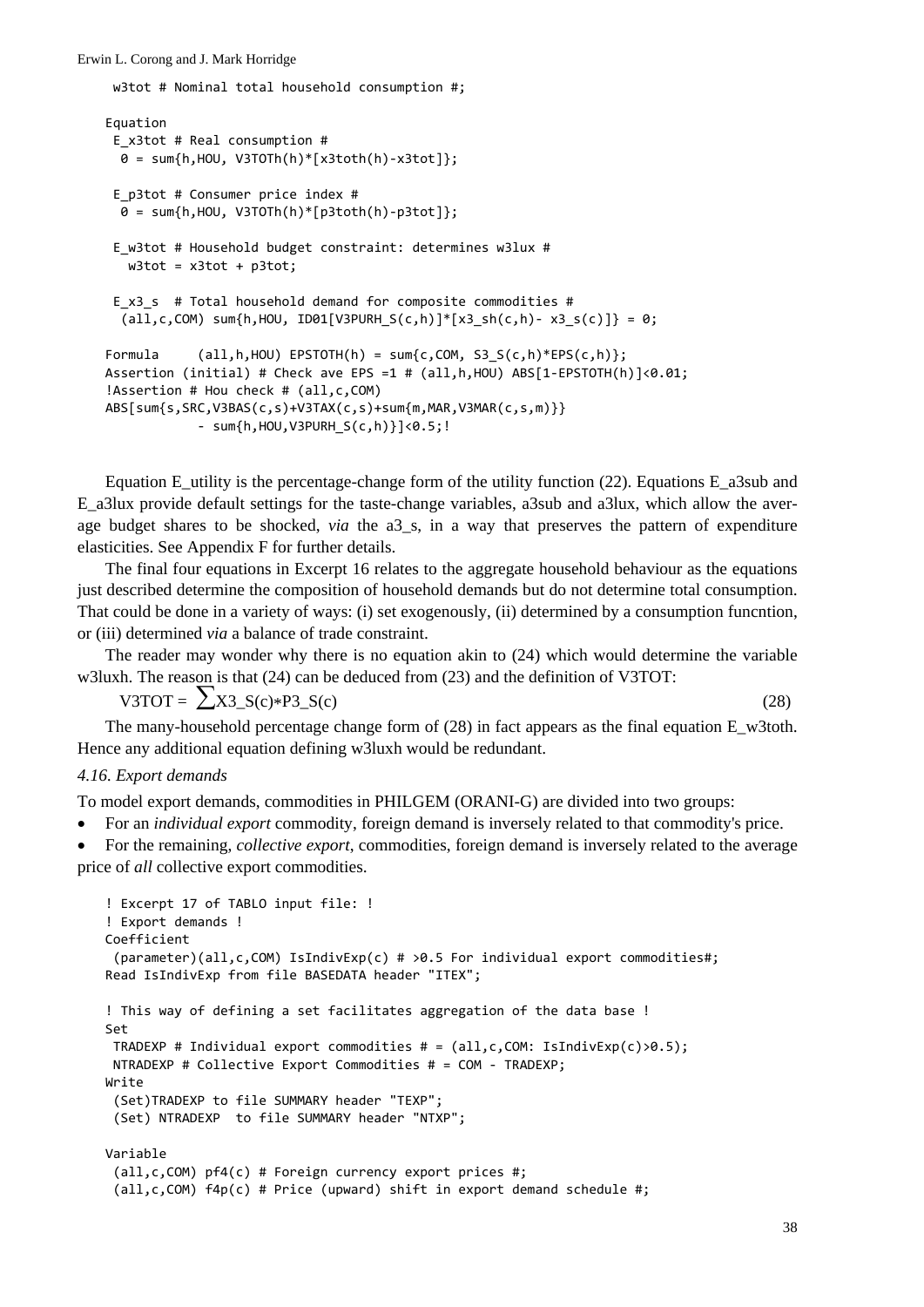```
 w3tot # Nominal total household consumption #;

Equation
 E_x3tot # Real consumption #
  0 = sum{h,HOU, V3TOTh(h)*[x3toth(h)-x3tot]};

 E_p3tot # Consumer price index #
  0 = sum{h,HOU, V3TOTh(h)*[p3toth(h)-p3tot]};

 E_w3tot # Household budget constraint: determines w3lux #
   w3tot = x3tot + p3tot;

 E_x3_s  # Total household demand for composite commodities #
  (all,c,COM) sum{h,HOU, ID01[V3PURH_S(c,h)]*[x3_sh(c,h)- x3_s(c)]} = 0;

Formula     (all,h,HOU) EPSTOTH(h) = sum{c,COM, S3_S(c,h)*EPS(c,h)};
Assertion (initial) # Check ave EPS =1 # (all,h,HOU) ABS[1-EPSTOTH(h)]<0.01;
!Assertion # Hou check # (all,c,COM)
ABS[sum{s,SRC,V3BAS(c,s)+V3TAX(c,s)+sum{m,MAR,V3MAR(c,s,m)}}
            - sum{h,HOU,V3PURH_S(c,h)}]<0.5;!
```

Equation E_utility is the percentage-change form of the utility function (22). Equations E_a3sub and E_a3lux provide default settings for the taste-change variables, a3sub and a3lux, which allow the average budget shares to be shocked, *via* the a3_s, in a way that preserves the pattern of expenditure elasticities. See Appendix F for further details.

The final four equations in Excerpt 16 relates to the aggregate household behaviour as the equations just described determine the composition of household demands but do not determine total consumption. That could be done in a variety of ways: (i) set exogenously, (ii) determined by a consumption funcntion, or (iii) determined *via* a balance of trade constraint.

The reader may wonder why there is no equation akin to (24) which would determine the variable w3luxh. The reason is that (24) can be deduced from (23) and the definition of V3TOT:

$$\text{V3TOT} = \sum \text{X3\_S(c)}*\text{P3\_S(c)} \qquad (28)$$

The many-household percentage change form of (28) in fact appears as the final equation E_w3toth. Hence any additional equation defining w3luxh would be redundant.

### *4.16. Export demands*

To model export demands, commodities in PHILGEM (ORANI-G) are divided into two groups:

- For an *individual export* commodity, foreign demand is inversely related to that commodity's price.
- For the remaining, *collective export*, commodities, foreign demand is inversely related to the average price of *all* collective export commodities.

```
! Excerpt 17 of TABLO input file: !
! Export demands !
Coefficient
 (parameter)(all,c,COM) IsIndivExp(c) # >0.5 For individual export commodities#;
Read IsIndivExp from file BASEDATA header "ITEX";

! This way of defining a set facilitates aggregation of the data base !
Set
 TRADEXP # Individual export commodities # = (all,c,COM: IsIndivExp(c)>0.5);
 NTRADEXP # Collective Export Commodities # = COM - TRADEXP;
Write
 (Set)TRADEXP to file SUMMARY header "TEXP";
 (Set) NTRADEXP  to file SUMMARY header "NTXP";

Variable
 (all,c,COM) pf4(c) # Foreign currency export prices #;
 (all,c,COM) f4p(c) # Price (upward) shift in export demand schedule #;
```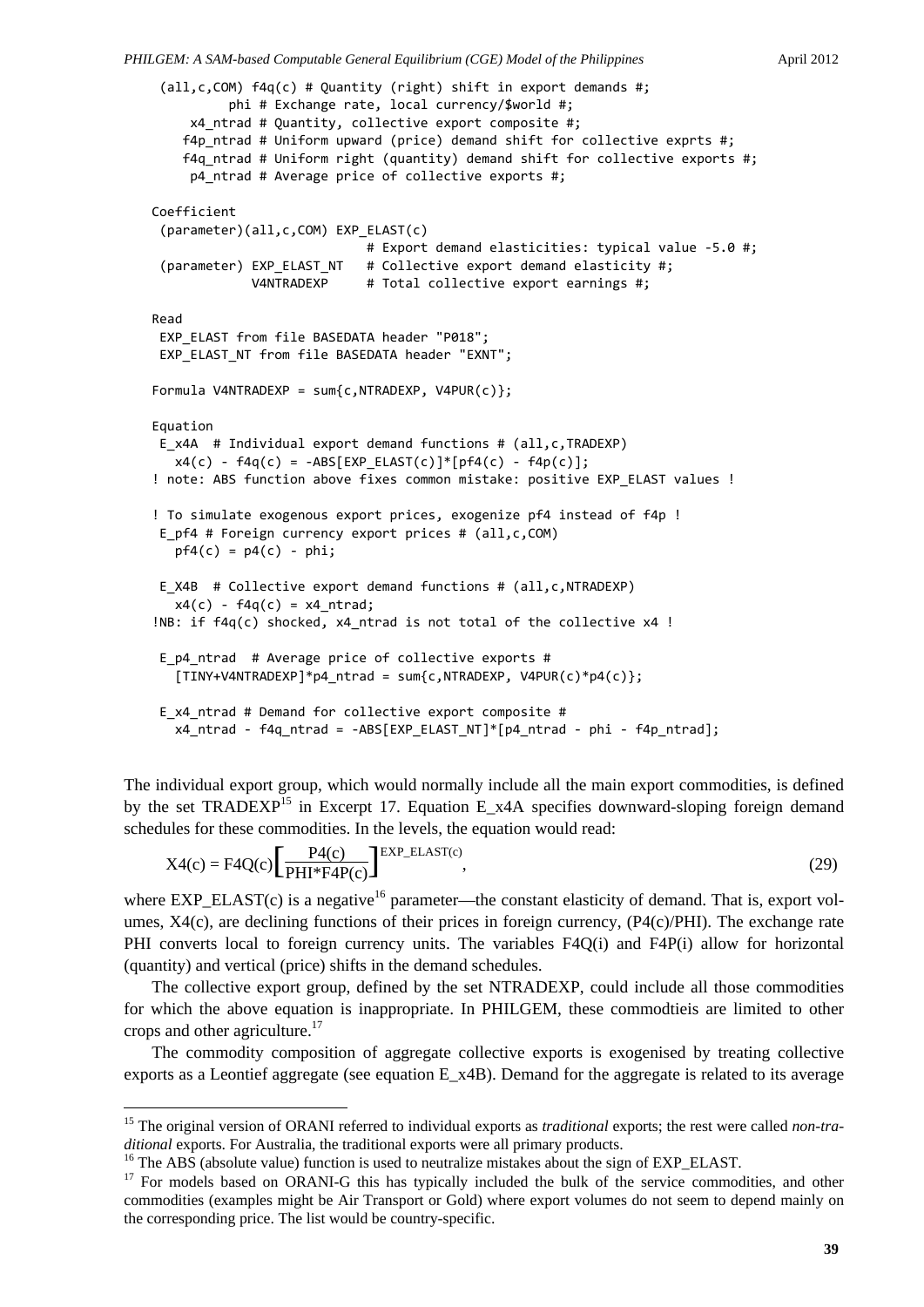```
 (all,c,COM) f4q(c) # Quantity (right) shift in export demands #;
          phi # Exchange rate, local currency/$world #;
     x4_ntrad # Quantity, collective export composite #;
    f4p_ntrad # Uniform upward (price) demand shift for collective exprts #;
    f4q_ntrad # Uniform right (quantity) demand shift for collective exports #;
     p4_ntrad # Average price of collective exports #;

Coefficient
 (parameter)(all,c,COM) EXP_ELAST(c)
                          # Export demand elasticities: typical value -5.0 #;
 (parameter) EXP_ELAST_NT   # Collective export demand elasticity #;
             V4NTRADEXP     # Total collective export earnings #;

Read
 EXP_ELAST from file BASEDATA header "P018";
 EXP_ELAST_NT from file BASEDATA header "EXNT";

Formula V4NTRADEXP = sum{c,NTRADEXP, V4PUR(c)};

Equation
 E_x4A  # Individual export demand functions # (all,c,TRADEXP)
   x4(c) - f4q(c) = -ABS[EXP_ELAST(c)]*[pf4(c) - f4p(c)];
! note: ABS function above fixes common mistake: positive EXP_ELAST values !

! To simulate exogenous export prices, exogenize pf4 instead of f4p !
 E_pf4 # Foreign currency export prices # (all,c,COM)
   pf4(c) = p4(c) - phi;

 E_X4B  # Collective export demand functions # (all,c,NTRADEXP)
   x4(c) - f4q(c) = x4_ntrad;
!NB: if f4q(c) shocked, x4_ntrad is not total of the collective x4 !

 E_p4_ntrad  # Average price of collective exports #
   [TINY+V4NTRADEXP]*p4_ntrad = sum{c,NTRADEXP, V4PUR(c)*p4(c)};

 E_x4_ntrad # Demand for collective export composite #
   x4_ntrad - f4q_ntrad = -ABS[EXP_ELAST_NT]*[p4_ntrad - phi - f4p_ntrad];
```

The individual export group, which would normally include all the main export commodities, is defined by the set TRADEXP[15] in Excerpt 17. Equation E_x4A specifies downward-sloping foreign demand schedules for these commodities. In the levels, the equation would read:

$$\mathrm{X4(c) = F4Q(c)}\left[\frac{\mathrm{P4(c)}}{\mathrm{PHI{*}F4P(c)}}\right]^{\mathrm{EXP\_ELAST(c)}}, \tag{29}$$

where EXP_ELAST(c) is a negative[16] parameter—the constant elasticity of demand. That is, export volumes, X4(c), are declining functions of their prices in foreign currency, (P4(c)/PHI). The exchange rate PHI converts local to foreign currency units. The variables F4Q(i) and F4P(i) allow for horizontal (quantity) and vertical (price) shifts in the demand schedules.

The collective export group, defined by the set NTRADEXP, could include all those commodities for which the above equation is inappropriate. In PHILGEM, these commodtieis are limited to other crops and other agriculture.[17]

The commodity composition of aggregate collective exports is exogenised by treating collective exports as a Leontief aggregate (see equation E_x4B). Demand for the aggregate is related to its average

---

[15] The original version of ORANI referred to individual exports as *traditional* exports; the rest were called *non-traditional* exports. For Australia, the traditional exports were all primary products.

[16] The ABS (absolute value) function is used to neutralize mistakes about the sign of EXP_ELAST.

[17] For models based on ORANI-G this has typically included the bulk of the service commodities, and other commodities (examples might be Air Transport or Gold) where export volumes do not seem to depend mainly on the corresponding price. The list would be country-specific.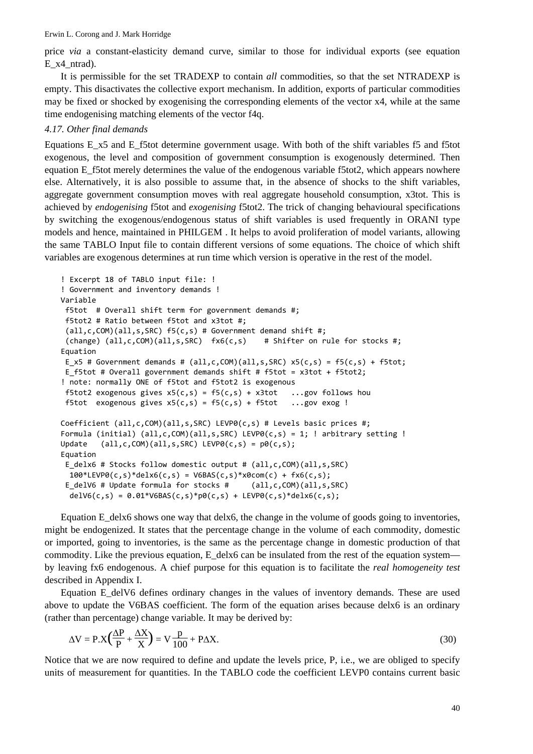price *via* a constant-elasticity demand curve, similar to those for individual exports (see equation E_x4_ntrad).

It is permissible for the set TRADEXP to contain *all* commodities, so that the set NTRADEXP is empty. This disactivates the collective export mechanism. In addition, exports of particular commodities may be fixed or shocked by exogenising the corresponding elements of the vector x4, while at the same time endogenising matching elements of the vector f4q.

### *4.17. Other final demands*

Equations E_x5 and E_f5tot determine government usage. With both of the shift variables f5 and f5tot exogenous, the level and composition of government consumption is exogenously determined. Then equation E_f5tot merely determines the value of the endogenous variable f5tot2, which appears nowhere else. Alternatively, it is also possible to assume that, in the absence of shocks to the shift variables, aggregate government consumption moves with real aggregate household consumption, x3tot. This is achieved by *endogenising* f5tot and *exogenising* f5tot2. The trick of changing behavioural specifications by switching the exogenous/endogenous status of shift variables is used frequently in ORANI type models and hence, maintained in PHILGEM . It helps to avoid proliferation of model variants, allowing the same TABLO Input file to contain different versions of some equations. The choice of which shift variables are exogenous determines at run time which version is operative in the rest of the model.

```
! Excerpt 18 of TABLO input file: !
! Government and inventory demands !
Variable
 f5tot  # Overall shift term for government demands #;
 f5tot2 # Ratio between f5tot and x3tot #;
 (all,c,COM)(all,s,SRC) f5(c,s) # Government demand shift #;
 (change) (all,c,COM)(all,s,SRC)  fx6(c,s)    # Shifter on rule for stocks #;
Equation
 E_x5 # Government demands # (all,c,COM)(all,s,SRC) x5(c,s) = f5(c,s) + f5tot;
 E_f5tot # Overall government demands shift # f5tot = x3tot + f5tot2;
! note: normally ONE of f5tot and f5tot2 is exogenous
 f5tot2 exogenous gives x5(c,s) = f5(c,s) + x3tot   ...gov follows hou
 f5tot  exogenous gives x5(c,s) = f5(c,s) + f5tot   ...gov exog !

Coefficient (all,c,COM)(all,s,SRC) LEVP0(c,s) # Levels basic prices #;
Formula (initial) (all,c,COM)(all,s,SRC) LEVP0(c,s) = 1; ! arbitrary setting !
Update   (all,c,COM)(all,s,SRC) LEVP0(c,s) = p0(c,s);
Equation
 E_delx6 # Stocks follow domestic output # (all,c,COM)(all,s,SRC)
  100*LEVP0(c,s)*delx6(c,s) = V6BAS(c,s)*x0com(c) + fx6(c,s);
 E_delV6 # Update formula for stocks #     (all,c,COM)(all,s,SRC)
  delV6(c,s) = 0.01*V6BAS(c,s)*p0(c,s) + LEVP0(c,s)*delx6(c,s);
```

Equation E_delx6 shows one way that delx6, the change in the volume of goods going to inventories, might be endogenized. It states that the percentage change in the volume of each commodity, domestic or imported, going to inventories, is the same as the percentage change in domestic production of that commodity. Like the previous equation, E_delx6 can be insulated from the rest of the equation system—by leaving fx6 endogenous. A chief purpose for this equation is to facilitate the *real homogeneity test* described in Appendix I.

Equation E_delV6 defines ordinary changes in the values of inventory demands. These are used above to update the V6BAS coefficient. The form of the equation arises because delx6 is an ordinary (rather than percentage) change variable. It may be derived by:

$$\Delta V = P.X\left(\frac{\Delta P}{P} + \frac{\Delta X}{X}\right) = V\frac{p}{100} + P\Delta X. \tag{30}$$

Notice that we are now required to define and update the levels price, P, i.e., we are obliged to specify units of measurement for quantities. In the TABLO code the coefficient LEVP0 contains current basic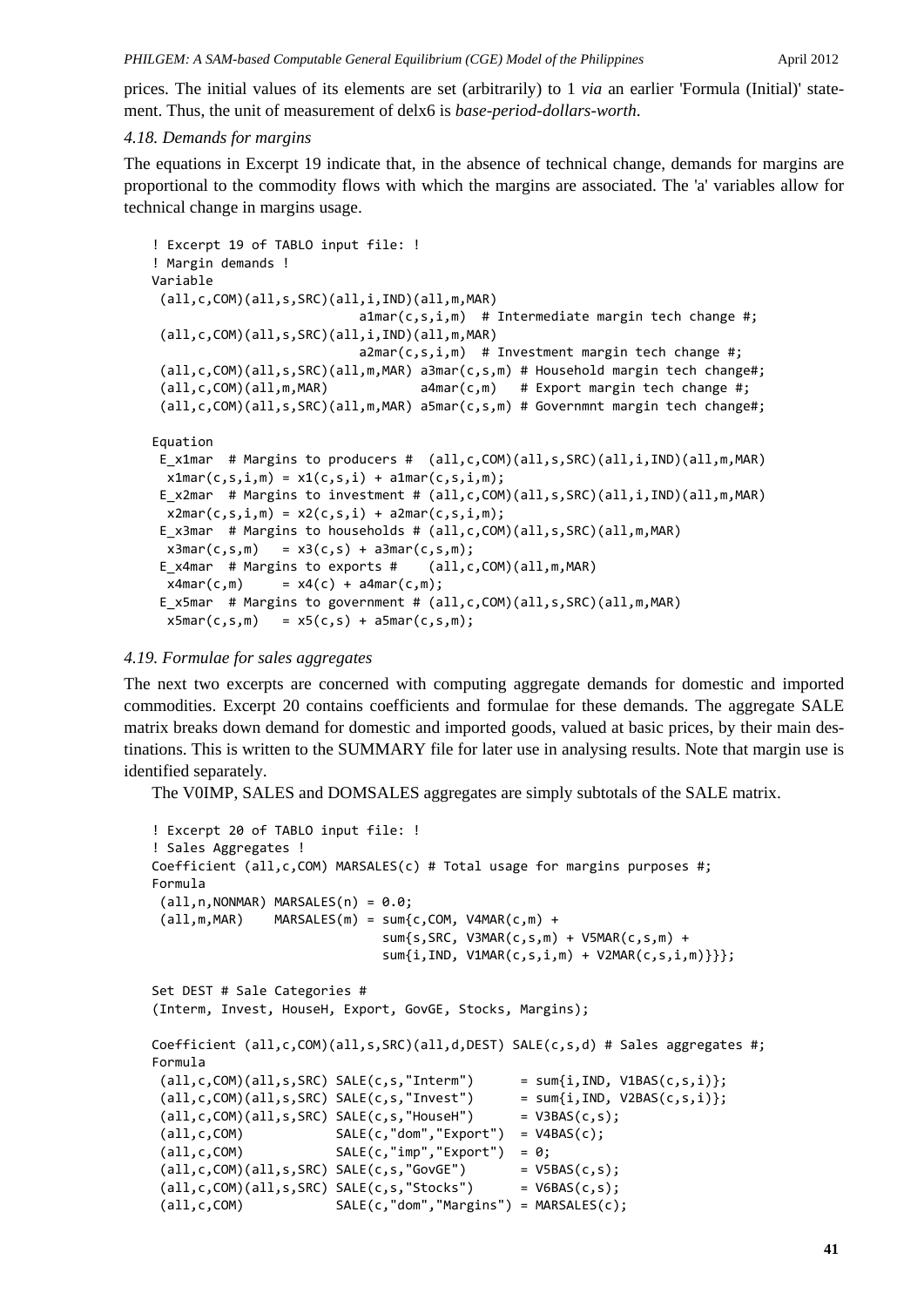prices. The initial values of its elements are set (arbitrarily) to 1 *via* an earlier 'Formula (Initial)' statement. Thus, the unit of measurement of delx6 is *base-period-dollars-worth*.

### *4.18. Demands for margins*

The equations in Excerpt 19 indicate that, in the absence of technical change, demands for margins are proportional to the commodity flows with which the margins are associated. The 'a' variables allow for technical change in margins usage.

```
! Excerpt 19 of TABLO input file: !
! Margin demands !
Variable
 (all,c,COM)(all,s,SRC)(all,i,IND)(all,m,MAR)
                         a1mar(c,s,i,m)  # Intermediate margin tech change #;
 (all,c,COM)(all,s,SRC)(all,i,IND)(all,m,MAR)
                         a2mar(c,s,i,m)  # Investment margin tech change #;
 (all,c,COM)(all,s,SRC)(all,m,MAR) a3mar(c,s,m) # Household margin tech change#;
 (all,c,COM)(all,m,MAR)            a4mar(c,m)   # Export margin tech change #;
 (all,c,COM)(all,s,SRC)(all,m,MAR) a5mar(c,s,m) # Governmnt margin tech change#;

Equation
 E_x1mar  # Margins to producers #  (all,c,COM)(all,s,SRC)(all,i,IND)(all,m,MAR)
  x1mar(c,s,i,m) = x1(c,s,i) + a1mar(c,s,i,m);
 E_x2mar  # Margins to investment # (all,c,COM)(all,s,SRC)(all,i,IND)(all,m,MAR)
  x2mar(c,s,i,m) = x2(c,s,i) + a2mar(c,s,i,m);
 E_x3mar  # Margins to households # (all,c,COM)(all,s,SRC)(all,m,MAR)
  x3mar(c,s,m)   = x3(c,s) + a3mar(c,s,m);
 E_x4mar  # Margins to exports #    (all,c,COM)(all,m,MAR)
  x4mar(c,m)     = x4(c) + a4mar(c,m);
 E_x5mar  # Margins to government # (all,c,COM)(all,s,SRC)(all,m,MAR)
  x5mar(c,s,m)   = x5(c,s) + a5mar(c,s,m);
```

### *4.19. Formulae for sales aggregates*

The next two excerpts are concerned with computing aggregate demands for domestic and imported commodities. Excerpt 20 contains coefficients and formulae for these demands. The aggregate SALE matrix breaks down demand for domestic and imported goods, valued at basic prices, by their main destinations. This is written to the SUMMARY file for later use in analysing results. Note that margin use is identified separately.

The V0IMP, SALES and DOMSALES aggregates are simply subtotals of the SALE matrix.

```
! Excerpt 20 of TABLO input file: !
! Sales Aggregates !
Coefficient (all,c,COM) MARSALES(c) # Total usage for margins purposes #;
Formula
 (all,n,NONMAR) MARSALES(n) = 0.0;
 (all,m,MAR)    MARSALES(m) = sum{c,COM, V4MAR(c,m) +
                              sum{s,SRC, V3MAR(c,s,m) + V5MAR(c,s,m) +
                              sum{i,IND, V1MAR(c,s,i,m) + V2MAR(c,s,i,m)}}};

Set DEST # Sale Categories #
(Interm, Invest, HouseH, Export, GovGE, Stocks, Margins);

Coefficient (all,c,COM)(all,s,SRC)(all,d,DEST) SALE(c,s,d) # Sales aggregates #;
Formula
 (all,c,COM)(all,s,SRC) SALE(c,s,"Interm")      = sum{i,IND, V1BAS(c,s,i)};
 (all,c,COM)(all,s,SRC) SALE(c,s,"Invest")      = sum{i,IND, V2BAS(c,s,i)};
 (all,c,COM)(all,s,SRC) SALE(c,s,"HouseH")      = V3BAS(c,s);
 (all,c,COM)            SALE(c,"dom","Export")  = V4BAS(c);
 (all,c,COM)            SALE(c,"imp","Export")  = 0;
 (all,c,COM)(all,s,SRC) SALE(c,s,"GovGE")       = V5BAS(c,s);
 (all,c,COM)(all,s,SRC) SALE(c,s,"Stocks")      = V6BAS(c,s);
 (all,c,COM)            SALE(c,"dom","Margins") = MARSALES(c);
```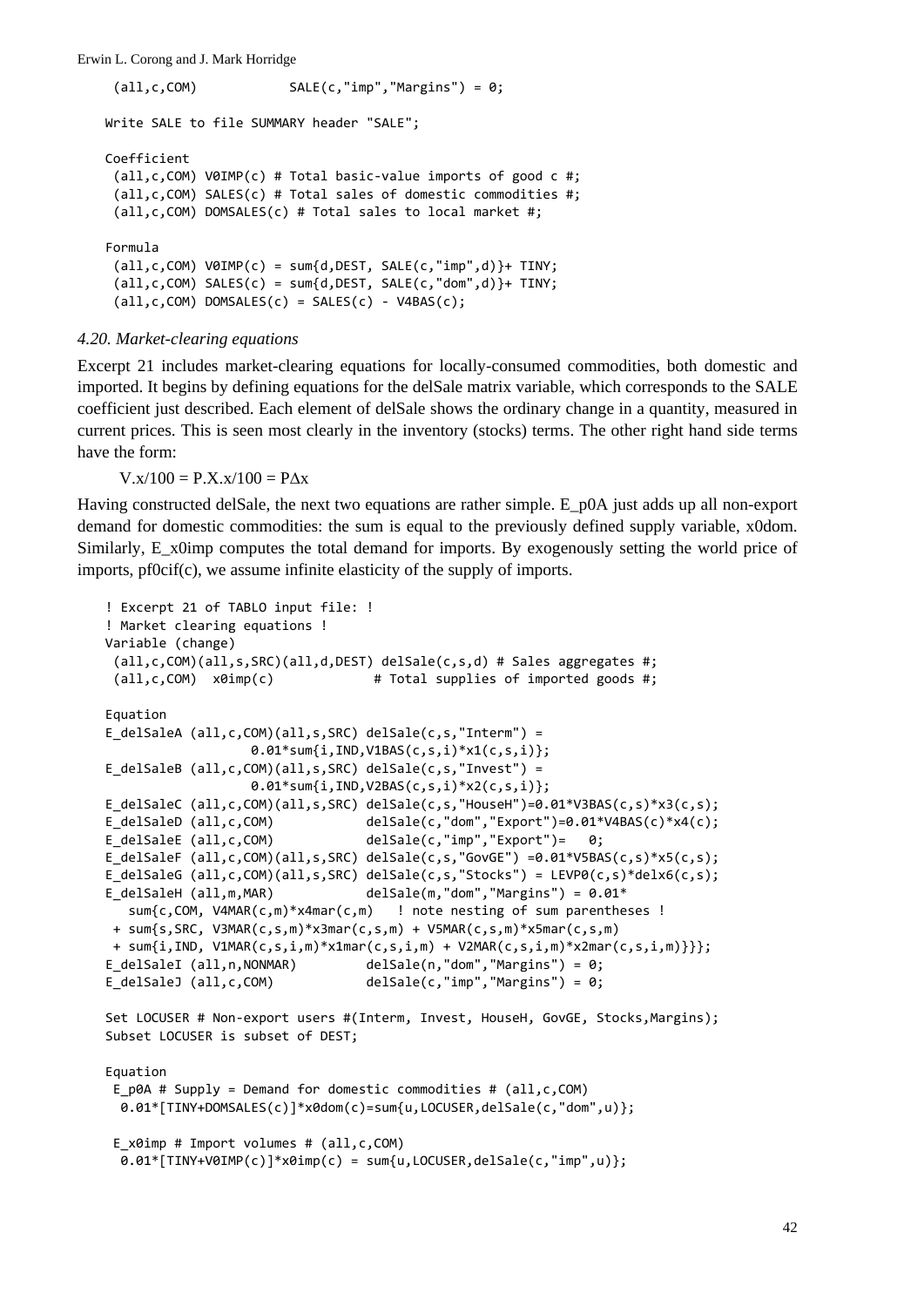```
 (all,c,COM)           SALE(c,"imp","Margins") = 0;

Write SALE to file SUMMARY header "SALE";

Coefficient
 (all,c,COM) V0IMP(c) # Total basic-value imports of good c #;
 (all,c,COM) SALES(c) # Total sales of domestic commodities #;
 (all,c,COM) DOMSALES(c) # Total sales to local market #;

Formula
 (all,c,COM) V0IMP(c) = sum{d,DEST, SALE(c,"imp",d)}+ TINY;
 (all,c,COM) SALES(c) = sum{d,DEST, SALE(c,"dom",d)}+ TINY;
 (all,c,COM) DOMSALES(c) = SALES(c) - V4BAS(c);
```

### *4.20. Market-clearing equations*

Excerpt 21 includes market-clearing equations for locally-consumed commodities, both domestic and imported. It begins by defining equations for the delSale matrix variable, which corresponds to the SALE coefficient just described. Each element of delSale shows the ordinary change in a quantity, measured in current prices. This is seen most clearly in the inventory (stocks) terms. The other right hand side terms have the form:

$$V.x/100 = P.X.x/100 = P\Delta x$$

Having constructed delSale, the next two equations are rather simple. E_p0A just adds up all non-export demand for domestic commodities: the sum is equal to the previously defined supply variable, x0dom. Similarly, E_x0imp computes the total demand for imports. By exogenously setting the world price of imports, pf0cif(c), we assume infinite elasticity of the supply of imports.

```
! Excerpt 21 of TABLO input file: !
! Market clearing equations !
Variable (change)
 (all,c,COM)(all,s,SRC)(all,d,DEST) delSale(c,s,d) # Sales aggregates #;
 (all,c,COM)  x0imp(c)            # Total supplies of imported goods #;

Equation
E_delSaleA (all,c,COM)(all,s,SRC) delSale(c,s,"Interm") =
                 0.01*sum{i,IND,V1BAS(c,s,i)*x1(c,s,i)};
E_delSaleB (all,c,COM)(all,s,SRC) delSale(c,s,"Invest") =
                 0.01*sum{i,IND,V2BAS(c,s,i)*x2(c,s,i)};
E_delSaleC (all,c,COM)(all,s,SRC) delSale(c,s,"HouseH")=0.01*V3BAS(c,s)*x3(c,s);
E_delSaleD (all,c,COM)            delSale(c,"dom","Export")=0.01*V4BAS(c)*x4(c);
E_delSaleE (all,c,COM)            delSale(c,"imp","Export")=   0;
E_delSaleF (all,c,COM)(all,s,SRC) delSale(c,s,"GovGE") =0.01*V5BAS(c,s)*x5(c,s);
E_delSaleG (all,c,COM)(all,s,SRC) delSale(c,s,"Stocks") = LEVP0(c,s)*delx6(c,s);
E_delSaleH (all,m,MAR)            delSale(m,"dom","Margins") = 0.01*
   sum{c,COM, V4MAR(c,m)*x4mar(c,m)   ! note nesting of sum parentheses !
 + sum{s,SRC, V3MAR(c,s,m)*x3mar(c,s,m) + V5MAR(c,s,m)*x5mar(c,s,m)
 + sum{i,IND, V1MAR(c,s,i,m)*x1mar(c,s,i,m) + V2MAR(c,s,i,m)*x2mar(c,s,i,m)}}};
E_delSaleI (all,n,NONMAR)         delSale(n,"dom","Margins") = 0;
E_delSaleJ (all,c,COM)            delSale(c,"imp","Margins") = 0;

Set LOCUSER # Non-export users #(Interm, Invest, HouseH, GovGE, Stocks,Margins);
Subset LOCUSER is subset of DEST;

Equation
 E_p0A # Supply = Demand for domestic commodities # (all,c,COM)
  0.01*[TINY+DOMSALES(c)]*x0dom(c)=sum{u,LOCUSER,delSale(c,"dom",u)};

 E_x0imp # Import volumes # (all,c,COM)
  0.01*[TINY+V0IMP(c)]*x0imp(c) = sum{u,LOCUSER,delSale(c,"imp",u)};
```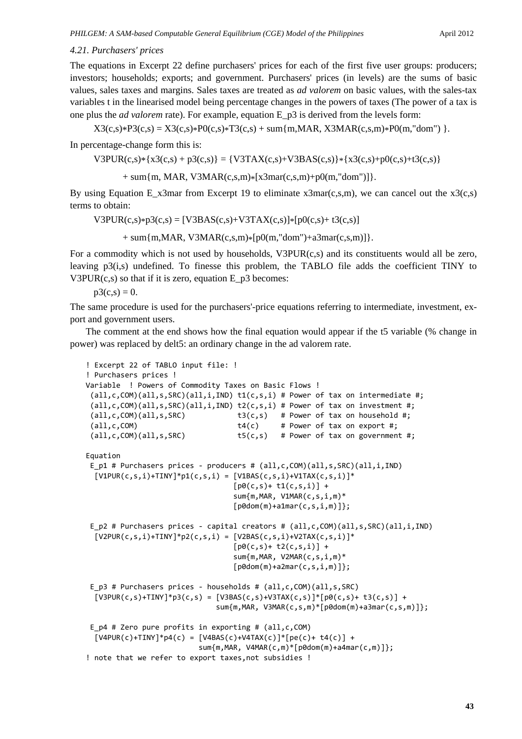### 4.21. Purchasers' prices

The equations in Excerpt 22 define purchasers' prices for each of the first five user groups: producers; investors; households; exports; and government. Purchasers' prices (in levels) are the sums of basic values, sales taxes and margins. Sales taxes are treated as *ad valorem* on basic values, with the sales-tax variables t in the linearised model being percentage changes in the powers of taxes (The power of a tax is one plus the *ad valorem* rate). For example, equation E_p3 is derived from the levels form:

$$X3(c,s)*P3(c,s) = X3(c,s)*P0(c,s)*T3(c,s) + \text{sum}\{m,MAR, X3MAR(c,s,m)*P0(m,\text{"dom"})\}.$$

In percentage-change form this is:

$$V3PUR(c,s)*\{x3(c,s) + p3(c,s)\} = \{V3TAX(c,s)+V3BAS(c,s)\}*\{x3(c,s)+p0(c,s)+t3(c,s)\}$$

$$+ \text{sum}\{m, MAR, V3MAR(c,s,m)*[x3mar(c,s,m)+p0(m,\text{"dom"})]\}.$$

By using Equation E_x3mar from Excerpt 19 to eliminate x3mar(c,s,m), we can cancel out the x3(c,s) terms to obtain:

$$V3PUR(c,s)*p3(c,s) = [V3BAS(c,s)+V3TAX(c,s)]*[p0(c,s)+ t3(c,s)]$$

$$+ \text{sum}\{m,MAR, V3MAR(c,s,m)*[p0(m,\text{"dom"})+a3mar(c,s,m)]\}.$$

For a commodity which is not used by households, V3PUR(c,s) and its constituents would all be zero, leaving p3(i,s) undefined. To finesse this problem, the TABLO file adds the coefficient TINY to V3PUR(c,s) so that if it is zero, equation E_p3 becomes:

$$p3(c,s) = 0.$$

The same procedure is used for the purchasers'-price equations referring to intermediate, investment, export and government users.

The comment at the end shows how the final equation would appear if the t5 variable (% change in power) was replaced by delt5: an ordinary change in the ad valorem rate.

```
! Excerpt 22 of TABLO input file: !
! Purchasers prices !
Variable  ! Powers of Commodity Taxes on Basic Flows !
 (all,c,COM)(all,s,SRC)(all,i,IND) t1(c,s,i) # Power of tax on intermediate #;
 (all,c,COM)(all,s,SRC)(all,i,IND) t2(c,s,i) # Power of tax on investment #;
 (all,c,COM)(all,s,SRC)            t3(c,s)   # Power of tax on household #;
 (all,c,COM)                       t4(c)     # Power of tax on export #;
 (all,c,COM)(all,s,SRC)            t5(c,s)   # Power of tax on government #;

Equation
 E_p1 # Purchasers prices - producers # (all,c,COM)(all,s,SRC)(all,i,IND)
  [V1PUR(c,s,i)+TINY]*p1(c,s,i) = [V1BAS(c,s,i)+V1TAX(c,s,i)]*
                                  [p0(c,s)+ t1(c,s,i)] +
                                  sum{m,MAR, V1MAR(c,s,i,m)*
                                  [p0dom(m)+a1mar(c,s,i,m)]};

 E_p2 # Purchasers prices - capital creators # (all,c,COM)(all,s,SRC)(all,i,IND)
  [V2PUR(c,s,i)+TINY]*p2(c,s,i) = [V2BAS(c,s,i)+V2TAX(c,s,i)]*
                                  [p0(c,s)+ t2(c,s,i)] +
                                  sum{m,MAR, V2MAR(c,s,i,m)*
                                  [p0dom(m)+a2mar(c,s,i,m)]};

 E_p3 # Purchasers prices - households # (all,c,COM)(all,s,SRC)
  [V3PUR(c,s)+TINY]*p3(c,s) = [V3BAS(c,s)+V3TAX(c,s)]*[p0(c,s)+ t3(c,s)] +
                              sum{m,MAR, V3MAR(c,s,m)*[p0dom(m)+a3mar(c,s,m)]};

 E_p4 # Zero pure profits in exporting # (all,c,COM)
  [V4PUR(c)+TINY]*p4(c) = [V4BAS(c)+V4TAX(c)]*[pe(c)+ t4(c)] +
                          sum{m,MAR, V4MAR(c,m)*[p0dom(m)+a4mar(c,m)]};
! note that we refer to export taxes,not subsidies !
```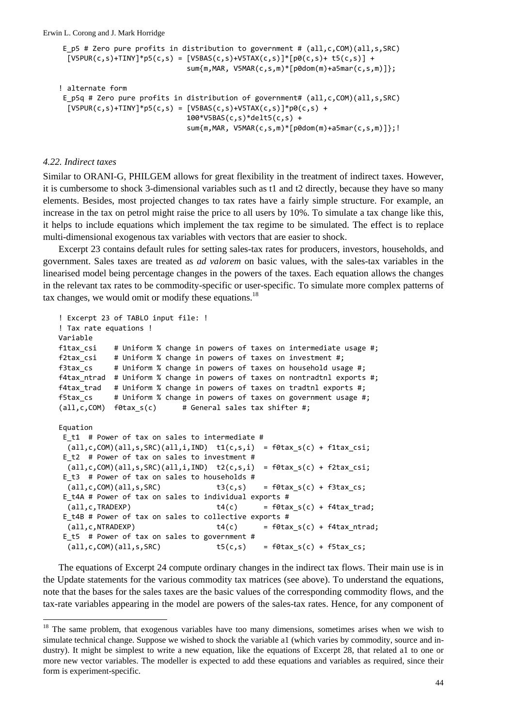```
 E_p5 # Zero pure profits in distribution to government # (all,c,COM)(all,s,SRC)
  [V5PUR(c,s)+TINY]*p5(c,s) = [V5BAS(c,s)+V5TAX(c,s)]*[p0(c,s)+ t5(c,s)] +
                              sum{m,MAR, V5MAR(c,s,m)*[p0dom(m)+a5mar(c,s,m)]};

! alternate form
 E_p5q # Zero pure profits in distribution of government# (all,c,COM)(all,s,SRC)
  [V5PUR(c,s)+TINY]*p5(c,s) = [V5BAS(c,s)+V5TAX(c,s)]*p0(c,s) +
                              100*V5BAS(c,s)*delt5(c,s) +
                              sum{m,MAR, V5MAR(c,s,m)*[p0dom(m)+a5mar(c,s,m)]};!
```

### *4.22. Indirect taxes*

Similar to ORANI-G, PHILGEM allows for great flexibility in the treatment of indirect taxes. However, it is cumbersome to shock 3-dimensional variables such as t1 and t2 directly, because they have so many elements. Besides, most projected changes to tax rates have a fairly simple structure. For example, an increase in the tax on petrol might raise the price to all users by 10%. To simulate a tax change like this, it helps to include equations which implement the tax regime to be simulated. The effect is to replace multi-dimensional exogenous tax variables with vectors that are easier to shock.

Excerpt 23 contains default rules for setting sales-tax rates for producers, investors, households, and government. Sales taxes are treated as *ad valorem* on basic values, with the sales-tax variables in the linearised model being percentage changes in the powers of the taxes. Each equation allows the changes in the relevant tax rates to be commodity-specific or user-specific. To simulate more complex patterns of tax changes, we would omit or modify these equations.[18]

```
! Excerpt 23 of TABLO input file: !
! Tax rate equations !
Variable
f1tax_csi    # Uniform % change in powers of taxes on intermediate usage #;
f2tax_csi    # Uniform % change in powers of taxes on investment #;
f3tax_cs     # Uniform % change in powers of taxes on household usage #;
f4tax_ntrad  # Uniform % change in powers of taxes on nontradtnl exports #;
f4tax_trad   # Uniform % change in powers of taxes on tradtnl exports #;
f5tax_cs     # Uniform % change in powers of taxes on government usage #;
(all,c,COM)  f0tax_s(c)      # General sales tax shifter #;

Equation
 E_t1  # Power of tax on sales to intermediate #
  (all,c,COM)(all,s,SRC)(all,i,IND)  t1(c,s,i)  = f0tax_s(c) + f1tax_csi;
 E_t2  # Power of tax on sales to investment #
  (all,c,COM)(all,s,SRC)(all,i,IND)  t2(c,s,i)  = f0tax_s(c) + f2tax_csi;
 E_t3  # Power of tax on sales to households #
  (all,c,COM)(all,s,SRC)             t3(c,s)    = f0tax_s(c) + f3tax_cs;
 E_t4A # Power of tax on sales to individual exports #
  (all,c,TRADEXP)                    t4(c)      = f0tax_s(c) + f4tax_trad;
 E_t4B # Power of tax on sales to collective exports #
  (all,c,NTRADEXP)                   t4(c)      = f0tax_s(c) + f4tax_ntrad;
 E_t5  # Power of tax on sales to government #
  (all,c,COM)(all,s,SRC)             t5(c,s)    = f0tax_s(c) + f5tax_cs;
```

The equations of Excerpt 24 compute ordinary changes in the indirect tax flows. Their main use is in the Update statements for the various commodity tax matrices (see above). To understand the equations, note that the bases for the sales taxes are the basic values of the corresponding commodity flows, and the tax-rate variables appearing in the model are powers of the sales-tax rates. Hence, for any component of

[18] The same problem, that exogenous variables have too many dimensions, sometimes arises when we wish to simulate technical change. Suppose we wished to shock the variable a1 (which varies by commodity, source and industry). It might be simplest to write a new equation, like the equations of Excerpt 28, that related a1 to one or more new vector variables. The modeller is expected to add these equations and variables as required, since their form is experiment-specific.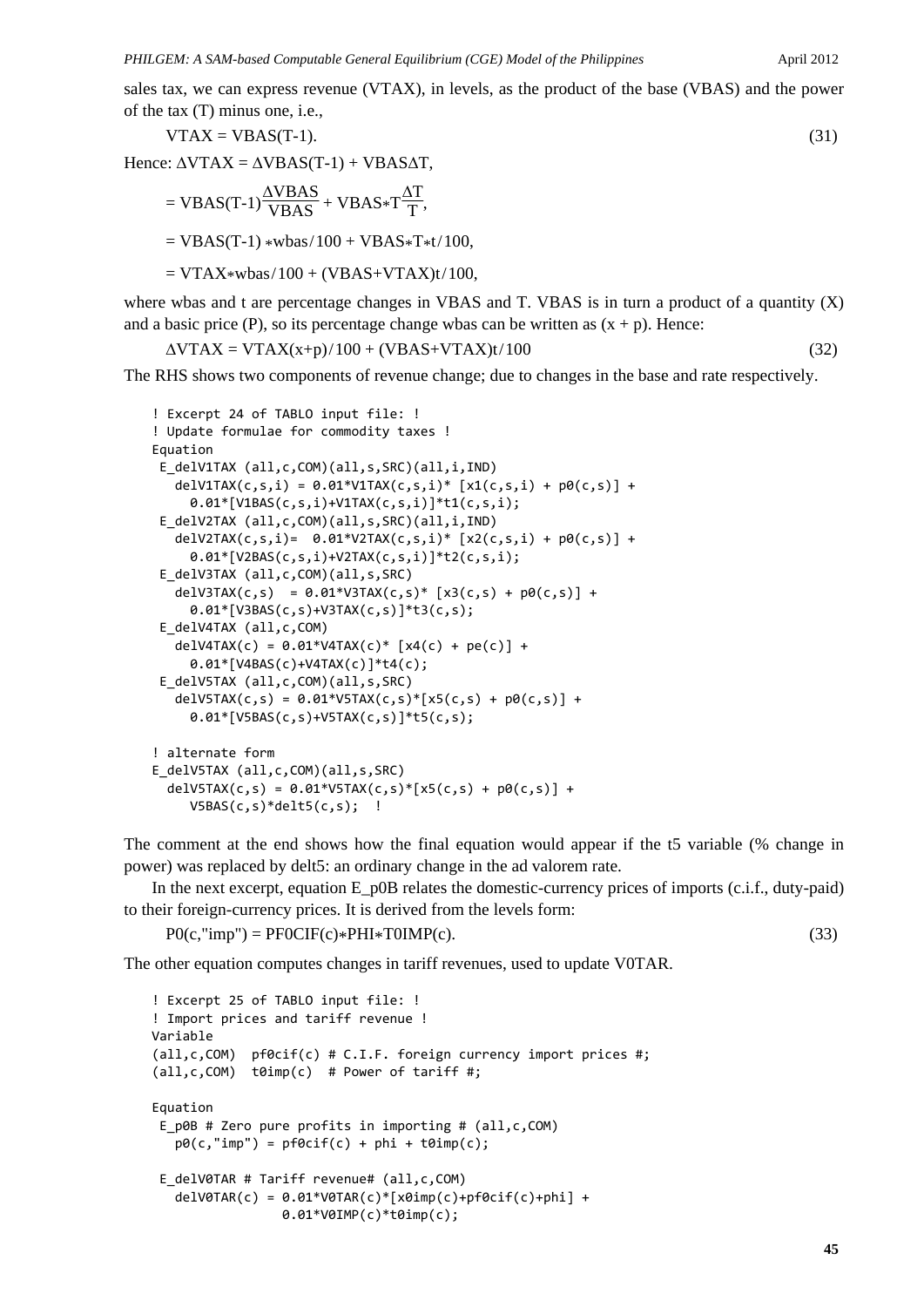sales tax, we can express revenue (VTAX), in levels, as the product of the base (VBAS) and the power of the tax (T) minus one, i.e.,

$$\text{VTAX} = \text{VBAS}(\text{T}-1). \tag{31}$$

Hence: $\Delta\text{VTAX} = \Delta\text{VBAS}(\text{T}-1) + \text{VBAS}\Delta\text{T}$,

$$= \text{VBAS}(\text{T}-1)\frac{\Delta\text{VBAS}}{\text{VBAS}} + \text{VBAS}*\text{T}\frac{\Delta\text{T}}{\text{T}},$$

$$= \text{VBAS}(\text{T}-1)*\text{wbas}/100 + \text{VBAS}*\text{T}*\text{t}/100,$$

$$= \text{VTAX}*\text{wbas}/100 + (\text{VBAS}+\text{VTAX})\text{t}/100,$$

where wbas and t are percentage changes in VBAS and T. VBAS is in turn a product of a quantity (X) and a basic price (P), so its percentage change wbas can be written as (x + p). Hence:

$$\Delta\text{VTAX} = \text{VTAX}(\text{x}+\text{p})/100 + (\text{VBAS}+\text{VTAX})\text{t}/100 \tag{32}$$

The RHS shows two components of revenue change; due to changes in the base and rate respectively.

```
! Excerpt 24 of TABLO input file: !
! Update formulae for commodity taxes !
Equation
 E_delV1TAX (all,c,COM)(all,s,SRC)(all,i,IND)
   delV1TAX(c,s,i) = 0.01*V1TAX(c,s,i)* [x1(c,s,i) + p0(c,s)] +
     0.01*[V1BAS(c,s,i)+V1TAX(c,s,i)]*t1(c,s,i);
 E_delV2TAX (all,c,COM)(all,s,SRC)(all,i,IND)
   delV2TAX(c,s,i)=  0.01*V2TAX(c,s,i)* [x2(c,s,i) + p0(c,s)] +
     0.01*[V2BAS(c,s,i)+V2TAX(c,s,i)]*t2(c,s,i);
 E_delV3TAX (all,c,COM)(all,s,SRC)
   delV3TAX(c,s)  = 0.01*V3TAX(c,s)* [x3(c,s) + p0(c,s)] +
     0.01*[V3BAS(c,s)+V3TAX(c,s)]*t3(c,s);
 E_delV4TAX (all,c,COM)
   delV4TAX(c) = 0.01*V4TAX(c)* [x4(c) + pe(c)] +
     0.01*[V4BAS(c)+V4TAX(c)]*t4(c);
 E_delV5TAX (all,c,COM)(all,s,SRC)
   delV5TAX(c,s) = 0.01*V5TAX(c,s)*[x5(c,s) + p0(c,s)] +
     0.01*[V5BAS(c,s)+V5TAX(c,s)]*t5(c,s);

! alternate form
E_delV5TAX (all,c,COM)(all,s,SRC)
  delV5TAX(c,s) = 0.01*V5TAX(c,s)*[x5(c,s) + p0(c,s)] +
     V5BAS(c,s)*delt5(c,s);  !
```

The comment at the end shows how the final equation would appear if the t5 variable (% change in power) was replaced by delt5: an ordinary change in the ad valorem rate.

In the next excerpt, equation E_p0B relates the domestic-currency prices of imports (c.i.f., duty-paid) to their foreign-currency prices. It is derived from the levels form:

$$\text{P0}(\text{c},\text{"imp"}) = \text{PF0CIF}(\text{c})*\text{PHI}*\text{T0IMP}(\text{c}). \tag{33}$$

The other equation computes changes in tariff revenues, used to update V0TAR.

```
! Excerpt 25 of TABLO input file: !
! Import prices and tariff revenue !
Variable
(all,c,COM)  pf0cif(c) # C.I.F. foreign currency import prices #;
(all,c,COM)  t0imp(c)  # Power of tariff #;

Equation
 E_p0B # Zero pure profits in importing # (all,c,COM)
   p0(c,"imp") = pf0cif(c) + phi + t0imp(c);

 E_delV0TAR # Tariff revenue# (all,c,COM)
   delV0TAR(c) = 0.01*V0TAR(c)*[x0imp(c)+pf0cif(c)+phi] +
                0.01*V0IMP(c)*t0imp(c);
```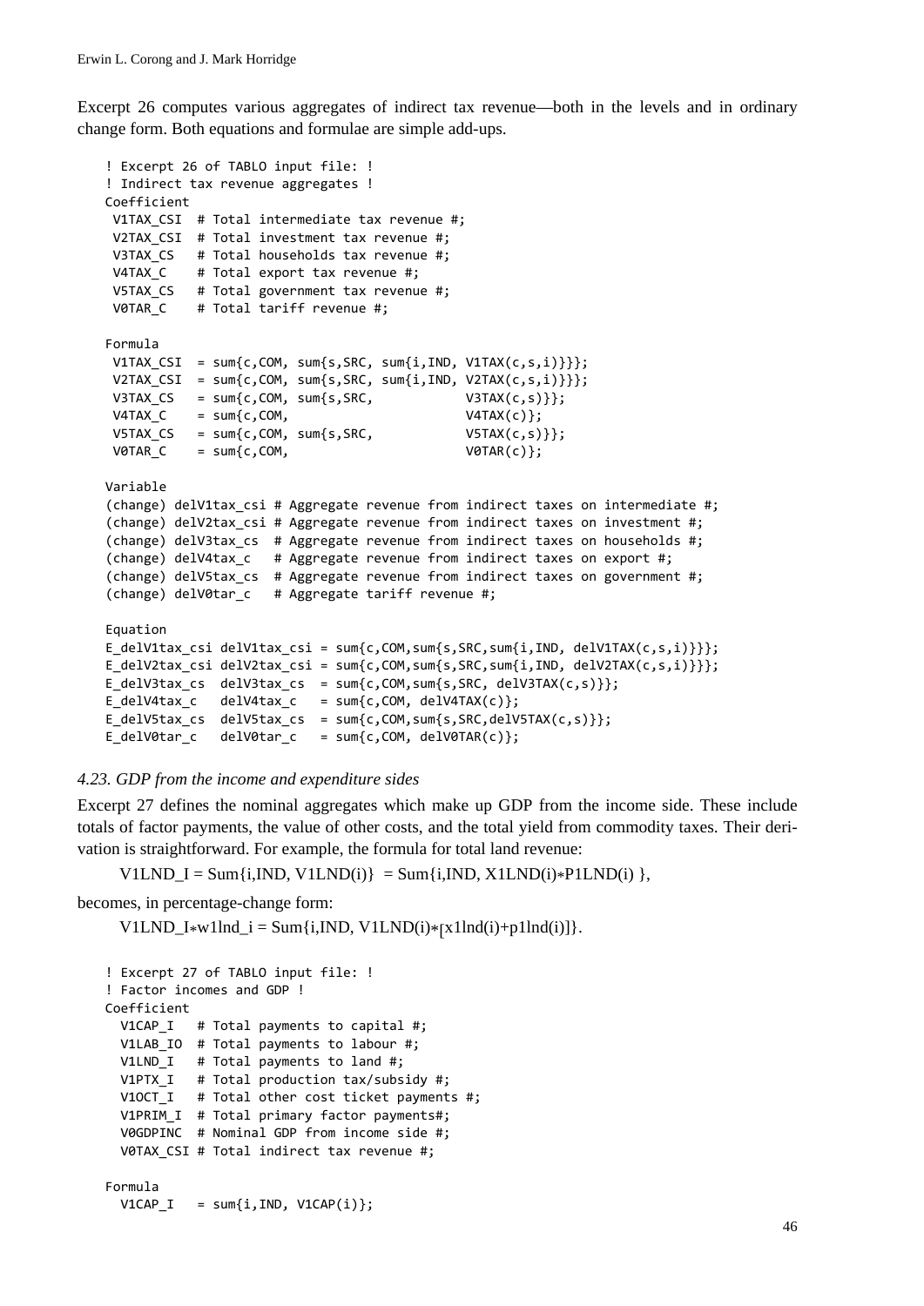Excerpt 26 computes various aggregates of indirect tax revenue—both in the levels and in ordinary change form. Both equations and formulae are simple add-ups.

```
! Excerpt 26 of TABLO input file: !
! Indirect tax revenue aggregates !
Coefficient
 V1TAX_CSI  # Total intermediate tax revenue #;
 V2TAX_CSI  # Total investment tax revenue #;
 V3TAX_CS   # Total households tax revenue #;
 V4TAX_C    # Total export tax revenue #;
 V5TAX_CS   # Total government tax revenue #;
 V0TAR_C    # Total tariff revenue #;

Formula
 V1TAX_CSI  = sum{c,COM, sum{s,SRC, sum{i,IND, V1TAX(c,s,i)}}};
 V2TAX_CSI  = sum{c,COM, sum{s,SRC, sum{i,IND, V2TAX(c,s,i)}}};
 V3TAX_CS   = sum{c,COM, sum{s,SRC,            V3TAX(c,s)}};
 V4TAX_C    = sum{c,COM,                       V4TAX(c)};
 V5TAX_CS   = sum{c,COM, sum{s,SRC,            V5TAX(c,s)}};
 V0TAR_C    = sum{c,COM,                       V0TAR(c)};

Variable
(change) delV1tax_csi # Aggregate revenue from indirect taxes on intermediate #;
(change) delV2tax_csi # Aggregate revenue from indirect taxes on investment #;
(change) delV3tax_cs  # Aggregate revenue from indirect taxes on households #;
(change) delV4tax_c   # Aggregate revenue from indirect taxes on export #;
(change) delV5tax_cs  # Aggregate revenue from indirect taxes on government #;
(change) delV0tar_c   # Aggregate tariff revenue #;

Equation
E_delV1tax_csi delV1tax_csi = sum{c,COM,sum{s,SRC,sum{i,IND, delV1TAX(c,s,i)}}};
E_delV2tax_csi delV2tax_csi = sum{c,COM,sum{s,SRC,sum{i,IND, delV2TAX(c,s,i)}}};
E_delV3tax_cs  delV3tax_cs  = sum{c,COM,sum{s,SRC, delV3TAX(c,s)}};
E_delV4tax_c   delV4tax_c   = sum{c,COM, delV4TAX(c)};
E_delV5tax_cs  delV5tax_cs  = sum{c,COM,sum{s,SRC,delV5TAX(c,s)}};
E_delV0tar_c   delV0tar_c   = sum{c,COM, delV0TAR(c)};
```

### *4.23. GDP from the income and expenditure sides*

Excerpt 27 defines the nominal aggregates which make up GDP from the income side. These include totals of factor payments, the value of other costs, and the total yield from commodity taxes. Their derivation is straightforward. For example, the formula for total land revenue:

V1LND_I = Sum{i,IND, V1LND(i)} = Sum{i,IND, X1LND(i)*P1LND(i) },

becomes, in percentage-change form:

V1LND_I*w1lnd_i = Sum{i,IND, V1LND(i)*[x1lnd(i)+p1lnd(i)]}.

```
! Excerpt 27 of TABLO input file: !
! Factor incomes and GDP !
Coefficient
  V1CAP_I   # Total payments to capital #;
  V1LAB_IO  # Total payments to labour #;
  V1LND_I   # Total payments to land #;
  V1PTX_I   # Total production tax/subsidy #;
  V1OCT_I   # Total other cost ticket payments #;
  V1PRIM_I  # Total primary factor payments#;
  V0GDPINC  # Nominal GDP from income side #;
  V0TAX_CSI # Total indirect tax revenue #;

Formula
  V1CAP_I   = sum{i,IND, V1CAP(i)};
```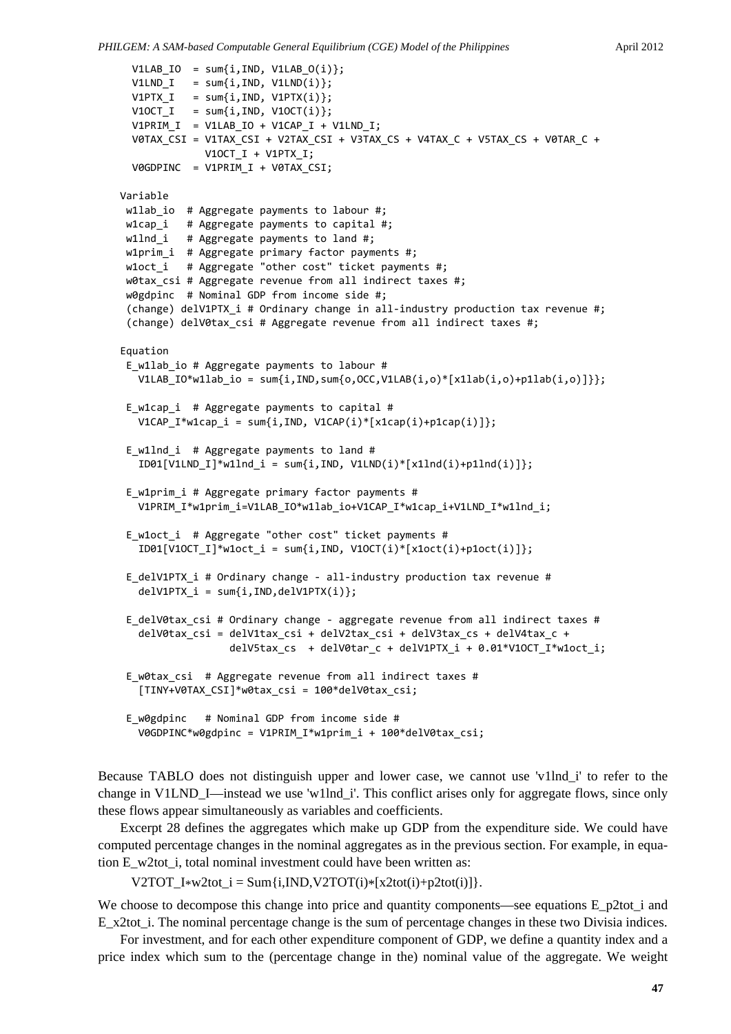```
 V1LAB_IO  = sum{i,IND, V1LAB_O(i)};
 V1LND_I   = sum{i,IND, V1LND(i)};
 V1PTX_I   = sum{i,IND, V1PTX(i)};
 V1OCT_I   = sum{i,IND, V1OCT(i)};
 V1PRIM_I  = V1LAB_IO + V1CAP_I + V1LND_I;
 V0TAX_CSI = V1TAX_CSI + V2TAX_CSI + V3TAX_CS + V4TAX_C + V5TAX_CS + V0TAR_C +
             V1OCT_I + V1PTX_I;
 V0GDPINC  = V1PRIM_I + V0TAX_CSI;

Variable
 w1lab_io  # Aggregate payments to labour #;
 w1cap_i   # Aggregate payments to capital #;
 w1lnd_i   # Aggregate payments to land #;
 w1prim_i  # Aggregate primary factor payments #;
 w1oct_i   # Aggregate "other cost" ticket payments #;
 w0tax_csi # Aggregate revenue from all indirect taxes #;
 w0gdpinc  # Nominal GDP from income side #;
 (change) delV1PTX_i # Ordinary change in all-industry production tax revenue #;
 (change) delV0tax_csi # Aggregate revenue from all indirect taxes #;

Equation
 E_w1lab_io # Aggregate payments to labour #
   V1LAB_IO*w1lab_io = sum{i,IND,sum{o,OCC,V1LAB(i,o)*[x1lab(i,o)+p1lab(i,o)]}};

 E_w1cap_i  # Aggregate payments to capital #
   V1CAP_I*w1cap_i = sum{i,IND, V1CAP(i)*[x1cap(i)+p1cap(i)]};

 E_w1lnd_i  # Aggregate payments to land #
   ID01[V1LND_I]*w1lnd_i = sum{i,IND, V1LND(i)*[x1lnd(i)+p1lnd(i)]};

 E_w1prim_i # Aggregate primary factor payments #
   V1PRIM_I*w1prim_i=V1LAB_IO*w1lab_io+V1CAP_I*w1cap_i+V1LND_I*w1lnd_i;

 E_w1oct_i  # Aggregate "other cost" ticket payments #
   ID01[V1OCT_I]*w1oct_i = sum{i,IND, V1OCT(i)*[x1oct(i)+p1oct(i)]};

 E_delV1PTX_i # Ordinary change - all-industry production tax revenue #
   delV1PTX_i = sum{i,IND,delV1PTX(i)};

 E_delV0tax_csi # Ordinary change - aggregate revenue from all indirect taxes #
   delV0tax_csi = delV1tax_csi + delV2tax_csi + delV3tax_cs + delV4tax_c +
                  delV5tax_cs  + delV0tar_c + delV1PTX_i + 0.01*V1OCT_I*w1oct_i;

 E_w0tax_csi  # Aggregate revenue from all indirect taxes #
   [TINY+V0TAX_CSI]*w0tax_csi = 100*delV0tax_csi;

 E_w0gdpinc   # Nominal GDP from income side #
   V0GDPINC*w0gdpinc = V1PRIM_I*w1prim_i + 100*delV0tax_csi;
```

Because TABLO does not distinguish upper and lower case, we cannot use 'v1lnd_i' to refer to the change in V1LND_I—instead we use 'w1lnd_i'. This conflict arises only for aggregate flows, since only these flows appear simultaneously as variables and coefficients.

Excerpt 28 defines the aggregates which make up GDP from the expenditure side. We could have computed percentage changes in the nominal aggregates as in the previous section. For example, in equation E_w2tot_i, total nominal investment could have been written as:

V2TOT_I∗w2tot_i = Sum{i,IND,V2TOT(i)∗[x2tot(i)+p2tot(i)]}.

We choose to decompose this change into price and quantity components—see equations E_p2tot_i and E_x2tot_i. The nominal percentage change is the sum of percentage changes in these two Divisia indices.

For investment, and for each other expenditure component of GDP, we define a quantity index and a price index which sum to the (percentage change in the) nominal value of the aggregate. We weight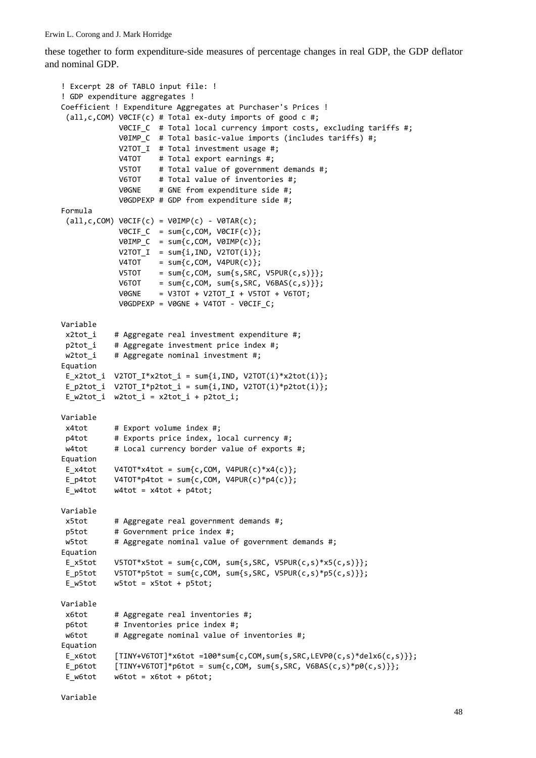these together to form expenditure-side measures of percentage changes in real GDP, the GDP deflator and nominal GDP.

```
! Excerpt 28 of TABLO input file: !
! GDP expenditure aggregates !
Coefficient ! Expenditure Aggregates at Purchaser's Prices !
 (all,c,COM) V0CIF(c) # Total ex-duty imports of good c #;
             V0CIF_C  # Total local currency import costs, excluding tariffs #;
             V0IMP_C  # Total basic-value imports (includes tariffs) #;
             V2TOT_I  # Total investment usage #;
             V4TOT    # Total export earnings #;
             V5TOT    # Total value of government demands #;
             V6TOT    # Total value of inventories #;
             V0GNE    # GNE from expenditure side #;
             V0GDPEXP # GDP from expenditure side #;
Formula
 (all,c,COM) V0CIF(c) = V0IMP(c) - V0TAR(c);
             V0CIF_C  = sum{c,COM, V0CIF(c)};
             V0IMP_C  = sum{c,COM, V0IMP(c)};
             V2TOT_I  = sum{i,IND, V2TOT(i)};
             V4TOT    = sum{c,COM, V4PUR(c)};
             V5TOT    = sum{c,COM, sum{s,SRC, V5PUR(c,s)}};
             V6TOT    = sum{c,COM, sum{s,SRC, V6BAS(c,s)}};
             V0GNE    = V3TOT + V2TOT_I + V5TOT + V6TOT;
             V0GDPEXP = V0GNE + V4TOT - V0CIF_C;

Variable
 x2tot_i    # Aggregate real investment expenditure #;
 p2tot_i    # Aggregate investment price index #;
 w2tot_i    # Aggregate nominal investment #;
Equation
 E_x2tot_i  V2TOT_I*x2tot_i = sum{i,IND, V2TOT(i)*x2tot(i)};
 E_p2tot_i  V2TOT_I*p2tot_i = sum{i,IND, V2TOT(i)*p2tot(i)};
 E_w2tot_i  w2tot_i = x2tot_i + p2tot_i;

Variable
 x4tot      # Export volume index #;
 p4tot      # Exports price index, local currency #;
 w4tot      # Local currency border value of exports #;
Equation
 E_x4tot    V4TOT*x4tot = sum{c,COM, V4PUR(c)*x4(c)};
 E_p4tot    V4TOT*p4tot = sum{c,COM, V4PUR(c)*p4(c)};
 E_w4tot    w4tot = x4tot + p4tot;

Variable
 x5tot      # Aggregate real government demands #;
 p5tot      # Government price index #;
 w5tot      # Aggregate nominal value of government demands #;
Equation
 E_x5tot    V5TOT*x5tot = sum{c,COM, sum{s,SRC, V5PUR(c,s)*x5(c,s)}};
 E_p5tot    V5TOT*p5tot = sum{c,COM, sum{s,SRC, V5PUR(c,s)*p5(c,s)}};
 E_w5tot    w5tot = x5tot + p5tot;

Variable
 x6tot      # Aggregate real inventories #;
 p6tot      # Inventories price index #;
 w6tot      # Aggregate nominal value of inventories #;
Equation
 E_x6tot    [TINY+V6TOT]*x6tot =100*sum{c,COM,sum{s,SRC,LEVP0(c,s)*delx6(c,s)}};
 E_p6tot    [TINY+V6TOT]*p6tot = sum{c,COM, sum{s,SRC, V6BAS(c,s)*p0(c,s)}};
 E_w6tot    w6tot = x6tot + p6tot;

Variable
```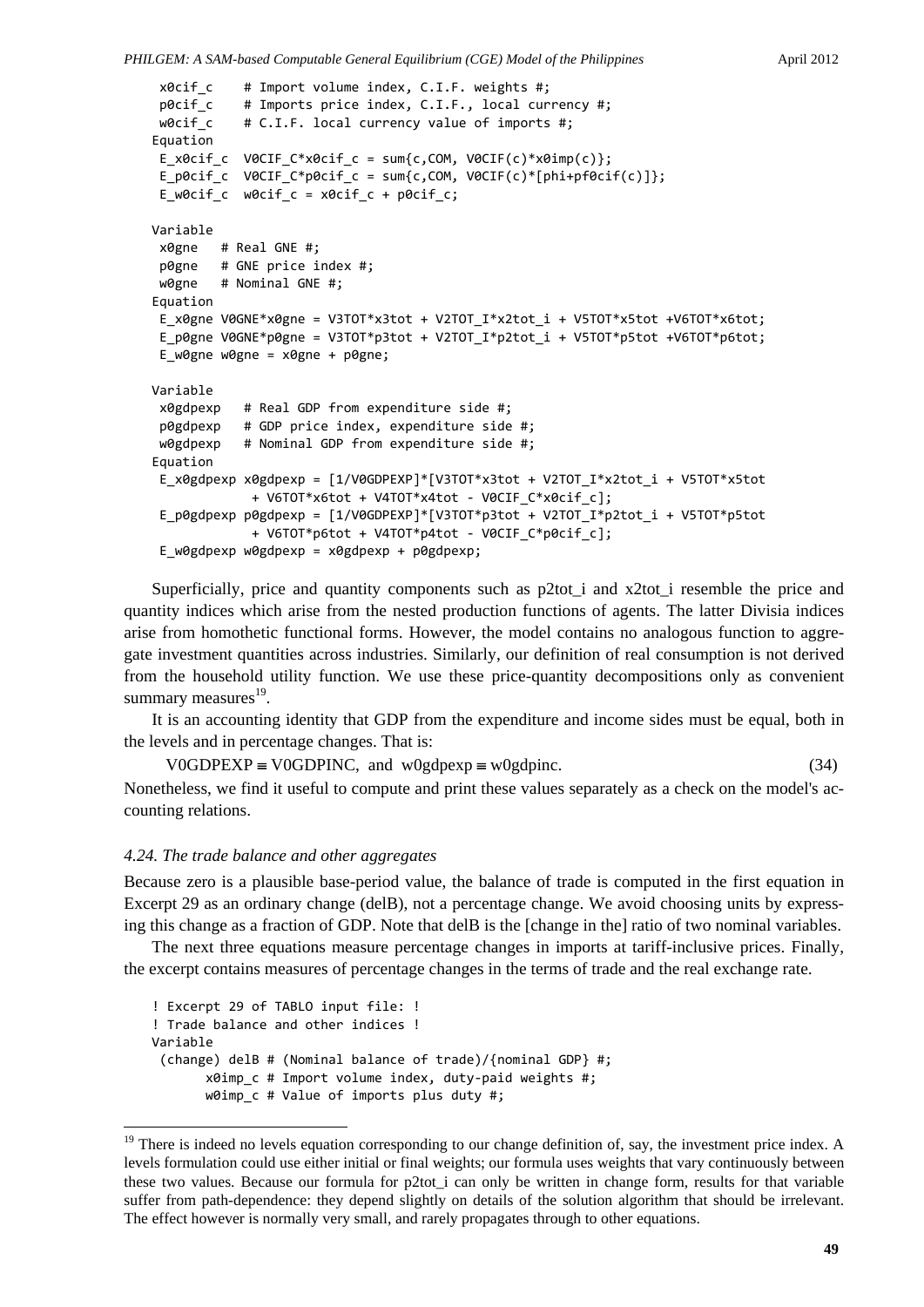```
 x0cif_c    # Import volume index, C.I.F. weights #;
 p0cif_c    # Imports price index, C.I.F., local currency #;
 w0cif_c    # C.I.F. local currency value of imports #;
Equation
 E_x0cif_c  V0CIF_C*x0cif_c = sum{c,COM, V0CIF(c)*x0imp(c)};
 E_p0cif_c  V0CIF_C*p0cif_c = sum{c,COM, V0CIF(c)*[phi+pf0cif(c)]};
 E_w0cif_c  w0cif_c = x0cif_c + p0cif_c;

Variable
 x0gne   # Real GNE #;
 p0gne   # GNE price index #;
 w0gne   # Nominal GNE #;
Equation
 E_x0gne V0GNE*x0gne = V3TOT*x3tot + V2TOT_I*x2tot_i + V5TOT*x5tot +V6TOT*x6tot;
 E_p0gne V0GNE*p0gne = V3TOT*p3tot + V2TOT_I*p2tot_i + V5TOT*p5tot +V6TOT*p6tot;
 E_w0gne w0gne = x0gne + p0gne;

Variable
 x0gdpexp   # Real GDP from expenditure side #;
 p0gdpexp   # GDP price index, expenditure side #;
 w0gdpexp   # Nominal GDP from expenditure side #;
Equation
 E_x0gdpexp x0gdpexp = [1/V0GDPEXP]*[V3TOT*x3tot + V2TOT_I*x2tot_i + V5TOT*x5tot
             + V6TOT*x6tot + V4TOT*x4tot - V0CIF_C*x0cif_c];
 E_p0gdpexp p0gdpexp = [1/V0GDPEXP]*[V3TOT*p3tot + V2TOT_I*p2tot_i + V5TOT*p5tot
             + V6TOT*p6tot + V4TOT*p4tot - V0CIF_C*p0cif_c];
 E_w0gdpexp w0gdpexp = x0gdpexp + p0gdpexp;
```

Superficially, price and quantity components such as p2tot_i and x2tot_i resemble the price and quantity indices which arise from the nested production functions of agents. The latter Divisia indices arise from homothetic functional forms. However, the model contains no analogous function to aggregate investment quantities across industries. Similarly, our definition of real consumption is not derived from the household utility function. We use these price-quantity decompositions only as convenient summary measures[19].

It is an accounting identity that GDP from the expenditure and income sides must be equal, both in the levels and in percentage changes. That is:

$$\text{V0GDPEXP} \equiv \text{V0GDPINC}, \text{ and } \text{w0gdpexp} \equiv \text{w0gdpinc}. \quad (34)$$

Nonetheless, we find it useful to compute and print these values separately as a check on the model's accounting relations.

### *4.24. The trade balance and other aggregates*

Because zero is a plausible base-period value, the balance of trade is computed in the first equation in Excerpt 29 as an ordinary change (delB), not a percentage change. We avoid choosing units by expressing this change as a fraction of GDP. Note that delB is the [change in the] ratio of two nominal variables.

The next three equations measure percentage changes in imports at tariff-inclusive prices. Finally, the excerpt contains measures of percentage changes in the terms of trade and the real exchange rate.

```
! Excerpt 29 of TABLO input file: !
! Trade balance and other indices !
Variable
 (change) delB # (Nominal balance of trade)/{nominal GDP} #;
       x0imp_c # Import volume index, duty-paid weights #;
       w0imp_c # Value of imports plus duty #;
```

[19] There is indeed no levels equation corresponding to our change definition of, say, the investment price index. A levels formulation could use either initial or final weights; our formula uses weights that vary continuously between these two values. Because our formula for p2tot_i can only be written in change form, results for that variable suffer from path-dependence: they depend slightly on details of the solution algorithm that should be irrelevant. The effect however is normally very small, and rarely propagates through to other equations.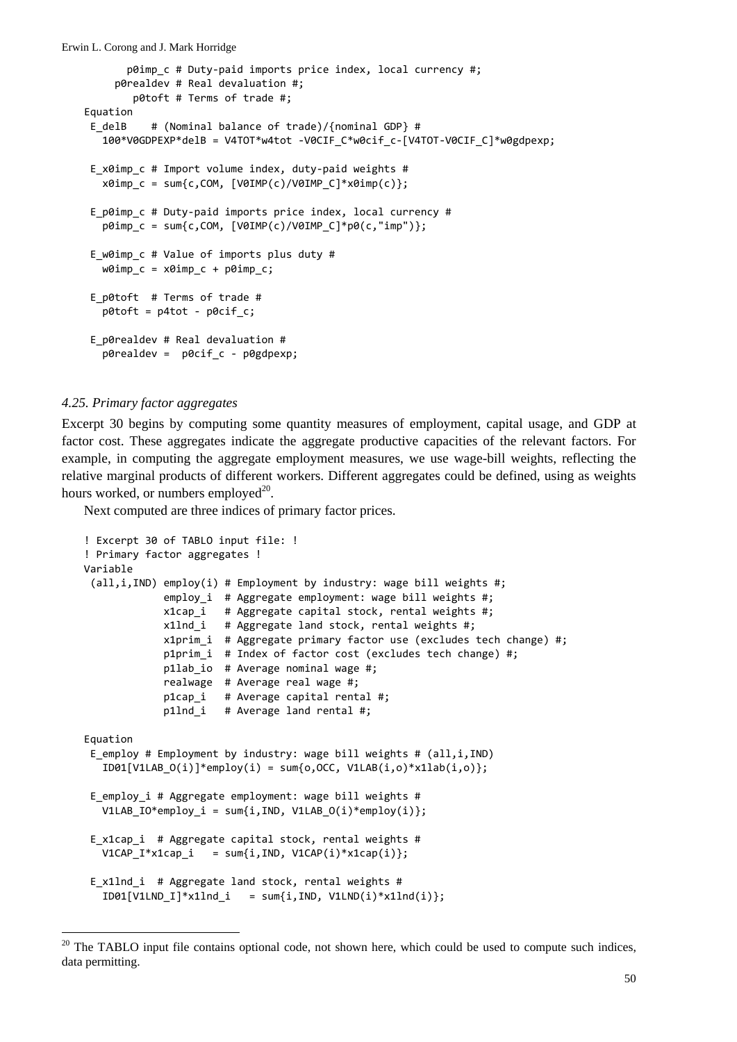```
        p0imp_c # Duty-paid imports price index, local currency #;
      p0realdev # Real devaluation #;
         p0toft # Terms of trade #;
Equation
 E_delB    # (Nominal balance of trade)/{nominal GDP} #
   100*V0GDPEXP*delB = V4TOT*w4tot -V0CIF_C*w0cif_c-[V4TOT-V0CIF_C]*w0gdpexp;

 E_x0imp_c # Import volume index, duty-paid weights #
   x0imp_c = sum{c,COM, [V0IMP(c)/V0IMP_C]*x0imp(c)};

 E_p0imp_c # Duty-paid imports price index, local currency #
   p0imp_c = sum{c,COM, [V0IMP(c)/V0IMP_C]*p0(c,"imp")};

 E_w0imp_c # Value of imports plus duty #
   w0imp_c = x0imp_c + p0imp_c;

 E_p0toft  # Terms of trade #
   p0toft = p4tot - p0cif_c;

 E_p0realdev # Real devaluation #
   p0realdev =  p0cif_c - p0gdpexp;
```

### *4.25. Primary factor aggregates*

Excerpt 30 begins by computing some quantity measures of employment, capital usage, and GDP at factor cost. These aggregates indicate the aggregate productive capacities of the relevant factors. For example, in computing the aggregate employment measures, we use wage-bill weights, reflecting the relative marginal products of different workers. Different aggregates could be defined, using as weights hours worked, or numbers employed[20].

Next computed are three indices of primary factor prices.

```
! Excerpt 30 of TABLO input file: !
! Primary factor aggregates !
Variable
 (all,i,IND) employ(i) # Employment by industry: wage bill weights #;
             employ_i  # Aggregate employment: wage bill weights #;
             x1cap_i   # Aggregate capital stock, rental weights #;
             x1lnd_i   # Aggregate land stock, rental weights #;
             x1prim_i  # Aggregate primary factor use (excludes tech change) #;
             p1prim_i  # Index of factor cost (excludes tech change) #;
             p1lab_io  # Average nominal wage #;
             realwage  # Average real wage #;
             p1cap_i   # Average capital rental #;
             p1lnd_i   # Average land rental #;

Equation
 E_employ # Employment by industry: wage bill weights # (all,i,IND)
   ID01[V1LAB_O(i)]*employ(i) = sum{o,OCC, V1LAB(i,o)*x1lab(i,o)};

 E_employ_i # Aggregate employment: wage bill weights #
   V1LAB_IO*employ_i = sum{i,IND, V1LAB_O(i)*employ(i)};

 E_x1cap_i  # Aggregate capital stock, rental weights #
   V1CAP_I*x1cap_i   = sum{i,IND, V1CAP(i)*x1cap(i)};

 E_x1lnd_i  # Aggregate land stock, rental weights #
   ID01[V1LND_I]*x1lnd_i   = sum{i,IND, V1LND(i)*x1lnd(i)};
```

[20] The TABLO input file contains optional code, not shown here, which could be used to compute such indices, data permitting.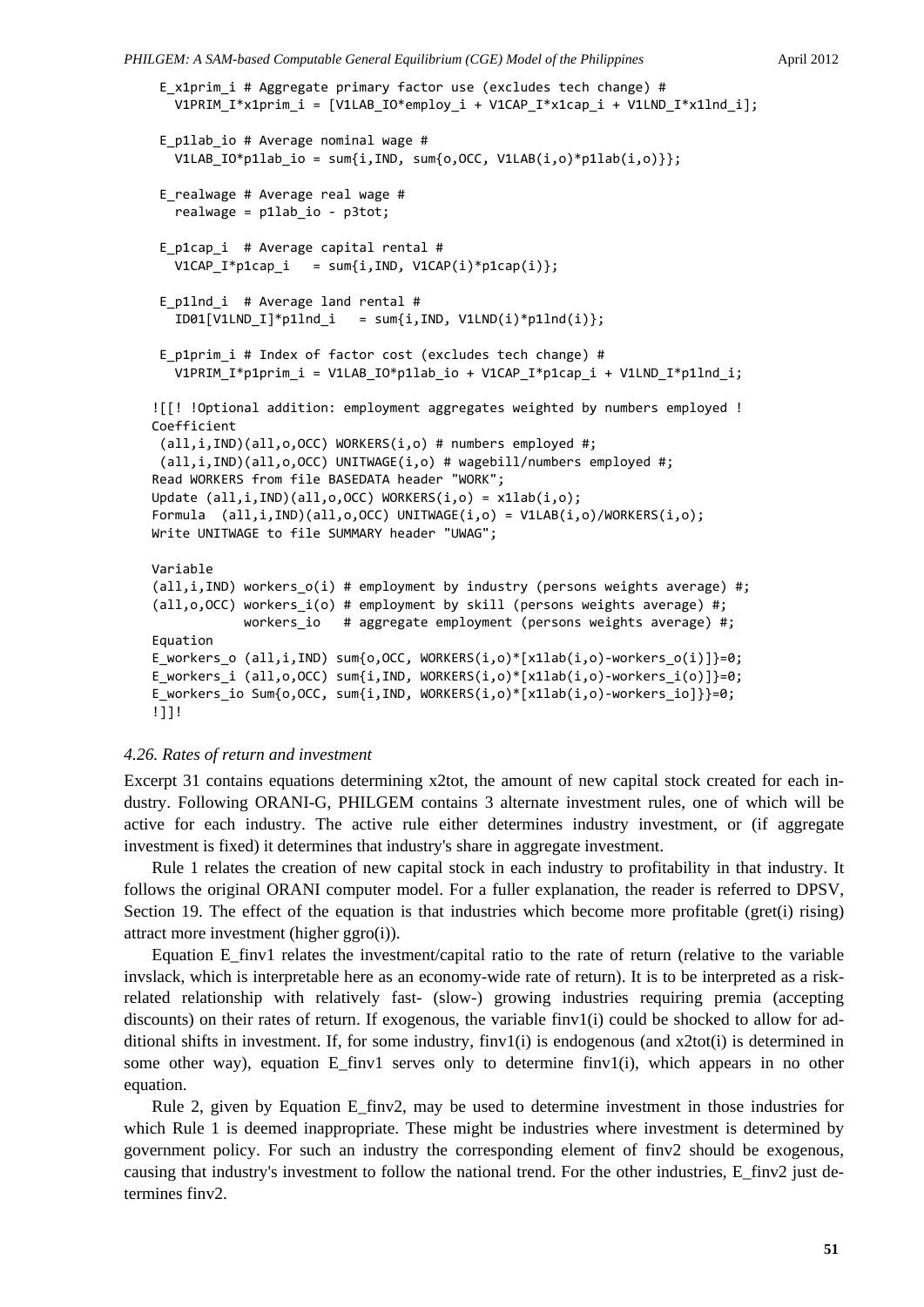```
 E_x1prim_i # Aggregate primary factor use (excludes tech change) #
   V1PRIM_I*x1prim_i = [V1LAB_IO*employ_i + V1CAP_I*x1cap_i + V1LND_I*x1lnd_i];

 E_p1lab_io # Average nominal wage #
   V1LAB_IO*p1lab_io = sum{i,IND, sum{o,OCC, V1LAB(i,o)*p1lab(i,o)}};

 E_realwage # Average real wage #
   realwage = p1lab_io - p3tot;

 E_p1cap_i  # Average capital rental #
   V1CAP_I*p1cap_i   = sum{i,IND, V1CAP(i)*p1cap(i)};

 E_p1lnd_i  # Average land rental #
   ID01[V1LND_I]*p1lnd_i   = sum{i,IND, V1LND(i)*p1lnd(i)};

 E_p1prim_i # Index of factor cost (excludes tech change) #
   V1PRIM_I*p1prim_i = V1LAB_IO*p1lab_io + V1CAP_I*p1cap_i + V1LND_I*p1lnd_i;

![[! !Optional addition: employment aggregates weighted by numbers employed !
Coefficient
 (all,i,IND)(all,o,OCC) WORKERS(i,o) # numbers employed #;
 (all,i,IND)(all,o,OCC) UNITWAGE(i,o) # wagebill/numbers employed #;
Read WORKERS from file BASEDATA header "WORK";
Update (all,i,IND)(all,o,OCC) WORKERS(i,o) = x1lab(i,o);
Formula  (all,i,IND)(all,o,OCC) UNITWAGE(i,o) = V1LAB(i,o)/WORKERS(i,o);
Write UNITWAGE to file SUMMARY header "UWAG";

Variable
(all,i,IND) workers_o(i) # employment by industry (persons weights average) #;
(all,o,OCC) workers_i(o) # employment by skill (persons weights average) #;
            workers_io   # aggregate employment (persons weights average) #;
Equation
E_workers_o (all,i,IND) sum{o,OCC, WORKERS(i,o)*[x1lab(i,o)-workers_o(i)]}=0;
E_workers_i (all,o,OCC) sum{i,IND, WORKERS(i,o)*[x1lab(i,o)-workers_i(o)]}=0;
E_workers_io Sum{o,OCC, sum{i,IND, WORKERS(i,o)*[x1lab(i,o)-workers_io]}}=0;
!]]!
```

### *4.26. Rates of return and investment*

Excerpt 31 contains equations determining x2tot, the amount of new capital stock created for each industry. Following ORANI-G, PHILGEM contains 3 alternate investment rules, one of which will be active for each industry. The active rule either determines industry investment, or (if aggregate investment is fixed) it determines that industry's share in aggregate investment.

Rule 1 relates the creation of new capital stock in each industry to profitability in that industry. It follows the original ORANI computer model. For a fuller explanation, the reader is referred to DPSV, Section 19. The effect of the equation is that industries which become more profitable (gret(i) rising) attract more investment (higher ggro(i)).

Equation E_finv1 relates the investment/capital ratio to the rate of return (relative to the variable invslack, which is interpretable here as an economy-wide rate of return). It is to be interpreted as a risk-related relationship with relatively fast- (slow-) growing industries requiring premia (accepting discounts) on their rates of return. If exogenous, the variable finv1(i) could be shocked to allow for additional shifts in investment. If, for some industry, finv1(i) is endogenous (and x2tot(i) is determined in some other way), equation E_finv1 serves only to determine finv1(i), which appears in no other equation.

Rule 2, given by Equation E_finv2, may be used to determine investment in those industries for which Rule 1 is deemed inappropriate. These might be industries where investment is determined by government policy. For such an industry the corresponding element of finv2 should be exogenous, causing that industry's investment to follow the national trend. For the other industries, E_finv2 just determines finv2.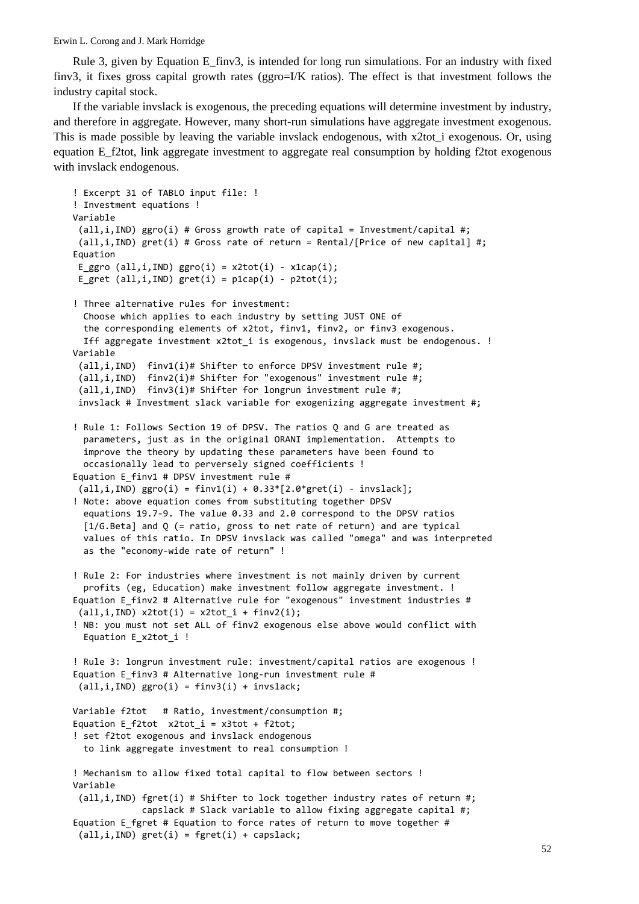Rule 3, given by Equation E_finv3, is intended for long run simulations. For an industry with fixed finv3, it fixes gross capital growth rates (ggro=I/K ratios). The effect is that investment follows the industry capital stock.

If the variable invslack is exogenous, the preceding equations will determine investment by industry, and therefore in aggregate. However, many short-run simulations have aggregate investment exogenous. This is made possible by leaving the variable invslack endogenous, with x2tot_i exogenous. Or, using equation E_f2tot, link aggregate investment to aggregate real consumption by holding f2tot exogenous with invslack endogenous.

```
! Excerpt 31 of TABLO input file: !
! Investment equations !
Variable
 (all,i,IND) ggro(i) # Gross growth rate of capital = Investment/capital #;
 (all,i,IND) gret(i) # Gross rate of return = Rental/[Price of new capital] #;
Equation
 E_ggro (all,i,IND) ggro(i) = x2tot(i) - x1cap(i);
 E_gret (all,i,IND) gret(i) = p1cap(i) - p2tot(i);

! Three alternative rules for investment:
  Choose which applies to each industry by setting JUST ONE of
  the corresponding elements of x2tot, finv1, finv2, or finv3 exogenous.
  Iff aggregate investment x2tot_i is exogenous, invslack must be endogenous. !
Variable
 (all,i,IND)  finv1(i)# Shifter to enforce DPSV investment rule #;
 (all,i,IND)  finv2(i)# Shifter for "exogenous" investment rule #;
 (all,i,IND)  finv3(i)# Shifter for longrun investment rule #;
  invslack # Investment slack variable for exogenizing aggregate investment #;

! Rule 1: Follows Section 19 of DPSV. The ratios Q and G are treated as
  parameters, just as in the original ORANI implementation.  Attempts to
  improve the theory by updating these parameters have been found to
  occasionally lead to perversely signed coefficients !
Equation E_finv1 # DPSV investment rule #
 (all,i,IND) ggro(i) = finv1(i) + 0.33*[2.0*gret(i) - invslack];
! Note: above equation comes from substituting together DPSV
  equations 19.7-9. The value 0.33 and 2.0 correspond to the DPSV ratios
  [1/G.Beta] and Q (= ratio, gross to net rate of return) and are typical
  values of this ratio. In DPSV invslack was called "omega" and was interpreted
  as the "economy-wide rate of return" !

! Rule 2: For industries where investment is not mainly driven by current
  profits (eg, Education) make investment follow aggregate investment. !
Equation E_finv2 # Alternative rule for "exogenous" investment industries #
 (all,i,IND) x2tot(i) = x2tot_i + finv2(i);
! NB: you must not set ALL of finv2 exogenous else above would conflict with
  Equation E_x2tot_i !

! Rule 3: longrun investment rule: investment/capital ratios are exogenous !
Equation E_finv3 # Alternative long-run investment rule #
 (all,i,IND) ggro(i) = finv3(i) + invslack;

Variable f2tot   # Ratio, investment/consumption #;
Equation E_f2tot  x2tot_i = x3tot + f2tot;
! set f2tot exogenous and invslack endogenous
  to link aggregate investment to real consumption !

! Mechanism to allow fixed total capital to flow between sectors !
Variable
 (all,i,IND) fgret(i) # Shifter to lock together industry rates of return #;
             capslack # Slack variable to allow fixing aggregate capital #;
Equation E_fgret # Equation to force rates of return to move together #
 (all,i,IND) gret(i) = fgret(i) + capslack;
```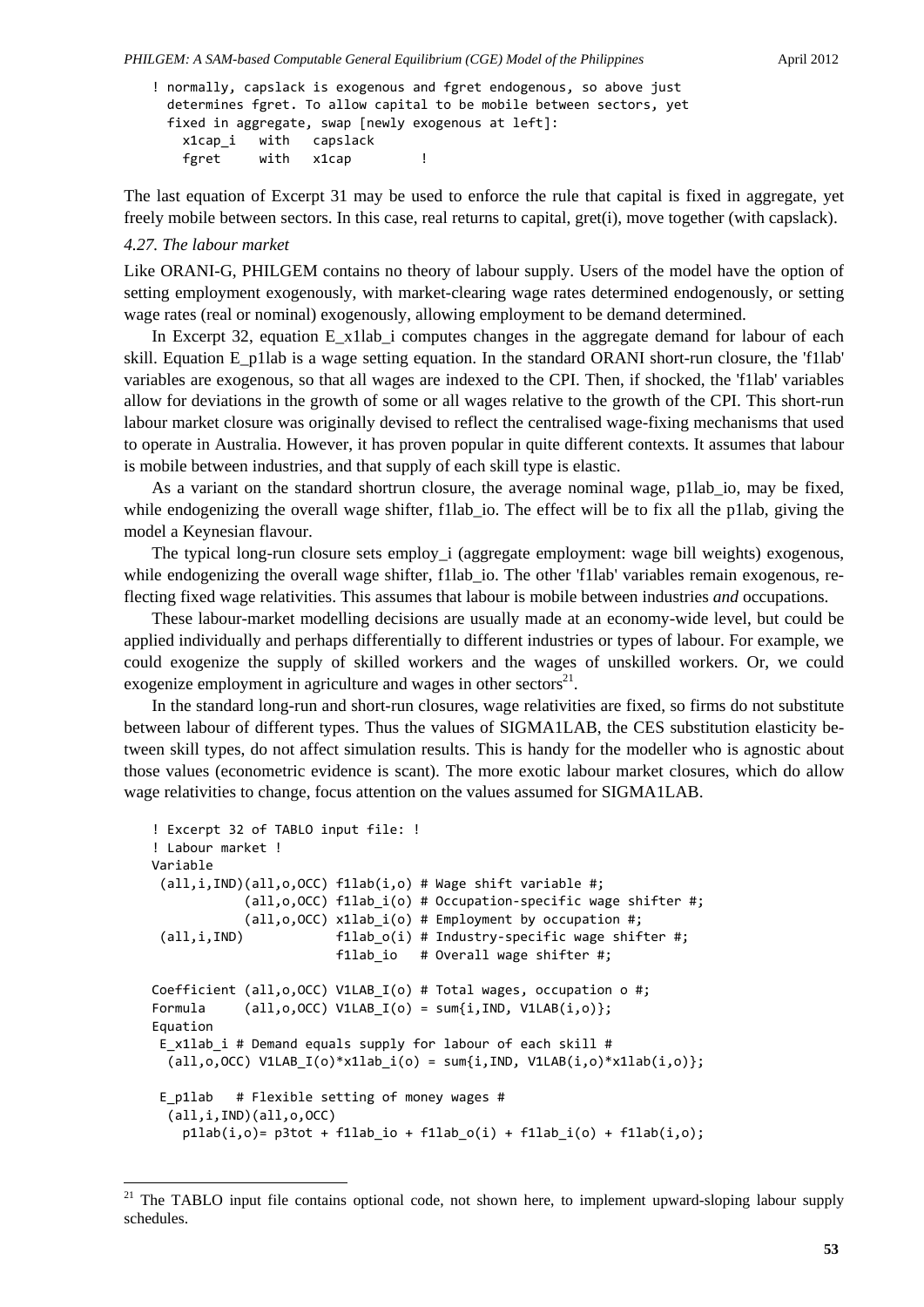```
! normally, capslack is exogenous and fgret endogenous, so above just
  determines fgret. To allow capital to be mobile between sectors, yet
  fixed in aggregate, swap [newly exogenous at left]:
    x1cap_i   with   capslack
    fgret     with   x1cap         !
```

The last equation of Excerpt 31 may be used to enforce the rule that capital is fixed in aggregate, yet freely mobile between sectors. In this case, real returns to capital, gret(i), move together (with capslack).

### *4.27. The labour market*

Like ORANI-G, PHILGEM contains no theory of labour supply. Users of the model have the option of setting employment exogenously, with market-clearing wage rates determined endogenously, or setting wage rates (real or nominal) exogenously, allowing employment to be demand determined.

In Excerpt 32, equation E_x1lab_i computes changes in the aggregate demand for labour of each skill. Equation E_p1lab is a wage setting equation. In the standard ORANI short-run closure, the 'f1lab' variables are exogenous, so that all wages are indexed to the CPI. Then, if shocked, the 'f1lab' variables allow for deviations in the growth of some or all wages relative to the growth of the CPI. This short-run labour market closure was originally devised to reflect the centralised wage-fixing mechanisms that used to operate in Australia. However, it has proven popular in quite different contexts. It assumes that labour is mobile between industries, and that supply of each skill type is elastic.

As a variant on the standard shortrun closure, the average nominal wage, p1lab_io, may be fixed, while endogenizing the overall wage shifter, f1lab_io. The effect will be to fix all the p1lab, giving the model a Keynesian flavour.

The typical long-run closure sets employ_i (aggregate employment: wage bill weights) exogenous, while endogenizing the overall wage shifter, f1lab_io. The other 'f1lab' variables remain exogenous, reflecting fixed wage relativities. This assumes that labour is mobile between industries *and* occupations.

These labour-market modelling decisions are usually made at an economy-wide level, but could be applied individually and perhaps differentially to different industries or types of labour. For example, we could exogenize the supply of skilled workers and the wages of unskilled workers. Or, we could exogenize employment in agriculture and wages in other sectors[21].

In the standard long-run and short-run closures, wage relativities are fixed, so firms do not substitute between labour of different types. Thus the values of SIGMA1LAB, the CES substitution elasticity between skill types, do not affect simulation results. This is handy for the modeller who is agnostic about those values (econometric evidence is scant). The more exotic labour market closures, which do allow wage relativities to change, focus attention on the values assumed for SIGMA1LAB.

```
! Excerpt 32 of TABLO input file: !
! Labour market !
Variable
 (all,i,IND)(all,o,OCC) f1lab(i,o) # Wage shift variable #;
            (all,o,OCC) f1lab_i(o) # Occupation-specific wage shifter #;
            (all,o,OCC) x1lab_i(o) # Employment by occupation #;
 (all,i,IND)            f1lab_o(i) # Industry-specific wage shifter #;
                        f1lab_io   # Overall wage shifter #;

Coefficient (all,o,OCC) V1LAB_I(o) # Total wages, occupation o #;
Formula     (all,o,OCC) V1LAB_I(o) = sum{i,IND, V1LAB(i,o)};
Equation
 E_x1lab_i # Demand equals supply for labour of each skill #
  (all,o,OCC) V1LAB_I(o)*x1lab_i(o) = sum{i,IND, V1LAB(i,o)*x1lab(i,o)};

 E_p1lab   # Flexible setting of money wages #
  (all,i,IND)(all,o,OCC)
    p1lab(i,o)= p3tot + f1lab_io + f1lab_o(i) + f1lab_i(o) + f1lab(i,o);
```

[21] The TABLO input file contains optional code, not shown here, to implement upward-sloping labour supply schedules.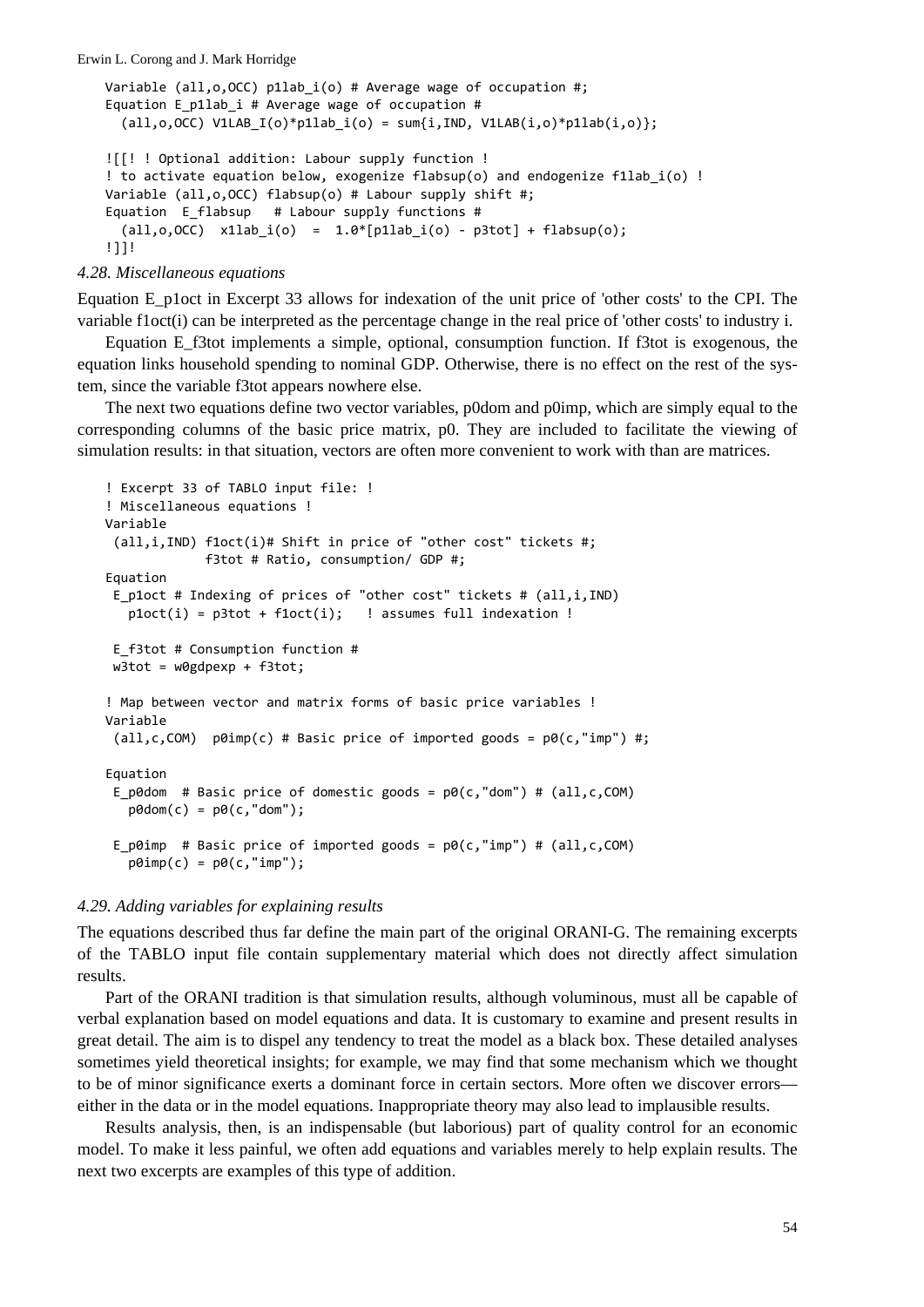```
Variable (all,o,OCC) p1lab_i(o) # Average wage of occupation #;
Equation E_p1lab_i # Average wage of occupation #
  (all,o,OCC) V1LAB_I(o)*p1lab_i(o) = sum{i,IND, V1LAB(i,o)*p1lab(i,o)};

![[! ! Optional addition: Labour supply function !
! to activate equation below, exogenize flabsup(o) and endogenize f1lab_i(o) !
Variable (all,o,OCC) flabsup(o) # Labour supply shift #;
Equation  E_flabsup   # Labour supply functions #
  (all,o,OCC)  x1lab_i(o)  =  1.0*[p1lab_i(o) - p3tot] + flabsup(o);
!]]!
```

### *4.28. Miscellaneous equations*

Equation E_p1oct in Excerpt 33 allows for indexation of the unit price of 'other costs' to the CPI. The variable f1oct(i) can be interpreted as the percentage change in the real price of 'other costs' to industry i.

Equation E_f3tot implements a simple, optional, consumption function. If f3tot is exogenous, the equation links household spending to nominal GDP. Otherwise, there is no effect on the rest of the system, since the variable f3tot appears nowhere else.

The next two equations define two vector variables, p0dom and p0imp, which are simply equal to the corresponding columns of the basic price matrix, p0. They are included to facilitate the viewing of simulation results: in that situation, vectors are often more convenient to work with than are matrices.

```
! Excerpt 33 of TABLO input file: !
! Miscellaneous equations !
Variable
 (all,i,IND) f1oct(i)# Shift in price of "other cost" tickets #;
             f3tot # Ratio, consumption/ GDP #;
Equation
 E_p1oct # Indexing of prices of "other cost" tickets # (all,i,IND)
   p1oct(i) = p3tot + f1oct(i);   ! assumes full indexation !

 E_f3tot # Consumption function #
 w3tot = w0gdpexp + f3tot;

! Map between vector and matrix forms of basic price variables !
Variable
 (all,c,COM)  p0imp(c) # Basic price of imported goods = p0(c,"imp") #;

Equation
 E_p0dom  # Basic price of domestic goods = p0(c,"dom") # (all,c,COM)
   p0dom(c) = p0(c,"dom");

 E_p0imp  # Basic price of imported goods = p0(c,"imp") # (all,c,COM)
   p0imp(c) = p0(c,"imp");
```

### *4.29. Adding variables for explaining results*

The equations described thus far define the main part of the original ORANI-G. The remaining excerpts of the TABLO input file contain supplementary material which does not directly affect simulation results.

Part of the ORANI tradition is that simulation results, although voluminous, must all be capable of verbal explanation based on model equations and data. It is customary to examine and present results in great detail. The aim is to dispel any tendency to treat the model as a black box. These detailed analyses sometimes yield theoretical insights; for example, we may find that some mechanism which we thought to be of minor significance exerts a dominant force in certain sectors. More often we discover errors—either in the data or in the model equations. Inappropriate theory may also lead to implausible results.

Results analysis, then, is an indispensable (but laborious) part of quality control for an economic model. To make it less painful, we often add equations and variables merely to help explain results. The next two excerpts are examples of this type of addition.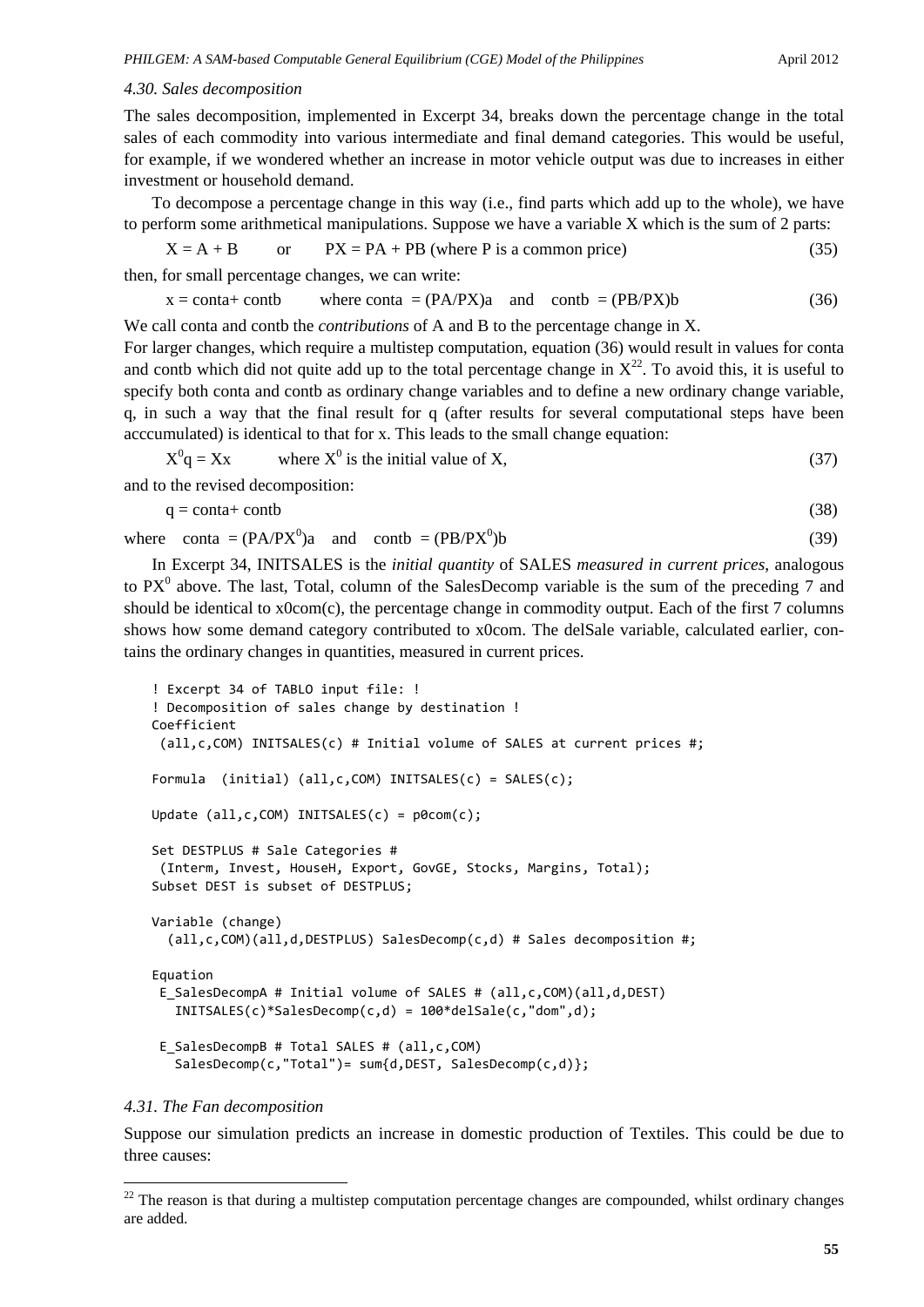### 4.30. Sales decomposition

The sales decomposition, implemented in Excerpt 34, breaks down the percentage change in the total sales of each commodity into various intermediate and final demand categories. This would be useful, for example, if we wondered whether an increase in motor vehicle output was due to increases in either investment or household demand.

To decompose a percentage change in this way (i.e., find parts which add up to the whole), we have to perform some arithmetical manipulations. Suppose we have a variable X which is the sum of 2 parts:

$$X = A + B \qquad \text{or} \qquad PX = PA + PB \text{ (where P is a common price)} \tag{35}$$

then, for small percentage changes, we can write:

$$x = \text{conta} + \text{contb} \qquad \text{where conta} = (PA/PX)a \quad \text{and} \quad \text{contb} = (PB/PX)b \tag{36}$$

We call conta and contb the *contributions* of A and B to the percentage change in X.

For larger changes, which require a multistep computation, equation (36) would result in values for conta and contb which did not quite add up to the total percentage change in X[22]. To avoid this, it is useful to specify both conta and contb as ordinary change variables and to define a new ordinary change variable, q, in such a way that the final result for q (after results for several computational steps have been acccumulated) is identical to that for x. This leads to the small change equation:

$$X^0 q = Xx \qquad \text{where } X^0 \text{ is the initial value of X,} \tag{37}$$

and to the revised decomposition:

$$q = \text{conta} + \text{contb} \tag{38}$$

$$\text{where} \quad \text{conta} = (PA/PX^0)a \quad \text{and} \quad \text{contb} = (PB/PX^0)b \tag{39}$$

In Excerpt 34, INITSALES is the *initial quantity* of SALES *measured in current prices*, analogous to $PX^0$ above. The last, Total, column of the SalesDecomp variable is the sum of the preceding 7 and should be identical to x0com(c), the percentage change in commodity output. Each of the first 7 columns shows how some demand category contributed to x0com. The delSale variable, calculated earlier, contains the ordinary changes in quantities, measured in current prices.

```
! Excerpt 34 of TABLO input file: !
! Decomposition of sales change by destination !
Coefficient
 (all,c,COM) INITSALES(c) # Initial volume of SALES at current prices #;

Formula  (initial) (all,c,COM) INITSALES(c) = SALES(c);

Update (all,c,COM) INITSALES(c) = p0com(c);

Set DESTPLUS # Sale Categories #
 (Interm, Invest, HouseH, Export, GovGE, Stocks, Margins, Total);
Subset DEST is subset of DESTPLUS;

Variable (change)
  (all,c,COM)(all,d,DESTPLUS) SalesDecomp(c,d) # Sales decomposition #;

Equation
 E_SalesDecompA # Initial volume of SALES # (all,c,COM)(all,d,DEST)
   INITSALES(c)*SalesDecomp(c,d) = 100*delSale(c,"dom",d);

 E_SalesDecompB # Total SALES # (all,c,COM)
   SalesDecomp(c,"Total")= sum{d,DEST, SalesDecomp(c,d)};
```

### 4.31. The Fan decomposition

Suppose our simulation predicts an increase in domestic production of Textiles. This could be due to three causes:

[22] The reason is that during a multistep computation percentage changes are compounded, whilst ordinary changes are added.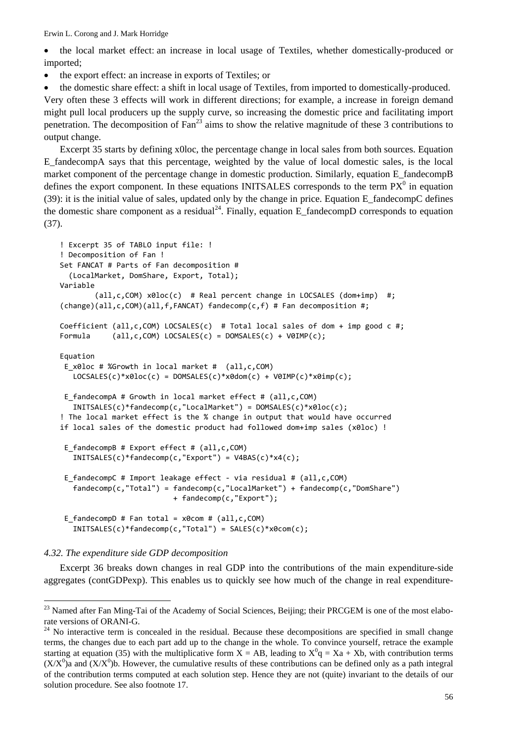- the local market effect: an increase in local usage of Textiles, whether domestically-produced or imported;
- the export effect: an increase in exports of Textiles; or
- the domestic share effect: a shift in local usage of Textiles, from imported to domestically-produced.

Very often these 3 effects will work in different directions; for example, a increase in foreign demand might pull local producers up the supply curve, so increasing the domestic price and facilitating import penetration. The decomposition of Fan[23] aims to show the relative magnitude of these 3 contributions to output change.

Excerpt 35 starts by defining x0loc, the percentage change in local sales from both sources. Equation E_fandecompA says that this percentage, weighted by the value of local domestic sales, is the local market component of the percentage change in domestic production. Similarly, equation E_fandecompB defines the export component. In these equations INITSALES corresponds to the term $PX^0$ in equation (39): it is the initial value of sales, updated only by the change in price. Equation E_fandecompC defines the domestic share component as a residual[24]. Finally, equation E_fandecompD corresponds to equation (37).

```
! Excerpt 35 of TABLO input file: !
! Decomposition of Fan !
Set FANCAT # Parts of Fan decomposition #
  (LocalMarket, DomShare, Export, Total);
Variable
        (all,c,COM) x0loc(c)  # Real percent change in LOCSALES (dom+imp)  #;
(change)(all,c,COM)(all,f,FANCAT) fandecomp(c,f) # Fan decomposition #;

Coefficient (all,c,COM) LOCSALES(c)  # Total local sales of dom + imp good c #;
Formula     (all,c,COM) LOCSALES(c) = DOMSALES(c) + V0IMP(c);

Equation
 E_x0loc # %Growth in local market #  (all,c,COM)
   LOCSALES(c)*x0loc(c) = DOMSALES(c)*x0dom(c) + V0IMP(c)*x0imp(c);

 E_fandecompA # Growth in local market effect # (all,c,COM)
   INITSALES(c)*fandecomp(c,"LocalMarket") = DOMSALES(c)*x0loc(c);
! The local market effect is the % change in output that would have occurred
if local sales of the domestic product had followed dom+imp sales (x0loc) !

 E_fandecompB # Export effect # (all,c,COM)
   INITSALES(c)*fandecomp(c,"Export") = V4BAS(c)*x4(c);

 E_fandecompC # Import leakage effect - via residual # (all,c,COM)
   fandecomp(c,"Total") = fandecomp(c,"LocalMarket") + fandecomp(c,"DomShare")
                          + fandecomp(c,"Export");

 E_fandecompD # Fan total = x0com # (all,c,COM)
   INITSALES(c)*fandecomp(c,"Total") = SALES(c)*x0com(c);
```

### *4.32. The expenditure side GDP decomposition*

Excerpt 36 breaks down changes in real GDP into the contributions of the main expenditure-side aggregates (contGDPexp). This enables us to quickly see how much of the change in real expenditure-

---

[23] Named after Fan Ming-Tai of the Academy of Social Sciences, Beijing; their PRCGEM is one of the most elaborate versions of ORANI-G.

[24] No interactive term is concealed in the residual. Because these decompositions are specified in small change terms, the changes due to each part add up to the change in the whole. To convince yourself, retrace the example starting at equation (35) with the multiplicative form $X = AB$, leading to $X^0q = Xa + Xb$, with contribution terms $(X/X^0)a$ and $(X/X^0)b$. However, the cumulative results of these contributions can be defined only as a path integral of the contribution terms computed at each solution step. Hence they are not (quite) invariant to the details of our solution procedure. See also footnote 17.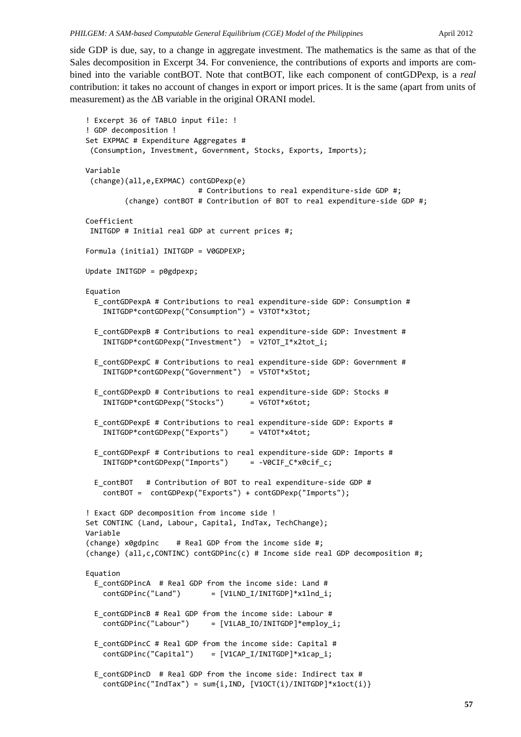side GDP is due, say, to a change in aggregate investment. The mathematics is the same as that of the Sales decomposition in Excerpt 34. For convenience, the contributions of exports and imports are combined into the variable contBOT. Note that contBOT, like each component of contGDPexp, is a *real* contribution: it takes no account of changes in export or import prices. It is the same (apart from units of measurement) as the $\Delta$B variable in the original ORANI model.

```
! Excerpt 36 of TABLO input file: !
! GDP decomposition !
Set EXPMAC # Expenditure Aggregates #
 (Consumption, Investment, Government, Stocks, Exports, Imports);

Variable
 (change)(all,e,EXPMAC) contGDPexp(e)
                        # Contributions to real expenditure-side GDP #;
        (change) contBOT # Contribution of BOT to real expenditure-side GDP #;

Coefficient
 INITGDP # Initial real GDP at current prices #;

Formula (initial) INITGDP = V0GDPEXP;

Update INITGDP = p0gdpexp;

Equation
  E_contGDPexpA # Contributions to real expenditure-side GDP: Consumption #
    INITGDP*contGDPexp("Consumption") = V3TOT*x3tot;

  E_contGDPexpB # Contributions to real expenditure-side GDP: Investment #
    INITGDP*contGDPexp("Investment")  = V2TOT_I*x2tot_i;

  E_contGDPexpC # Contributions to real expenditure-side GDP: Government #
    INITGDP*contGDPexp("Government")  = V5TOT*x5tot;

  E_contGDPexpD # Contributions to real expenditure-side GDP: Stocks #
    INITGDP*contGDPexp("Stocks")      = V6TOT*x6tot;

  E_contGDPexpE # Contributions to real expenditure-side GDP: Exports #
    INITGDP*contGDPexp("Exports")     = V4TOT*x4tot;

  E_contGDPexpF # Contributions to real expenditure-side GDP: Imports #
    INITGDP*contGDPexp("Imports")     = -V0CIF_C*x0cif_c;

  E_contBOT   # Contribution of BOT to real expenditure-side GDP #
    contBOT =  contGDPexp("Exports") + contGDPexp("Imports");

! Exact GDP decomposition from income side !
Set CONTINC (Land, Labour, Capital, IndTax, TechChange);
Variable
(change) x0gdpinc    # Real GDP from the income side #;
(change) (all,c,CONTINC) contGDPinc(c) # Income side real GDP decomposition #;

Equation
  E_contGDPincA  # Real GDP from the income side: Land #
    contGDPinc("Land")       = [V1LND_I/INITGDP]*x1lnd_i;

  E_contGDPincB # Real GDP from the income side: Labour #
    contGDPinc("Labour")     = [V1LAB_IO/INITGDP]*employ_i;

  E_contGDPincC # Real GDP from the income side: Capital #
    contGDPinc("Capital")    = [V1CAP_I/INITGDP]*x1cap_i;

  E_contGDPincD  # Real GDP from the income side: Indirect tax #
    contGDPinc("IndTax") = sum{i,IND, [V1OCT(i)/INITGDP]*x1oct(i)}
```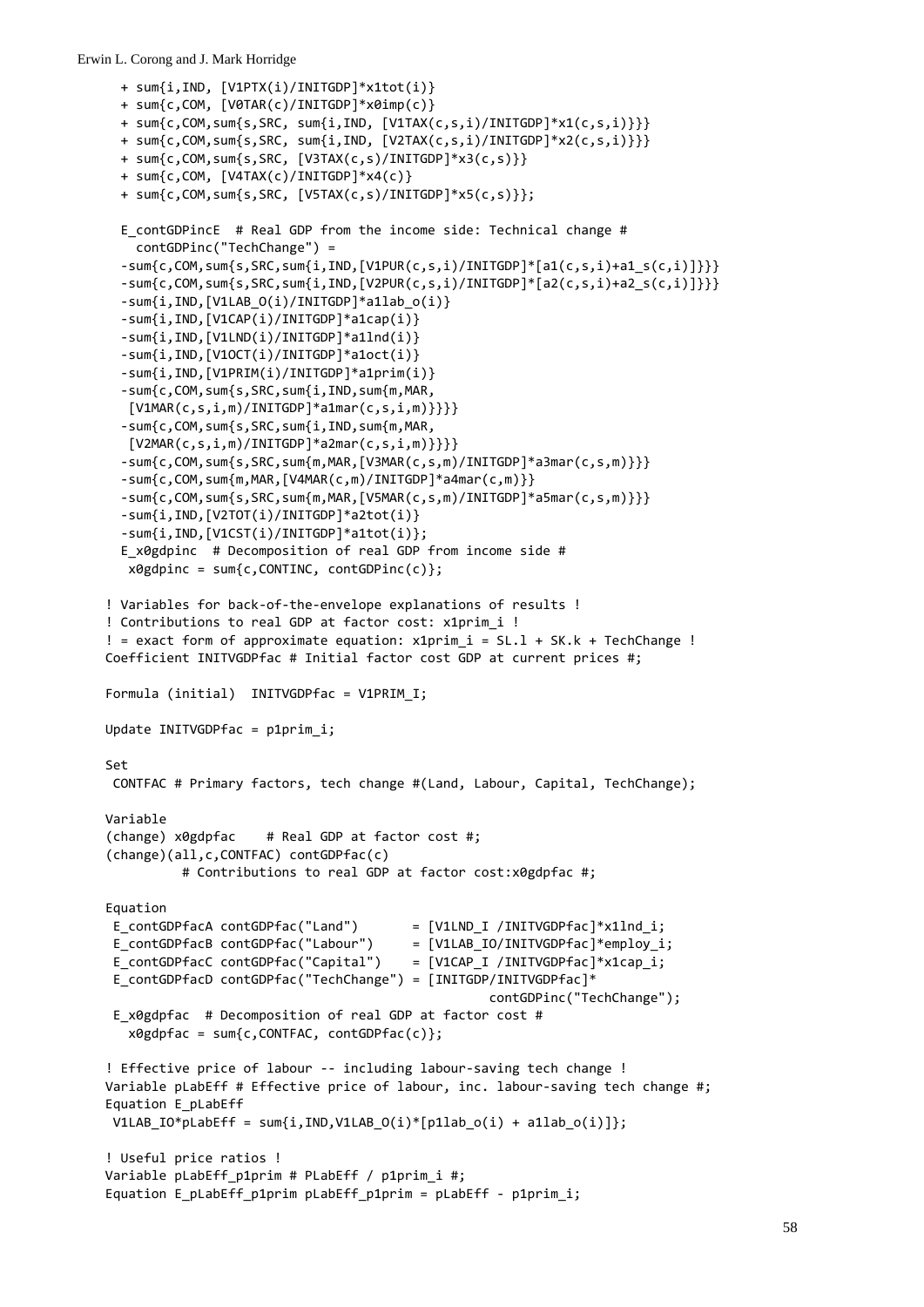```
  + sum{i,IND, [V1PTX(i)/INITGDP]*x1tot(i)}
  + sum{c,COM, [V0TAR(c)/INITGDP]*x0imp(c)}
  + sum{c,COM,sum{s,SRC, sum{i,IND, [V1TAX(c,s,i)/INITGDP]*x1(c,s,i)}}}
  + sum{c,COM,sum{s,SRC, sum{i,IND, [V2TAX(c,s,i)/INITGDP]*x2(c,s,i)}}}
  + sum{c,COM,sum{s,SRC, [V3TAX(c,s)/INITGDP]*x3(c,s)}}
  + sum{c,COM, [V4TAX(c)/INITGDP]*x4(c)}
  + sum{c,COM,sum{s,SRC, [V5TAX(c,s)/INITGDP]*x5(c,s)}}};

  E_contGDPincE  # Real GDP from the income side: Technical change #
    contGDPinc("TechChange") =
  -sum{c,COM,sum{s,SRC,sum{i,IND,[V1PUR(c,s,i)/INITGDP]*[a1(c,s,i)+a1_s(c,i)]}}}
  -sum{c,COM,sum{s,SRC,sum{i,IND,[V2PUR(c,s,i)/INITGDP]*[a2(c,s,i)+a2_s(c,i)]}}}
  -sum{i,IND,[V1LAB_O(i)/INITGDP]*a1lab_o(i)}
  -sum{i,IND,[V1CAP(i)/INITGDP]*a1cap(i)}
  -sum{i,IND,[V1LND(i)/INITGDP]*a1lnd(i)}
  -sum{i,IND,[V1OCT(i)/INITGDP]*a1oct(i)}
  -sum{i,IND,[V1PRIM(i)/INITGDP]*a1prim(i)}
  -sum{c,COM,sum{s,SRC,sum{i,IND,sum{m,MAR,
   [V1MAR(c,s,i,m)/INITGDP]*a1mar(c,s,i,m)}}}}
  -sum{c,COM,sum{s,SRC,sum{i,IND,sum{m,MAR,
   [V2MAR(c,s,i,m)/INITGDP]*a2mar(c,s,i,m)}}}}
  -sum{c,COM,sum{s,SRC,sum{m,MAR,[V3MAR(c,s,m)/INITGDP]*a3mar(c,s,m)}}}
  -sum{c,COM,sum{m,MAR,[V4MAR(c,m)/INITGDP]*a4mar(c,m)}}
  -sum{c,COM,sum{s,SRC,sum{m,MAR,[V5MAR(c,s,m)/INITGDP]*a5mar(c,s,m)}}}
  -sum{i,IND,[V2TOT(i)/INITGDP]*a2tot(i)}
  -sum{i,IND,[V1CST(i)/INITGDP]*a1tot(i)};
  E_x0gdpinc  # Decomposition of real GDP from income side #
   x0gdpinc = sum{c,CONTINC, contGDPinc(c)};

! Variables for back-of-the-envelope explanations of results !
! Contributions to real GDP at factor cost: x1prim_i !
! = exact form of approximate equation: x1prim_i = SL.l + SK.k + TechChange !
Coefficient INITVGDPfac # Initial factor cost GDP at current prices #;

Formula (initial)  INITVGDPfac = V1PRIM_I;

Update INITVGDPfac = p1prim_i;

Set
 CONTFAC # Primary factors, tech change #(Land, Labour, Capital, TechChange);

Variable
(change) x0gdpfac    # Real GDP at factor cost #;
(change)(all,c,CONTFAC) contGDPfac(c)
         # Contributions to real GDP at factor cost:x0gdpfac #;

Equation
 E_contGDPfacA contGDPfac("Land")       = [V1LND_I /INITVGDPfac]*x1lnd_i;
 E_contGDPfacB contGDPfac("Labour")     = [V1LAB_IO/INITVGDPfac]*employ_i;
 E_contGDPfacC contGDPfac("Capital")    = [V1CAP_I /INITVGDPfac]*x1cap_i;
 E_contGDPfacD contGDPfac("TechChange") = [INITGDP/INITVGDPfac]*
                                                contGDPinc("TechChange");
 E_x0gdpfac  # Decomposition of real GDP at factor cost #
   x0gdpfac = sum{c,CONTFAC, contGDPfac(c)};

! Effective price of labour -- including labour-saving tech change !
Variable pLabEff # Effective price of labour, inc. labour-saving tech change #;
Equation E_pLabEff
 V1LAB_IO*pLabEff = sum{i,IND,V1LAB_O(i)*[p1lab_o(i) + a1lab_o(i)]};

! Useful price ratios !
Variable pLabEff_p1prim # PLabEff / p1prim_i #;
Equation E_pLabEff_p1prim pLabEff_p1prim = pLabEff - p1prim_i;
```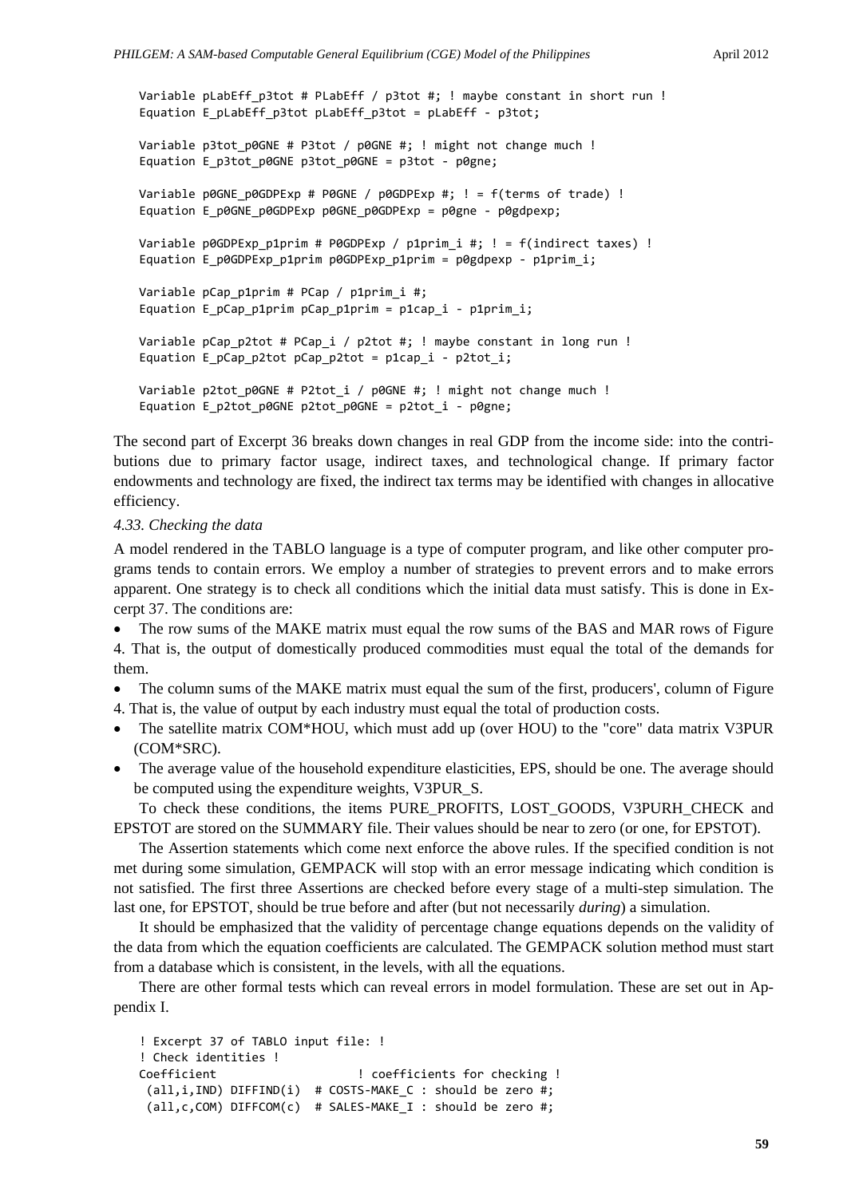```
Variable pLabEff_p3tot # PLabEff / p3tot #; ! maybe constant in short run !
Equation E_pLabEff_p3tot pLabEff_p3tot = pLabEff - p3tot;

Variable p3tot_p0GNE # P3tot / p0GNE #; ! might not change much !
Equation E_p3tot_p0GNE p3tot_p0GNE = p3tot - p0gne;

Variable p0GNE_p0GDPExp # P0GNE / p0GDPExp #; ! = f(terms of trade) !
Equation E_p0GNE_p0GDPExp p0GNE_p0GDPExp = p0gne - p0gdpexp;

Variable p0GDPExp_p1prim # P0GDPExp / p1prim_i #; ! = f(indirect taxes) !
Equation E_p0GDPExp_p1prim p0GDPExp_p1prim = p0gdpexp - p1prim_i;

Variable pCap_p1prim # PCap / p1prim_i #;
Equation E_pCap_p1prim pCap_p1prim = p1cap_i - p1prim_i;

Variable pCap_p2tot # PCap_i / p2tot #; ! maybe constant in long run !
Equation E_pCap_p2tot pCap_p2tot = p1cap_i - p2tot_i;

Variable p2tot_p0GNE # P2tot_i / p0GNE #; ! might not change much !
Equation E_p2tot_p0GNE p2tot_p0GNE = p2tot_i - p0gne;
```

The second part of Excerpt 36 breaks down changes in real GDP from the income side: into the contributions due to primary factor usage, indirect taxes, and technological change. If primary factor endowments and technology are fixed, the indirect tax terms may be identified with changes in allocative efficiency.

### *4.33. Checking the data*

A model rendered in the TABLO language is a type of computer program, and like other computer programs tends to contain errors. We employ a number of strategies to prevent errors and to make errors apparent. One strategy is to check all conditions which the initial data must satisfy. This is done in Excerpt 37. The conditions are:

- The row sums of the MAKE matrix must equal the row sums of the BAS and MAR rows of Figure 4. That is, the output of domestically produced commodities must equal the total of the demands for them.
- The column sums of the MAKE matrix must equal the sum of the first, producers', column of Figure 4. That is, the value of output by each industry must equal the total of production costs.
- The satellite matrix COM*HOU, which must add up (over HOU) to the "core" data matrix V3PUR (COM*SRC).
- The average value of the household expenditure elasticities, EPS, should be one. The average should be computed using the expenditure weights, V3PUR_S.

To check these conditions, the items PURE_PROFITS, LOST_GOODS, V3PURH_CHECK and EPSTOT are stored on the SUMMARY file. Their values should be near to zero (or one, for EPSTOT).

The Assertion statements which come next enforce the above rules. If the specified condition is not met during some simulation, GEMPACK will stop with an error message indicating which condition is not satisfied. The first three Assertions are checked before every stage of a multi-step simulation. The last one, for EPSTOT, should be true before and after (but not necessarily *during*) a simulation.

It should be emphasized that the validity of percentage change equations depends on the validity of the data from which the equation coefficients are calculated. The GEMPACK solution method must start from a database which is consistent, in the levels, with all the equations.

There are other formal tests which can reveal errors in model formulation. These are set out in Appendix I.

```
! Excerpt 37 of TABLO input file: !
! Check identities !
Coefficient                    ! coefficients for checking !
 (all,i,IND) DIFFIND(i)  # COSTS-MAKE_C : should be zero #;
 (all,c,COM) DIFFCOM(c)  # SALES-MAKE_I : should be zero #;
```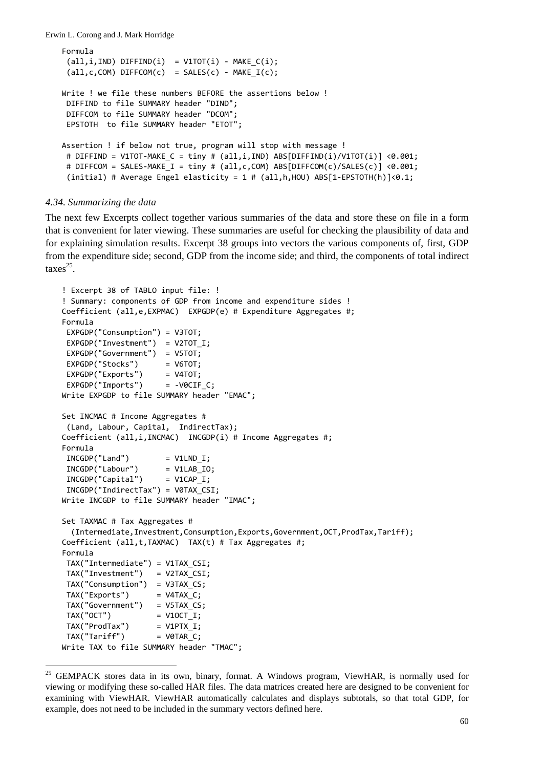```
Formula
 (all,i,IND) DIFFIND(i)  = V1TOT(i) - MAKE_C(i);
 (all,c,COM) DIFFCOM(c)  = SALES(c) - MAKE_I(c);

Write ! we file these numbers BEFORE the assertions below !
 DIFFIND to file SUMMARY header "DIND";
 DIFFCOM to file SUMMARY header "DCOM";
 EPSTOTH  to file SUMMARY header "ETOT";

Assertion ! if below not true, program will stop with message !
 # DIFFIND = V1TOT-MAKE_C = tiny # (all,i,IND) ABS[DIFFIND(i)/V1TOT(i)] <0.001;
 # DIFFCOM = SALES-MAKE_I = tiny # (all,c,COM) ABS[DIFFCOM(c)/SALES(c)] <0.001;
 (initial) # Average Engel elasticity = 1 # (all,h,HOU) ABS[1-EPSTOTH(h)]<0.1;
```

### *4.34. Summarizing the data*

The next few Excerpts collect together various summaries of the data and store these on file in a form that is convenient for later viewing. These summaries are useful for checking the plausibility of data and for explaining simulation results. Excerpt 38 groups into vectors the various components of, first, GDP from the expenditure side; second, GDP from the income side; and third, the components of total indirect taxes[25].

```
! Excerpt 38 of TABLO input file: !
! Summary: components of GDP from income and expenditure sides !
Coefficient (all,e,EXPMAC)  EXPGDP(e) # Expenditure Aggregates #;
Formula
 EXPGDP("Consumption") = V3TOT;
 EXPGDP("Investment")  = V2TOT_I;
 EXPGDP("Government")  = V5TOT;
 EXPGDP("Stocks")      = V6TOT;
 EXPGDP("Exports")     = V4TOT;
 EXPGDP("Imports")     = -V0CIF_C;
Write EXPGDP to file SUMMARY header "EMAC";

Set INCMAC # Income Aggregates #
 (Land, Labour, Capital,  IndirectTax);
Coefficient (all,i,INCMAC)  INCGDP(i) # Income Aggregates #;
Formula
 INCGDP("Land")        = V1LND_I;
 INCGDP("Labour")      = V1LAB_IO;
 INCGDP("Capital")     = V1CAP_I;
 INCGDP("IndirectTax") = V0TAX_CSI;
Write INCGDP to file SUMMARY header "IMAC";

Set TAXMAC # Tax Aggregates #
  (Intermediate,Investment,Consumption,Exports,Government,OCT,ProdTax,Tariff);
Coefficient (all,t,TAXMAC)  TAX(t) # Tax Aggregates #;
Formula
 TAX("Intermediate") = V1TAX_CSI;
 TAX("Investment")   = V2TAX_CSI;
 TAX("Consumption")  = V3TAX_CS;
 TAX("Exports")      = V4TAX_C;
 TAX("Government")   = V5TAX_CS;
 TAX("OCT")          = V1OCT_I;
 TAX("ProdTax")      = V1PTX_I;
 TAX("Tariff")       = V0TAR_C;
Write TAX to file SUMMARY header "TMAC";
```

[25] GEMPACK stores data in its own, binary, format. A Windows program, ViewHAR, is normally used for viewing or modifying these so-called HAR files. The data matrices created here are designed to be convenient for examining with ViewHAR. ViewHAR automatically calculates and displays subtotals, so that total GDP, for example, does not need to be included in the summary vectors defined here.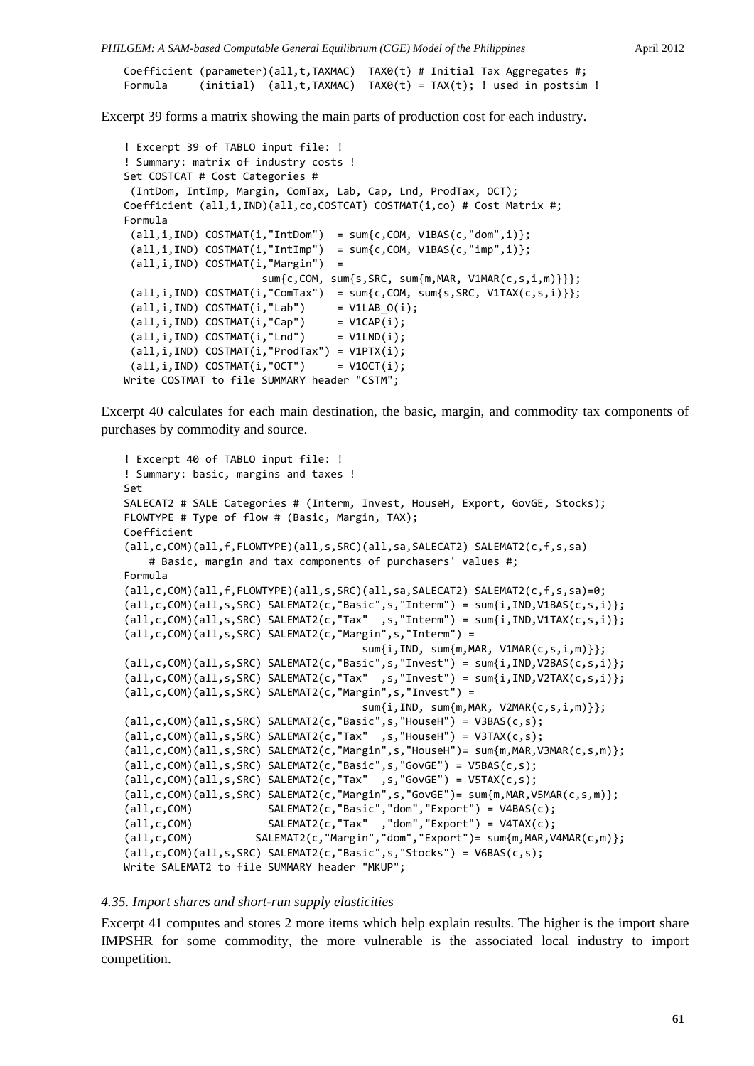```
Coefficient (parameter)(all,t,TAXMAC)  TAX0(t) # Initial Tax Aggregates #;
Formula     (initial)  (all,t,TAXMAC)  TAX0(t) = TAX(t); ! used in postsim !
```

Excerpt 39 forms a matrix showing the main parts of production cost for each industry.

```
! Excerpt 39 of TABLO input file: !
! Summary: matrix of industry costs !
Set COSTCAT # Cost Categories #
 (IntDom, IntImp, Margin, ComTax, Lab, Cap, Lnd, ProdTax, OCT);
Coefficient (all,i,IND)(all,co,COSTCAT) COSTMAT(i,co) # Cost Matrix #;
Formula
 (all,i,IND) COSTMAT(i,"IntDom")  = sum{c,COM, V1BAS(c,"dom",i)};
 (all,i,IND) COSTMAT(i,"IntImp")  = sum{c,COM, V1BAS(c,"imp",i)};
 (all,i,IND) COSTMAT(i,"Margin")  =
                     sum{c,COM, sum{s,SRC, sum{m,MAR, V1MAR(c,s,i,m)}}};
 (all,i,IND) COSTMAT(i,"ComTax")  = sum{c,COM, sum{s,SRC, V1TAX(c,s,i)}};
 (all,i,IND) COSTMAT(i,"Lab")     = V1LAB_O(i);
 (all,i,IND) COSTMAT(i,"Cap")     = V1CAP(i);
 (all,i,IND) COSTMAT(i,"Lnd")     = V1LND(i);
 (all,i,IND) COSTMAT(i,"ProdTax") = V1PTX(i);
 (all,i,IND) COSTMAT(i,"OCT")     = V1OCT(i);
Write COSTMAT to file SUMMARY header "CSTM";
```

Excerpt 40 calculates for each main destination, the basic, margin, and commodity tax components of purchases by commodity and source.

```
! Excerpt 40 of TABLO input file: !
! Summary: basic, margins and taxes !
Set
SALECAT2 # SALE Categories # (Interm, Invest, HouseH, Export, GovGE, Stocks);
FLOWTYPE # Type of flow # (Basic, Margin, TAX);
Coefficient
(all,c,COM)(all,f,FLOWTYPE)(all,s,SRC)(all,sa,SALECAT2) SALEMAT2(c,f,s,sa)
    # Basic, margin and tax components of purchasers' values #;
Formula
(all,c,COM)(all,f,FLOWTYPE)(all,s,SRC)(all,sa,SALECAT2) SALEMAT2(c,f,s,sa)=0;
(all,c,COM)(all,s,SRC) SALEMAT2(c,"Basic",s,"Interm") = sum{i,IND,V1BAS(c,s,i)};
(all,c,COM)(all,s,SRC) SALEMAT2(c,"Tax"  ,s,"Interm") = sum{i,IND,V1TAX(c,s,i)};
(all,c,COM)(all,s,SRC) SALEMAT2(c,"Margin",s,"Interm") =
                                    sum{i,IND, sum{m,MAR, V1MAR(c,s,i,m)}};
(all,c,COM)(all,s,SRC) SALEMAT2(c,"Basic",s,"Invest") = sum{i,IND,V2BAS(c,s,i)};
(all,c,COM)(all,s,SRC) SALEMAT2(c,"Tax"  ,s,"Invest") = sum{i,IND,V2TAX(c,s,i)};
(all,c,COM)(all,s,SRC) SALEMAT2(c,"Margin",s,"Invest") =
                                    sum{i,IND, sum{m,MAR, V2MAR(c,s,i,m)}};
(all,c,COM)(all,s,SRC) SALEMAT2(c,"Basic",s,"HouseH") = V3BAS(c,s);
(all,c,COM)(all,s,SRC) SALEMAT2(c,"Tax"  ,s,"HouseH") = V3TAX(c,s);
(all,c,COM)(all,s,SRC) SALEMAT2(c,"Margin",s,"HouseH")= sum{m,MAR,V3MAR(c,s,m)};
(all,c,COM)(all,s,SRC) SALEMAT2(c,"Basic",s,"GovGE") = V5BAS(c,s);
(all,c,COM)(all,s,SRC) SALEMAT2(c,"Tax"  ,s,"GovGE") = V5TAX(c,s);
(all,c,COM)(all,s,SRC) SALEMAT2(c,"Margin",s,"GovGE")= sum{m,MAR,V5MAR(c,s,m)};
(all,c,COM)            SALEMAT2(c,"Basic","dom","Export") = V4BAS(c);
(all,c,COM)            SALEMAT2(c,"Tax"  ,"dom","Export") = V4TAX(c);
(all,c,COM)          SALEMAT2(c,"Margin","dom","Export")= sum{m,MAR,V4MAR(c,m)};
(all,c,COM)(all,s,SRC) SALEMAT2(c,"Basic",s,"Stocks") = V6BAS(c,s);
Write SALEMAT2 to file SUMMARY header "MKUP";
```

### *4.35. Import shares and short-run supply elasticities*

Excerpt 41 computes and stores 2 more items which help explain results. The higher is the import share IMPSHR for some commodity, the more vulnerable is the associated local industry to import competition.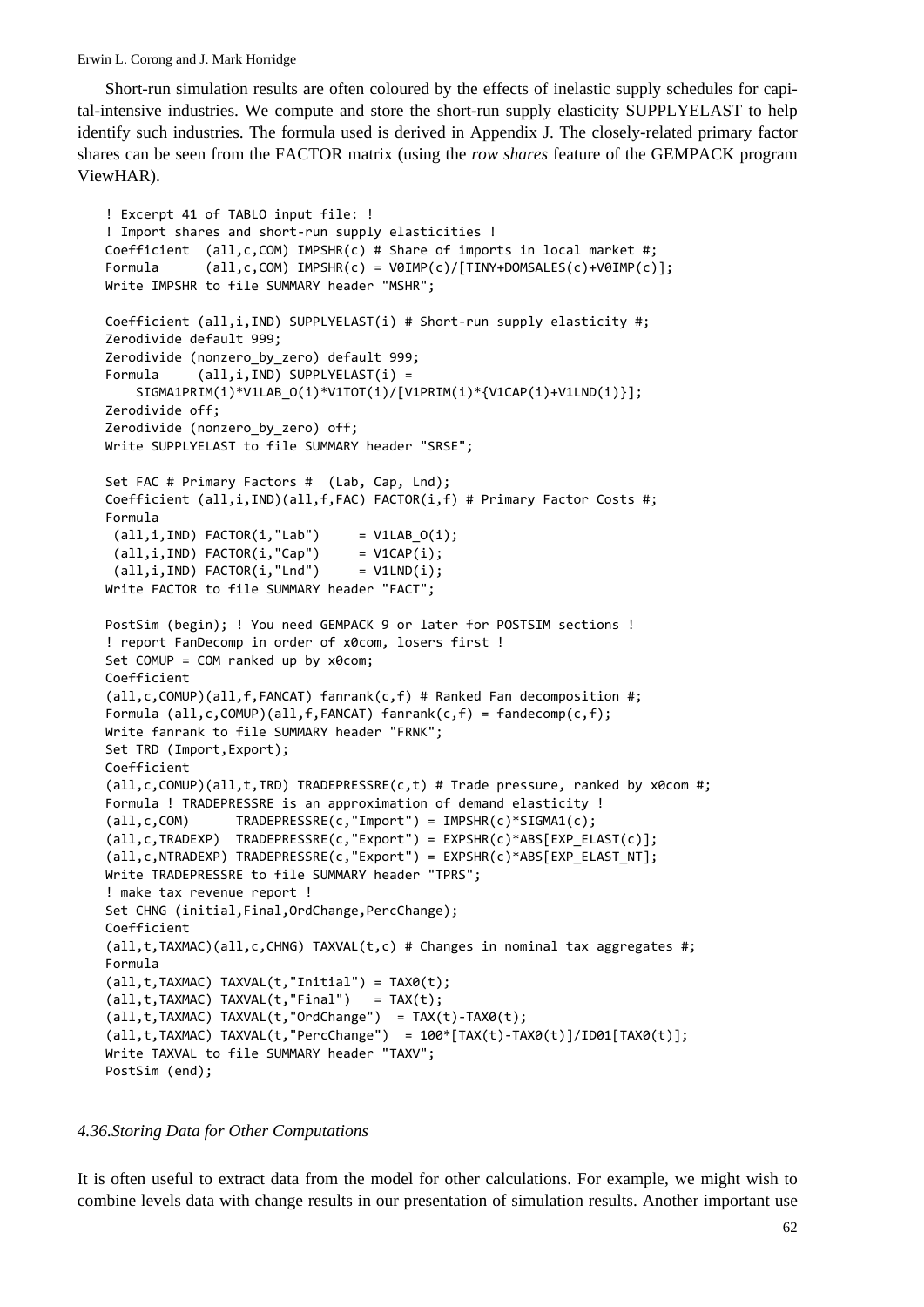Short-run simulation results are often coloured by the effects of inelastic supply schedules for capital-intensive industries. We compute and store the short-run supply elasticity SUPPLYELAST to help identify such industries. The formula used is derived in Appendix J. The closely-related primary factor shares can be seen from the FACTOR matrix (using the *row shares* feature of the GEMPACK program ViewHAR).

```
! Excerpt 41 of TABLO input file: !
! Import shares and short-run supply elasticities !
Coefficient  (all,c,COM) IMPSHR(c) # Share of imports in local market #;
Formula      (all,c,COM) IMPSHR(c) = V0IMP(c)/[TINY+DOMSALES(c)+V0IMP(c)];
Write IMPSHR to file SUMMARY header "MSHR";

Coefficient (all,i,IND) SUPPLYELAST(i) # Short-run supply elasticity #;
Zerodivide default 999;
Zerodivide (nonzero_by_zero) default 999;
Formula     (all,i,IND) SUPPLYELAST(i) =
    SIGMA1PRIM(i)*V1LAB_O(i)*V1TOT(i)/[V1PRIM(i)*{V1CAP(i)+V1LND(i)}];
Zerodivide off;
Zerodivide (nonzero_by_zero) off;
Write SUPPLYELAST to file SUMMARY header "SRSE";

Set FAC # Primary Factors #  (Lab, Cap, Lnd);
Coefficient (all,i,IND)(all,f,FAC) FACTOR(i,f) # Primary Factor Costs #;
Formula
 (all,i,IND) FACTOR(i,"Lab")     = V1LAB_O(i);
 (all,i,IND) FACTOR(i,"Cap")     = V1CAP(i);
 (all,i,IND) FACTOR(i,"Lnd")     = V1LND(i);
Write FACTOR to file SUMMARY header "FACT";

PostSim (begin); ! You need GEMPACK 9 or later for POSTSIM sections !
! report FanDecomp in order of x0com, losers first !
Set COMUP = COM ranked up by x0com;
Coefficient
(all,c,COMUP)(all,f,FANCAT) fanrank(c,f) # Ranked Fan decomposition #;
Formula (all,c,COMUP)(all,f,FANCAT) fanrank(c,f) = fandecomp(c,f);
Write fanrank to file SUMMARY header "FRNK";
Set TRD (Import,Export);
Coefficient
(all,c,COMUP)(all,t,TRD) TRADEPRESSRE(c,t) # Trade pressure, ranked by x0com #;
Formula ! TRADEPRESSRE is an approximation of demand elasticity !
(all,c,COM)      TRADEPRESSRE(c,"Import") = IMPSHR(c)*SIGMA1(c);
(all,c,TRADEXP)  TRADEPRESSRE(c,"Export") = EXPSHR(c)*ABS[EXP_ELAST(c)];
(all,c,NTRADEXP) TRADEPRESSRE(c,"Export") = EXPSHR(c)*ABS[EXP_ELAST_NT];
Write TRADEPRESSRE to file SUMMARY header "TPRS";
! make tax revenue report !
Set CHNG (initial,Final,OrdChange,PercChange);
Coefficient
(all,t,TAXMAC)(all,c,CHNG) TAXVAL(t,c) # Changes in nominal tax aggregates #;
Formula
(all,t,TAXMAC) TAXVAL(t,"Initial") = TAX0(t);
(all,t,TAXMAC) TAXVAL(t,"Final")   = TAX(t);
(all,t,TAXMAC) TAXVAL(t,"OrdChange")  = TAX(t)-TAX0(t);
(all,t,TAXMAC) TAXVAL(t,"PercChange")  = 100*[TAX(t)-TAX0(t)]/ID01[TAX0(t)];
Write TAXVAL to file SUMMARY header "TAXV";
PostSim (end);
```

### *4.36. Storing Data for Other Computations*

It is often useful to extract data from the model for other calculations. For example, we might wish to combine levels data with change results in our presentation of simulation results. Another important use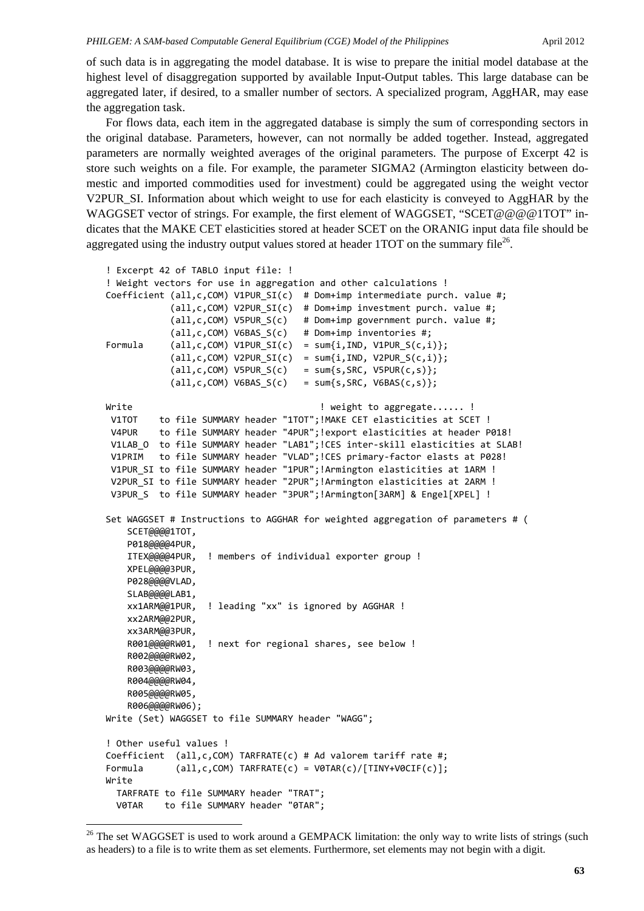of such data is in aggregating the model database. It is wise to prepare the initial model database at the highest level of disaggregation supported by available Input-Output tables. This large database can be aggregated later, if desired, to a smaller number of sectors. A specialized program, AggHAR, may ease the aggregation task.

For flows data, each item in the aggregated database is simply the sum of corresponding sectors in the original database. Parameters, however, can not normally be added together. Instead, aggregated parameters are normally weighted averages of the original parameters. The purpose of Excerpt 42 is store such weights on a file. For example, the parameter SIGMA2 (Armington elasticity between domestic and imported commodities used for investment) could be aggregated using the weight vector V2PUR_SI. Information about which weight to use for each elasticity is conveyed to AggHAR by the WAGGSET vector of strings. For example, the first element of WAGGSET, "SCET@@@@1TOT" indicates that the MAKE CET elasticities stored at header SCET on the ORANIG input data file should be aggregated using the industry output values stored at header 1TOT on the summary file[26].

```
! Excerpt 42 of TABLO input file: !
! Weight vectors for use in aggregation and other calculations !
Coefficient (all,c,COM) V1PUR_SI(c)  # Dom+imp intermediate purch. value #;
            (all,c,COM) V2PUR_SI(c)  # Dom+imp investment purch. value #;
            (all,c,COM) V5PUR_S(c)   # Dom+imp government purch. value #;
            (all,c,COM) V6BAS_S(c)   # Dom+imp inventories #;
Formula     (all,c,COM) V1PUR_SI(c)  = sum{i,IND, V1PUR_S(c,i)};
            (all,c,COM) V2PUR_SI(c)  = sum{i,IND, V2PUR_S(c,i)};
            (all,c,COM) V5PUR_S(c)   = sum{s,SRC, V5PUR(c,s)};
            (all,c,COM) V6BAS_S(c)   = sum{s,SRC, V6BAS(c,s)};

Write                                  ! weight to aggregate...... !
 V1TOT    to file SUMMARY header "1TOT";!MAKE CET elasticities at SCET !
 V4PUR    to file SUMMARY header "4PUR";!export elasticities at header P018!
 V1LAB_O  to file SUMMARY header "LAB1";!CES inter-skill elasticities at SLAB!
 V1PRIM   to file SUMMARY header "VLAD";!CES primary-factor elasts at P028!
 V1PUR_SI to file SUMMARY header "1PUR";!Armington elasticities at 1ARM !
 V2PUR_SI to file SUMMARY header "2PUR";!Armington elasticities at 2ARM !
 V3PUR_S  to file SUMMARY header "3PUR";!Armington[3ARM] & Engel[XPEL] !

Set WAGGSET # Instructions to AGGHAR for weighted aggregation of parameters # (
    SCET@@@@1TOT,
    P018@@@@4PUR,
    ITEX@@@@4PUR,  ! members of individual exporter group !
    XPEL@@@@3PUR,
    P028@@@@VLAD,
    SLAB@@@@LAB1,
    xx1ARM@@1PUR,  ! leading "xx" is ignored by AGGHAR !
    xx2ARM@@2PUR,
    xx3ARM@@3PUR,
    R001@@@@RW01,  ! next for regional shares, see below !
    R002@@@@RW02,
    R003@@@@RW03,
    R004@@@@RW04,
    R005@@@@RW05,
    R006@@@@RW06);
Write (Set) WAGGSET to file SUMMARY header "WAGG";

! Other useful values !
Coefficient  (all,c,COM) TARFRATE(c) # Ad valorem tariff rate #;
Formula      (all,c,COM) TARFRATE(c) = V0TAR(c)/[TINY+V0CIF(c)];
Write
  TARFRATE to file SUMMARY header "TRAT";
  V0TAR    to file SUMMARY header "0TAR";
```

[26] The set WAGGSET is used to work around a GEMPACK limitation: the only way to write lists of strings (such as headers) to a file is to write them as set elements. Furthermore, set elements may not begin with a digit.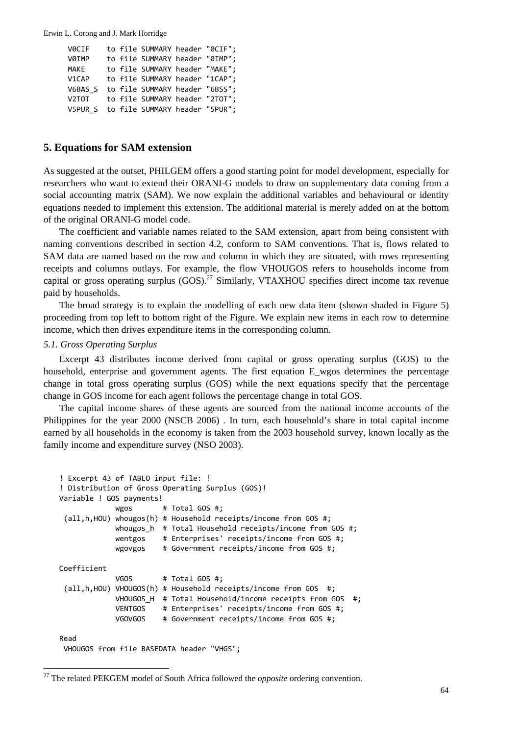```
V0CIF    to file SUMMARY header "0CIF";
V0IMP    to file SUMMARY header "0IMP";
MAKE     to file SUMMARY header "MAKE";
V1CAP    to file SUMMARY header "1CAP";
V6BAS_S  to file SUMMARY header "6BSS";
V2TOT    to file SUMMARY header "2TOT";
V5PUR_S  to file SUMMARY header "5PUR";
```

## 5. Equations for SAM extension

As suggested at the outset, PHILGEM offers a good starting point for model development, especially for researchers who want to extend their ORANI-G models to draw on supplementary data coming from a social accounting matrix (SAM). We now explain the additional variables and behavioural or identity equations needed to implement this extension. The additional material is merely added on at the bottom of the original ORANI-G model code.

The coefficient and variable names related to the SAM extension, apart from being consistent with naming conventions described in section 4.2, conform to SAM conventions. That is, flows related to SAM data are named based on the row and column in which they are situated, with rows representing receipts and columns outlays. For example, the flow VHOUGOS refers to households income from capital or gross operating surplus (GOS).[27] Similarly, VTAXHOU specifies direct income tax revenue paid by households.

The broad strategy is to explain the modelling of each new data item (shown shaded in Figure 5) proceeding from top left to bottom right of the Figure. We explain new items in each row to determine income, which then drives expenditure items in the corresponding column.

### 5.1. Gross Operating Surplus

Excerpt 43 distributes income derived from capital or gross operating surplus (GOS) to the household, enterprise and government agents. The first equation E_wgos determines the percentage change in total gross operating surplus (GOS) while the next equations specify that the percentage change in GOS income for each agent follows the percentage change in total GOS.

The capital income shares of these agents are sourced from the national income accounts of the Philippines for the year 2000 (NSCB 2006) . In turn, each household's share in total capital income earned by all households in the economy is taken from the 2003 household survey, known locally as the family income and expenditure survey (NSO 2003).

```
! Excerpt 43 of TABLO input file: !
! Distribution of Gross Operating Surplus (GOS)!
Variable ! GOS payments!
             wgos       # Total GOS #;
 (all,h,HOU) whougos(h) # Household receipts/income from GOS #;
             whougos_h  # Total Household receipts/income from GOS #;
             wentgos    # Enterprises' receipts/income from GOS #;
             wgovgos    # Government receipts/income from GOS #;

Coefficient
             VGOS       # Total GOS #;
 (all,h,HOU) VHOUGOS(h) # Household receipts/income from GOS  #;
             VHOUGOS_H  # Total Household/income receipts from GOS  #;
             VENTGOS    # Enterprises' receipts/income from GOS #;
             VGOVGOS    # Government receipts/income from GOS #;

Read
 VHOUGOS from file BASEDATA header "VHGS";
```

[27] The related PEKGEM model of South Africa followed the *opposite* ordering convention.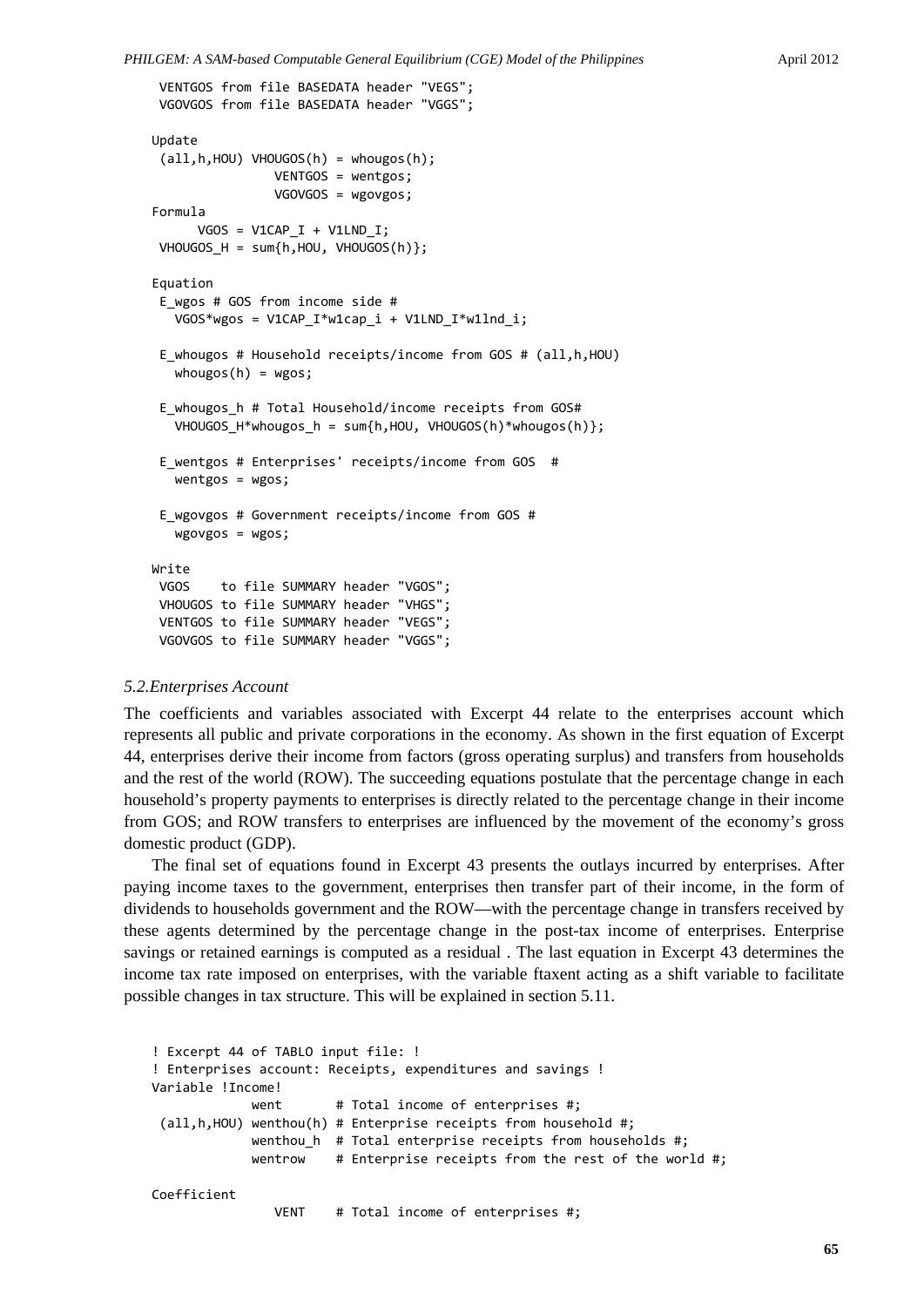```
 VENTGOS from file BASEDATA header "VEGS";
 VGOVGOS from file BASEDATA header "VGGS";

Update
 (all,h,HOU) VHOUGOS(h) = whougos(h);
                VENTGOS = wentgos;
                VGOVGOS = wgovgos;
Formula
      VGOS = V1CAP_I + V1LND_I;
 VHOUGOS_H = sum{h,HOU, VHOUGOS(h)};

Equation
 E_wgos # GOS from income side #
   VGOS*wgos = V1CAP_I*w1cap_i + V1LND_I*w1lnd_i;

 E_whougos # Household receipts/income from GOS # (all,h,HOU)
   whougos(h) = wgos;

 E_whougos_h # Total Household/income receipts from GOS#
   VHOUGOS_H*whougos_h = sum{h,HOU, VHOUGOS(h)*whougos(h)};

 E_wentgos # Enterprises' receipts/income from GOS  #
   wentgos = wgos;

 E_wgovgos # Government receipts/income from GOS #
   wgovgos = wgos;

Write
 VGOS    to file SUMMARY header "VGOS";
 VHOUGOS to file SUMMARY header "VHGS";
 VENTGOS to file SUMMARY header "VEGS";
 VGOVGOS to file SUMMARY header "VGGS";
```

### *5.2.Enterprises Account*

The coefficients and variables associated with Excerpt 44 relate to the enterprises account which represents all public and private corporations in the economy. As shown in the first equation of Excerpt 44, enterprises derive their income from factors (gross operating surplus) and transfers from households and the rest of the world (ROW). The succeeding equations postulate that the percentage change in each household's property payments to enterprises is directly related to the percentage change in their income from GOS; and ROW transfers to enterprises are influenced by the movement of the economy's gross domestic product (GDP).

The final set of equations found in Excerpt 43 presents the outlays incurred by enterprises. After paying income taxes to the government, enterprises then transfer part of their income, in the form of dividends to households government and the ROW—with the percentage change in transfers received by these agents determined by the percentage change in the post-tax income of enterprises. Enterprise savings or retained earnings is computed as a residual . The last equation in Excerpt 43 determines the income tax rate imposed on enterprises, with the variable ftaxent acting as a shift variable to facilitate possible changes in tax structure. This will be explained in section 5.11.

```
! Excerpt 44 of TABLO input file: !
! Enterprises account: Receipts, expenditures and savings !
Variable !Income!
             went       # Total income of enterprises #;
 (all,h,HOU) wenthou(h) # Enterprise receipts from household #;
             wenthou_h  # Total enterprise receipts from households #;
             wentrow    # Enterprise receipts from the rest of the world #;

Coefficient
                VENT    # Total income of enterprises #;
```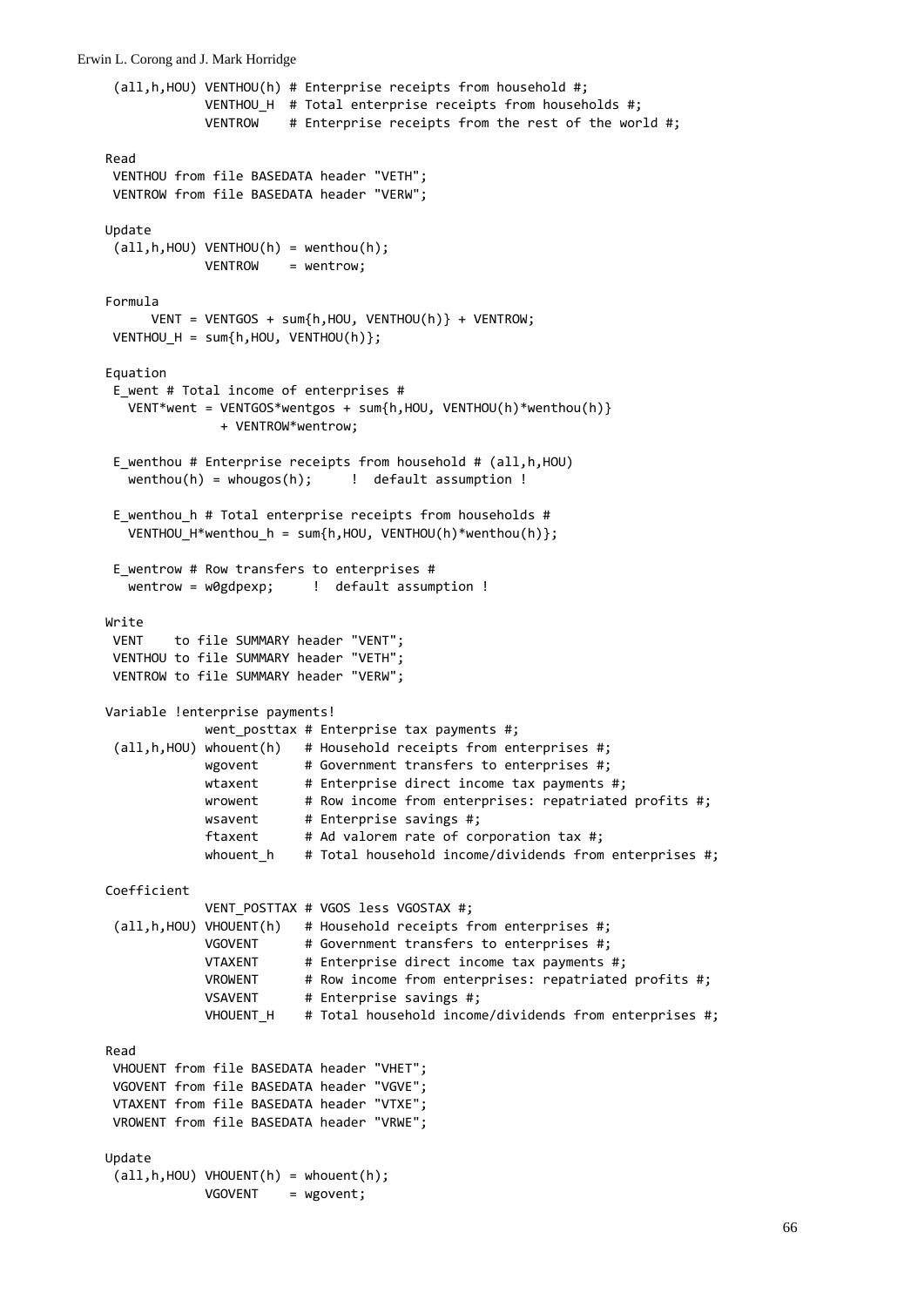```
 (all,h,HOU) VENTHOU(h) # Enterprise receipts from household #;
             VENTHOU_H  # Total enterprise receipts from households #;
             VENTROW    # Enterprise receipts from the rest of the world #;

Read
 VENTHOU from file BASEDATA header "VETH";
 VENTROW from file BASEDATA header "VERW";

Update
 (all,h,HOU) VENTHOU(h) = wenthou(h);
             VENTROW    = wentrow;

Formula
      VENT = VENTGOS + sum{h,HOU, VENTHOU(h)} + VENTROW;
 VENTHOU_H = sum{h,HOU, VENTHOU(h)};

Equation
 E_went # Total income of enterprises #
   VENT*went = VENTGOS*wentgos + sum{h,HOU, VENTHOU(h)*wenthou(h)}
               + VENTROW*wentrow;

 E_wenthou # Enterprise receipts from household # (all,h,HOU)
   wenthou(h) = whougos(h);     !  default assumption !

 E_wenthou_h # Total enterprise receipts from households #
   VENTHOU_H*wenthou_h = sum{h,HOU, VENTHOU(h)*wenthou(h)};

 E_wentrow # Row transfers to enterprises #
   wentrow = w0gdpexp;     !  default assumption !

Write
 VENT    to file SUMMARY header "VENT";
 VENTHOU to file SUMMARY header "VETH";
 VENTROW to file SUMMARY header "VERW";

Variable !enterprise payments!
             went_posttax # Enterprise tax payments #;
 (all,h,HOU) whouent(h)   # Household receipts from enterprises #;
             wgovent      # Government transfers to enterprises #;
             wtaxent      # Enterprise direct income tax payments #;
             wrowent      # Row income from enterprises: repatriated profits #;
             wsavent      # Enterprise savings #;
             ftaxent      # Ad valorem rate of corporation tax #;
             whouent_h    # Total household income/dividends from enterprises #;

Coefficient
             VENT_POSTTAX # VGOS less VGOSTAX #;
 (all,h,HOU) VHOUENT(h)   # Household receipts from enterprises #;
             VGOVENT      # Government transfers to enterprises #;
             VTAXENT      # Enterprise direct income tax payments #;
             VROWENT      # Row income from enterprises: repatriated profits #;
             VSAVENT      # Enterprise savings #;
             VHOUENT_H    # Total household income/dividends from enterprises #;

Read
 VHOUENT from file BASEDATA header "VHET";
 VGOVENT from file BASEDATA header "VGVE";
 VTAXENT from file BASEDATA header "VTXE";
 VROWENT from file BASEDATA header "VRWE";

Update
 (all,h,HOU) VHOUENT(h) = whouent(h);
             VGOVENT    = wgovent;
```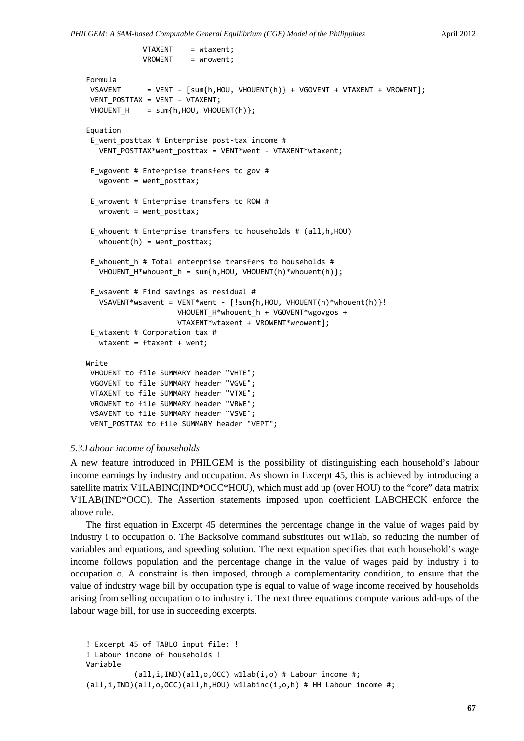```
              VTAXENT    = wtaxent;
              VROWENT    = wrowent;

Formula
 VSAVENT      = VENT - [sum{h,HOU, VHOUENT(h)} + VGOVENT + VTAXENT + VROWENT];
 VENT_POSTTAX = VENT - VTAXENT;
 VHOUENT_H    = sum{h,HOU, VHOUENT(h)};

Equation
 E_went_posttax # Enterprise post-tax income #
   VENT_POSTTAX*went_posttax = VENT*went - VTAXENT*wtaxent;

 E_wgovent # Enterprise transfers to gov #
   wgovent = went_posttax;

 E_wrowent # Enterprise transfers to ROW #
   wrowent = went_posttax;

 E_whouent # Enterprise transfers to households # (all,h,HOU)
   whouent(h) = went_posttax;

 E_whouent_h # Total enterprise transfers to households #
   VHOUENT_H*whouent_h = sum{h,HOU, VHOUENT(h)*whouent(h)};

 E_wsavent # Find savings as residual #
   VSAVENT*wsavent = VENT*went - [!sum{h,HOU, VHOUENT(h)*whouent(h)}!
                     VHOUENT_H*whouent_h + VGOVENT*wgovgos +
                     VTAXENT*wtaxent + VROWENT*wrowent];
 E_wtaxent # Corporation tax #
   wtaxent = ftaxent + went;

Write
 VHOUENT to file SUMMARY header "VHTE";
 VGOVENT to file SUMMARY header "VGVE";
 VTAXENT to file SUMMARY header "VTXE";
 VROWENT to file SUMMARY header "VRWE";
 VSAVENT to file SUMMARY header "VSVE";
 VENT_POSTTAX to file SUMMARY header "VEPT";
```

### *5.3.Labour income of households*

A new feature introduced in PHILGEM is the possibility of distinguishing each household's labour income earnings by industry and occupation. As shown in Excerpt 45, this is achieved by introducing a satellite matrix V1LABINC(IND*OCC*HOU), which must add up (over HOU) to the "core" data matrix V1LAB(IND*OCC). The Assertion statements imposed upon coefficient LABCHECK enforce the above rule.

The first equation in Excerpt 45 determines the percentage change in the value of wages paid by industry i to occupation o. The Backsolve command substitutes out w1lab, so reducing the number of variables and equations, and speeding solution. The next equation specifies that each household's wage income follows population and the percentage change in the value of wages paid by industry i to occupation o. A constraint is then imposed, through a complementarity condition, to ensure that the value of industry wage bill by occupation type is equal to value of wage income received by households arising from selling occupation o to industry i. The next three equations compute various add-ups of the labour wage bill, for use in succeeding excerpts.

```
! Excerpt 45 of TABLO input file: !
! Labour income of households !
Variable
           (all,i,IND)(all,o,OCC) w1lab(i,o) # Labour income #;
(all,i,IND)(all,o,OCC)(all,h,HOU) w1labinc(i,o,h) # HH Labour income #;
```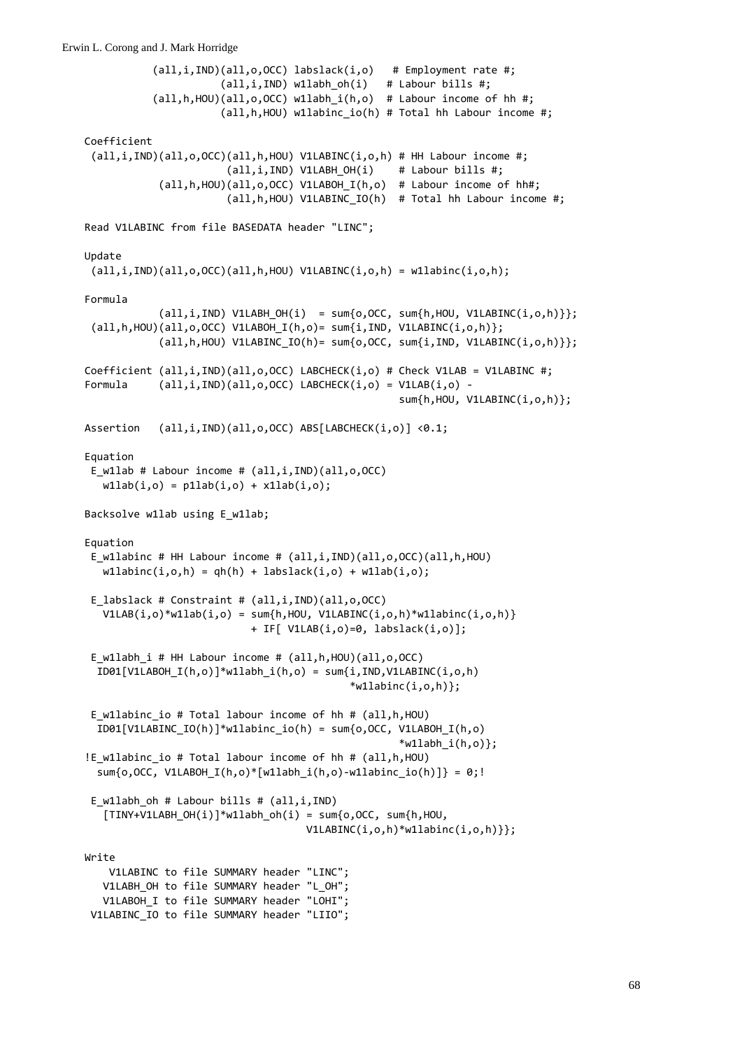```
            (all,i,IND)(all,o,OCC) labslack(i,o)   # Employment rate #;
                        (all,i,IND) w1labh_oh(i)   # Labour bills #;
            (all,h,HOU)(all,o,OCC) w1labh_i(h,o)  # Labour income of hh #;
                        (all,h,HOU) w1labinc_io(h) # Total hh Labour income #;

Coefficient
 (all,i,IND)(all,o,OCC)(all,h,HOU) V1LABINC(i,o,h) # HH Labour income #;
                         (all,i,IND) V1LABH_OH(i)    # Labour bills #;
             (all,h,HOU)(all,o,OCC) V1LABOH_I(h,o)  # Labour income of hh#;
                         (all,h,HOU) V1LABINC_IO(h)  # Total hh Labour income #;

Read V1LABINC from file BASEDATA header "LINC";

Update
 (all,i,IND)(all,o,OCC)(all,h,HOU) V1LABINC(i,o,h) = w1labinc(i,o,h);

Formula
             (all,i,IND) V1LABH_OH(i)  = sum{o,OCC, sum{h,HOU, V1LABINC(i,o,h)}};
 (all,h,HOU)(all,o,OCC) V1LABOH_I(h,o)= sum{i,IND, V1LABINC(i,o,h)};
             (all,h,HOU) V1LABINC_IO(h)= sum{o,OCC, sum{i,IND, V1LABINC(i,o,h)}};

Coefficient (all,i,IND)(all,o,OCC) LABCHECK(i,o) # Check V1LAB = V1LABINC #;
Formula     (all,i,IND)(all,o,OCC) LABCHECK(i,o) = V1LAB(i,o) -
                                                   sum{h,HOU, V1LABINC(i,o,h)};

Assertion   (all,i,IND)(all,o,OCC) ABS[LABCHECK(i,o)] <0.1;

Equation
 E_w1lab # Labour income # (all,i,IND)(all,o,OCC)
   w1lab(i,o) = p1lab(i,o) + x1lab(i,o);

Backsolve w1lab using E_w1lab;

Equation
 E_w1labinc # HH Labour income # (all,i,IND)(all,o,OCC)(all,h,HOU)
   w1labinc(i,o,h) = qh(h) + labslack(i,o) + w1lab(i,o);

 E_labslack # Constraint # (all,i,IND)(all,o,OCC)
   V1LAB(i,o)*w1lab(i,o) = sum{h,HOU, V1LABINC(i,o,h)*w1labinc(i,o,h)}
                          + IF[ V1LAB(i,o)=0, labslack(i,o)];

 E_w1labh_i # HH Labour income # (all,h,HOU)(all,o,OCC)
  ID01[V1LABOH_I(h,o)]*w1labh_i(h,o) = sum{i,IND,V1LABINC(i,o,h)
                                         *w1labinc(i,o,h)};

 E_w1labinc_io # Total labour income of hh # (all,h,HOU)
  ID01[V1LABINC_IO(h)]*w1labinc_io(h) = sum{o,OCC, V1LABOH_I(h,o)
                                                  *w1labh_i(h,o)};
!E_w1labinc_io # Total labour income of hh # (all,h,HOU)
  sum{o,OCC, V1LABOH_I(h,o)*[w1labh_i(h,o)-w1labinc_io(h)]} = 0;!

 E_w1labh_oh # Labour bills # (all,i,IND)
   [TINY+V1LABH_OH(i)]*w1labh_oh(i) = sum{o,OCC, sum{h,HOU,
                                     V1LABINC(i,o,h)*w1labinc(i,o,h)}};

Write
    V1LABINC to file SUMMARY header "LINC";
   V1LABH_OH to file SUMMARY header "L_OH";
   V1LABOH_I to file SUMMARY header "LOHI";
 V1LABINC_IO to file SUMMARY header "LIIO";
```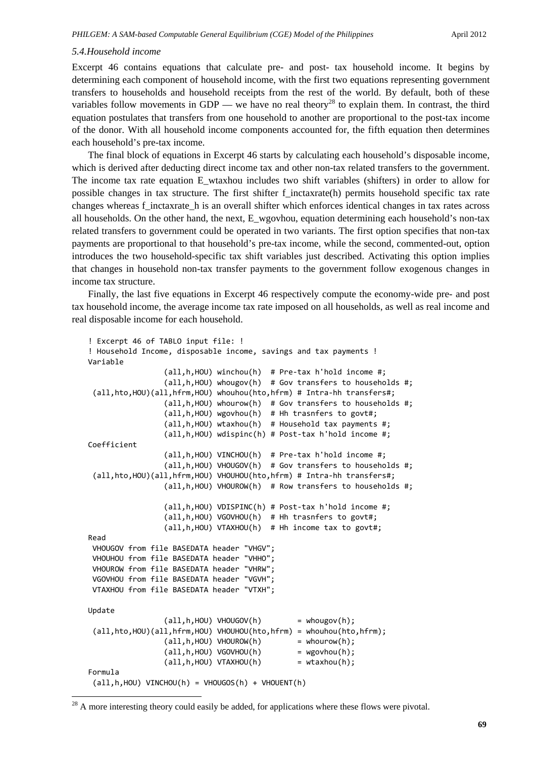*5.4.Household income*

Excerpt 46 contains equations that calculate pre- and post- tax household income. It begins by determining each component of household income, with the first two equations representing government transfers to households and household receipts from the rest of the world. By default, both of these variables follow movements in GDP — we have no real theory[28] to explain them. In contrast, the third equation postulates that transfers from one household to another are proportional to the post-tax income of the donor. With all household income components accounted for, the fifth equation then determines each household's pre-tax income.

The final block of equations in Excerpt 46 starts by calculating each household's disposable income, which is derived after deducting direct income tax and other non-tax related transfers to the government. The income tax rate equation E_wtaxhou includes two shift variables (shifters) in order to allow for possible changes in tax structure. The first shifter f_inctaxrate(h) permits household specific tax rate changes whereas f_inctaxrate_h is an overall shifter which enforces identical changes in tax rates across all households. On the other hand, the next, E_wgovhou, equation determining each household's non-tax related transfers to government could be operated in two variants. The first option specifies that non-tax payments are proportional to that household's pre-tax income, while the second, commented-out, option introduces the two household-specific tax shift variables just described. Activating this option implies that changes in household non-tax transfer payments to the government follow exogenous changes in income tax structure.

Finally, the last five equations in Excerpt 46 respectively compute the economy-wide pre- and post tax household income, the average income tax rate imposed on all households, as well as real income and real disposable income for each household.

```
! Excerpt 46 of TABLO input file: !
! Household Income, disposable income, savings and tax payments !
Variable
                (all,h,HOU) winchou(h)  # Pre-tax h'hold income #;
                (all,h,HOU) whougov(h)  # Gov transfers to households #;
 (all,hto,HOU)(all,hfrm,HOU) whouhou(hto,hfrm) # Intra-hh transfers#;
                (all,h,HOU) whourow(h)  # Gov transfers to households #;
                (all,h,HOU) wgovhou(h)  # Hh trasnfers to govt#;
                (all,h,HOU) wtaxhou(h)  # Household tax payments #;
                (all,h,HOU) wdispinc(h) # Post-tax h'hold income #;
Coefficient
                (all,h,HOU) VINCHOU(h)  # Pre-tax h'hold income #;
                (all,h,HOU) VHOUGOV(h)  # Gov transfers to households #;
 (all,hto,HOU)(all,hfrm,HOU) VHOUHOU(hto,hfrm) # Intra-hh transfers#;
                (all,h,HOU) VHOUROW(h)  # Row transfers to households #;

                (all,h,HOU) VDISPINC(h) # Post-tax h'hold income #;
                (all,h,HOU) VGOVHOU(h)  # Hh trasnfers to govt#;
                (all,h,HOU) VTAXHOU(h)  # Hh income tax to govt#;
Read
 VHOUGOV from file BASEDATA header "VHGV";
 VHOUHOU from file BASEDATA header "VHHO";
 VHOUROW from file BASEDATA header "VHRW";
 VGOVHOU from file BASEDATA header "VGVH";
 VTAXHOU from file BASEDATA header "VTXH";

Update
                (all,h,HOU) VHOUGOV(h)        = whougov(h);
 (all,hto,HOU)(all,hfrm,HOU) VHOUHOU(hto,hfrm) = whouhou(hto,hfrm);
                (all,h,HOU) VHOUROW(h)        = whourow(h);
                (all,h,HOU) VGOVHOU(h)        = wgovhou(h);
                (all,h,HOU) VTAXHOU(h)        = wtaxhou(h);
Formula
 (all,h,HOU) VINCHOU(h) = VHOUGOS(h) + VHOUENT(h)
```

[28] A more interesting theory could easily be added, for applications where these flows were pivotal.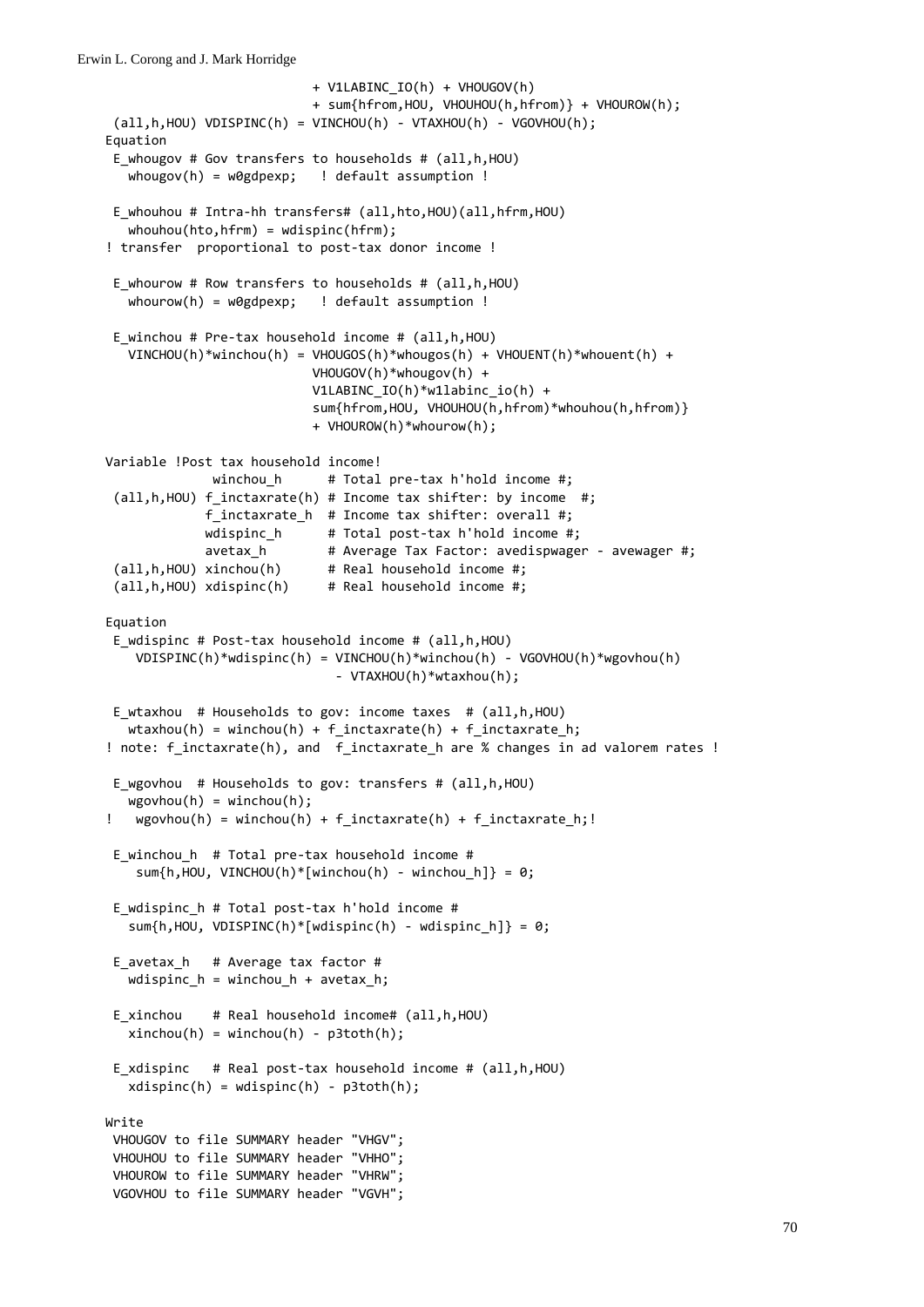```
                              + V1LABINC_IO(h) + VHOUGOV(h)
                              + sum{hfrom,HOU, VHOUHOU(h,hfrom)} + VHOUROW(h);
 (all,h,HOU) VDISPINC(h) = VINCHOU(h) - VTAXHOU(h) - VGOVHOU(h);
Equation
 E_whougov # Gov transfers to households # (all,h,HOU)
   whougov(h) = w0gdpexp;   ! default assumption !

 E_whouhou # Intra-hh transfers# (all,hto,HOU)(all,hfrm,HOU)
   whouhou(hto,hfrm) = wdispinc(hfrm);
! transfer  proportional to post-tax donor income !

 E_whourow # Row transfers to households # (all,h,HOU)
   whourow(h) = w0gdpexp;   ! default assumption !

 E_winchou # Pre-tax household income # (all,h,HOU)
   VINCHOU(h)*winchou(h) = VHOUGOS(h)*whougos(h) + VHOUENT(h)*whouent(h) +
                           VHOUGOV(h)*whougov(h) +
                           V1LABINC_IO(h)*w1labinc_io(h) +
                           sum{hfrom,HOU, VHOUHOU(h,hfrom)*whouhou(h,hfrom)}
                           + VHOUROW(h)*whourow(h);

Variable !Post tax household income!
              winchou_h      # Total pre-tax h'hold income #;
 (all,h,HOU) f_inctaxrate(h) # Income tax shifter: by income  #;
             f_inctaxrate_h  # Income tax shifter: overall #;
             wdispinc_h      # Total post-tax h'hold income #;
             avetax_h        # Average Tax Factor: avedispwager - avewager #;
 (all,h,HOU) xinchou(h)      # Real household income #;
 (all,h,HOU) xdispinc(h)     # Real household income #;

Equation
 E_wdispinc # Post-tax household income # (all,h,HOU)
    VDISPINC(h)*wdispinc(h) = VINCHOU(h)*winchou(h) - VGOVHOU(h)*wgovhou(h)
                              - VTAXHOU(h)*wtaxhou(h);

 E_wtaxhou  # Households to gov: income taxes  # (all,h,HOU)
   wtaxhou(h) = winchou(h) + f_inctaxrate(h) + f_inctaxrate_h;
! note: f_inctaxrate(h), and  f_inctaxrate_h are % changes in ad valorem rates !

 E_wgovhou  # Households to gov: transfers # (all,h,HOU)
   wgovhou(h) = winchou(h);
!   wgovhou(h) = winchou(h) + f_inctaxrate(h) + f_inctaxrate_h;!

 E_winchou_h  # Total pre-tax household income #
    sum{h,HOU, VINCHOU(h)*[winchou(h) - winchou_h]} = 0;

 E_wdispinc_h # Total post-tax h'hold income #
   sum{h,HOU, VDISPINC(h)*[wdispinc(h) - wdispinc_h]} = 0;

 E_avetax_h   # Average tax factor #
   wdispinc_h = winchou_h + avetax_h;

 E_xinchou    # Real household income# (all,h,HOU)
   xinchou(h) = winchou(h) - p3toth(h);

 E_xdispinc   # Real post-tax household income # (all,h,HOU)
   xdispinc(h) = wdispinc(h) - p3toth(h);

Write
 VHOUGOV to file SUMMARY header "VHGV";
 VHOUHOU to file SUMMARY header "VHHO";
 VHOUROW to file SUMMARY header "VHRW";
 VGOVHOU to file SUMMARY header "VGVH";
```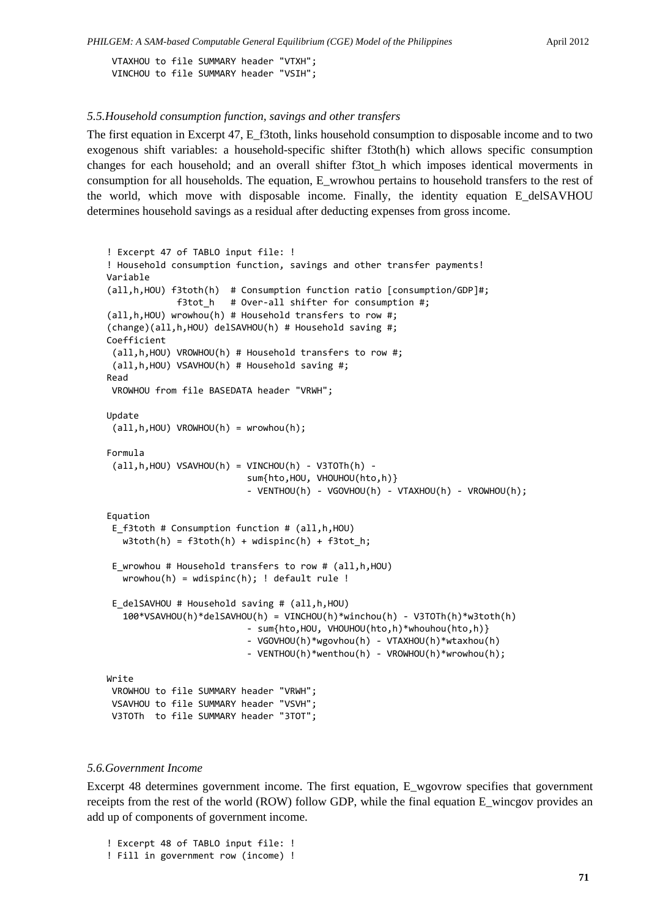```
 VTAXHOU to file SUMMARY header "VTXH";
 VINCHOU to file SUMMARY header "VSIH";
```

### *5.5.Household consumption function, savings and other transfers*

The first equation in Excerpt 47, E_f3toth, links household consumption to disposable income and to two exogenous shift variables: a household-specific shifter f3toth(h) which allows specific consumption changes for each household; and an overall shifter f3tot_h which imposes identical moverments in consumption for all households. The equation, E_wrowhou pertains to household transfers to the rest of the world, which move with disposable income. Finally, the identity equation E_delSAVHOU determines household savings as a residual after deducting expenses from gross income.

```
! Excerpt 47 of TABLO input file: !
! Household consumption function, savings and other transfer payments!
Variable
(all,h,HOU) f3toth(h)  # Consumption function ratio [consumption/GDP]#;
            f3tot_h    # Over-all shifter for consumption #;
(all,h,HOU) wrowhou(h) # Household transfers to row #;
(change)(all,h,HOU) delSAVHOU(h) # Household saving #;
Coefficient
 (all,h,HOU) VROWHOU(h) # Household transfers to row #;
 (all,h,HOU) VSAVHOU(h) # Household saving #;
Read
 VROWHOU from file BASEDATA header "VRWH";

Update
 (all,h,HOU) VROWHOU(h) = wrowhou(h);

Formula
 (all,h,HOU) VSAVHOU(h) = VINCHOU(h) - V3TOTh(h) -
                          sum{hto,HOU, VHOUHOU(hto,h)}
                          - VENTHOU(h) - VGOVHOU(h) - VTAXHOU(h) - VROWHOU(h);

Equation
 E_f3toth # Consumption function # (all,h,HOU)
   w3toth(h) = f3toth(h) + wdispinc(h) + f3tot_h;

 E_wrowhou # Household transfers to row # (all,h,HOU)
   wrowhou(h) = wdispinc(h); ! default rule !

 E_delSAVHOU # Household saving # (all,h,HOU)
   100*VSAVHOU(h)*delSAVHOU(h) = VINCHOU(h)*winchou(h) - V3TOTh(h)*w3toth(h)
                          - sum{hto,HOU, VHOUHOU(hto,h)*whouhou(hto,h)}
                          - VGOVHOU(h)*wgovhou(h) - VTAXHOU(h)*wtaxhou(h)
                          - VENTHOU(h)*wenthou(h) - VROWHOU(h)*wrowhou(h);

Write
 VROWHOU to file SUMMARY header "VRWH";
 VSAVHOU to file SUMMARY header "VSVH";
 V3TOTh  to file SUMMARY header "3TOT";
```

### *5.6.Government Income*

Excerpt 48 determines government income. The first equation, E_wgovrow specifies that government receipts from the rest of the world (ROW) follow GDP, while the final equation E_wincgov provides an add up of components of government income.

```
! Excerpt 48 of TABLO input file: !
! Fill in government row (income) !
```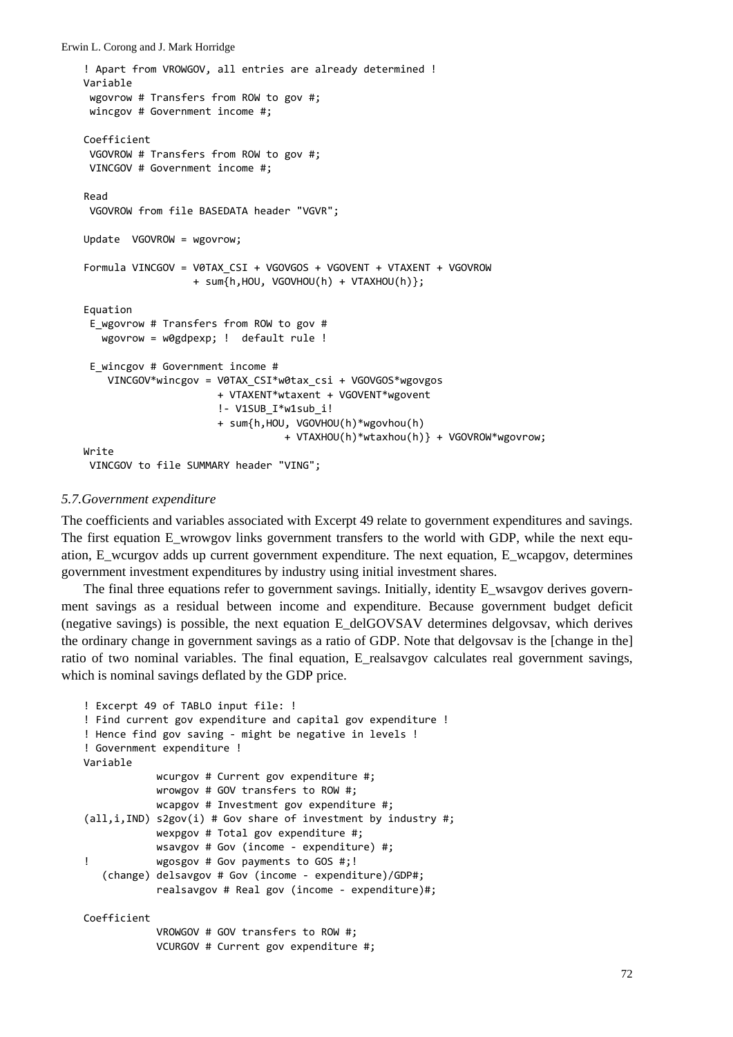```
! Apart from VROWGOV, all entries are already determined !
Variable
 wgovrow # Transfers from ROW to gov #;
 wincgov # Government income #;

Coefficient
 VGOVROW # Transfers from ROW to gov #;
 VINCGOV # Government income #;

Read
 VGOVROW from file BASEDATA header "VGVR";

Update  VGOVROW = wgovrow;

Formula VINCGOV = V0TAX_CSI + VGOVGOS + VGOVENT + VTAXENT + VGOVROW
                 + sum{h,HOU, VGOVHOU(h) + VTAXHOU(h)};

Equation
 E_wgovrow # Transfers from ROW to gov #
   wgovrow = w0gdpexp; !  default rule !

 E_wincgov # Government income #
    VINCGOV*wincgov = V0TAX_CSI*w0tax_csi + VGOVGOS*wgovgos
                     + VTAXENT*wtaxent + VGOVENT*wgovent
                     !- V1SUB_I*w1sub_i!
                     + sum{h,HOU, VGOVHOU(h)*wgovhou(h)
                                 + VTAXHOU(h)*wtaxhou(h)} + VGOVROW*wgovrow;
Write
 VINCGOV to file SUMMARY header "VING";
```

### *5.7.Government expenditure*

The coefficients and variables associated with Excerpt 49 relate to government expenditures and savings. The first equation E_wrowgov links government transfers to the world with GDP, while the next equation, E_wcurgov adds up current government expenditure. The next equation, E_wcapgov, determines government investment expenditures by industry using initial investment shares.

The final three equations refer to government savings. Initially, identity E_wsavgov derives government savings as a residual between income and expenditure. Because government budget deficit (negative savings) is possible, the next equation E_delGOVSAV determines delgovsav, which derives the ordinary change in government savings as a ratio of GDP. Note that delgovsav is the [change in the] ratio of two nominal variables. The final equation, E_realsavgov calculates real government savings, which is nominal savings deflated by the GDP price.

```
! Excerpt 49 of TABLO input file: !
! Find current gov expenditure and capital gov expenditure !
! Hence find gov saving - might be negative in levels !
! Government expenditure !
Variable
            wcurgov # Current gov expenditure #;
            wrowgov # GOV transfers to ROW #;
            wcapgov # Investment gov expenditure #;
(all,i,IND) s2gov(i) # Gov share of investment by industry #;
            wexpgov # Total gov expenditure #;
            wsavgov # Gov (income - expenditure) #;
!           wgosgov # Gov payments to GOS #;!
   (change) delsavgov # Gov (income - expenditure)/GDP#;
            realsavgov # Real gov (income - expenditure)#;

Coefficient
            VROWGOV # GOV transfers to ROW #;
            VCURGOV # Current gov expenditure #;
```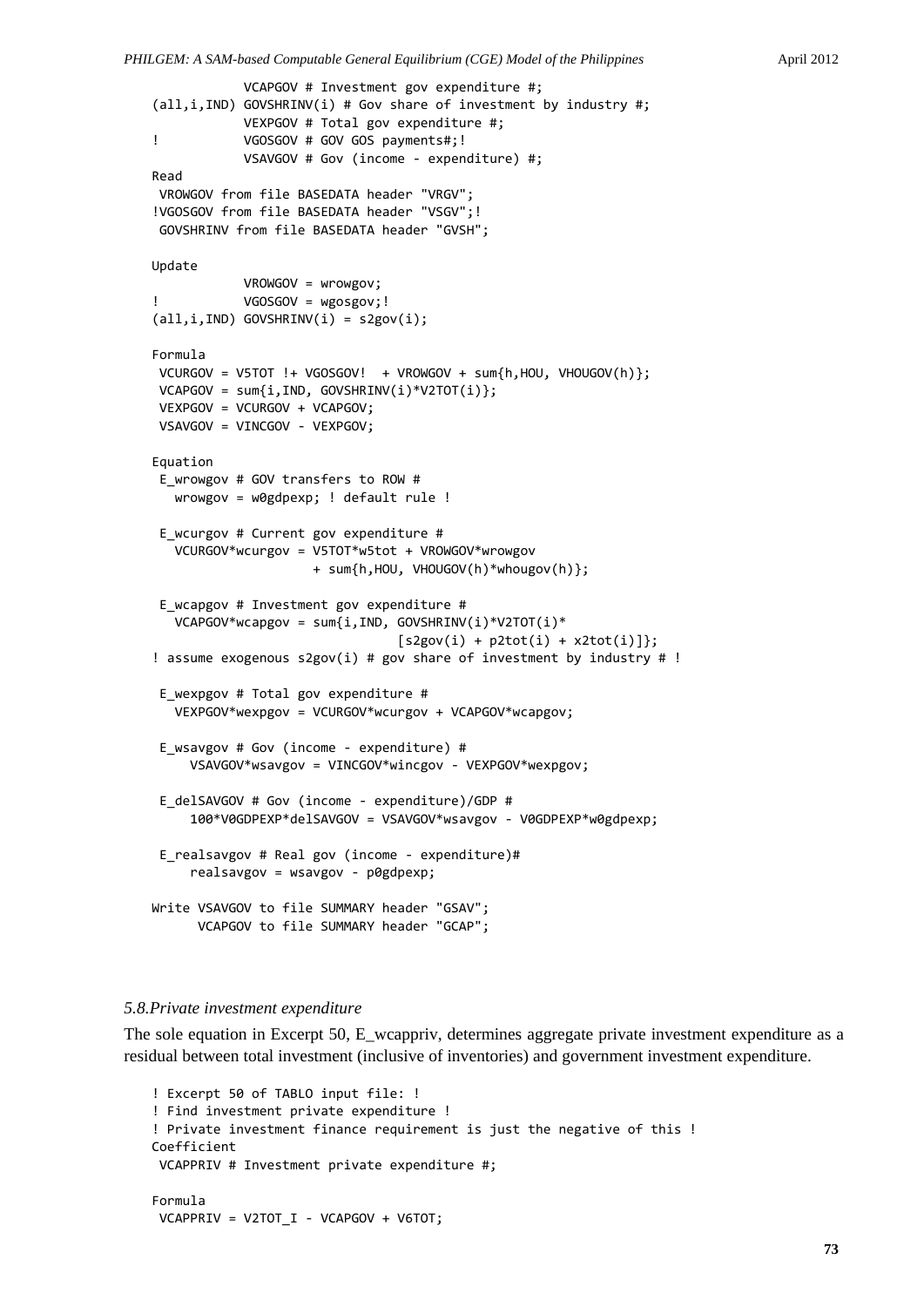```
            VCAPGOV # Investment gov expenditure #;
(all,i,IND) GOVSHRINV(i) # Gov share of investment by industry #;
            VEXPGOV # Total gov expenditure #;
!           VGOSGOV # GOV GOS payments#;!
            VSAVGOV # Gov (income - expenditure) #;
Read
 VROWGOV from file BASEDATA header "VRGV";
!VGOSGOV from file BASEDATA header "VSGV";!
 GOVSHRINV from file BASEDATA header "GVSH";

Update
            VROWGOV = wrowgov;
!           VGOSGOV = wgosgov;!
(all,i,IND) GOVSHRINV(i) = s2gov(i);

Formula
 VCURGOV = V5TOT !+ VGOSGOV!  + VROWGOV + sum{h,HOU, VHOUGOV(h)};
 VCAPGOV = sum{i,IND, GOVSHRINV(i)*V2TOT(i)};
 VEXPGOV = VCURGOV + VCAPGOV;
 VSAVGOV = VINCGOV - VEXPGOV;

Equation
 E_wrowgov # GOV transfers to ROW #
   wrowgov = w0gdpexp; ! default rule !

 E_wcurgov # Current gov expenditure #
   VCURGOV*wcurgov = V5TOT*w5tot + VROWGOV*wrowgov
                   + sum{h,HOU, VHOUGOV(h)*whougov(h)};

 E_wcapgov # Investment gov expenditure #
   VCAPGOV*wcapgov = sum{i,IND, GOVSHRINV(i)*V2TOT(i)*
                              [s2gov(i) + p2tot(i) + x2tot(i)]};
! assume exogenous s2gov(i) # gov share of investment by industry # !

 E_wexpgov # Total gov expenditure #
   VEXPGOV*wexpgov = VCURGOV*wcurgov + VCAPGOV*wcapgov;

 E_wsavgov # Gov (income - expenditure) #
     VSAVGOV*wsavgov = VINCGOV*wincgov - VEXPGOV*wexpgov;

 E_delSAVGOV # Gov (income - expenditure)/GDP #
     100*V0GDPEXP*delSAVGOV = VSAVGOV*wsavgov - V0GDPEXP*w0gdpexp;

 E_realsavgov # Real gov (income - expenditure)#
     realsavgov = wsavgov - p0gdpexp;

Write VSAVGOV to file SUMMARY header "GSAV";
      VCAPGOV to file SUMMARY header "GCAP";
```

### *5.8.Private investment expenditure*

The sole equation in Excerpt 50, E_wcappriv, determines aggregate private investment expenditure as a residual between total investment (inclusive of inventories) and government investment expenditure.

```
! Excerpt 50 of TABLO input file: !
! Find investment private expenditure !
! Private investment finance requirement is just the negative of this !
Coefficient
 VCAPPRIV # Investment private expenditure #;

Formula
 VCAPPRIV = V2TOT_I - VCAPGOV + V6TOT;
```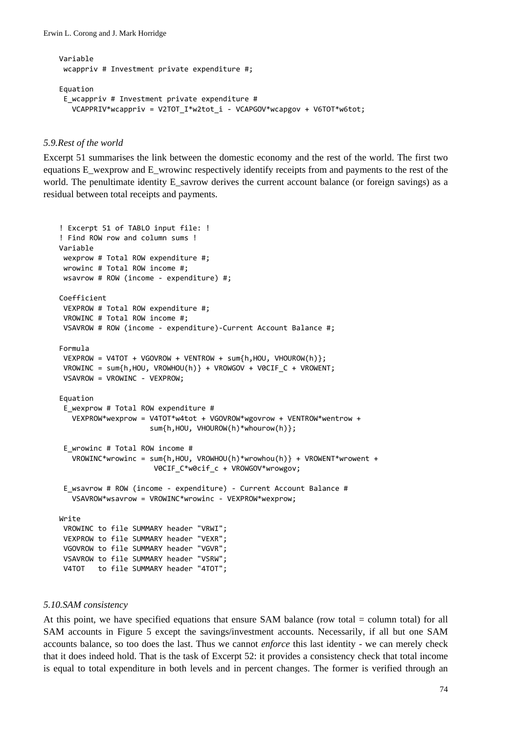```
Variable
 wcappriv # Investment private expenditure #;

Equation
 E_wcappriv # Investment private expenditure #
   VCAPPRIV*wcappriv = V2TOT_I*w2tot_i - VCAPGOV*wcapgov + V6TOT*w6tot;
```

### *5.9.Rest of the world*

Excerpt 51 summarises the link between the domestic economy and the rest of the world. The first two equations E_wexprow and E_wrowinc respectively identify receipts from and payments to the rest of the world. The penultimate identity E_savrow derives the current account balance (or foreign savings) as a residual between total receipts and payments.

```
! Excerpt 51 of TABLO input file: !
! Find ROW row and column sums !
Variable
 wexprow # Total ROW expenditure #;
 wrowinc # Total ROW income #;
 wsavrow # ROW (income - expenditure) #;

Coefficient
 VEXPROW # Total ROW expenditure #;
 VROWINC # Total ROW income #;
 VSAVROW # ROW (income - expenditure)-Current Account Balance #;

Formula
 VEXPROW = V4TOT + VGOVROW + VENTROW + sum{h,HOU, VHOUROW(h)};
 VROWINC = sum{h,HOU, VROWHOU(h)} + VROWGOV + V0CIF_C + VROWENT;
 VSAVROW = VROWINC - VEXPROW;

Equation
 E_wexprow # Total ROW expenditure #
   VEXPROW*wexprow = V4TOT*w4tot + VGOVROW*wgovrow + VENTROW*wentrow +
                     sum{h,HOU, VHOUROW(h)*whourow(h)};

 E_wrowinc # Total ROW income #
   VROWINC*wrowinc = sum{h,HOU, VROWHOU(h)*wrowhou(h)} + VROWENT*wrowent +
                      V0CIF_C*w0cif_c + VROWGOV*wrowgov;

 E_wsavrow # ROW (income - expenditure) - Current Account Balance #
   VSAVROW*wsavrow = VROWINC*wrowinc - VEXPROW*wexprow;

Write
 VROWINC to file SUMMARY header "VRWI";
 VEXPROW to file SUMMARY header "VEXR";
 VGOVROW to file SUMMARY header "VGVR";
 VSAVROW to file SUMMARY header "VSRW";
 V4TOT   to file SUMMARY header "4TOT";
```

### *5.10.SAM consistency*

At this point, we have specified equations that ensure SAM balance (row total = column total) for all SAM accounts in Figure 5 except the savings/investment accounts. Necessarily, if all but one SAM accounts balance, so too does the last. Thus we cannot *enforce* this last identity - we can merely check that it does indeed hold. That is the task of Excerpt 52: it provides a consistency check that total income is equal to total expenditure in both levels and in percent changes. The former is verified through an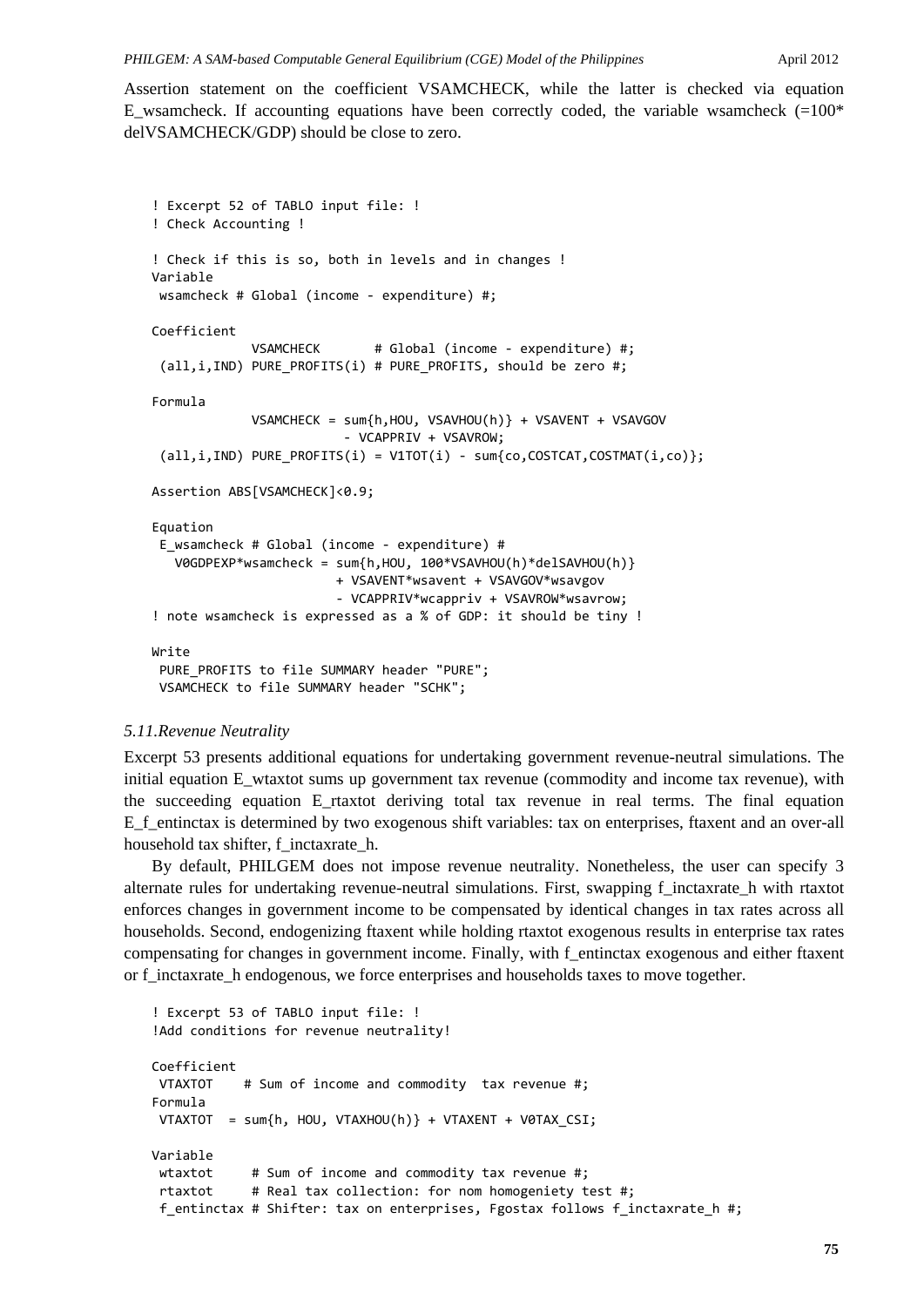Assertion statement on the coefficient VSAMCHECK, while the latter is checked via equation E_wsamcheck. If accounting equations have been correctly coded, the variable wsamcheck (=100* delVSAMCHECK/GDP) should be close to zero.

```
! Excerpt 52 of TABLO input file: !
! Check Accounting !

! Check if this is so, both in levels and in changes !
Variable
 wsamcheck # Global (income - expenditure) #;

Coefficient
             VSAMCHECK       # Global (income - expenditure) #;
 (all,i,IND) PURE_PROFITS(i) # PURE_PROFITS, should be zero #;

Formula
             VSAMCHECK = sum{h,HOU, VSAVHOU(h)} + VSAVENT + VSAVGOV
                         - VCAPPRIV + VSAVROW;
 (all,i,IND) PURE_PROFITS(i) = V1TOT(i) - sum{co,COSTCAT,COSTMAT(i,co)};

Assertion ABS[VSAMCHECK]<0.9;

Equation
 E_wsamcheck # Global (income - expenditure) #
   V0GDPEXP*wsamcheck = sum{h,HOU, 100*VSAVHOU(h)*delSAVHOU(h)}
                        + VSAVENT*wsavent + VSAVGOV*wsavgov
                        - VCAPPRIV*wcappriv + VSAVROW*wsavrow;
! note wsamcheck is expressed as a % of GDP: it should be tiny !

Write
 PURE_PROFITS to file SUMMARY header "PURE";
 VSAMCHECK to file SUMMARY header "SCHK";
```

### *5.11.Revenue Neutrality*

Excerpt 53 presents additional equations for undertaking government revenue-neutral simulations. The initial equation E_wtaxtot sums up government tax revenue (commodity and income tax revenue), with the succeeding equation E_rtaxtot deriving total tax revenue in real terms. The final equation E_f_entinctax is determined by two exogenous shift variables: tax on enterprises, ftaxent and an over-all household tax shifter, f_inctaxrate_h.

By default, PHILGEM does not impose revenue neutrality. Nonetheless, the user can specify 3 alternate rules for undertaking revenue-neutral simulations. First, swapping f_inctaxrate_h with rtaxtot enforces changes in government income to be compensated by identical changes in tax rates across all households. Second, endogenizing ftaxent while holding rtaxtot exogenous results in enterprise tax rates compensating for changes in government income. Finally, with f_entinctax exogenous and either ftaxent or f_inctaxrate_h endogenous, we force enterprises and households taxes to move together.

```
! Excerpt 53 of TABLO input file: !
!Add conditions for revenue neutrality!

Coefficient
 VTAXTOT    # Sum of income and commodity  tax revenue #;
Formula
 VTAXTOT  = sum{h, HOU, VTAXHOU(h)} + VTAXENT + V0TAX_CSI;

Variable
 wtaxtot     # Sum of income and commodity tax revenue #;
 rtaxtot     # Real tax collection: for nom homogeniety test #;
 f_entinctax # Shifter: tax on enterprises, Fgostax follows f_inctaxrate_h #;
```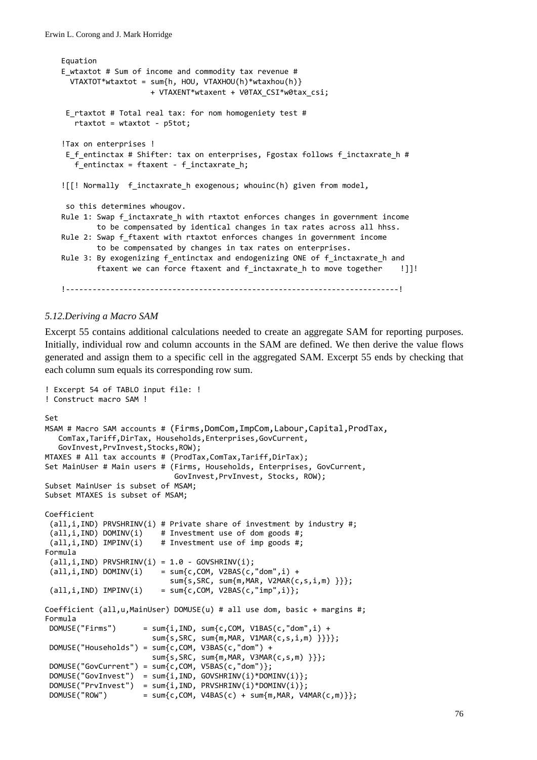```
Equation
E_wtaxtot # Sum of income and commodity tax revenue #
  VTAXTOT*wtaxtot = sum{h, HOU, VTAXHOU(h)*wtaxhou(h)}
                    + VTAXENT*wtaxent + V0TAX_CSI*w0tax_csi;

 E_rtaxtot # Total real tax: for nom homogeniety test #
   rtaxtot = wtaxtot - p5tot;

!Tax on enterprises !
 E_f_entinctax # Shifter: tax on enterprises, Fgostax follows f_inctaxrate_h #
   f_entinctax = ftaxent - f_inctaxrate_h;

![[! Normally  f_inctaxrate_h exogenous; whouinc(h) given from model,

 so this determines whougov.
Rule 1: Swap f_inctaxrate_h with rtaxtot enforces changes in government income
        to be compensated by identical changes in tax rates across all hhss.
Rule 2: Swap f_ftaxent with rtaxtot enforces changes in government income
        to be compensated by changes in tax rates on enterprises.
Rule 3: By exogenizing f_entinctax and endogenizing ONE of f_inctaxrate_h and
        ftaxent we can force ftaxent and f_inctaxrate_h to move together    !]]!

!--------------------------------------------------------------------------!
```

### *5.12.Deriving a Macro SAM*

Excerpt 55 contains additional calculations needed to create an aggregate SAM for reporting purposes. Initially, individual row and column accounts in the SAM are defined. We then derive the value flows generated and assign them to a specific cell in the aggregated SAM. Excerpt 55 ends by checking that each column sum equals its corresponding row sum.

```
! Excerpt 54 of TABLO input file: !
! Construct macro SAM !

Set
MSAM # Macro SAM accounts # (Firms,DomCom,ImpCom,Labour,Capital,ProdTax,
   ComTax,Tariff,DirTax, Households,Enterprises,GovCurrent,
   GovInvest,PrvInvest,Stocks,ROW);
MTAXES # All tax accounts # (ProdTax,ComTax,Tariff,DirTax);
Set MainUser # Main users # (Firms, Households, Enterprises, GovCurrent,
                             GovInvest,PrvInvest, Stocks, ROW);
Subset MainUser is subset of MSAM;
Subset MTAXES is subset of MSAM;

Coefficient
 (all,i,IND) PRVSHRINV(i) # Private share of investment by industry #;
 (all,i,IND) DOMINV(i)    # Investment use of dom goods #;
 (all,i,IND) IMPINV(i)    # Investment use of imp goods #;
Formula
 (all,i,IND) PRVSHRINV(i) = 1.0 - GOVSHRINV(i);
 (all,i,IND) DOMINV(i)    = sum{c,COM, V2BAS(c,"dom",i) +
                            sum{s,SRC, sum{m,MAR, V2MAR(c,s,i,m) }}};
 (all,i,IND) IMPINV(i)    = sum{c,COM, V2BAS(c,"imp",i)};

Coefficient (all,u,MainUser) DOMUSE(u) # all use dom, basic + margins #;
Formula
 DOMUSE("Firms")      = sum{i,IND, sum{c,COM, V1BAS(c,"dom",i) +
                        sum{s,SRC, sum{m,MAR, V1MAR(c,s,i,m) }}}};
 DOMUSE("Households") = sum{c,COM, V3BAS(c,"dom") +
                        sum{s,SRC, sum{m,MAR, V3MAR(c,s,m) }}};
 DOMUSE("GovCurrent") = sum{c,COM, V5BAS(c,"dom")};
 DOMUSE("GovInvest")  = sum{i,IND, GOVSHRINV(i)*DOMINV(i)};
 DOMUSE("PrvInvest")  = sum{i,IND, PRVSHRINV(i)*DOMINV(i)};
 DOMUSE("ROW")        = sum{c,COM, V4BAS(c) + sum{m,MAR, V4MAR(c,m)}};
```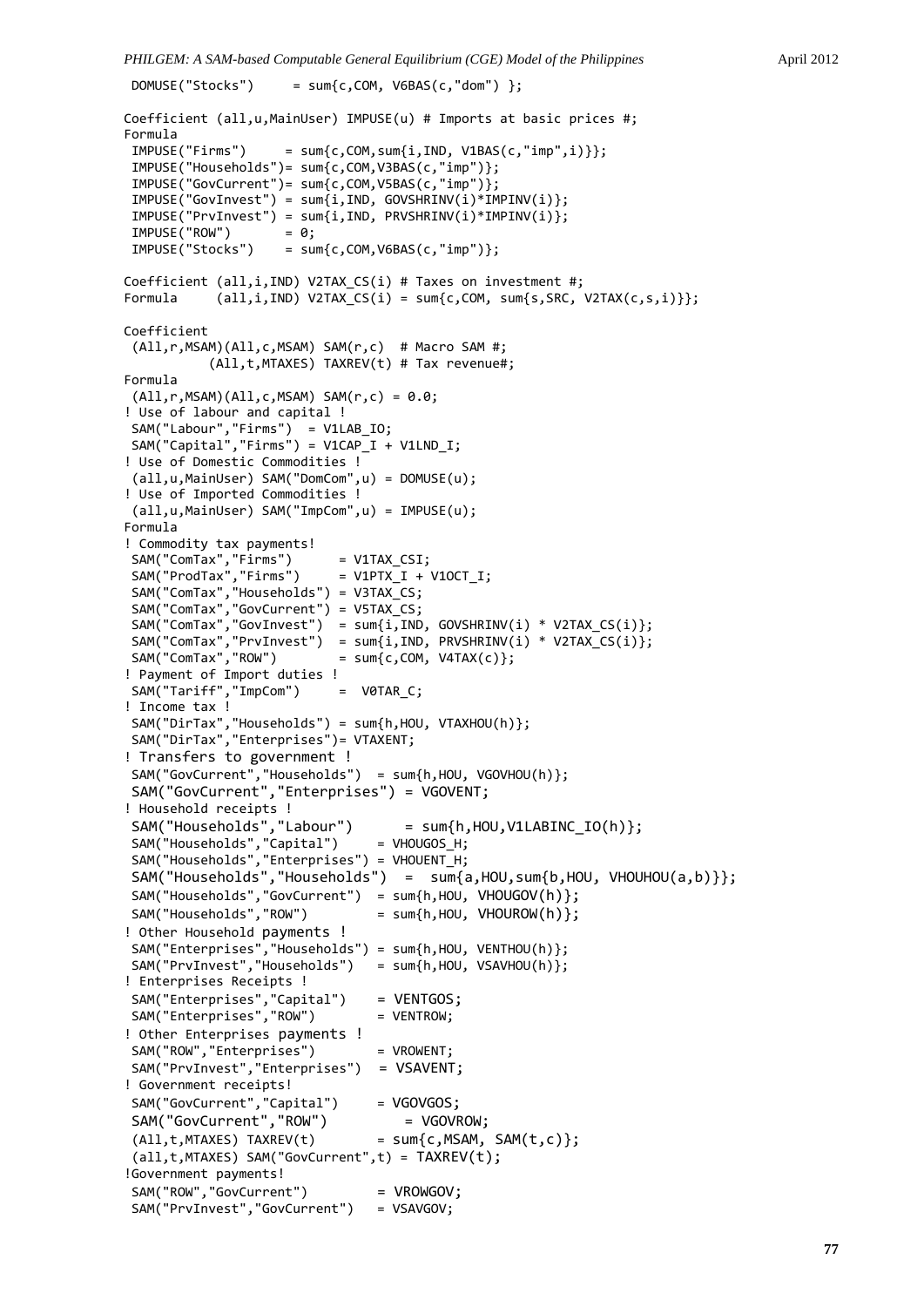```
 DOMUSE("Stocks")     = sum{c,COM, V6BAS(c,"dom") };

Coefficient (all,u,MainUser) IMPUSE(u) # Imports at basic prices #;
Formula
 IMPUSE("Firms")     = sum{c,COM,sum{i,IND, V1BAS(c,"imp",i)}};
 IMPUSE("Households")= sum{c,COM,V3BAS(c,"imp")};
 IMPUSE("GovCurrent")= sum{c,COM,V5BAS(c,"imp")};
 IMPUSE("GovInvest") = sum{i,IND, GOVSHRINV(i)*IMPINV(i)};
 IMPUSE("PrvInvest") = sum{i,IND, PRVSHRINV(i)*IMPINV(i)};
 IMPUSE("ROW")       = 0;
 IMPUSE("Stocks")    = sum{c,COM,V6BAS(c,"imp")};

Coefficient (all,i,IND) V2TAX_CS(i) # Taxes on investment #;
Formula     (all,i,IND) V2TAX_CS(i) = sum{c,COM, sum{s,SRC, V2TAX(c,s,i)}};

Coefficient
 (All,r,MSAM)(All,c,MSAM) SAM(r,c)  # Macro SAM #;
          (All,t,MTAXES) TAXREV(t) # Tax revenue#;
Formula
 (All,r,MSAM)(All,c,MSAM) SAM(r,c) = 0.0;
! Use of labour and capital !
 SAM("Labour","Firms")  = V1LAB_IO;
 SAM("Capital","Firms") = V1CAP_I + V1LND_I;
! Use of Domestic Commodities !
 (all,u,MainUser) SAM("DomCom",u) = DOMUSE(u);
! Use of Imported Commodities !
 (all,u,MainUser) SAM("ImpCom",u) = IMPUSE(u);
Formula
! Commodity tax payments!
 SAM("ComTax","Firms")      = V1TAX_CSI;
 SAM("ProdTax","Firms")     = V1PTX_I + V1OCT_I;
 SAM("ComTax","Households") = V3TAX_CS;
 SAM("ComTax","GovCurrent") = V5TAX_CS;
 SAM("ComTax","GovInvest")  = sum{i,IND, GOVSHRINV(i) * V2TAX_CS(i)};
 SAM("ComTax","PrvInvest")  = sum{i,IND, PRVSHRINV(i) * V2TAX_CS(i)};
 SAM("ComTax","ROW")        = sum{c,COM, V4TAX(c)};
! Payment of Import duties !
 SAM("Tariff","ImpCom")     =  V0TAR_C;
! Income tax !
 SAM("DirTax","Households") = sum{h,HOU, VTAXHOU(h)};
 SAM("DirTax","Enterprises")= VTAXENT;
! Transfers to government !
 SAM("GovCurrent","Households")  = sum{h,HOU, VGOVHOU(h)};
 SAM("GovCurrent","Enterprises") = VGOVENT;
! Household receipts !
 SAM("Households","Labour")      = sum{h,HOU,V1LABINC_IO(h)};
 SAM("Households","Capital")     = VHOUGOS_H;
 SAM("Households","Enterprises") = VHOUENT_H;
 SAM("Households","Households")  =  sum{a,HOU,sum{b,HOU, VHOUHOU(a,b)}};
 SAM("Households","GovCurrent")  = sum{h,HOU, VHOUGOV(h)};
 SAM("Households","ROW")         = sum{h,HOU, VHOUROW(h)};
! Other Household payments !
 SAM("Enterprises","Households") = sum{h,HOU, VENTHOU(h)};
 SAM("PrvInvest","Households")   = sum{h,HOU, VSAVHOU(h)};
! Enterprises Receipts !
 SAM("Enterprises","Capital")    = VENTGOS;
 SAM("Enterprises","ROW")        = VENTROW;
! Other Enterprises payments !
 SAM("ROW","Enterprises")        = VROWENT;
 SAM("PrvInvest","Enterprises")  = VSAVENT;
! Government receipts!
 SAM("GovCurrent","Capital")     = VGOVGOS;
 SAM("GovCurrent","ROW")         = VGOVROW;
 (All,t,MTAXES) TAXREV(t)        = sum{c,MSAM, SAM(t,c)};
 (all,t,MTAXES) SAM("GovCurrent",t) = TAXREV(t);
!Government payments!
 SAM("ROW","GovCurrent")         = VROWGOV;
 SAM("PrvInvest","GovCurrent")   = VSAVGOV;
```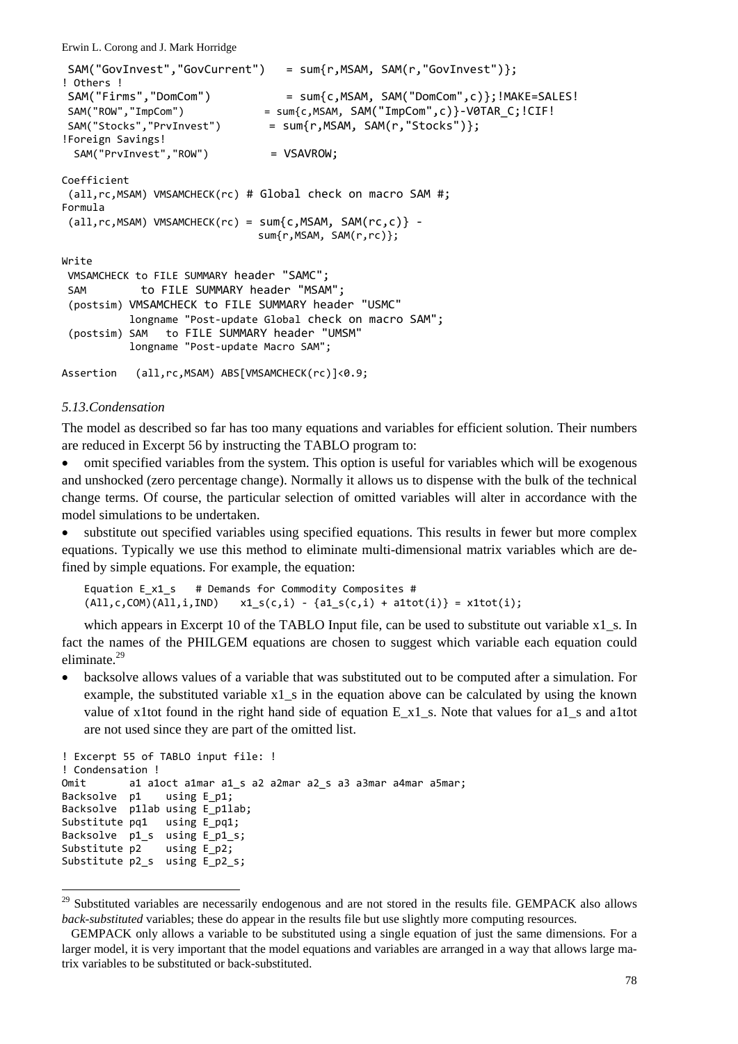```
 SAM("GovInvest","GovCurrent")   = sum{r,MSAM, SAM(r,"GovInvest")};
! Others !
 SAM("Firms","DomCom")           = sum{c,MSAM, SAM("DomCom",c)};!MAKE=SALES!
 SAM("ROW","ImpCom")            = sum{c,MSAM, SAM("ImpCom",c)}-V0TAR_C;!CIF!
 SAM("Stocks","PrvInvest")       = sum{r,MSAM, SAM(r,"Stocks")};
!Foreign Savings!
  SAM("PrvInvest","ROW")         = VSAVROW;

Coefficient
 (all,rc,MSAM) VMSAMCHECK(rc) # Global check on macro SAM #;
Formula
 (all,rc,MSAM) VMSAMCHECK(rc) = sum{c,MSAM, SAM(rc,c)} -
                              sum{r,MSAM, SAM(r,rc)};

Write
 VMSAMCHECK to FILE SUMMARY header "SAMC";
 SAM        to FILE SUMMARY header "MSAM";
 (postsim) VMSAMCHECK to FILE SUMMARY header "USMC"
          longname "Post-update Global check on macro SAM";
 (postsim) SAM   to FILE SUMMARY header "UMSM"
          longname "Post-update Macro SAM";

Assertion   (all,rc,MSAM) ABS[VMSAMCHECK(rc)]<0.9;
```

### *5.13. Condensation*

The model as described so far has too many equations and variables for efficient solution. Their numbers are reduced in Excerpt 56 by instructing the TABLO program to:

- omit specified variables from the system. This option is useful for variables which will be exogenous and unshocked (zero percentage change). Normally it allows us to dispense with the bulk of the technical change terms. Of course, the particular selection of omitted variables will alter in accordance with the model simulations to be undertaken.
- substitute out specified variables using specified equations. This results in fewer but more complex equations. Typically we use this method to eliminate multi-dimensional matrix variables which are defined by simple equations. For example, the equation:

  ```
  Equation E_x1_s   # Demands for Commodity Composites #
  (All,c,COM)(All,i,IND)   x1_s(c,i) - {a1_s(c,i) + a1tot(i)} = x1tot(i);
  ```

  which appears in Excerpt 10 of the TABLO Input file, can be used to substitute out variable x1_s. In fact the names of the PHILGEM equations are chosen to suggest which variable each equation could eliminate.[29]
- backsolve allows values of a variable that was substituted out to be computed after a simulation. For example, the substituted variable x1_s in the equation above can be calculated by using the known value of x1tot found in the right hand side of equation E_x1_s. Note that values for a1_s and a1tot are not used since they are part of the omitted list.

```
! Excerpt 55 of TABLO input file: !
! Condensation !
Omit       a1 a1oct a1mar a1_s a2 a2mar a2_s a3 a3mar a4mar a5mar;
Backsolve  p1    using E_p1;
Backsolve  p1lab using E_p1lab;
Substitute pq1   using E_pq1;
Backsolve  p1_s  using E_p1_s;
Substitute p2    using E_p2;
Substitute p2_s  using E_p2_s;
```

---

[29] Substituted variables are necessarily endogenous and are not stored in the results file. GEMPACK also allows *back-substituted* variables; these do appear in the results file but use slightly more computing resources.

GEMPACK only allows a variable to be substituted using a single equation of just the same dimensions. For a larger model, it is very important that the model equations and variables are arranged in a way that allows large matrix variables to be substituted or back-substituted.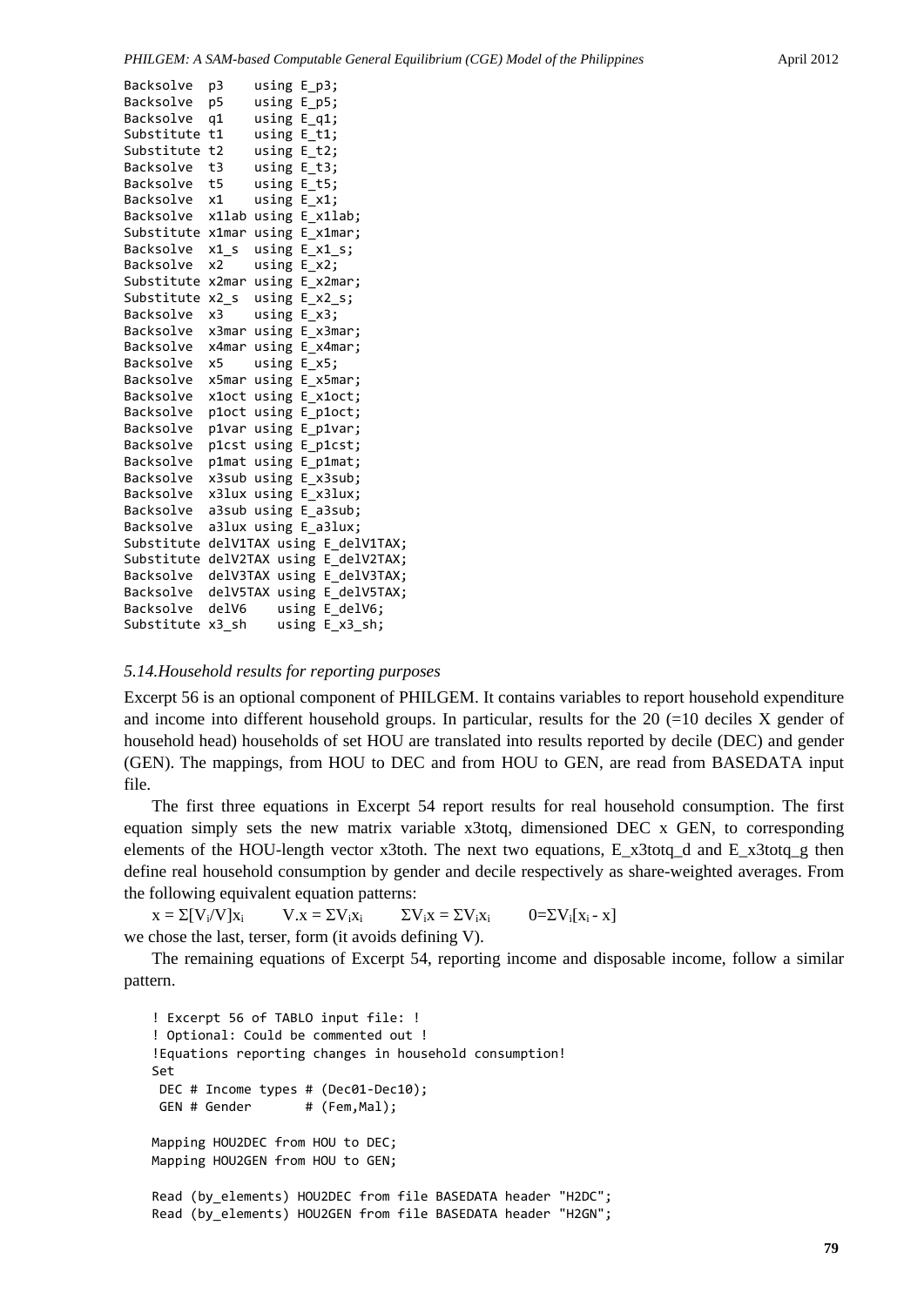```
Backsolve  p3    using E_p3;
Backsolve  p5    using E_p5;
Backsolve  q1    using E_q1;
Substitute t1    using E_t1;
Substitute t2    using E_t2;
Backsolve  t3    using E_t3;
Backsolve  t5    using E_t5;
Backsolve  x1    using E_x1;
Backsolve  x1lab using E_x1lab;
Substitute x1mar using E_x1mar;
Backsolve  x1_s  using E_x1_s;
Backsolve  x2    using E_x2;
Substitute x2mar using E_x2mar;
Substitute x2_s  using E_x2_s;
Backsolve  x3    using E_x3;
Backsolve  x3mar using E_x3mar;
Backsolve  x4mar using E_x4mar;
Backsolve  x5    using E_x5;
Backsolve  x5mar using E_x5mar;
Backsolve  x1oct using E_x1oct;
Backsolve  p1oct using E_p1oct;
Backsolve  p1var using E_p1var;
Backsolve  p1cst using E_p1cst;
Backsolve  p1mat using E_p1mat;
Backsolve  x3sub using E_x3sub;
Backsolve  x3lux using E_x3lux;
Backsolve  a3sub using E_a3sub;
Backsolve  a3lux using E_a3lux;
Substitute delV1TAX using E_delV1TAX;
Substitute delV2TAX using E_delV2TAX;
Backsolve  delV3TAX using E_delV3TAX;
Backsolve  delV5TAX using E_delV5TAX;
Backsolve  delV6    using E_delV6;
Substitute x3_sh    using E_x3_sh;
```

### *5.14. Household results for reporting purposes*

Excerpt 56 is an optional component of PHILGEM. It contains variables to report household expenditure and income into different household groups. In particular, results for the 20 (=10 deciles X gender of household head) households of set HOU are translated into results reported by decile (DEC) and gender (GEN). The mappings, from HOU to DEC and from HOU to GEN, are read from BASEDATA input file.

The first three equations in Excerpt 54 report results for real household consumption. The first equation simply sets the new matrix variable x3totq, dimensioned DEC x GEN, to corresponding elements of the HOU-length vector x3toth. The next two equations, E_x3totq_d and E_x3totq_g then define real household consumption by gender and decile respectively as share-weighted averages. From the following equivalent equation patterns:

$x = \Sigma[V_i/V]x_i \qquad V.x = \Sigma V_i x_i \qquad \Sigma V_i x = \Sigma V_i x_i \qquad 0=\Sigma V_i[x_i - x]$

we chose the last, terser, form (it avoids defining V).

The remaining equations of Excerpt 54, reporting income and disposable income, follow a similar pattern.

```
! Excerpt 56 of TABLO input file: !
! Optional: Could be commented out !
!Equations reporting changes in household consumption!
Set
 DEC # Income types # (Dec01-Dec10);
 GEN # Gender       # (Fem,Mal);

Mapping HOU2DEC from HOU to DEC;
Mapping HOU2GEN from HOU to GEN;

Read (by_elements) HOU2DEC from file BASEDATA header "H2DC";
Read (by_elements) HOU2GEN from file BASEDATA header "H2GN";
```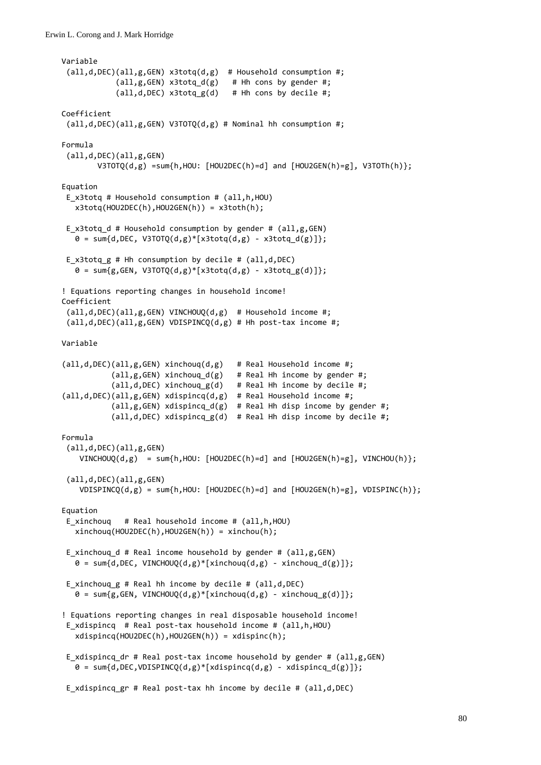```
Variable
 (all,d,DEC)(all,g,GEN) x3totq(d,g)  # Household consumption #;
            (all,g,GEN) x3totq_d(g)   # Hh cons by gender #;
            (all,d,DEC) x3totq_g(d)   # Hh cons by decile #;

Coefficient
 (all,d,DEC)(all,g,GEN) V3TOTQ(d,g) # Nominal hh consumption #;

Formula
 (all,d,DEC)(all,g,GEN)
       V3TOTQ(d,g) =sum{h,HOU: [HOU2DEC(h)=d] and [HOU2GEN(h)=g], V3TOTh(h)};

Equation
 E_x3totq # Household consumption # (all,h,HOU)
   x3totq(HOU2DEC(h),HOU2GEN(h)) = x3toth(h);

 E_x3totq_d # Household consumption by gender # (all,g,GEN)
   0 = sum{d,DEC, V3TOTQ(d,g)*[x3totq(d,g) - x3totq_d(g)]};

 E_x3totq_g # Hh consumption by decile # (all,d,DEC)
   0 = sum{g,GEN, V3TOTQ(d,g)*[x3totq(d,g) - x3totq_g(d)]};

! Equations reporting changes in household income!
Coefficient
 (all,d,DEC)(all,g,GEN) VINCHOUQ(d,g)  # Household income #;
 (all,d,DEC)(all,g,GEN) VDISPINCQ(d,g) # Hh post-tax income #;

Variable

(all,d,DEC)(all,g,GEN) xinchouq(d,g)   # Real Household income #;
          (all,g,GEN) xinchouq_d(g)   # Real Hh income by gender #;
          (all,d,DEC) xinchouq_g(d)   # Real Hh income by decile #;
(all,d,DEC)(all,g,GEN) xdispincq(d,g)  # Real Household income #;
          (all,g,GEN) xdispincq_d(g)  # Real Hh disp income by gender #;
          (all,d,DEC) xdispincq_g(d)  # Real Hh disp income by decile #;

Formula
 (all,d,DEC)(all,g,GEN)
    VINCHOUQ(d,g)  = sum{h,HOU: [HOU2DEC(h)=d] and [HOU2GEN(h)=g], VINCHOU(h)};

 (all,d,DEC)(all,g,GEN)
    VDISPINCQ(d,g) = sum{h,HOU: [HOU2DEC(h)=d] and [HOU2GEN(h)=g], VDISPINC(h)};

Equation
 E_xinchouq   # Real household income # (all,h,HOU)
   xinchouq(HOU2DEC(h),HOU2GEN(h)) = xinchou(h);

 E_xinchouq_d # Real income household by gender # (all,g,GEN)
   0 = sum{d,DEC, VINCHOUQ(d,g)*[xinchouq(d,g) - xinchouq_d(g)]};

 E_xinchouq_g # Real hh income by decile # (all,d,DEC)
   0 = sum{g,GEN, VINCHOUQ(d,g)*[xinchouq(d,g) - xinchouq_g(d)]};

! Equations reporting changes in real disposable household income!
 E_xdispincq  # Real post-tax household income # (all,h,HOU)
   xdispincq(HOU2DEC(h),HOU2GEN(h)) = xdispinc(h);

 E_xdispincq_dr # Real post-tax income household by gender # (all,g,GEN)
   0 = sum{d,DEC,VDISPINCQ(d,g)*[xdispincq(d,g) - xdispincq_d(g)]};

 E_xdispincq_gr # Real post-tax hh income by decile # (all,d,DEC)
```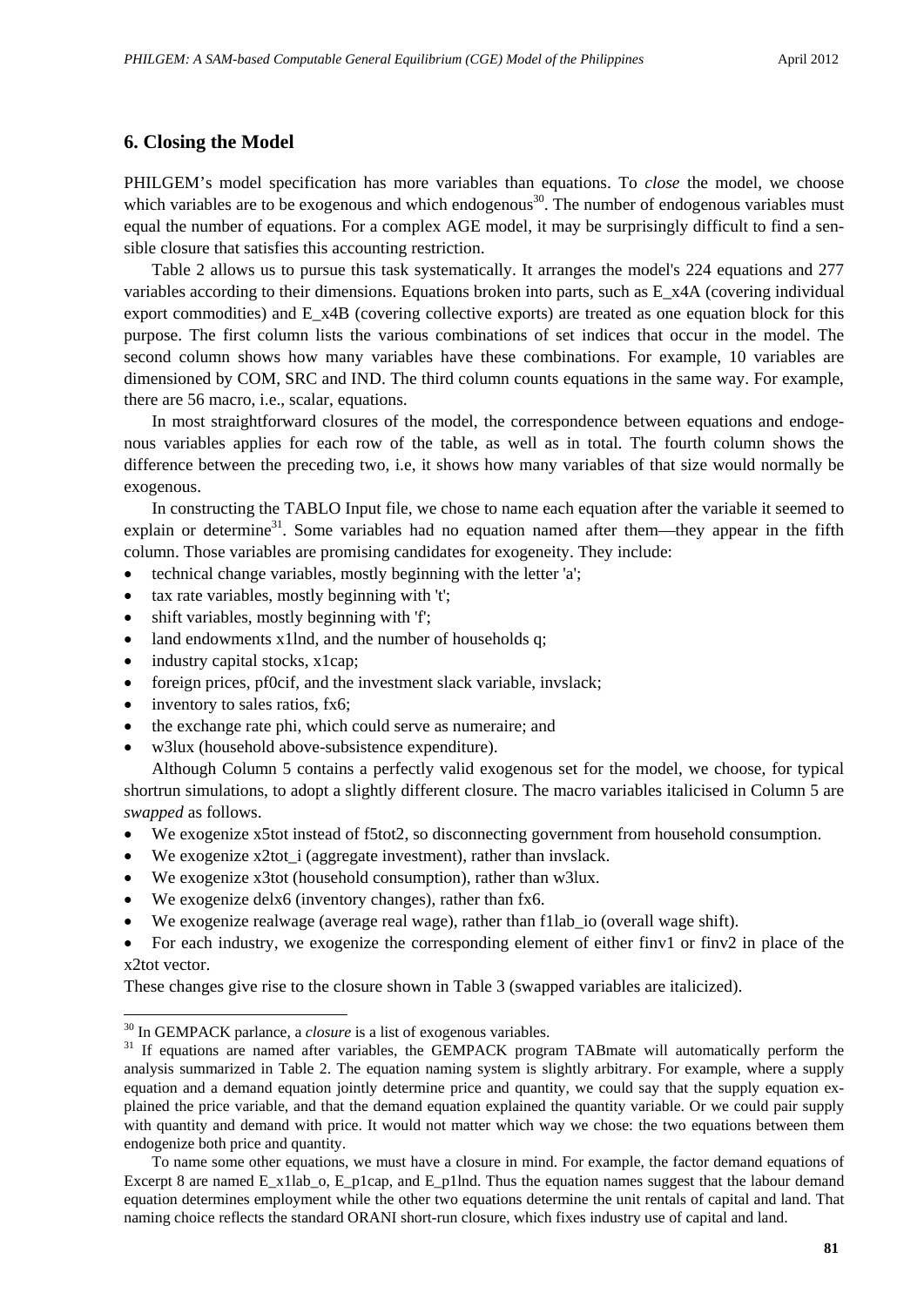## 6. Closing the Model

PHILGEM's model specification has more variables than equations. To *close* the model, we choose which variables are to be exogenous and which endogenous[30]. The number of endogenous variables must equal the number of equations. For a complex AGE model, it may be surprisingly difficult to find a sensible closure that satisfies this accounting restriction.

Table 2 allows us to pursue this task systematically. It arranges the model's 224 equations and 277 variables according to their dimensions. Equations broken into parts, such as E_x4A (covering individual export commodities) and E_x4B (covering collective exports) are treated as one equation block for this purpose. The first column lists the various combinations of set indices that occur in the model. The second column shows how many variables have these combinations. For example, 10 variables are dimensioned by COM, SRC and IND. The third column counts equations in the same way. For example, there are 56 macro, i.e., scalar, equations.

In most straightforward closures of the model, the correspondence between equations and endogenous variables applies for each row of the table, as well as in total. The fourth column shows the difference between the preceding two, i.e, it shows how many variables of that size would normally be exogenous.

In constructing the TABLO Input file, we chose to name each equation after the variable it seemed to explain or determine[31]. Some variables had no equation named after them—they appear in the fifth column. Those variables are promising candidates for exogeneity. They include:

- technical change variables, mostly beginning with the letter 'a';
- tax rate variables, mostly beginning with 't';
- shift variables, mostly beginning with 'f';
- land endowments x1lnd, and the number of households q;
- industry capital stocks, x1cap;
- foreign prices, pf0cif, and the investment slack variable, invslack;
- inventory to sales ratios, fx6;
- the exchange rate phi, which could serve as numeraire; and
- w3lux (household above-subsistence expenditure).

Although Column 5 contains a perfectly valid exogenous set for the model, we choose, for typical shortrun simulations, to adopt a slightly different closure. The macro variables italicised in Column 5 are *swapped* as follows.

- We exogenize x5tot instead of f5tot2, so disconnecting government from household consumption.
- We exogenize x2tot_i (aggregate investment), rather than invslack.
- We exogenize x3tot (household consumption), rather than w3lux.
- We exogenize delx6 (inventory changes), rather than fx6.
- We exogenize realwage (average real wage), rather than f1lab_io (overall wage shift).
- For each industry, we exogenize the corresponding element of either finv1 or finv2 in place of the x2tot vector.

These changes give rise to the closure shown in Table 3 (swapped variables are italicized).

---

[30] In GEMPACK parlance, a *closure* is a list of exogenous variables.

[31] If equations are named after variables, the GEMPACK program TABmate will automatically perform the analysis summarized in Table 2. The equation naming system is slightly arbitrary. For example, where a supply equation and a demand equation jointly determine price and quantity, we could say that the supply equation explained the price variable, and that the demand equation explained the quantity variable. Or we could pair supply with quantity and demand with price. It would not matter which way we chose: the two equations between them endogenize both price and quantity.

To name some other equations, we must have a closure in mind. For example, the factor demand equations of Excerpt 8 are named E_x1lab_o, E_p1cap, and E_p1lnd. Thus the equation names suggest that the labour demand equation determines employment while the other two equations determine the unit rentals of capital and land. That naming choice reflects the standard ORANI short-run closure, which fixes industry use of capital and land.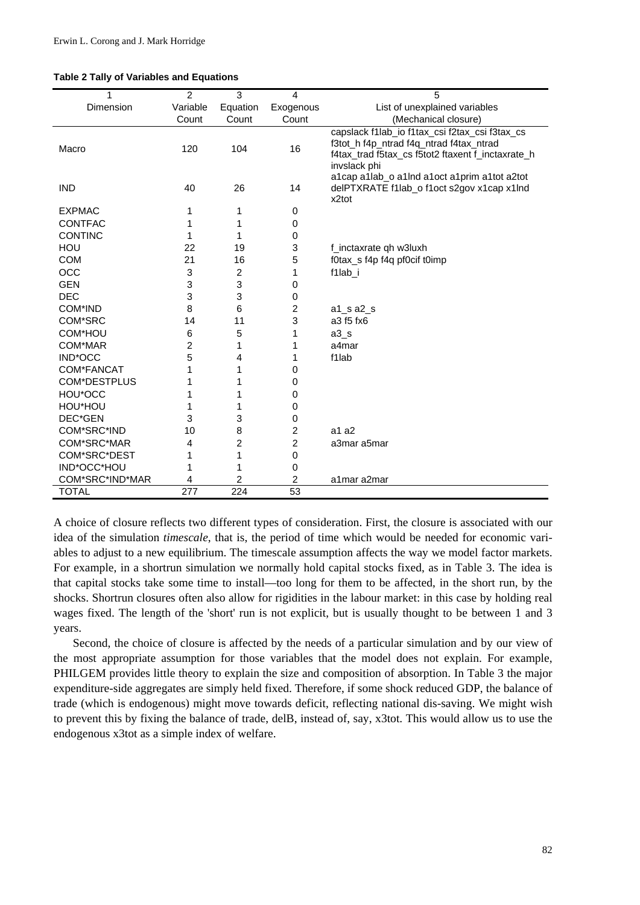**Table 2 Tally of Variables and Equations**

| 1 | 2 | 3 | 4 | 5 |
|---|---|---|---|---|
| Dimension | Variable Count | Equation Count | Exogenous Count | List of unexplained variables (Mechanical closure) |
| Macro | 120 | 104 | 16 | capslack f1lab_io f1tax_csi f2tax_csi f3tax_cs f3tot_h f4p_ntrad f4q_ntrad f4tax_ntrad f4tax_trad f5tax_cs f5tot2 ftaxent f_inctaxrate_h invslack phi |
| IND | 40 | 26 | 14 | a1cap a1lab_o a1lnd a1oct a1prim a1tot a2tot delPTXRATE f1lab_o f1oct s2gov x1cap x1lnd x2tot |
| EXPMAC | 1 | 1 | 0 | |
| CONTFAC | 1 | 1 | 0 | |
| CONTINC | 1 | 1 | 0 | |
| HOU | 22 | 19 | 3 | f_inctaxrate qh w3luxh |
| COM | 21 | 16 | 5 | f0tax_s f4p f4q pf0cif t0imp |
| OCC | 3 | 2 | 1 | f1lab_i |
| GEN | 3 | 3 | 0 | |
| DEC | 3 | 3 | 0 | |
| COM*IND | 8 | 6 | 2 | a1_s a2_s |
| COM*SRC | 14 | 11 | 3 | a3 f5 fx6 |
| COM*HOU | 6 | 5 | 1 | a3_s |
| COM*MAR | 2 | 1 | 1 | a4mar |
| IND*OCC | 5 | 4 | 1 | f1lab |
| COM*FANCAT | 1 | 1 | 0 | |
| COM*DESTPLUS | 1 | 1 | 0 | |
| HOU*OCC | 1 | 1 | 0 | |
| HOU*HOU | 1 | 1 | 0 | |
| DEC*GEN | 3 | 3 | 0 | |
| COM*SRC*IND | 10 | 8 | 2 | a1 a2 |
| COM*SRC*MAR | 4 | 2 | 2 | a3mar a5mar |
| COM*SRC*DEST | 1 | 1 | 0 | |
| IND*OCC*HOU | 1 | 1 | 0 | |
| COM*SRC*IND*MAR | 4 | 2 | 2 | a1mar a2mar |
| TOTAL | 277 | 224 | 53 | |

A choice of closure reflects two different types of consideration. First, the closure is associated with our idea of the simulation *timescale*, that is, the period of time which would be needed for economic variables to adjust to a new equilibrium. The timescale assumption affects the way we model factor markets. For example, in a shortrun simulation we normally hold capital stocks fixed, as in Table 3. The idea is that capital stocks take some time to install—too long for them to be affected, in the short run, by the shocks. Shortrun closures often also allow for rigidities in the labour market: in this case by holding real wages fixed. The length of the 'short' run is not explicit, but is usually thought to be between 1 and 3 years.

Second, the choice of closure is affected by the needs of a particular simulation and by our view of the most appropriate assumption for those variables that the model does not explain. For example, PHILGEM provides little theory to explain the size and composition of absorption. In Table 3 the major expenditure-side aggregates are simply held fixed. Therefore, if some shock reduced GDP, the balance of trade (which is endogenous) might move towards deficit, reflecting national dis-saving. We might wish to prevent this by fixing the balance of trade, delB, instead of, say, x3tot. This would allow us to use the endogenous x3tot as a simple index of welfare.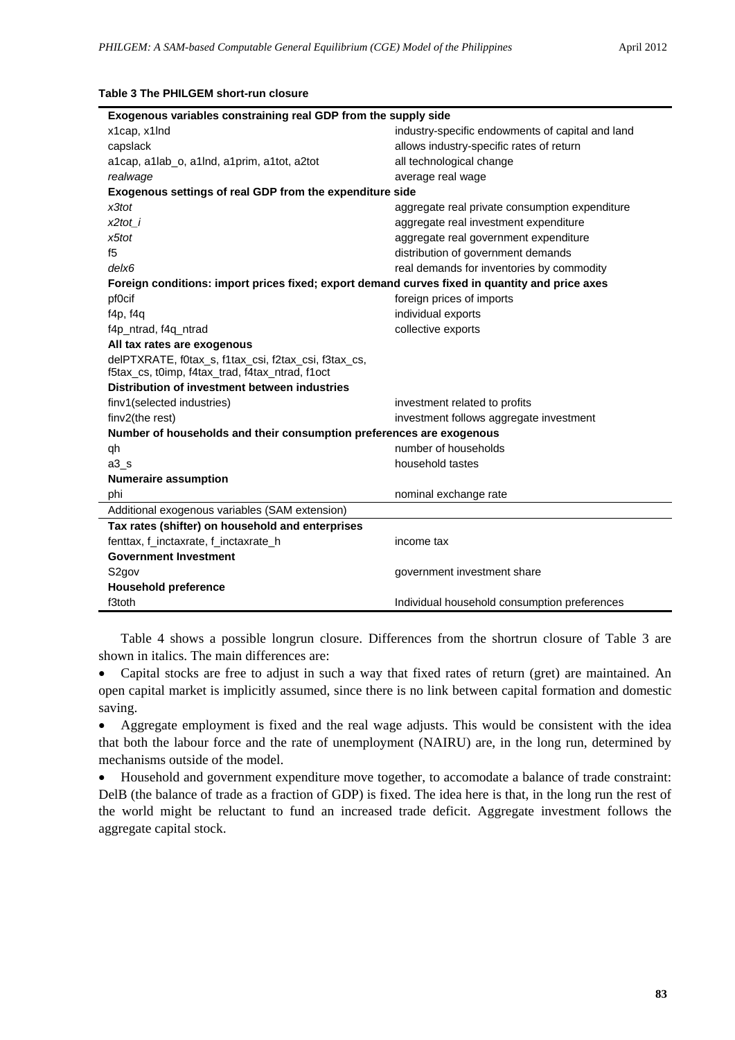**Table 3 The PHILGEM short-run closure**

| **Exogenous variables constraining real GDP from the supply side** | |
|---|---|
| x1cap, x1lnd | industry-specific endowments of capital and land |
| capslack | allows industry-specific rates of return |
| a1cap, a1lab_o, a1lnd, a1prim, a1tot, a2tot | all technological change |
| *realwage* | average real wage |
| **Exogenous settings of real GDP from the expenditure side** | |
| *x3tot* | aggregate real private consumption expenditure |
| *x2tot_i* | aggregate real investment expenditure |
| *x5tot* | aggregate real government expenditure |
| f5 | distribution of government demands |
| *delx6* | real demands for inventories by commodity |
| **Foreign conditions: import prices fixed; export demand curves fixed in quantity and price axes** | |
| pf0cif | foreign prices of imports |
| f4p, f4q | individual exports |
| f4p_ntrad, f4q_ntrad | collective exports |
| **All tax rates are exogenous** | |
| delPTXRATE, f0tax_s, f1tax_csi, f2tax_csi, f3tax_cs, f5tax_cs, t0imp, f4tax_trad, f4tax_ntrad, f1oct | |
| **Distribution of investment between industries** | |
| finv1(selected industries) | investment related to profits |
| finv2(the rest) | investment follows aggregate investment |
| **Number of households and their consumption preferences are exogenous** | |
| qh | number of households |
| a3_s | household tastes |
| **Numeraire assumption** | |
| phi | nominal exchange rate |
| Additional exogenous variables (SAM extension) | |
| **Tax rates (shifter) on household and enterprises** | |
| fenttax, f_inctaxrate, f_inctaxrate_h | income tax |
| **Government Investment** | |
| S2gov | government investment share |
| **Household preference** | |
| f3toth | Individual household consumption preferences |

Table 4 shows a possible longrun closure. Differences from the shortrun closure of Table 3 are shown in italics. The main differences are:

- Capital stocks are free to adjust in such a way that fixed rates of return (gret) are maintained. An open capital market is implicitly assumed, since there is no link between capital formation and domestic saving.
- Aggregate employment is fixed and the real wage adjusts. This would be consistent with the idea that both the labour force and the rate of unemployment (NAIRU) are, in the long run, determined by mechanisms outside of the model.
- Household and government expenditure move together, to accomodate a balance of trade constraint: DelB (the balance of trade as a fraction of GDP) is fixed. The idea here is that, in the long run the rest of the world might be reluctant to fund an increased trade deficit. Aggregate investment follows the aggregate capital stock.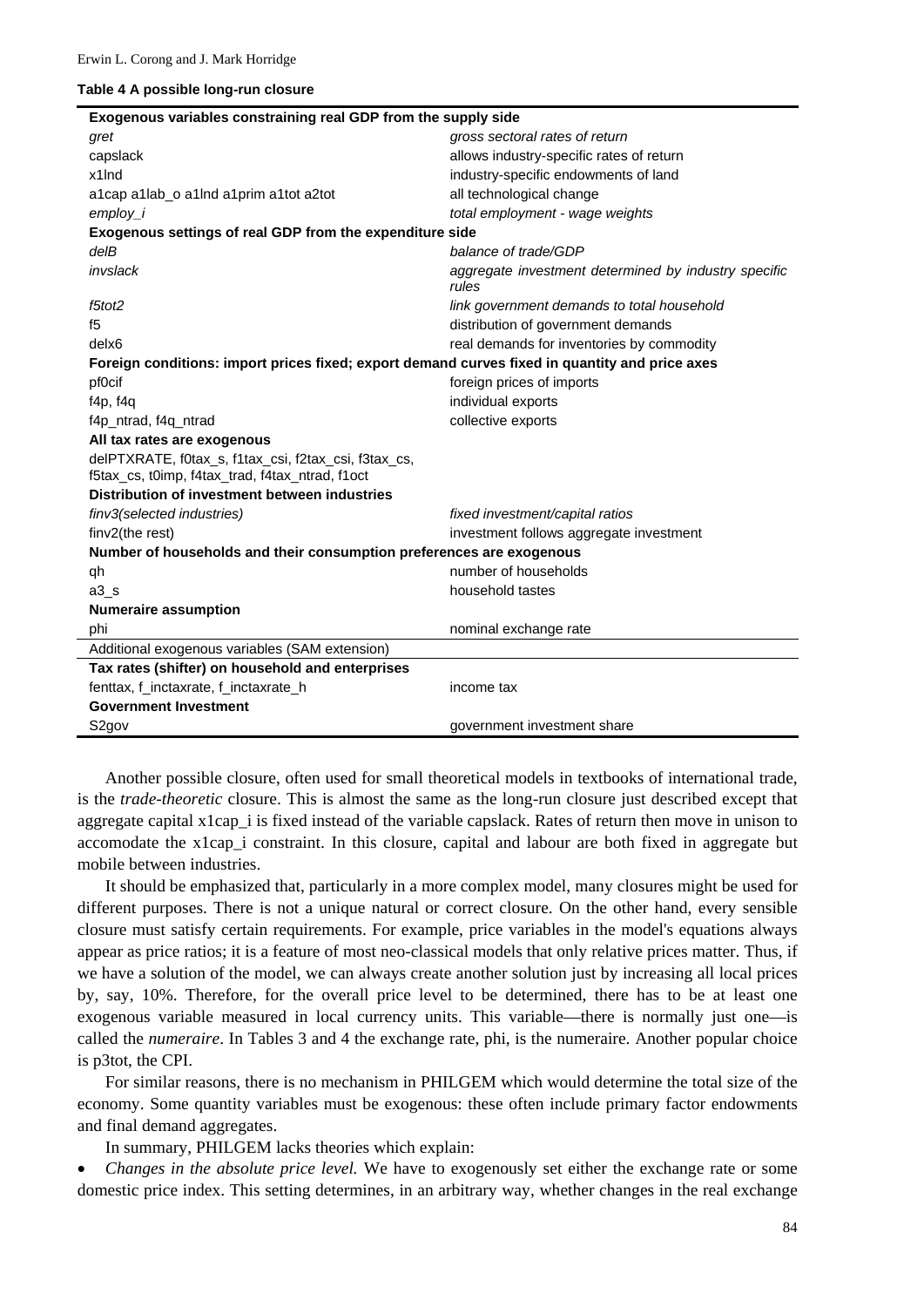**Table 4 A possible long-run closure**

| | |
|---|---|
| **Exogenous variables constraining real GDP from the supply side** | |
| *gret* | *gross sectoral rates of return* |
| capslack | allows industry-specific rates of return |
| x1lnd | industry-specific endowments of land |
| a1cap a1lab_o a1lnd a1prim a1tot a2tot | all technological change |
| *employ_i* | *total employment - wage weights* |
| **Exogenous settings of real GDP from the expenditure side** | |
| *delB* | *balance of trade/GDP* |
| *invslack* | *aggregate investment determined by industry specific rules* |
| *f5tot2* | *link government demands to total household* |
| f5 | distribution of government demands |
| delx6 | real demands for inventories by commodity |
| **Foreign conditions: import prices fixed; export demand curves fixed in quantity and price axes** | |
| pf0cif | foreign prices of imports |
| f4p, f4q | individual exports |
| f4p_ntrad, f4q_ntrad | collective exports |
| **All tax rates are exogenous** | |
| delPTXRATE, f0tax_s, f1tax_csi, f2tax_csi, f3tax_cs, f5tax_cs, t0imp, f4tax_trad, f4tax_ntrad, f1oct | |
| **Distribution of investment between industries** | |
| *finv3(selected industries)* | *fixed investment/capital ratios* |
| finv2(the rest) | investment follows aggregate investment |
| **Number of households and their consumption preferences are exogenous** | |
| qh | number of households |
| a3_s | household tastes |
| **Numeraire assumption** | |
| phi | nominal exchange rate |
| Additional exogenous variables (SAM extension) | |
| **Tax rates (shifter) on household and enterprises** | |
| fenttax, f_inctaxrate, f_inctaxrate_h | income tax |
| **Government Investment** | |
| S2gov | government investment share |

Another possible closure, often used for small theoretical models in textbooks of international trade, is the *trade-theoretic* closure. This is almost the same as the long-run closure just described except that aggregate capital x1cap_i is fixed instead of the variable capslack. Rates of return then move in unison to accomodate the x1cap_i constraint. In this closure, capital and labour are both fixed in aggregate but mobile between industries.

It should be emphasized that, particularly in a more complex model, many closures might be used for different purposes. There is not a unique natural or correct closure. On the other hand, every sensible closure must satisfy certain requirements. For example, price variables in the model's equations always appear as price ratios; it is a feature of most neo-classical models that only relative prices matter. Thus, if we have a solution of the model, we can always create another solution just by increasing all local prices by, say, 10%. Therefore, for the overall price level to be determined, there has to be at least one exogenous variable measured in local currency units. This variable—there is normally just one—is called the *numeraire*. In Tables 3 and 4 the exchange rate, phi, is the numeraire. Another popular choice is p3tot, the CPI.

For similar reasons, there is no mechanism in PHILGEM which would determine the total size of the economy. Some quantity variables must be exogenous: these often include primary factor endowments and final demand aggregates.

In summary, PHILGEM lacks theories which explain:

- *Changes in the absolute price level.* We have to exogenously set either the exchange rate or some domestic price index. This setting determines, in an arbitrary way, whether changes in the real exchange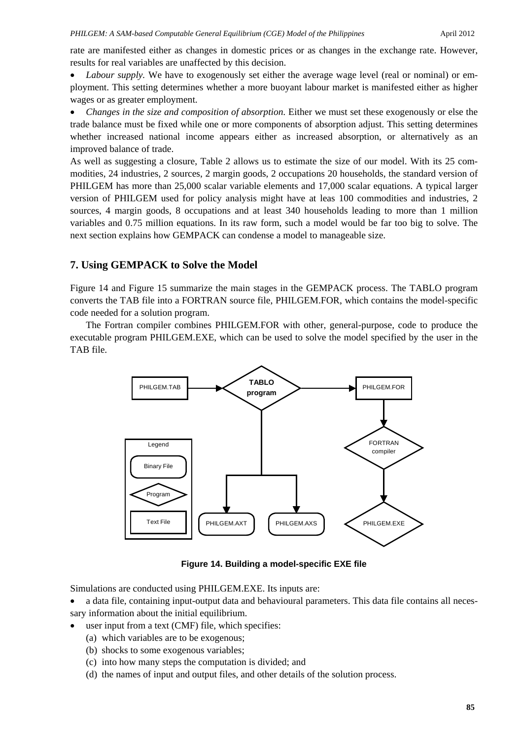rate are manifested either as changes in domestic prices or as changes in the exchange rate. However, results for real variables are unaffected by this decision.

- *Labour supply.* We have to exogenously set either the average wage level (real or nominal) or employment. This setting determines whether a more buoyant labour market is manifested either as higher wages or as greater employment.
- *Changes in the size and composition of absorption.* Either we must set these exogenously or else the trade balance must be fixed while one or more components of absorption adjust. This setting determines whether increased national income appears either as increased absorption, or alternatively as an improved balance of trade.

As well as suggesting a closure, Table 2 allows us to estimate the size of our model. With its 25 commodities, 24 industries, 2 sources, 2 margin goods, 2 occupations 20 households, the standard version of PHILGEM has more than 25,000 scalar variable elements and 17,000 scalar equations. A typical larger version of PHILGEM used for policy analysis might have at leas 100 commodities and industries, 2 sources, 4 margin goods, 8 occupations and at least 340 households leading to more than 1 million variables and 0.75 million equations. In its raw form, such a model would be far too big to solve. The next section explains how GEMPACK can condense a model to manageable size.

## 7. Using GEMPACK to Solve the Model

Figure 14 and Figure 15 summarize the main stages in the GEMPACK process. The TABLO program converts the TAB file into a FORTRAN source file, PHILGEM.FOR, which contains the model-specific code needed for a solution program.

The Fortran compiler combines PHILGEM.FOR with other, general-purpose, code to produce the executable program PHILGEM.EXE, which can be used to solve the model specified by the user in the TAB file.

**Figure 14. Building a model-specific EXE file**

Simulations are conducted using PHILGEM.EXE. Its inputs are:

- a data file, containing input-output data and behavioural parameters. This data file contains all necessary information about the initial equilibrium.
- user input from a text (CMF) file, which specifies:
  (a) which variables are to be exogenous;
  (b) shocks to some exogenous variables;
  (c) into how many steps the computation is divided; and
  (d) the names of input and output files, and other details of the solution process.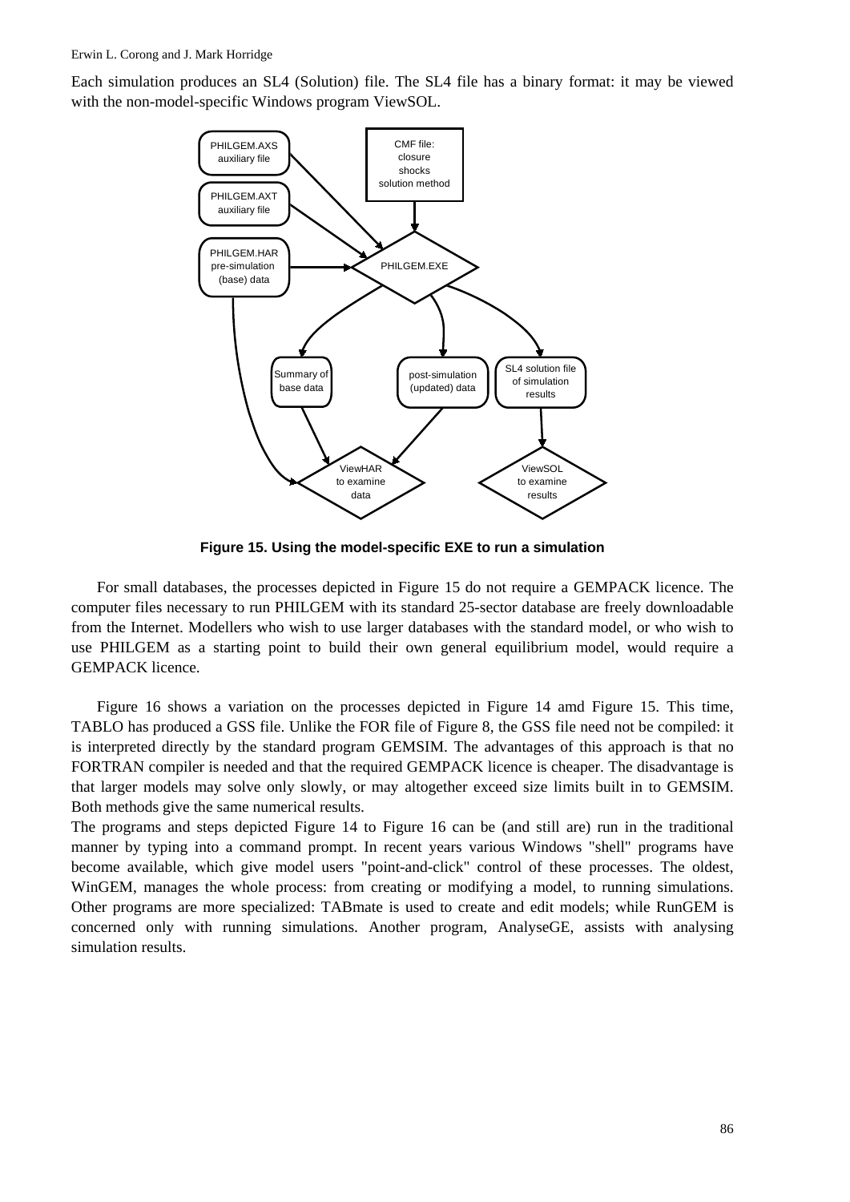Each simulation produces an SL4 (Solution) file. The SL4 file has a binary format: it may be viewed with the non-model-specific Windows program ViewSOL.

**Figure 15. Using the model-specific EXE to run a simulation**

For small databases, the processes depicted in Figure 15 do not require a GEMPACK licence. The computer files necessary to run PHILGEM with its standard 25-sector database are freely downloadable from the Internet. Modellers who wish to use larger databases with the standard model, or who wish to use PHILGEM as a starting point to build their own general equilibrium model, would require a GEMPACK licence.

Figure 16 shows a variation on the processes depicted in Figure 14 amd Figure 15. This time, TABLO has produced a GSS file. Unlike the FOR file of Figure 8, the GSS file need not be compiled: it is interpreted directly by the standard program GEMSIM. The advantages of this approach is that no FORTRAN compiler is needed and that the required GEMPACK licence is cheaper. The disadvantage is that larger models may solve only slowly, or may altogether exceed size limits built in to GEMSIM. Both methods give the same numerical results.

The programs and steps depicted Figure 14 to Figure 16 can be (and still are) run in the traditional manner by typing into a command prompt. In recent years various Windows "shell" programs have become available, which give model users "point-and-click" control of these processes. The oldest, WinGEM, manages the whole process: from creating or modifying a model, to running simulations. Other programs are more specialized: TABmate is used to create and edit models; while RunGEM is concerned only with running simulations. Another program, AnalyseGE, assists with analysing simulation results.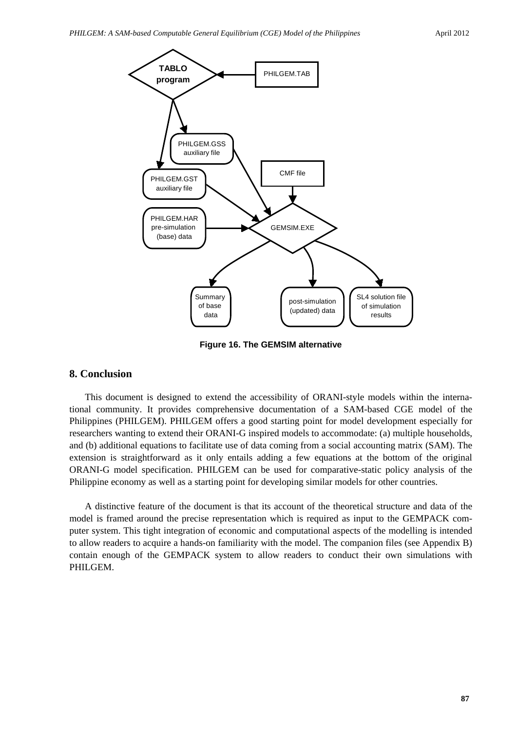Figure 16. The GEMSIM alternative

## 8. Conclusion

This document is designed to extend the accessibility of ORANI-style models within the international community. It provides comprehensive documentation of a SAM-based CGE model of the Philippines (PHILGEM). PHILGEM offers a good starting point for model development especially for researchers wanting to extend their ORANI-G inspired models to accommodate: (a) multiple households, and (b) additional equations to facilitate use of data coming from a social accounting matrix (SAM). The extension is straightforward as it only entails adding a few equations at the bottom of the original ORANI-G model specification. PHILGEM can be used for comparative-static policy analysis of the Philippine economy as well as a starting point for developing similar models for other countries.

A distinctive feature of the document is that its account of the theoretical structure and data of the model is framed around the precise representation which is required as input to the GEMPACK computer system. This tight integration of economic and computational aspects of the modelling is intended to allow readers to acquire a hands-on familiarity with the model. The companion files (see Appendix B) contain enough of the GEMPACK system to allow readers to conduct their own simulations with PHILGEM.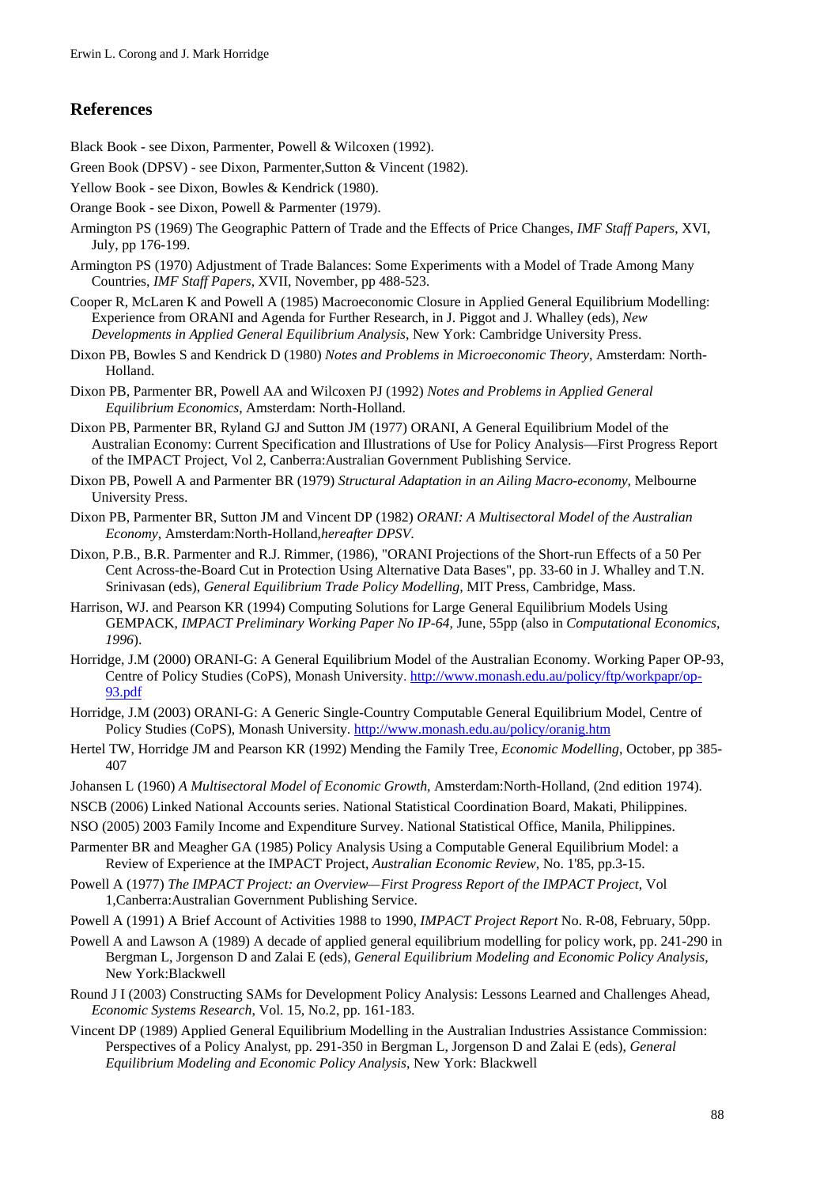## References

Black Book - see Dixon, Parmenter, Powell & Wilcoxen (1992).

Green Book (DPSV) - see Dixon, Parmenter,Sutton & Vincent (1982).

Yellow Book - see Dixon, Bowles & Kendrick (1980).

Orange Book - see Dixon, Powell & Parmenter (1979).

Armington PS (1969) The Geographic Pattern of Trade and the Effects of Price Changes, *IMF Staff Papers*, XVI, July, pp 176-199.

Armington PS (1970) Adjustment of Trade Balances: Some Experiments with a Model of Trade Among Many Countries, *IMF Staff Papers*, XVII, November, pp 488-523.

Cooper R, McLaren K and Powell A (1985) Macroeconomic Closure in Applied General Equilibrium Modelling: Experience from ORANI and Agenda for Further Research, in J. Piggot and J. Whalley (eds), *New Developments in Applied General Equilibrium Analysis*, New York: Cambridge University Press.

Dixon PB, Bowles S and Kendrick D (1980) *Notes and Problems in Microeconomic Theory*, Amsterdam: North-Holland.

Dixon PB, Parmenter BR, Powell AA and Wilcoxen PJ (1992) *Notes and Problems in Applied General Equilibrium Economics*, Amsterdam: North-Holland.

Dixon PB, Parmenter BR, Ryland GJ and Sutton JM (1977) ORANI, A General Equilibrium Model of the Australian Economy: Current Specification and Illustrations of Use for Policy Analysis—First Progress Report of the IMPACT Project, Vol 2, Canberra:Australian Government Publishing Service.

Dixon PB, Powell A and Parmenter BR (1979) *Structural Adaptation in an Ailing Macro-economy*, Melbourne University Press.

Dixon PB, Parmenter BR, Sutton JM and Vincent DP (1982) *ORANI: A Multisectoral Model of the Australian Economy*, Amsterdam:North-Holland,*hereafter DPSV*.

Dixon, P.B., B.R. Parmenter and R.J. Rimmer, (1986), "ORANI Projections of the Short-run Effects of a 50 Per Cent Across-the-Board Cut in Protection Using Alternative Data Bases", pp. 33-60 in J. Whalley and T.N. Srinivasan (eds), *General Equilibrium Trade Policy Modelling*, MIT Press, Cambridge, Mass.

Harrison, WJ. and Pearson KR (1994) Computing Solutions for Large General Equilibrium Models Using GEMPACK, *IMPACT Preliminary Working Paper No IP-64*, June, 55pp (also in *Computational Economics, 1996*).

Horridge, J.M (2000) ORANI-G: A General Equilibrium Model of the Australian Economy. Working Paper OP-93, Centre of Policy Studies (CoPS), Monash University. http://www.monash.edu.au/policy/ftp/workpapr/op-93.pdf

Horridge, J.M (2003) ORANI-G: A Generic Single-Country Computable General Equilibrium Model, Centre of Policy Studies (CoPS), Monash University. http://www.monash.edu.au/policy/oranig.htm

Hertel TW, Horridge JM and Pearson KR (1992) Mending the Family Tree, *Economic Modelling*, October, pp 385-407

Johansen L (1960) *A Multisectoral Model of Economic Growth*, Amsterdam:North-Holland, (2nd edition 1974).

NSCB (2006) Linked National Accounts series. National Statistical Coordination Board, Makati, Philippines.

NSO (2005) 2003 Family Income and Expenditure Survey. National Statistical Office, Manila, Philippines.

Parmenter BR and Meagher GA (1985) Policy Analysis Using a Computable General Equilibrium Model: a Review of Experience at the IMPACT Project, *Australian Economic Review*, No. 1'85, pp.3-15.

Powell A (1977) *The IMPACT Project: an Overview—First Progress Report of the IMPACT Project*, Vol 1,Canberra:Australian Government Publishing Service.

Powell A (1991) A Brief Account of Activities 1988 to 1990, *IMPACT Project Report* No. R-08, February, 50pp.

Powell A and Lawson A (1989) A decade of applied general equilibrium modelling for policy work, pp. 241-290 in Bergman L, Jorgenson D and Zalai E (eds), *General Equilibrium Modeling and Economic Policy Analysis*, New York:Blackwell

Round J I (2003) Constructing SAMs for Development Policy Analysis: Lessons Learned and Challenges Ahead, *Economic Systems Research*, Vol. 15, No.2, pp. 161-183.

Vincent DP (1989) Applied General Equilibrium Modelling in the Australian Industries Assistance Commission: Perspectives of a Policy Analyst, pp. 291-350 in Bergman L, Jorgenson D and Zalai E (eds), *General Equilibrium Modeling and Economic Policy Analysis*, New York: Blackwell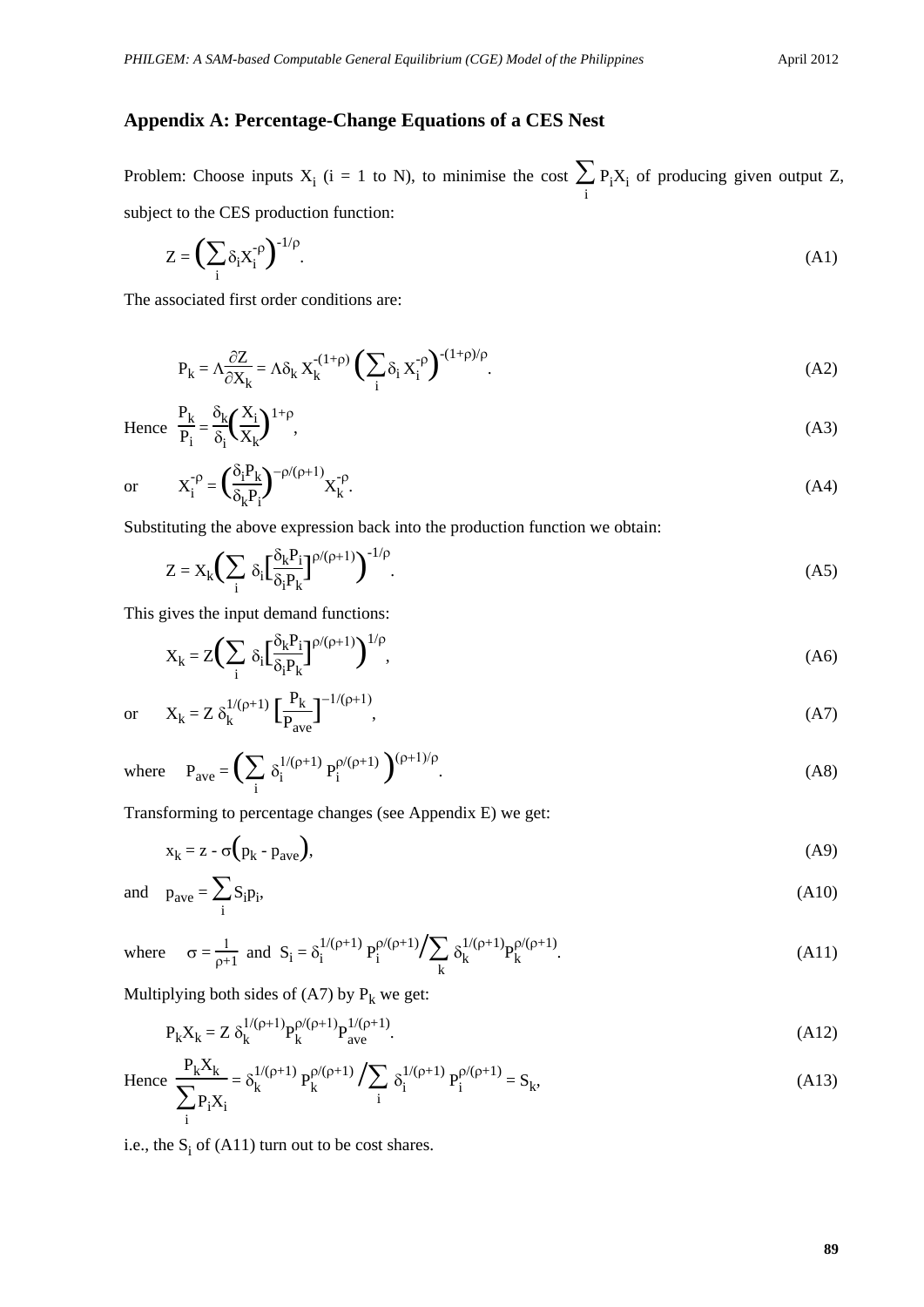## Appendix A: Percentage-Change Equations of a CES Nest

Problem: Choose inputs $X_i$ (i = 1 to N), to minimise the cost $\sum_i P_i X_i$ of producing given output Z, subject to the CES production function:

$$Z = \left(\sum_i \delta_i X_i^{-\rho}\right)^{-1/\rho}. \tag{A1}$$

The associated first order conditions are:

$$P_k = \Lambda \frac{\partial Z}{\partial X_k} = \Lambda \delta_k X_k^{-(1+\rho)} \left(\sum_i \delta_i X_i^{-\rho}\right)^{-(1+\rho)/\rho}. \tag{A2}$$

Hence $$\frac{P_k}{P_i} = \frac{\delta_k}{\delta_i}\left(\frac{X_i}{X_k}\right)^{1+\rho}, \tag{A3}$$

or $$X_i^{-\rho} = \left(\frac{\delta_i P_k}{\delta_k P_i}\right)^{-\rho/(\rho+1)} X_k^{-\rho}. \tag{A4}$$

Substituting the above expression back into the production function we obtain:

$$Z = X_k \left(\sum_i \delta_i \left[\frac{\delta_k P_i}{\delta_i P_k}\right]^{\rho/(\rho+1)}\right)^{-1/\rho}. \tag{A5}$$

This gives the input demand functions:

$$X_k = Z \left(\sum_i \delta_i \left[\frac{\delta_k P_i}{\delta_i P_k}\right]^{\rho/(\rho+1)}\right)^{1/\rho}, \tag{A6}$$

or $$X_k = Z\, \delta_k^{1/(\rho+1)} \left[\frac{P_k}{P_{ave}}\right]^{-1/(\rho+1)}, \tag{A7}$$

where $$P_{ave} = \left(\sum_i \delta_i^{1/(\rho+1)} P_i^{\rho/(\rho+1)}\right)^{(\rho+1)/\rho}. \tag{A8}$$

Transforming to percentage changes (see Appendix E) we get:

$$x_k = z - \sigma\left(p_k - p_{ave}\right), \tag{A9}$$

and $$p_{ave} = \sum_i S_i p_i, \tag{A10}$$

where $$\sigma = \frac{1}{\rho+1} \text{ and } S_i = \delta_i^{1/(\rho+1)} P_i^{\rho/(\rho+1)} \Big/ \sum_k \delta_k^{1/(\rho+1)} P_k^{\rho/(\rho+1)}. \tag{A11}$$

Multiplying both sides of (A7) by $P_k$ we get:

$$P_k X_k = Z\, \delta_k^{1/(\rho+1)} P_k^{\rho/(\rho+1)} P_{ave}^{1/(\rho+1)}. \tag{A12}$$

Hence $$\frac{P_k X_k}{\sum_i P_i X_i} = \delta_k^{1/(\rho+1)} P_k^{\rho/(\rho+1)} \Big/ \sum_i \delta_i^{1/(\rho+1)} P_i^{\rho/(\rho+1)} = S_k, \tag{A13}$$

i.e., the $S_i$ of (A11) turn out to be cost shares.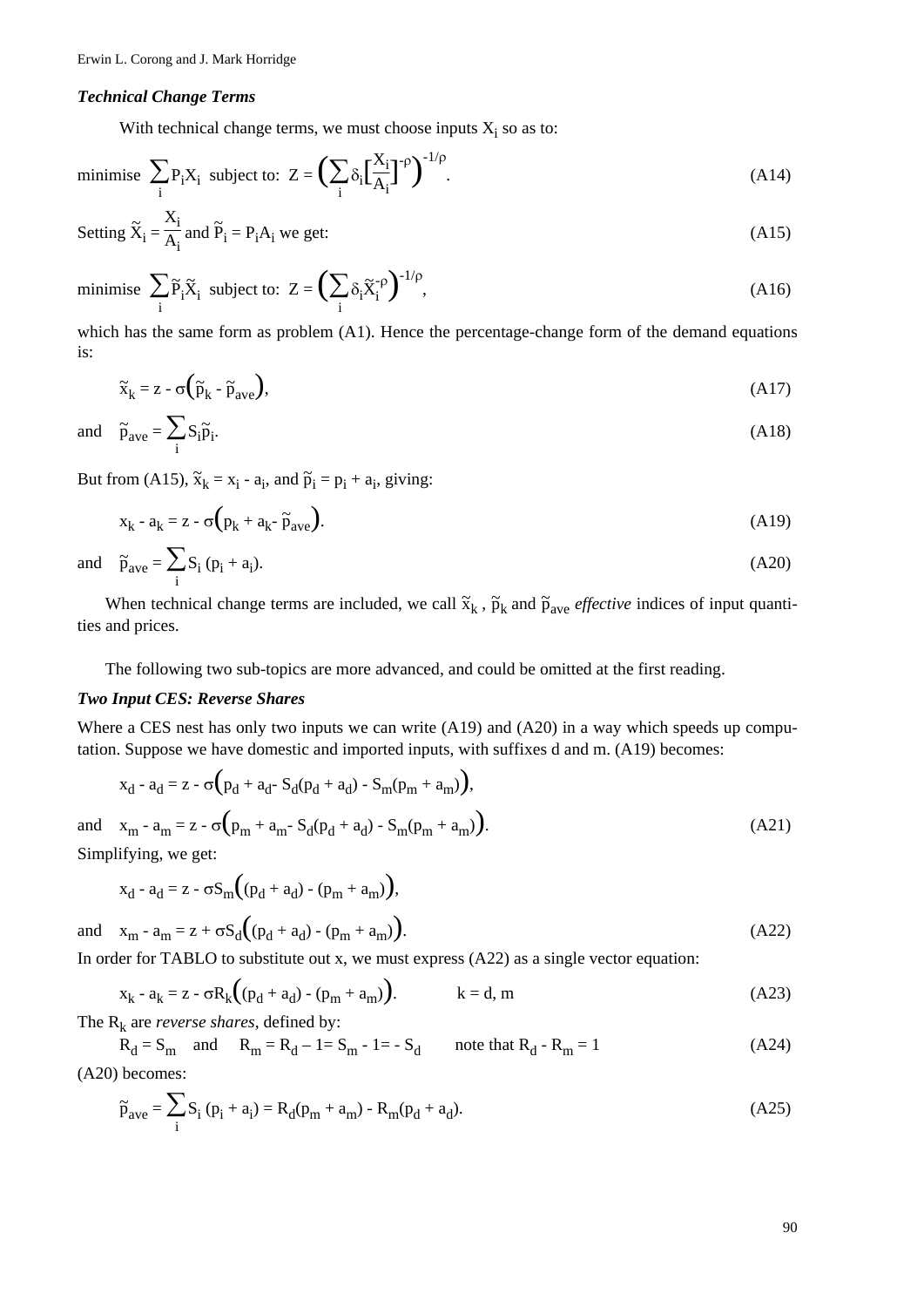### *Technical Change Terms*

With technical change terms, we must choose inputs $X_i$ so as to:

$$\text{minimise } \sum_i P_i X_i \text{ subject to: } Z = \Big(\sum_i \delta_i \Big[\frac{X_i}{A_i}\Big]^{-\rho}\Big)^{-1/\rho}. \tag{A14}$$

$$\text{Setting } \tilde{X}_i = \frac{X_i}{A_i} \text{ and } \tilde{P}_i = P_i A_i \text{ we get:} \tag{A15}$$

$$\text{minimise } \sum_i \tilde{P}_i \tilde{X}_i \text{ subject to: } Z = \Big(\sum_i \delta_i \tilde{X}_i^{-\rho}\Big)^{-1/\rho}, \tag{A16}$$

which has the same form as problem (A1). Hence the percentage-change form of the demand equations is:

$$\tilde{x}_k = z - \sigma\big(\tilde{p}_k - \tilde{p}_{ave}\big), \tag{A17}$$

$$\text{and} \quad \tilde{p}_{ave} = \sum_i S_i \tilde{p}_i. \tag{A18}$$

But from (A15), $\tilde{x}_k = x_i - a_i$, and $\tilde{p}_i = p_i + a_i$, giving:

$$x_k - a_k = z - \sigma\big(p_k + a_k - \tilde{p}_{ave}\big). \tag{A19}$$

$$\text{and} \quad \tilde{p}_{ave} = \sum_i S_i\,(p_i + a_i). \tag{A20}$$

When technical change terms are included, we call $\tilde{x}_k$ , $\tilde{p}_k$ and $\tilde{p}_{ave}$ *effective* indices of input quantities and prices.

The following two sub-topics are more advanced, and could be omitted at the first reading.

### *Two Input CES: Reverse Shares*

Where a CES nest has only two inputs we can write (A19) and (A20) in a way which speeds up computation. Suppose we have domestic and imported inputs, with suffixes d and m. (A19) becomes:

$$x_d - a_d = z - \sigma\big(p_d + a_d - S_d(p_d + a_d) - S_m(p_m + a_m)\big),$$

$$\text{and} \quad x_m - a_m = z - \sigma\big(p_m + a_m - S_d(p_d + a_d) - S_m(p_m + a_m)\big). \tag{A21}$$

Simplifying, we get:

$$x_d - a_d = z - \sigma S_m\big((p_d + a_d) - (p_m + a_m)\big),$$

$$\text{and} \quad x_m - a_m = z + \sigma S_d\big((p_d + a_d) - (p_m + a_m)\big). \tag{A22}$$

In order for TABLO to substitute out x, we must express (A22) as a single vector equation:

$$x_k - a_k = z - \sigma R_k\big((p_d + a_d) - (p_m + a_m)\big). \qquad k = d, m \tag{A23}$$

The $R_k$ are *reverse shares*, defined by:

$$R_d = S_m \quad \text{and} \quad R_m = R_d - 1 = S_m - 1 = -S_d \qquad \text{note that } R_d - R_m = 1 \tag{A24}$$

(A20) becomes:

$$\tilde{p}_{ave} = \sum_i S_i\,(p_i + a_i) = R_d(p_m + a_m) - R_m(p_d + a_d). \tag{A25}$$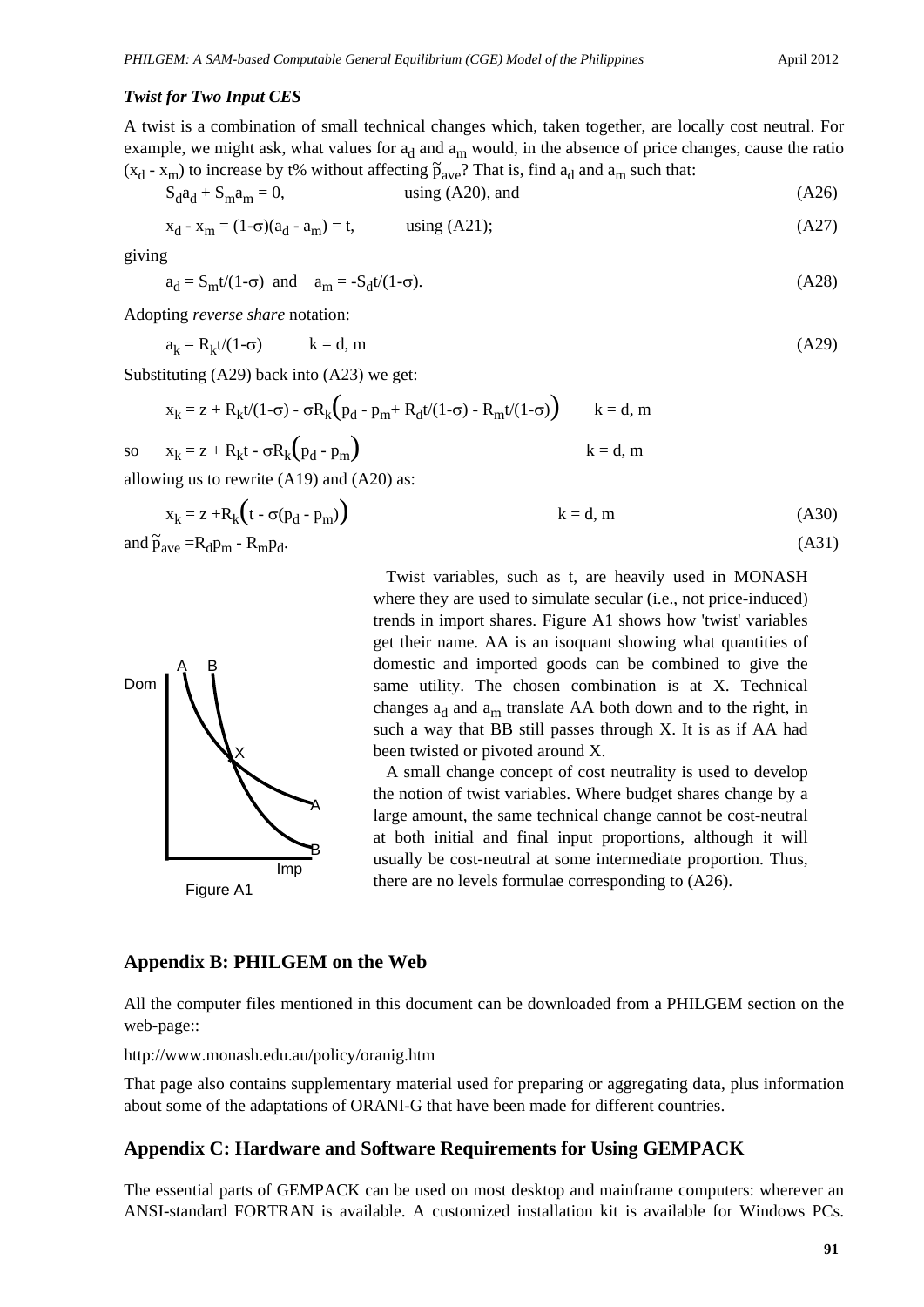### *Twist for Two Input CES*

A twist is a combination of small technical changes which, taken together, are locally cost neutral. For example, we might ask, what values for $a_d$ and $a_m$ would, in the absence of price changes, cause the ratio $(x_d - x_m)$ to increase by t% without affecting $\tilde{p}_{ave}$? That is, find $a_d$ and $a_m$ such that:

$$S_d a_d + S_m a_m = 0, \qquad \text{using (A20), and} \tag{A26}$$

$$x_d - x_m = (1-\sigma)(a_d - a_m) = t, \qquad \text{using (A21);} \tag{A27}$$

giving

$$a_d = S_m t/(1-\sigma) \quad \text{and} \quad a_m = -S_d t/(1-\sigma). \tag{A28}$$

Adopting *reverse share* notation:

$$a_k = R_k t/(1-\sigma) \qquad k = d, m \tag{A29}$$

Substituting (A29) back into (A23) we get:

$$x_k = z + R_k t/(1-\sigma) - \sigma R_k\Big(p_d - p_m + R_d t/(1-\sigma) - R_m t/(1-\sigma)\Big) \qquad k = d, m$$

so $\quad x_k = z + R_k t - \sigma R_k\Big(p_d - p_m\Big) \qquad k = d, m$

allowing us to rewrite (A19) and (A20) as:

$$x_k = z + R_k\Big(t - \sigma(p_d - p_m)\Big) \qquad k = d, m \tag{A30}$$

and $\tilde{p}_{ave} = R_d p_m - R_m p_d$. (A31)

Figure A1

Twist variables, such as t, are heavily used in MONASH where they are used to simulate secular (i.e., not price-induced) trends in import shares. Figure A1 shows how 'twist' variables get their name. AA is an isoquant showing what quantities of domestic and imported goods can be combined to give the same utility. The chosen combination is at X. Technical changes $a_d$ and $a_m$ translate AA both down and to the right, in such a way that BB still passes through X. It is as if AA had been twisted or pivoted around X.

A small change concept of cost neutrality is used to develop the notion of twist variables. Where budget shares change by a large amount, the same technical change cannot be cost-neutral at both initial and final input proportions, although it will usually be cost-neutral at some intermediate proportion. Thus, there are no levels formulae corresponding to (A26).

## Appendix B: PHILGEM on the Web

All the computer files mentioned in this document can be downloaded from a PHILGEM section on the web-page::

http://www.monash.edu.au/policy/oranig.htm

That page also contains supplementary material used for preparing or aggregating data, plus information about some of the adaptations of ORANI-G that have been made for different countries.

## Appendix C: Hardware and Software Requirements for Using GEMPACK

The essential parts of GEMPACK can be used on most desktop and mainframe computers: wherever an ANSI-standard FORTRAN is available. A customized installation kit is available for Windows PCs.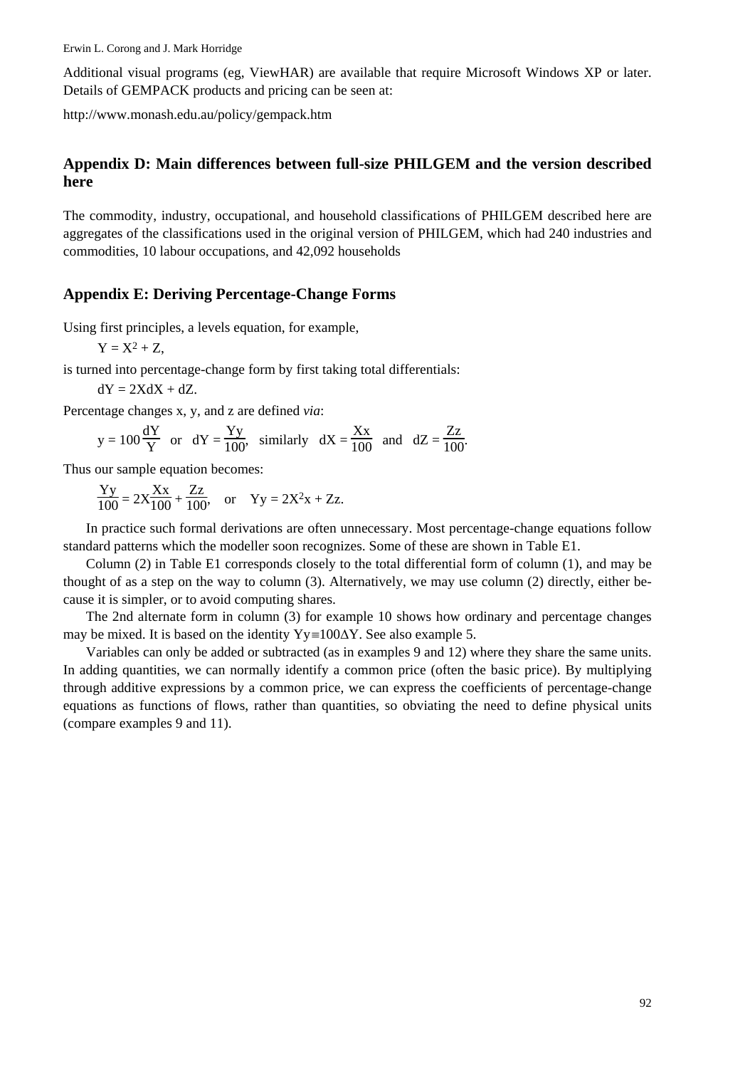Additional visual programs (eg, ViewHAR) are available that require Microsoft Windows XP or later. Details of GEMPACK products and pricing can be seen at:

http://www.monash.edu.au/policy/gempack.htm

## Appendix D: Main differences between full-size PHILGEM and the version described here

The commodity, industry, occupational, and household classifications of PHILGEM described here are aggregates of the classifications used in the original version of PHILGEM, which had 240 industries and commodities, 10 labour occupations, and 42,092 households

## Appendix E: Deriving Percentage-Change Forms

Using first principles, a levels equation, for example,

$$Y = X^2 + Z,$$

is turned into percentage-change form by first taking total differentials:

$$dY = 2XdX + dZ.$$

Percentage changes x, y, and z are defined *via*:

$$y = 100\frac{dY}{Y} \quad \text{or} \quad dY = \frac{Yy}{100}, \quad \text{similarly} \quad dX = \frac{Xx}{100} \quad \text{and} \quad dZ = \frac{Zz}{100}.$$

Thus our sample equation becomes:

$$\frac{Yy}{100} = 2X\frac{Xx}{100} + \frac{Zz}{100}, \quad \text{or} \quad Yy = 2X^2x + Zz.$$

In practice such formal derivations are often unnecessary. Most percentage-change equations follow standard patterns which the modeller soon recognizes. Some of these are shown in Table E1.

Column (2) in Table E1 corresponds closely to the total differential form of column (1), and may be thought of as a step on the way to column (3). Alternatively, we may use column (2) directly, either because it is simpler, or to avoid computing shares.

The 2nd alternate form in column (3) for example 10 shows how ordinary and percentage changes may be mixed. It is based on the identity $Yy \equiv 100\Delta Y$. See also example 5.

Variables can only be added or subtracted (as in examples 9 and 12) where they share the same units. In adding quantities, we can normally identify a common price (often the basic price). By multiplying through additive expressions by a common price, we can express the coefficients of percentage-change equations as functions of flows, rather than quantities, so obviating the need to define physical units (compare examples 9 and 11).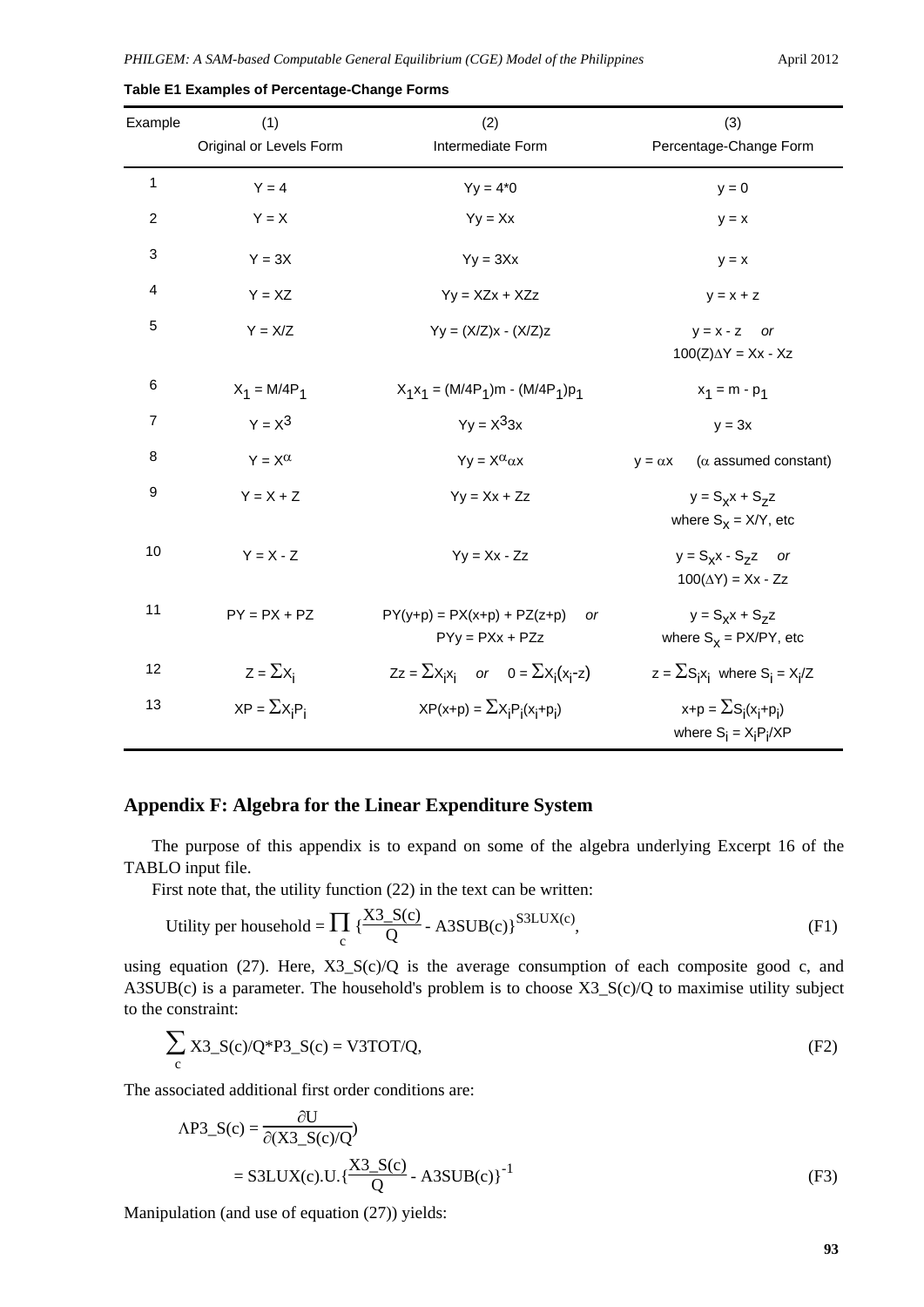**Table E1 Examples of Percentage-Change Forms**

| Example | (1)<br>Original or Levels Form | (2)<br>Intermediate Form | (3)<br>Percentage-Change Form |
|---|---|---|---|
| 1 | $Y = 4$ | $Yy = 4*0$ | $y = 0$ |
| 2 | $Y = X$ | $Yy = Xx$ | $y = x$ |
| 3 | $Y = 3X$ | $Yy = 3Xx$ | $y = x$ |
| 4 | $Y = XZ$ | $Yy = XZx + XZz$ | $y = x + z$ |
| 5 | $Y = X/Z$ | $Yy = (X/Z)x - (X/Z)z$ | $y = x - z$ *or*<br>$100(Z)\Delta Y = Xx - Xz$ |
| 6 | $X_1 = M/4P_1$ | $X_1x_1 = (M/4P_1)m - (M/4P_1)p_1$ | $x_1 = m - p_1$ |
| 7 | $Y = X^3$ | $Yy = X^3 3x$ | $y = 3x$ |
| 8 | $Y = X^\alpha$ | $Yy = X^\alpha \alpha x$ | $y = \alpha x$ ($\alpha$ assumed constant) |
| 9 | $Y = X + Z$ | $Yy = Xx + Zz$ | $y = S_x x + S_z z$<br>where $S_x = X/Y$, etc |
| 10 | $Y = X - Z$ | $Yy = Xx - Zz$ | $y = S_x x - S_z z$ *or*<br>$100(\Delta Y) = Xx - Zz$ |
| 11 | $PY = PX + PZ$ | $PY(y+p) = PX(x+p) + PZ(z+p)$ *or*<br>$PYy = PXx + PZz$ | $y = S_x x + S_z z$<br>where $S_x = PX/PY$, etc |
| 12 | $Z = \Sigma X_i$ | $Zz = \Sigma X_i x_i$ *or* $0 = \Sigma X_i(x_i - z)$ | $z = \Sigma S_i x_i$ where $S_i = X_i/Z$ |
| 13 | $XP = \Sigma X_i P_i$ | $XP(x+p) = \Sigma X_i P_i(x_i+p_i)$ | $x+p = \Sigma S_i(x_i+p_i)$<br>where $S_i = X_i P_i/XP$ |

## Appendix F: Algebra for the Linear Expenditure System

The purpose of this appendix is to expand on some of the algebra underlying Excerpt 16 of the TABLO input file.

First note that, the utility function (22) in the text can be written:

$$\text{Utility per household} = \prod_c \{\frac{\text{X3\_S(c)}}{\text{Q}} - \text{A3SUB(c)}\}^{\text{S3LUX(c)}}, \tag{F1}$$

using equation (27). Here, X3_S(c)/Q is the average consumption of each composite good c, and A3SUB(c) is a parameter. The household's problem is to choose X3_S(c)/Q to maximise utility subject to the constraint:

$$\sum_c \text{X3\_S(c)/Q*P3\_S(c)} = \text{V3TOT/Q}, \tag{F2}$$

The associated additional first order conditions are:

$$\Lambda\text{P3\_S(c)} = \frac{\partial \text{U}}{\partial(\text{X3\_S(c)/Q})}$$

$$= \text{S3LUX(c).U.}\{\frac{\text{X3\_S(c)}}{\text{Q}} - \text{A3SUB(c)}\}^{-1} \tag{F3}$$

Manipulation (and use of equation (27)) yields: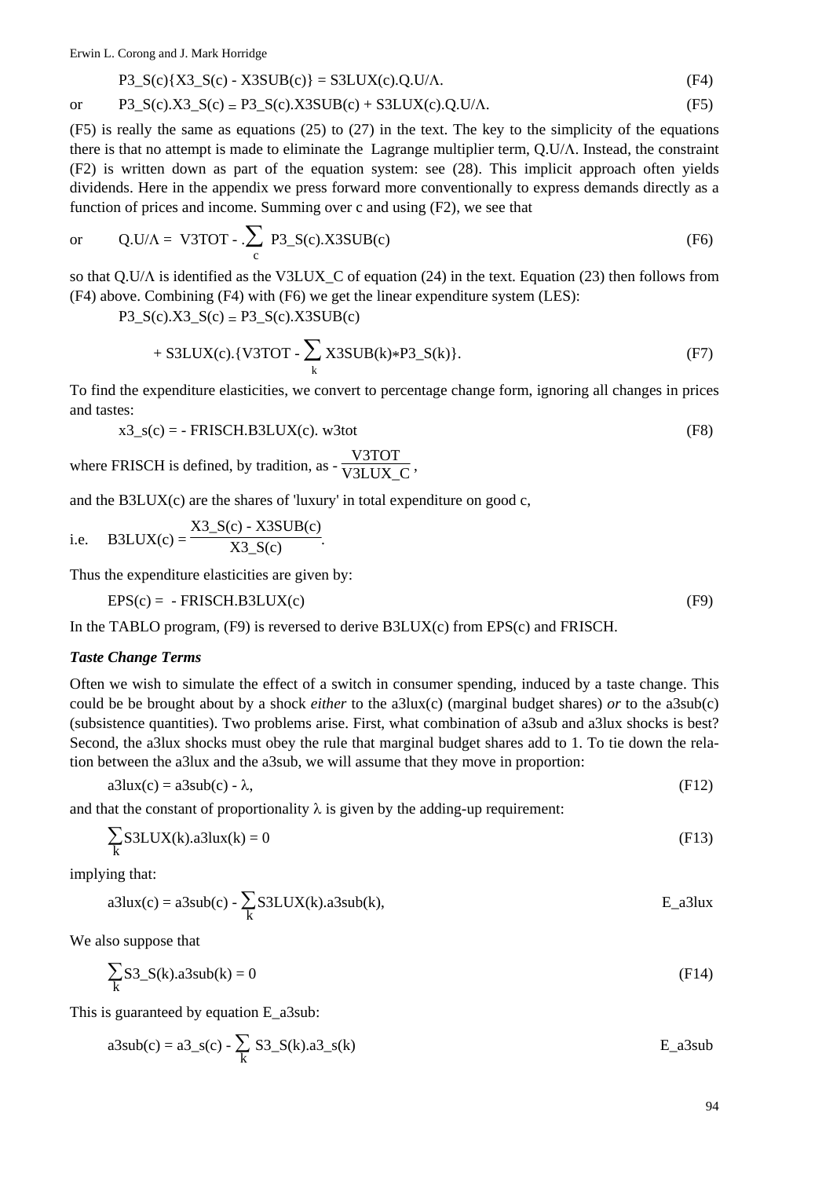$$P3\_S(c)\{X3\_S(c) - X3SUB(c)\} = S3LUX(c).Q.U/\Lambda. \tag{F4}$$

or
$$P3\_S(c).X3\_S(c) = P3\_S(c).X3SUB(c) + S3LUX(c).Q.U/\Lambda. \tag{F5}$$

(F5) is really the same as equations (25) to (27) in the text. The key to the simplicity of the equations there is that no attempt is made to eliminate the Lagrange multiplier term, $Q.U/\Lambda$. Instead, the constraint (F2) is written down as part of the equation system: see (28). This implicit approach often yields dividends. Here in the appendix we press forward more conventionally to express demands directly as a function of prices and income. Summing over c and using (F2), we see that

or
$$Q.U/\Lambda = V3TOT - .\sum_{c} P3\_S(c).X3SUB(c) \tag{F6}$$

so that $Q.U/\Lambda$ is identified as the V3LUX_C of equation (24) in the text. Equation (23) then follows from (F4) above. Combining (F4) with (F6) we get the linear expenditure system (LES):

$$P3\_S(c).X3\_S(c) = P3\_S(c).X3SUB(c)$$

$$+ S3LUX(c).\{V3TOT - \sum_{k} X3SUB(k)*P3\_S(k)\}. \tag{F7}$$

To find the expenditure elasticities, we convert to percentage change form, ignoring all changes in prices and tastes:

$$x3\_s(c) = - FRISCH.B3LUX(c).\ w3tot \tag{F8}$$

where FRISCH is defined, by tradition, as $-\dfrac{V3TOT}{V3LUX\_C}$,

and the B3LUX(c) are the shares of 'luxury' in total expenditure on good c,

i.e. $B3LUX(c) = \dfrac{X3\_S(c) - X3SUB(c)}{X3\_S(c)}$.

Thus the expenditure elasticities are given by:

$$EPS(c) = - FRISCH.B3LUX(c) \tag{F9}$$

In the TABLO program, (F9) is reversed to derive B3LUX(c) from EPS(c) and FRISCH.

### *Taste Change Terms*

Often we wish to simulate the effect of a switch in consumer spending, induced by a taste change. This could be be brought about by a shock *either* to the a3lux(c) (marginal budget shares) *or* to the a3sub(c) (subsistence quantities). Two problems arise. First, what combination of a3sub and a3lux shocks is best? Second, the a3lux shocks must obey the rule that marginal budget shares add to 1. To tie down the relation between the a3lux and the a3sub, we will assume that they move in proportion:

$$a3lux(c) = a3sub(c) - \lambda, \tag{F12}$$

and that the constant of proportionality $\lambda$ is given by the adding-up requirement:

$$\sum_{k} S3LUX(k).a3lux(k) = 0 \tag{F13}$$

implying that:

$$a3lux(c) = a3sub(c) - \sum_{k} S3LUX(k).a3sub(k), \qquad \text{E\_a3lux}$$

We also suppose that

$$\sum_{k} S3\_S(k).a3sub(k) = 0 \tag{F14}$$

This is guaranteed by equation E_a3sub:

$$a3sub(c) = a3\_s(c) - \sum_{k} S3\_S(k).a3\_s(k) \qquad \text{E\_a3sub}$$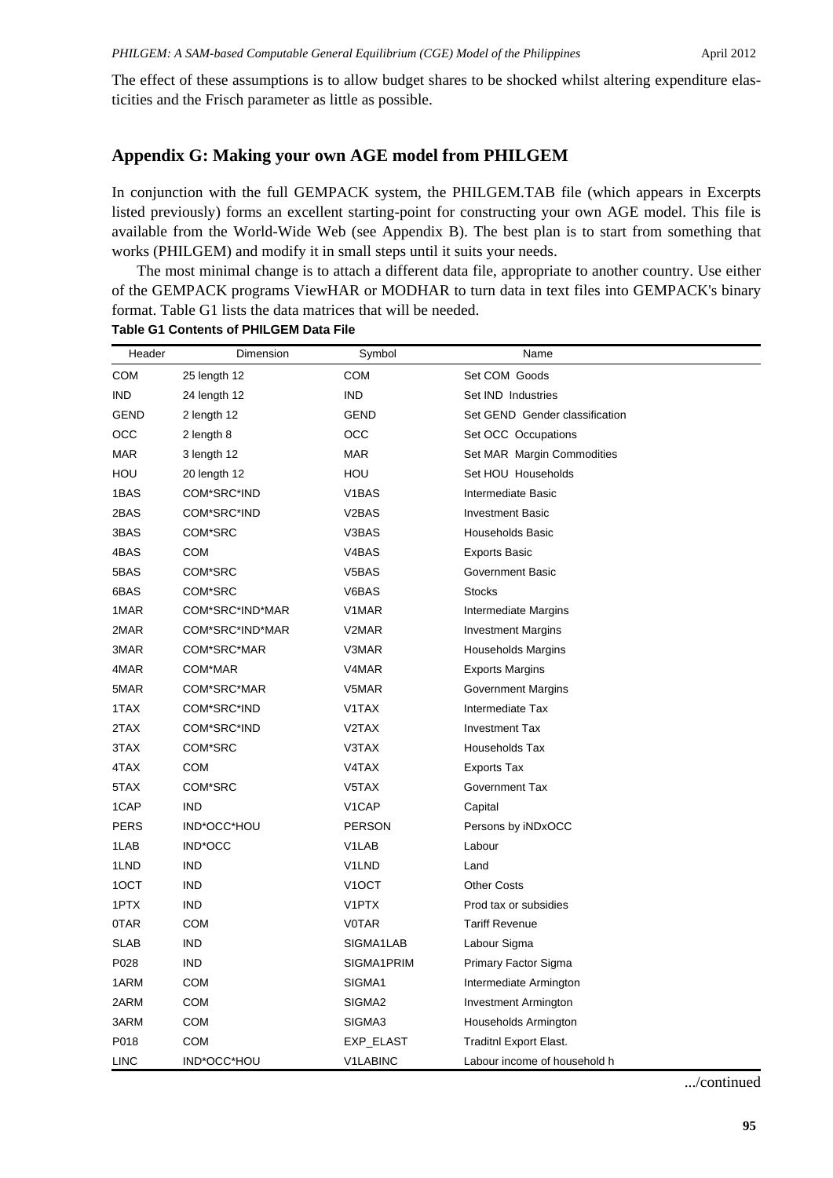The effect of these assumptions is to allow budget shares to be shocked whilst altering expenditure elasticities and the Frisch parameter as little as possible.

## Appendix G: Making your own AGE model from PHILGEM

In conjunction with the full GEMPACK system, the PHILGEM.TAB file (which appears in Excerpts listed previously) forms an excellent starting-point for constructing your own AGE model. This file is available from the World-Wide Web (see Appendix B). The best plan is to start from something that works (PHILGEM) and modify it in small steps until it suits your needs.

The most minimal change is to attach a different data file, appropriate to another country. Use either of the GEMPACK programs ViewHAR or MODHAR to turn data in text files into GEMPACK's binary format. Table G1 lists the data matrices that will be needed.

**Table G1 Contents of PHILGEM Data File**

| Header | Dimension | Symbol | Name |
|---|---|---|---|
| COM | 25 length 12 | COM | Set COM Goods |
| IND | 24 length 12 | IND | Set IND Industries |
| GEND | 2 length 12 | GEND | Set GEND Gender classification |
| OCC | 2 length 8 | OCC | Set OCC Occupations |
| MAR | 3 length 12 | MAR | Set MAR Margin Commodities |
| HOU | 20 length 12 | HOU | Set HOU Households |
| 1BAS | COM*SRC*IND | V1BAS | Intermediate Basic |
| 2BAS | COM*SRC*IND | V2BAS | Investment Basic |
| 3BAS | COM*SRC | V3BAS | Households Basic |
| 4BAS | COM | V4BAS | Exports Basic |
| 5BAS | COM*SRC | V5BAS | Government Basic |
| 6BAS | COM*SRC | V6BAS | Stocks |
| 1MAR | COM*SRC*IND*MAR | V1MAR | Intermediate Margins |
| 2MAR | COM*SRC*IND*MAR | V2MAR | Investment Margins |
| 3MAR | COM*SRC*MAR | V3MAR | Households Margins |
| 4MAR | COM*MAR | V4MAR | Exports Margins |
| 5MAR | COM*SRC*MAR | V5MAR | Government Margins |
| 1TAX | COM*SRC*IND | V1TAX | Intermediate Tax |
| 2TAX | COM*SRC*IND | V2TAX | Investment Tax |
| 3TAX | COM*SRC | V3TAX | Households Tax |
| 4TAX | COM | V4TAX | Exports Tax |
| 5TAX | COM*SRC | V5TAX | Government Tax |
| 1CAP | IND | V1CAP | Capital |
| PERS | IND*OCC*HOU | PERSON | Persons by iNDxOCC |
| 1LAB | IND*OCC | V1LAB | Labour |
| 1LND | IND | V1LND | Land |
| 1OCT | IND | V1OCT | Other Costs |
| 1PTX | IND | V1PTX | Prod tax or subsidies |
| 0TAR | COM | V0TAR | Tariff Revenue |
| SLAB | IND | SIGMA1LAB | Labour Sigma |
| P028 | IND | SIGMA1PRIM | Primary Factor Sigma |
| 1ARM | COM | SIGMA1 | Intermediate Armington |
| 2ARM | COM | SIGMA2 | Investment Armington |
| 3ARM | COM | SIGMA3 | Households Armington |
| P018 | COM | EXP_ELAST | Traditnl Export Elast. |
| LINC | IND*OCC*HOU | V1LABINC | Labour income of household h |

.../continued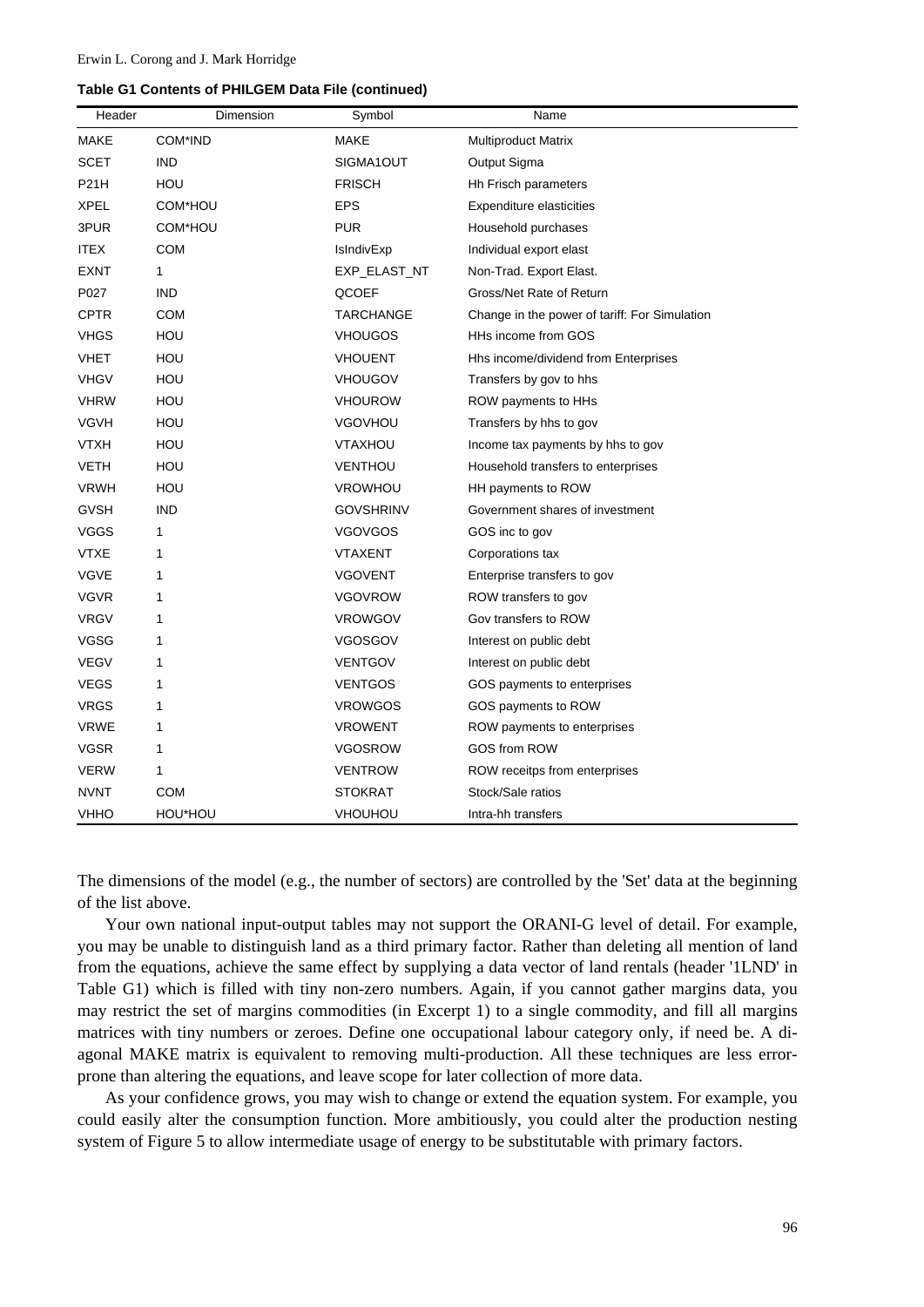**Table G1 Contents of PHILGEM Data File (continued)**

| Header | Dimension | Symbol | Name |
|---|---|---|---|
| MAKE | COM*IND | MAKE | Multiproduct Matrix |
| SCET | IND | SIGMA1OUT | Output Sigma |
| P21H | HOU | FRISCH | Hh Frisch parameters |
| XPEL | COM*HOU | EPS | Expenditure elasticities |
| 3PUR | COM*HOU | PUR | Household purchases |
| ITEX | COM | IsIndivExp | Individual export elast |
| EXNT | 1 | EXP_ELAST_NT | Non-Trad. Export Elast. |
| P027 | IND | QCOEF | Gross/Net Rate of Return |
| CPTR | COM | TARCHANGE | Change in the power of tariff: For Simulation |
| VHGS | HOU | VHOUGOS | HHs income from GOS |
| VHET | HOU | VHOUENT | Hhs income/dividend from Enterprises |
| VHGV | HOU | VHOUGOV | Transfers by gov to hhs |
| VHRW | HOU | VHOUROW | ROW payments to HHs |
| VGVH | HOU | VGOVHOU | Transfers by hhs to gov |
| VTXH | HOU | VTAXHOU | Income tax payments by hhs to gov |
| VETH | HOU | VENTHOU | Household transfers to enterprises |
| VRWH | HOU | VROWHOU | HH payments to ROW |
| GVSH | IND | GOVSHRINV | Government shares of investment |
| VGGS | 1 | VGOVGOS | GOS inc to gov |
| VTXE | 1 | VTAXENT | Corporations tax |
| VGVE | 1 | VGOVENT | Enterprise transfers to gov |
| VGVR | 1 | VGOVROW | ROW transfers to gov |
| VRGV | 1 | VROWGOV | Gov transfers to ROW |
| VGSG | 1 | VGOSGOV | Interest on public debt |
| VEGV | 1 | VENTGOV | Interest on public debt |
| VEGS | 1 | VENTGOS | GOS payments to enterprises |
| VRGS | 1 | VROWGOS | GOS payments to ROW |
| VRWE | 1 | VROWENT | ROW payments to enterprises |
| VGSR | 1 | VGOSROW | GOS from ROW |
| VERW | 1 | VENTROW | ROW receitps from enterprises |
| NVNT | COM | STOKRAT | Stock/Sale ratios |
| VHHO | HOU*HOU | VHOUHOU | Intra-hh transfers |

The dimensions of the model (e.g., the number of sectors) are controlled by the 'Set' data at the beginning of the list above.

Your own national input-output tables may not support the ORANI-G level of detail. For example, you may be unable to distinguish land as a third primary factor. Rather than deleting all mention of land from the equations, achieve the same effect by supplying a data vector of land rentals (header '1LND' in Table G1) which is filled with tiny non-zero numbers. Again, if you cannot gather margins data, you may restrict the set of margins commodities (in Excerpt 1) to a single commodity, and fill all margins matrices with tiny numbers or zeroes. Define one occupational labour category only, if need be. A diagonal MAKE matrix is equivalent to removing multi-production. All these techniques are less error-prone than altering the equations, and leave scope for later collection of more data.

As your confidence grows, you may wish to change or extend the equation system. For example, you could easily alter the consumption function. More ambitiously, you could alter the production nesting system of Figure 5 to allow intermediate usage of energy to be substitutable with primary factors.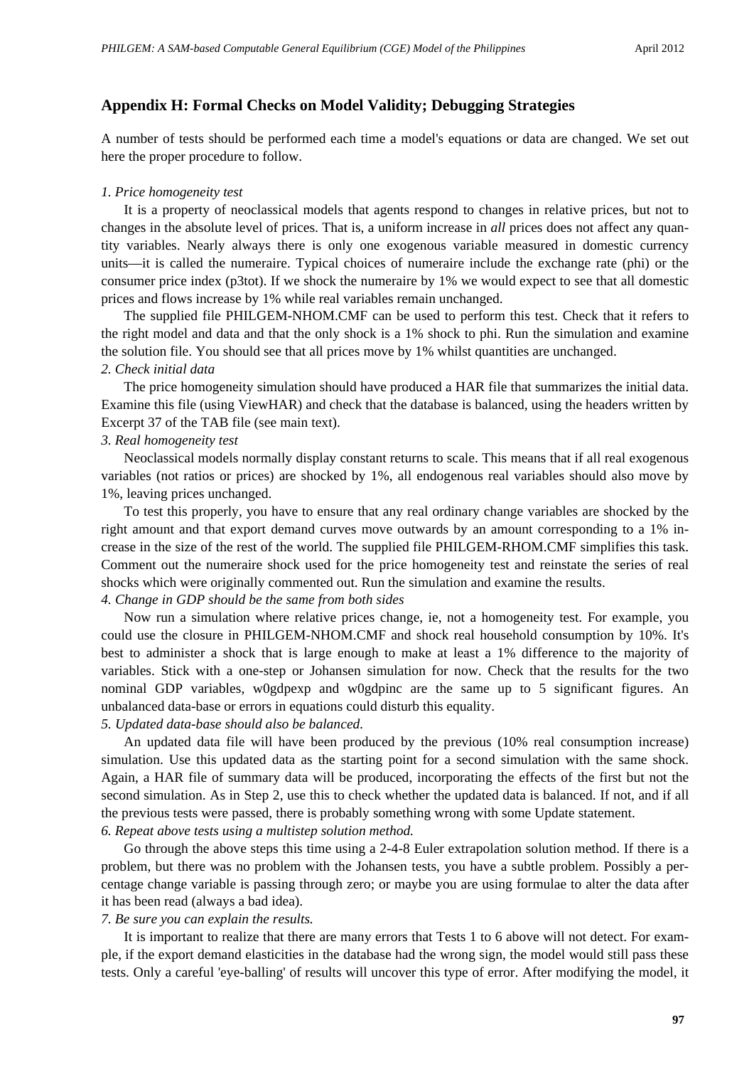## Appendix H: Formal Checks on Model Validity; Debugging Strategies

A number of tests should be performed each time a model's equations or data are changed. We set out here the proper procedure to follow.

*1. Price homogeneity test*

It is a property of neoclassical models that agents respond to changes in relative prices, but not to changes in the absolute level of prices. That is, a uniform increase in *all* prices does not affect any quantity variables. Nearly always there is only one exogenous variable measured in domestic currency units—it is called the numeraire. Typical choices of numeraire include the exchange rate (phi) or the consumer price index (p3tot). If we shock the numeraire by 1% we would expect to see that all domestic prices and flows increase by 1% while real variables remain unchanged.

The supplied file PHILGEM-NHOM.CMF can be used to perform this test. Check that it refers to the right model and data and that the only shock is a 1% shock to phi. Run the simulation and examine the solution file. You should see that all prices move by 1% whilst quantities are unchanged.

*2. Check initial data*

The price homogeneity simulation should have produced a HAR file that summarizes the initial data. Examine this file (using ViewHAR) and check that the database is balanced, using the headers written by Excerpt 37 of the TAB file (see main text).

*3. Real homogeneity test*

Neoclassical models normally display constant returns to scale. This means that if all real exogenous variables (not ratios or prices) are shocked by 1%, all endogenous real variables should also move by 1%, leaving prices unchanged.

To test this properly, you have to ensure that any real ordinary change variables are shocked by the right amount and that export demand curves move outwards by an amount corresponding to a 1% increase in the size of the rest of the world. The supplied file PHILGEM-RHOM.CMF simplifies this task. Comment out the numeraire shock used for the price homogeneity test and reinstate the series of real shocks which were originally commented out. Run the simulation and examine the results.

*4. Change in GDP should be the same from both sides*

Now run a simulation where relative prices change, ie, not a homogeneity test. For example, you could use the closure in PHILGEM-NHOM.CMF and shock real household consumption by 10%. It's best to administer a shock that is large enough to make at least a 1% difference to the majority of variables. Stick with a one-step or Johansen simulation for now. Check that the results for the two nominal GDP variables, w0gdpexp and w0gdpinc are the same up to 5 significant figures. An unbalanced data-base or errors in equations could disturb this equality.

*5. Updated data-base should also be balanced.*

An updated data file will have been produced by the previous (10% real consumption increase) simulation. Use this updated data as the starting point for a second simulation with the same shock. Again, a HAR file of summary data will be produced, incorporating the effects of the first but not the second simulation. As in Step 2, use this to check whether the updated data is balanced. If not, and if all the previous tests were passed, there is probably something wrong with some Update statement.

*6. Repeat above tests using a multistep solution method.*

Go through the above steps this time using a 2-4-8 Euler extrapolation solution method. If there is a problem, but there was no problem with the Johansen tests, you have a subtle problem. Possibly a percentage change variable is passing through zero; or maybe you are using formulae to alter the data after it has been read (always a bad idea).

*7. Be sure you can explain the results.*

It is important to realize that there are many errors that Tests 1 to 6 above will not detect. For example, if the export demand elasticities in the database had the wrong sign, the model would still pass these tests. Only a careful 'eye-balling' of results will uncover this type of error. After modifying the model, it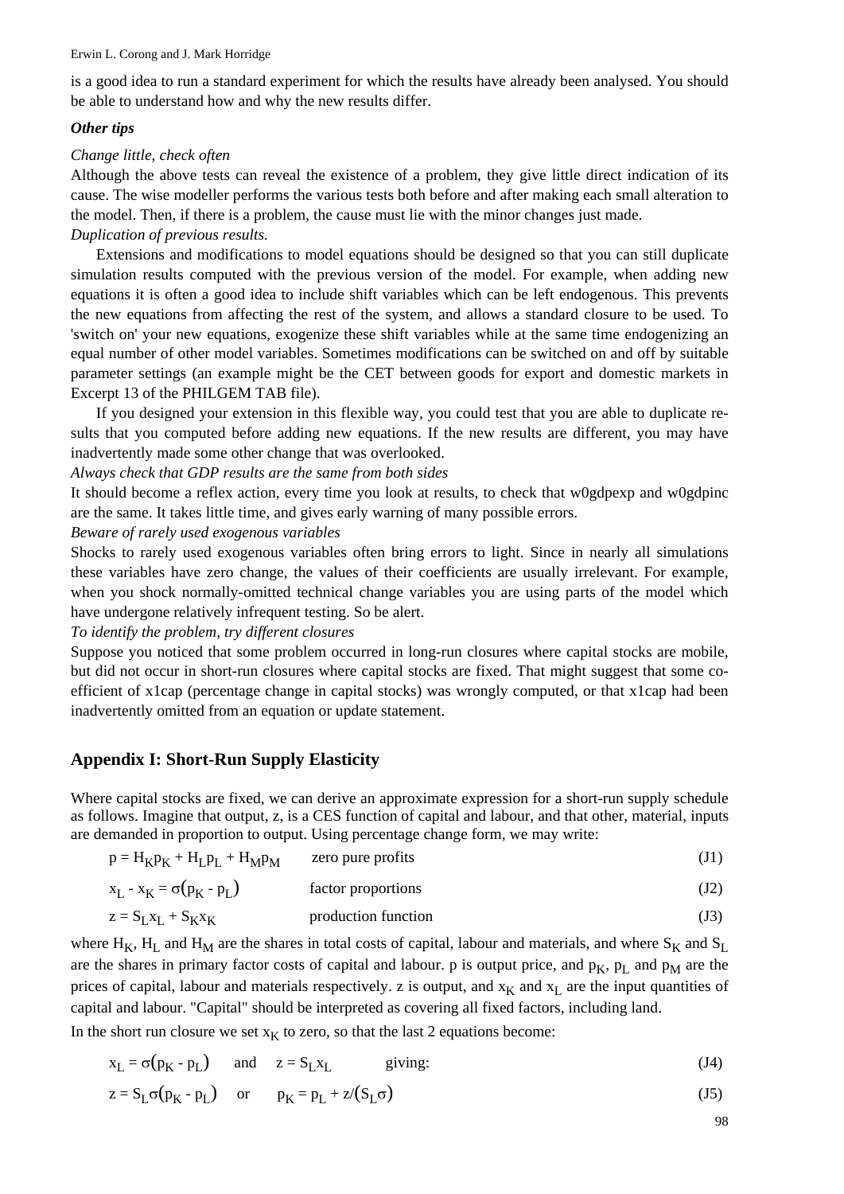is a good idea to run a standard experiment for which the results have already been analysed. You should be able to understand how and why the new results differ.

***Other tips***

*Change little, check often*

Although the above tests can reveal the existence of a problem, they give little direct indication of its cause. The wise modeller performs the various tests both before and after making each small alteration to the model. Then, if there is a problem, the cause must lie with the minor changes just made.

*Duplication of previous results.*

Extensions and modifications to model equations should be designed so that you can still duplicate simulation results computed with the previous version of the model. For example, when adding new equations it is often a good idea to include shift variables which can be left endogenous. This prevents the new equations from affecting the rest of the system, and allows a standard closure to be used. To 'switch on' your new equations, exogenize these shift variables while at the same time endogenizing an equal number of other model variables. Sometimes modifications can be switched on and off by suitable parameter settings (an example might be the CET between goods for export and domestic markets in Excerpt 13 of the PHILGEM TAB file).

If you designed your extension in this flexible way, you could test that you are able to duplicate results that you computed before adding new equations. If the new results are different, you may have inadvertently made some other change that was overlooked.

*Always check that GDP results are the same from both sides*

It should become a reflex action, every time you look at results, to check that w0gdpexp and w0gdpinc are the same. It takes little time, and gives early warning of many possible errors.

*Beware of rarely used exogenous variables*

Shocks to rarely used exogenous variables often bring errors to light. Since in nearly all simulations these variables have zero change, the values of their coefficients are usually irrelevant. For example, when you shock normally-omitted technical change variables you are using parts of the model which have undergone relatively infrequent testing. So be alert.

*To identify the problem, try different closures*

Suppose you noticed that some problem occurred in long-run closures where capital stocks are mobile, but did not occur in short-run closures where capital stocks are fixed. That might suggest that some coefficient of x1cap (percentage change in capital stocks) was wrongly computed, or that x1cap had been inadvertently omitted from an equation or update statement.

## Appendix I: Short-Run Supply Elasticity

Where capital stocks are fixed, we can derive an approximate expression for a short-run supply schedule as follows. Imagine that output, z, is a CES function of capital and labour, and that other, material, inputs are demanded in proportion to output. Using percentage change form, we may write:

$$p = H_K p_K + H_L p_L + H_M p_M \qquad \text{zero pure profits} \qquad \text{(J1)}$$

$$x_L - x_K = \sigma(p_K - p_L) \qquad \text{factor proportions} \qquad \text{(J2)}$$

$$z = S_L x_L + S_K x_K \qquad \text{production function} \qquad \text{(J3)}$$

where $H_K$, $H_L$ and $H_M$ are the shares in total costs of capital, labour and materials, and where $S_K$ and $S_L$ are the shares in primary factor costs of capital and labour. p is output price, and $p_K$, $p_L$ and $p_M$ are the prices of capital, labour and materials respectively. z is output, and $x_K$ and $x_L$ are the input quantities of capital and labour. "Capital" should be interpreted as covering all fixed factors, including land.

In the short run closure we set $x_K$ to zero, so that the last 2 equations become:

$$x_L = \sigma(p_K - p_L) \quad \text{and} \quad z = S_L x_L \qquad \text{giving:} \qquad \text{(J4)}$$

$$z = S_L \sigma(p_K - p_L) \quad \text{or} \quad p_K = p_L + z/(S_L \sigma) \qquad \text{(J5)}$$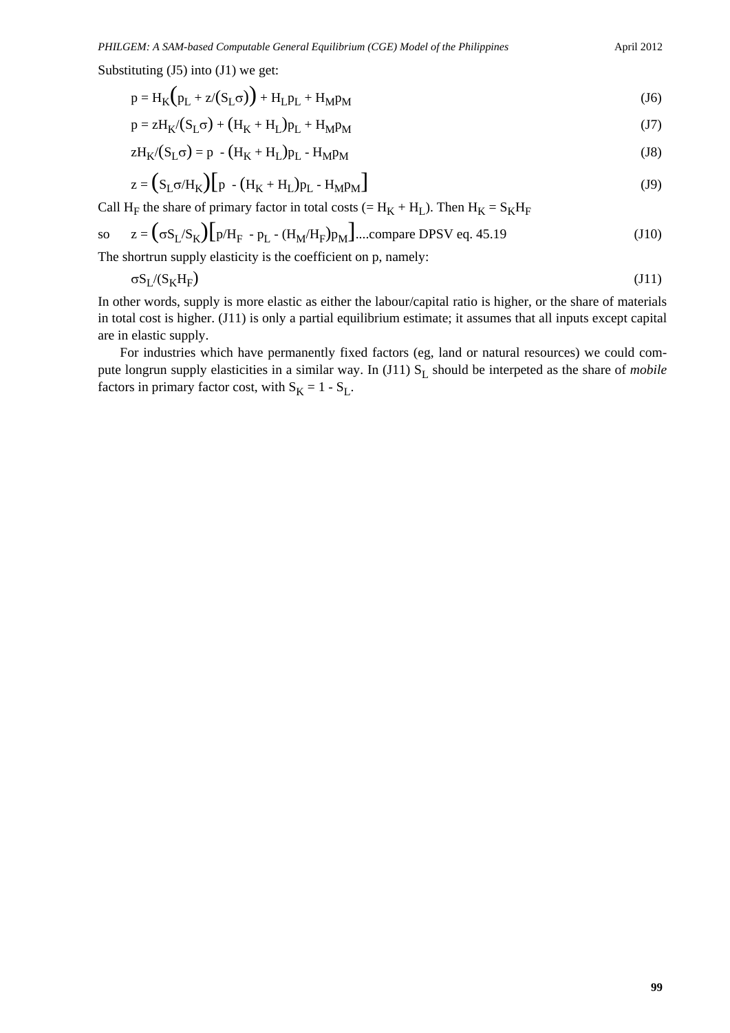Substituting (J5) into (J1) we get:

$$p = H_K\left(p_L + z/(S_L\sigma)\right) + H_L p_L + H_M p_M \tag{J6}$$

$$p = zH_K/(S_L\sigma) + (H_K + H_L)p_L + H_M p_M \tag{J7}$$

$$zH_K/(S_L\sigma) = p - (H_K + H_L)p_L - H_M p_M \tag{J8}$$

$$z = \left(S_L\sigma/H_K\right)\left[p - (H_K + H_L)p_L - H_M p_M\right] \tag{J9}$$

Call $H_F$ the share of primary factor in total costs (= $H_K + H_L$). Then $H_K = S_K H_F$

so $$z = \left(\sigma S_L/S_K\right)\left[p/H_F - p_L - (H_M/H_F)p_M\right] \text{....compare DPSV eq. 45.19} \tag{J10}$$

The shortrun supply elasticity is the coefficient on p, namely:

$$\sigma S_L/(S_K H_F) \tag{J11}$$

In other words, supply is more elastic as either the labour/capital ratio is higher, or the share of materials in total cost is higher. (J11) is only a partial equilibrium estimate; it assumes that all inputs except capital are in elastic supply.

For industries which have permanently fixed factors (eg, land or natural resources) we could compute longrun supply elasticities in a similar way. In (J11) $S_L$ should be interpeted as the share of *mobile* factors in primary factor cost, with $S_K = 1 - S_L$.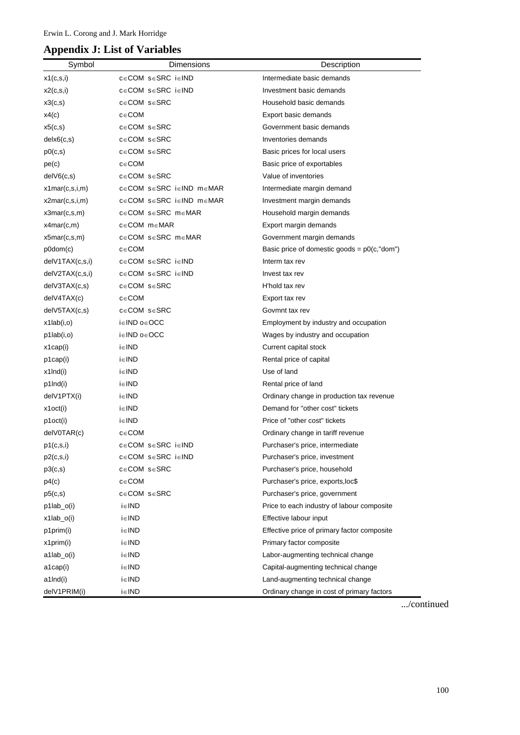## Appendix J: List of Variables

| Symbol | Dimensions | Description |
|---|---|---|
| x1(c,s,i) | c∈COM s∈SRC i∈IND | Intermediate basic demands |
| x2(c,s,i) | c∈COM s∈SRC i∈IND | Investment basic demands |
| x3(c,s) | c∈COM s∈SRC | Household basic demands |
| x4(c) | c∈COM | Export basic demands |
| x5(c,s) | c∈COM s∈SRC | Government basic demands |
| delx6(c,s) | c∈COM s∈SRC | Inventories demands |
| p0(c,s) | c∈COM s∈SRC | Basic prices for local users |
| pe(c) | c∈COM | Basic price of exportables |
| delV6(c,s) | c∈COM s∈SRC | Value of inventories |
| x1mar(c,s,i,m) | c∈COM s∈SRC i∈IND m∈MAR | Intermediate margin demand |
| x2mar(c,s,i,m) | c∈COM s∈SRC i∈IND m∈MAR | Investment margin demands |
| x3mar(c,s,m) | c∈COM s∈SRC m∈MAR | Household margin demands |
| x4mar(c,m) | c∈COM m∈MAR | Export margin demands |
| x5mar(c,s,m) | c∈COM s∈SRC m∈MAR | Government margin demands |
| p0dom(c) | c∈COM | Basic price of domestic goods = p0(c,"dom") |
| delV1TAX(c,s,i) | c∈COM s∈SRC i∈IND | Interm tax rev |
| delV2TAX(c,s,i) | c∈COM s∈SRC i∈IND | Invest tax rev |
| delV3TAX(c,s) | c∈COM s∈SRC | H'hold tax rev |
| delV4TAX(c) | c∈COM | Export tax rev |
| delV5TAX(c,s) | c∈COM s∈SRC | Govmnt tax rev |
| x1lab(i,o) | i∈IND o∈OCC | Employment by industry and occupation |
| p1lab(i,o) | i∈IND o∈OCC | Wages by industry and occupation |
| x1cap(i) | i∈IND | Current capital stock |
| p1cap(i) | i∈IND | Rental price of capital |
| x1lnd(i) | i∈IND | Use of land |
| p1lnd(i) | i∈IND | Rental price of land |
| delV1PTX(i) | i∈IND | Ordinary change in production tax revenue |
| x1oct(i) | i∈IND | Demand for "other cost" tickets |
| p1oct(i) | i∈IND | Price of "other cost" tickets |
| delV0TAR(c) | c∈COM | Ordinary change in tariff revenue |
| p1(c,s,i) | c∈COM s∈SRC i∈IND | Purchaser's price, intermediate |
| p2(c,s,i) | c∈COM s∈SRC i∈IND | Purchaser's price, investment |
| p3(c,s) | c∈COM s∈SRC | Purchaser's price, household |
| p4(c) | c∈COM | Purchaser's price, exports,loc$ |
| p5(c,s) | c∈COM s∈SRC | Purchaser's price, government |
| p1lab_o(i) | i∈IND | Price to each industry of labour composite |
| x1lab_o(i) | i∈IND | Effective labour input |
| p1prim(i) | i∈IND | Effective price of primary factor composite |
| x1prim(i) | i∈IND | Primary factor composite |
| a1lab_o(i) | i∈IND | Labor-augmenting technical change |
| a1cap(i) | i∈IND | Capital-augmenting technical change |
| a1lnd(i) | i∈IND | Land-augmenting technical change |
| delV1PRIM(i) | i∈IND | Ordinary change in cost of primary factors |

.../continued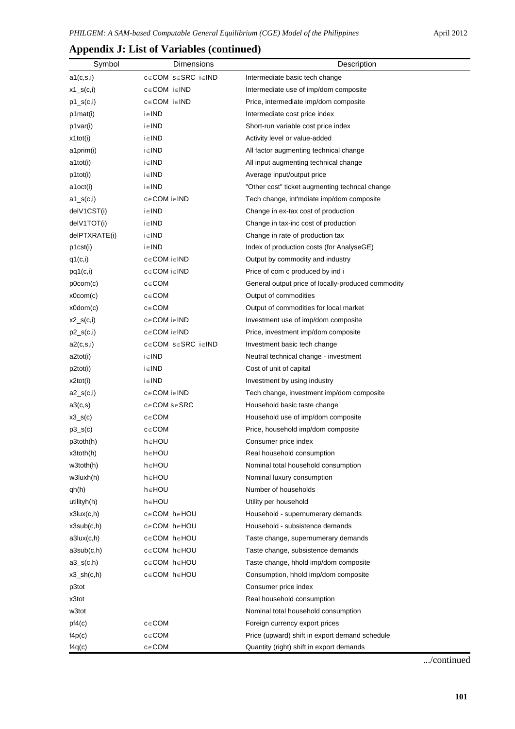## Appendix J: List of Variables (continued)

| Symbol | Dimensions | Description |
|---|---|---|
| a1(c,s,i) | c∈COM s∈SRC i∈IND | Intermediate basic tech change |
| x1_s(c,i) | c∈COM i∈IND | Intermediate use of imp/dom composite |
| p1_s(c,i) | c∈COM i∈IND | Price, intermediate imp/dom composite |
| p1mat(i) | i∈IND | Intermediate cost price index |
| p1var(i) | i∈IND | Short-run variable cost price index |
| x1tot(i) | i∈IND | Activity level or value-added |
| a1prim(i) | i∈IND | All factor augmenting technical change |
| a1tot(i) | i∈IND | All input augmenting technical change |
| p1tot(i) | i∈IND | Average input/output price |
| a1oct(i) | i∈IND | "Other cost" ticket augmenting techncal change |
| a1_s(c,i) | c∈COM i∈IND | Tech change, int'mdiate imp/dom composite |
| delV1CST(i) | i∈IND | Change in ex-tax cost of production |
| delV1TOT(i) | i∈IND | Change in tax-inc cost of production |
| delPTXRATE(i) | i∈IND | Change in rate of production tax |
| p1cst(i) | i∈IND | Index of production costs (for AnalyseGE) |
| q1(c,i) | c∈COM i∈IND | Output by commodity and industry |
| pq1(c,i) | c∈COM i∈IND | Price of com c produced by ind i |
| p0com(c) | c∈COM | General output price of locally-produced commodity |
| x0com(c) | c∈COM | Output of commodities |
| x0dom(c) | c∈COM | Output of commodities for local market |
| x2_s(c,i) | c∈COM i∈IND | Investment use of imp/dom composite |
| p2_s(c,i) | c∈COM i∈IND | Price, investment imp/dom composite |
| a2(c,s,i) | c∈COM s∈SRC i∈IND | Investment basic tech change |
| a2tot(i) | i∈IND | Neutral technical change - investment |
| p2tot(i) | i∈IND | Cost of unit of capital |
| x2tot(i) | i∈IND | Investment by using industry |
| a2_s(c,i) | c∈COM i∈IND | Tech change, investment imp/dom composite |
| a3(c,s) | c∈COM s∈SRC | Household basic taste change |
| x3_s(c) | c∈COM | Household use of imp/dom composite |
| p3_s(c) | c∈COM | Price, household imp/dom composite |
| p3toth(h) | h∈HOU | Consumer price index |
| x3toth(h) | h∈HOU | Real household consumption |
| w3toth(h) | h∈HOU | Nominal total household consumption |
| w3luxh(h) | h∈HOU | Nominal luxury consumption |
| qh(h) | h∈HOU | Number of households |
| utilityh(h) | h∈HOU | Utility per household |
| x3lux(c,h) | c∈COM h∈HOU | Household - supernumerary demands |
| x3sub(c,h) | c∈COM h∈HOU | Household - subsistence demands |
| a3lux(c,h) | c∈COM h∈HOU | Taste change, supernumerary demands |
| a3sub(c,h) | c∈COM h∈HOU | Taste change, subsistence demands |
| a3_s(c,h) | c∈COM h∈HOU | Taste change, hhold imp/dom composite |
| x3_sh(c,h) | c∈COM h∈HOU | Consumption, hhold imp/dom composite |
| p3tot | | Consumer price index |
| x3tot | | Real household consumption |
| w3tot | | Nominal total household consumption |
| pf4(c) | c∈COM | Foreign currency export prices |
| f4p(c) | c∈COM | Price (upward) shift in export demand schedule |
| f4q(c) | c∈COM | Quantity (right) shift in export demands |

.../continued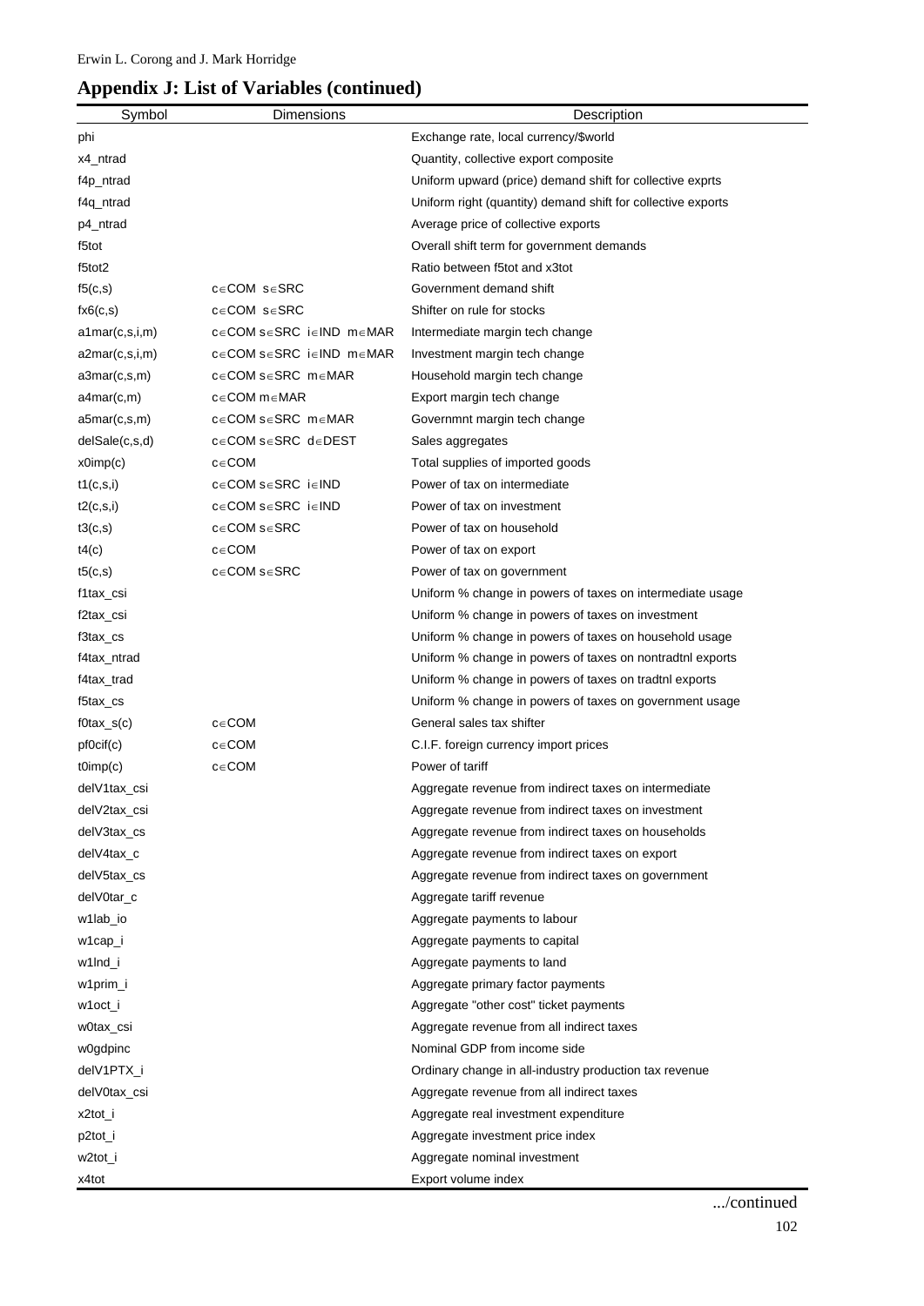## Appendix J: List of Variables (continued)

| Symbol | Dimensions | Description |
|---|---|---|
| phi | | Exchange rate, local currency/$world |
| x4_ntrad | | Quantity, collective export composite |
| f4p_ntrad | | Uniform upward (price) demand shift for collective exprts |
| f4q_ntrad | | Uniform right (quantity) demand shift for collective exports |
| p4_ntrad | | Average price of collective exports |
| f5tot | | Overall shift term for government demands |
| f5tot2 | | Ratio between f5tot and x3tot |
| f5(c,s) | c∈COM s∈SRC | Government demand shift |
| fx6(c,s) | c∈COM s∈SRC | Shifter on rule for stocks |
| a1mar(c,s,i,m) | c∈COM s∈SRC i∈IND m∈MAR | Intermediate margin tech change |
| a2mar(c,s,i,m) | c∈COM s∈SRC i∈IND m∈MAR | Investment margin tech change |
| a3mar(c,s,m) | c∈COM s∈SRC m∈MAR | Household margin tech change |
| a4mar(c,m) | c∈COM m∈MAR | Export margin tech change |
| a5mar(c,s,m) | c∈COM s∈SRC m∈MAR | Governmnt margin tech change |
| delSale(c,s,d) | c∈COM s∈SRC d∈DEST | Sales aggregates |
| x0imp(c) | c∈COM | Total supplies of imported goods |
| t1(c,s,i) | c∈COM s∈SRC i∈IND | Power of tax on intermediate |
| t2(c,s,i) | c∈COM s∈SRC i∈IND | Power of tax on investment |
| t3(c,s) | c∈COM s∈SRC | Power of tax on household |
| t4(c) | c∈COM | Power of tax on export |
| t5(c,s) | c∈COM s∈SRC | Power of tax on government |
| f1tax_csi | | Uniform % change in powers of taxes on intermediate usage |
| f2tax_csi | | Uniform % change in powers of taxes on investment |
| f3tax_cs | | Uniform % change in powers of taxes on household usage |
| f4tax_ntrad | | Uniform % change in powers of taxes on nontradtnl exports |
| f4tax_trad | | Uniform % change in powers of taxes on tradtnl exports |
| f5tax_cs | | Uniform % change in powers of taxes on government usage |
| f0tax_s(c) | c∈COM | General sales tax shifter |
| pf0cif(c) | c∈COM | C.I.F. foreign currency import prices |
| t0imp(c) | c∈COM | Power of tariff |
| delV1tax_csi | | Aggregate revenue from indirect taxes on intermediate |
| delV2tax_csi | | Aggregate revenue from indirect taxes on investment |
| delV3tax_cs | | Aggregate revenue from indirect taxes on households |
| delV4tax_c | | Aggregate revenue from indirect taxes on export |
| delV5tax_cs | | Aggregate revenue from indirect taxes on government |
| delV0tar_c | | Aggregate tariff revenue |
| w1lab_io | | Aggregate payments to labour |
| w1cap_i | | Aggregate payments to capital |
| w1lnd_i | | Aggregate payments to land |
| w1prim_i | | Aggregate primary factor payments |
| w1oct_i | | Aggregate "other cost" ticket payments |
| w0tax_csi | | Aggregate revenue from all indirect taxes |
| w0gdpinc | | Nominal GDP from income side |
| delV1PTX_i | | Ordinary change in all-industry production tax revenue |
| delV0tax_csi | | Aggregate revenue from all indirect taxes |
| x2tot_i | | Aggregate real investment expenditure |
| p2tot_i | | Aggregate investment price index |
| w2tot_i | | Aggregate nominal investment |
| x4tot | | Export volume index |

.../continued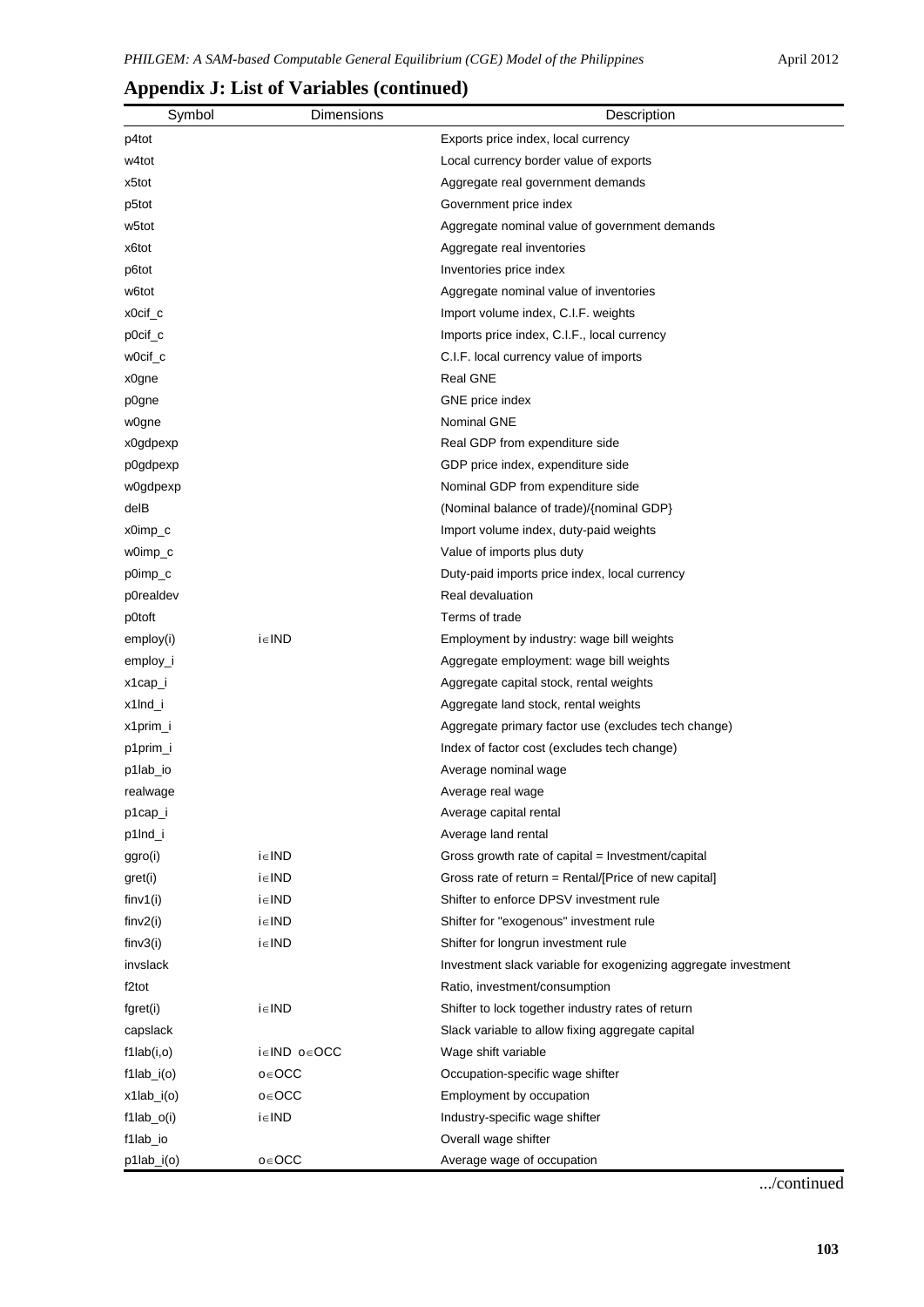## Appendix J: List of Variables (continued)

| Symbol | Dimensions | Description |
|---|---|---|
| p4tot | | Exports price index, local currency |
| w4tot | | Local currency border value of exports |
| x5tot | | Aggregate real government demands |
| p5tot | | Government price index |
| w5tot | | Aggregate nominal value of government demands |
| x6tot | | Aggregate real inventories |
| p6tot | | Inventories price index |
| w6tot | | Aggregate nominal value of inventories |
| x0cif_c | | Import volume index, C.I.F. weights |
| p0cif_c | | Imports price index, C.I.F., local currency |
| w0cif_c | | C.I.F. local currency value of imports |
| x0gne | | Real GNE |
| p0gne | | GNE price index |
| w0gne | | Nominal GNE |
| x0gdpexp | | Real GDP from expenditure side |
| p0gdpexp | | GDP price index, expenditure side |
| w0gdpexp | | Nominal GDP from expenditure side |
| delB | | (Nominal balance of trade)/{nominal GDP} |
| x0imp_c | | Import volume index, duty-paid weights |
| w0imp_c | | Value of imports plus duty |
| p0imp_c | | Duty-paid imports price index, local currency |
| p0realdev | | Real devaluation |
| p0toft | | Terms of trade |
| employ(i) | i∈IND | Employment by industry: wage bill weights |
| employ_i | | Aggregate employment: wage bill weights |
| x1cap_i | | Aggregate capital stock, rental weights |
| x1lnd_i | | Aggregate land stock, rental weights |
| x1prim_i | | Aggregate primary factor use (excludes tech change) |
| p1prim_i | | Index of factor cost (excludes tech change) |
| p1lab_io | | Average nominal wage |
| realwage | | Average real wage |
| p1cap_i | | Average capital rental |
| p1lnd_i | | Average land rental |
| ggro(i) | i∈IND | Gross growth rate of capital = Investment/capital |
| gret(i) | i∈IND | Gross rate of return = Rental/[Price of new capital] |
| finv1(i) | i∈IND | Shifter to enforce DPSV investment rule |
| finv2(i) | i∈IND | Shifter for "exogenous" investment rule |
| finv3(i) | i∈IND | Shifter for longrun investment rule |
| invslack | | Investment slack variable for exogenizing aggregate investment |
| f2tot | | Ratio, investment/consumption |
| fgret(i) | i∈IND | Shifter to lock together industry rates of return |
| capslack | | Slack variable to allow fixing aggregate capital |
| f1lab(i,o) | i∈IND o∈OCC | Wage shift variable |
| f1lab_i(o) | o∈OCC | Occupation-specific wage shifter |
| x1lab_i(o) | o∈OCC | Employment by occupation |
| f1lab_o(i) | i∈IND | Industry-specific wage shifter |
| f1lab_io | | Overall wage shifter |
| p1lab_i(o) | o∈OCC | Average wage of occupation |

.../continued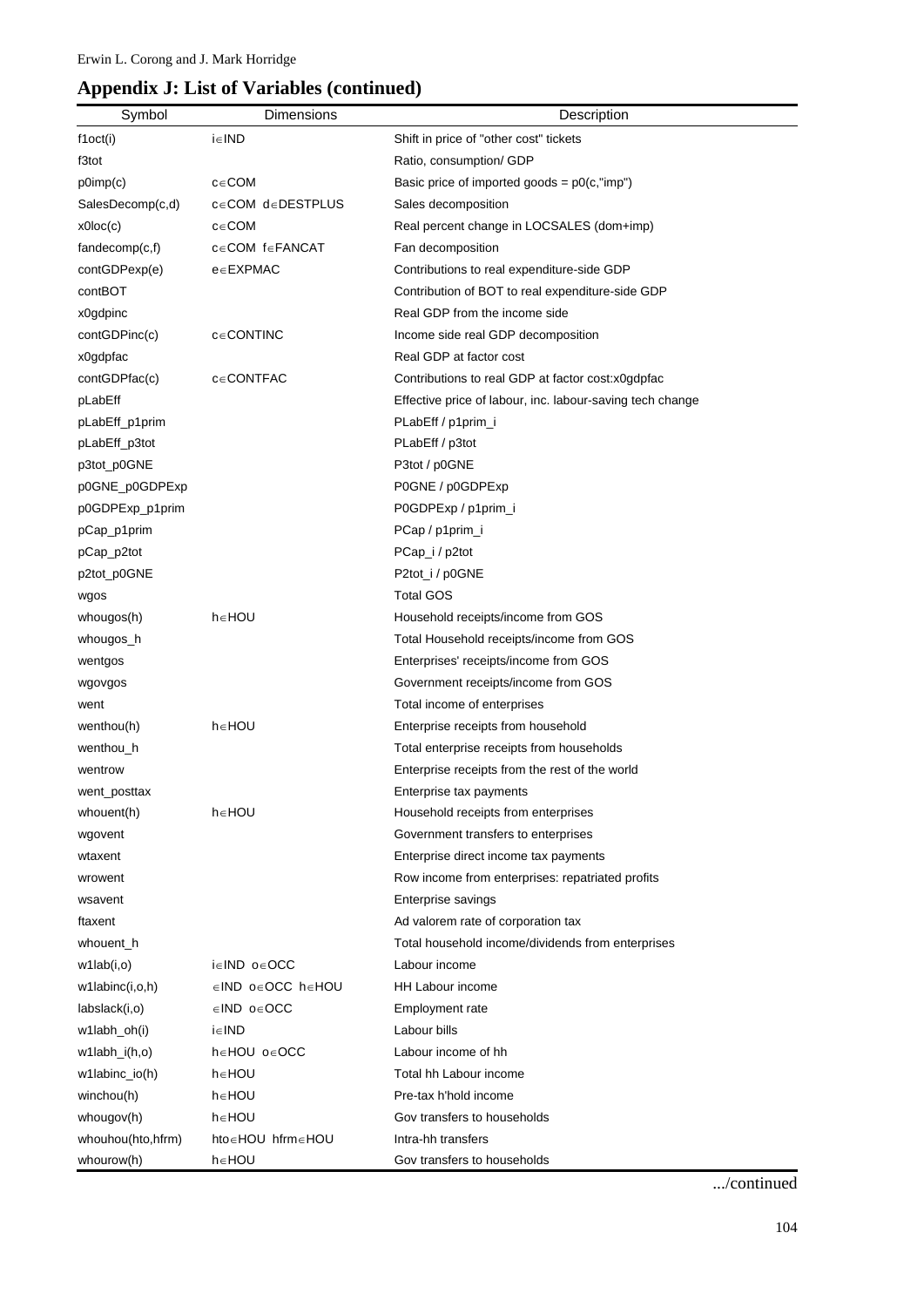## Appendix J: List of Variables (continued)

| Symbol | Dimensions | Description |
|---|---|---|
| f1oct(i) | i∈IND | Shift in price of "other cost" tickets |
| f3tot | | Ratio, consumption/ GDP |
| p0imp(c) | c∈COM | Basic price of imported goods = p0(c,"imp") |
| SalesDecomp(c,d) | c∈COM d∈DESTPLUS | Sales decomposition |
| x0loc(c) | c∈COM | Real percent change in LOCSALES (dom+imp) |
| fandecomp(c,f) | c∈COM f∈FANCAT | Fan decomposition |
| contGDPexp(e) | e∈EXPMAC | Contributions to real expenditure-side GDP |
| contBOT | | Contribution of BOT to real expenditure-side GDP |
| x0gdpinc | | Real GDP from the income side |
| contGDPinc(c) | c∈CONTINC | Income side real GDP decomposition |
| x0gdpfac | | Real GDP at factor cost |
| contGDPfac(c) | c∈CONTFAC | Contributions to real GDP at factor cost:x0gdpfac |
| pLabEff | | Effective price of labour, inc. labour-saving tech change |
| pLabEff_p1prim | | PLabEff / p1prim_i |
| pLabEff_p3tot | | PLabEff / p3tot |
| p3tot_p0GNE | | P3tot / p0GNE |
| p0GNE_p0GDPExp | | P0GNE / p0GDPExp |
| p0GDPExp_p1prim | | P0GDPExp / p1prim_i |
| pCap_p1prim | | PCap / p1prim_i |
| pCap_p2tot | | PCap_i / p2tot |
| p2tot_p0GNE | | P2tot_i / p0GNE |
| wgos | | Total GOS |
| whougos(h) | h∈HOU | Household receipts/income from GOS |
| whougos_h | | Total Household receipts/income from GOS |
| wentgos | | Enterprises' receipts/income from GOS |
| wgovgos | | Government receipts/income from GOS |
| went | | Total income of enterprises |
| wenthou(h) | h∈HOU | Enterprise receipts from household |
| wenthou_h | | Total enterprise receipts from households |
| wentrow | | Enterprise receipts from the rest of the world |
| went_posttax | | Enterprise tax payments |
| whouent(h) | h∈HOU | Household receipts from enterprises |
| wgovent | | Government transfers to enterprises |
| wtaxent | | Enterprise direct income tax payments |
| wrowent | | Row income from enterprises: repatriated profits |
| wsavent | | Enterprise savings |
| ftaxent | | Ad valorem rate of corporation tax |
| whouent_h | | Total household income/dividends from enterprises |
| w1lab(i,o) | i∈IND o∈OCC | Labour income |
| w1labinc(i,o,h) | ∈IND o∈OCC h∈HOU | HH Labour income |
| labslack(i,o) | ∈IND o∈OCC | Employment rate |
| w1labh_oh(i) | i∈IND | Labour bills |
| w1labh_i(h,o) | h∈HOU o∈OCC | Labour income of hh |
| w1labinc_io(h) | h∈HOU | Total hh Labour income |
| winchou(h) | h∈HOU | Pre-tax h'hold income |
| whougov(h) | h∈HOU | Gov transfers to households |
| whouhou(hto,hfrm) | hto∈HOU hfrm∈HOU | Intra-hh transfers |
| whourow(h) | h∈HOU | Gov transfers to households |

.../continued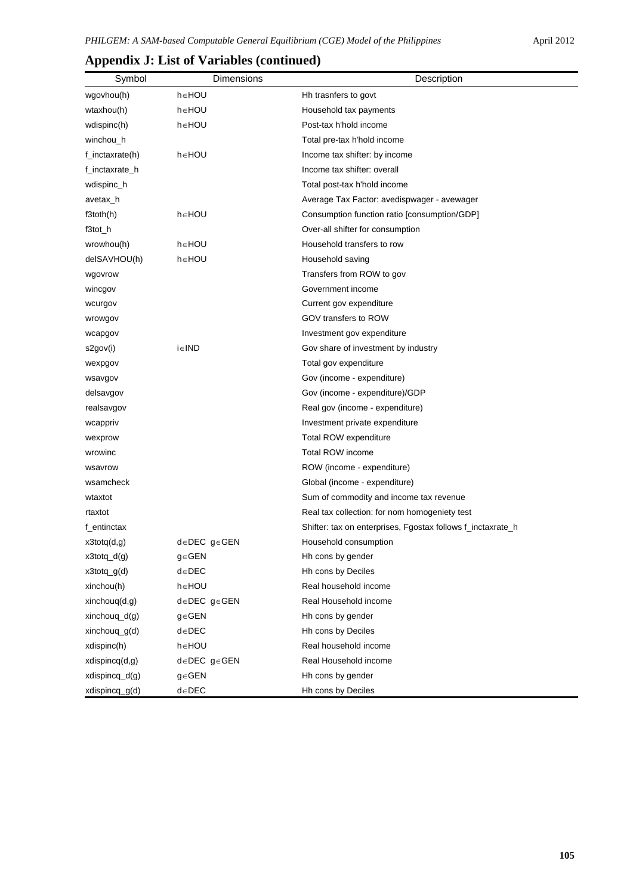## Appendix J: List of Variables (continued)

| Symbol | Dimensions | Description |
|---|---|---|
| wgovhou(h) | h∈HOU | Hh trasnfers to govt |
| wtaxhou(h) | h∈HOU | Household tax payments |
| wdispinc(h) | h∈HOU | Post-tax h'hold income |
| winchou_h | | Total pre-tax h'hold income |
| f_inctaxrate(h) | h∈HOU | Income tax shifter: by income |
| f_inctaxrate_h | | Income tax shifter: overall |
| wdispinc_h | | Total post-tax h'hold income |
| avetax_h | | Average Tax Factor: avedispwager - avewager |
| f3toth(h) | h∈HOU | Consumption function ratio [consumption/GDP] |
| f3tot_h | | Over-all shifter for consumption |
| wrowhou(h) | h∈HOU | Household transfers to row |
| delSAVHOU(h) | h∈HOU | Household saving |
| wgovrow | | Transfers from ROW to gov |
| wincgov | | Government income |
| wcurgov | | Current gov expenditure |
| wrowgov | | GOV transfers to ROW |
| wcapgov | | Investment gov expenditure |
| s2gov(i) | i∈IND | Gov share of investment by industry |
| wexpgov | | Total gov expenditure |
| wsavgov | | Gov (income - expenditure) |
| delsavgov | | Gov (income - expenditure)/GDP |
| realsavgov | | Real gov (income - expenditure) |
| wcappriv | | Investment private expenditure |
| wexprow | | Total ROW expenditure |
| wrowinc | | Total ROW income |
| wsavrow | | ROW (income - expenditure) |
| wsamcheck | | Global (income - expenditure) |
| wtaxtot | | Sum of commodity and income tax revenue |
| rtaxtot | | Real tax collection: for nom homogeniety test |
| f_entinctax | | Shifter: tax on enterprises, Fgostax follows f_inctaxrate_h |
| x3totq(d,g) | d∈DEC g∈GEN | Household consumption |
| x3totq_d(g) | g∈GEN | Hh cons by gender |
| x3totq_g(d) | d∈DEC | Hh cons by Deciles |
| xinchou(h) | h∈HOU | Real household income |
| xinchouq(d,g) | d∈DEC g∈GEN | Real Household income |
| xinchouq_d(g) | g∈GEN | Hh cons by gender |
| xinchouq_g(d) | d∈DEC | Hh cons by Deciles |
| xdispinc(h) | h∈HOU | Real household income |
| xdispincq(d,g) | d∈DEC g∈GEN | Real Household income |
| xdispincq_d(g) | g∈GEN | Hh cons by gender |
| xdispincq_g(d) | d∈DEC | Hh cons by Deciles |